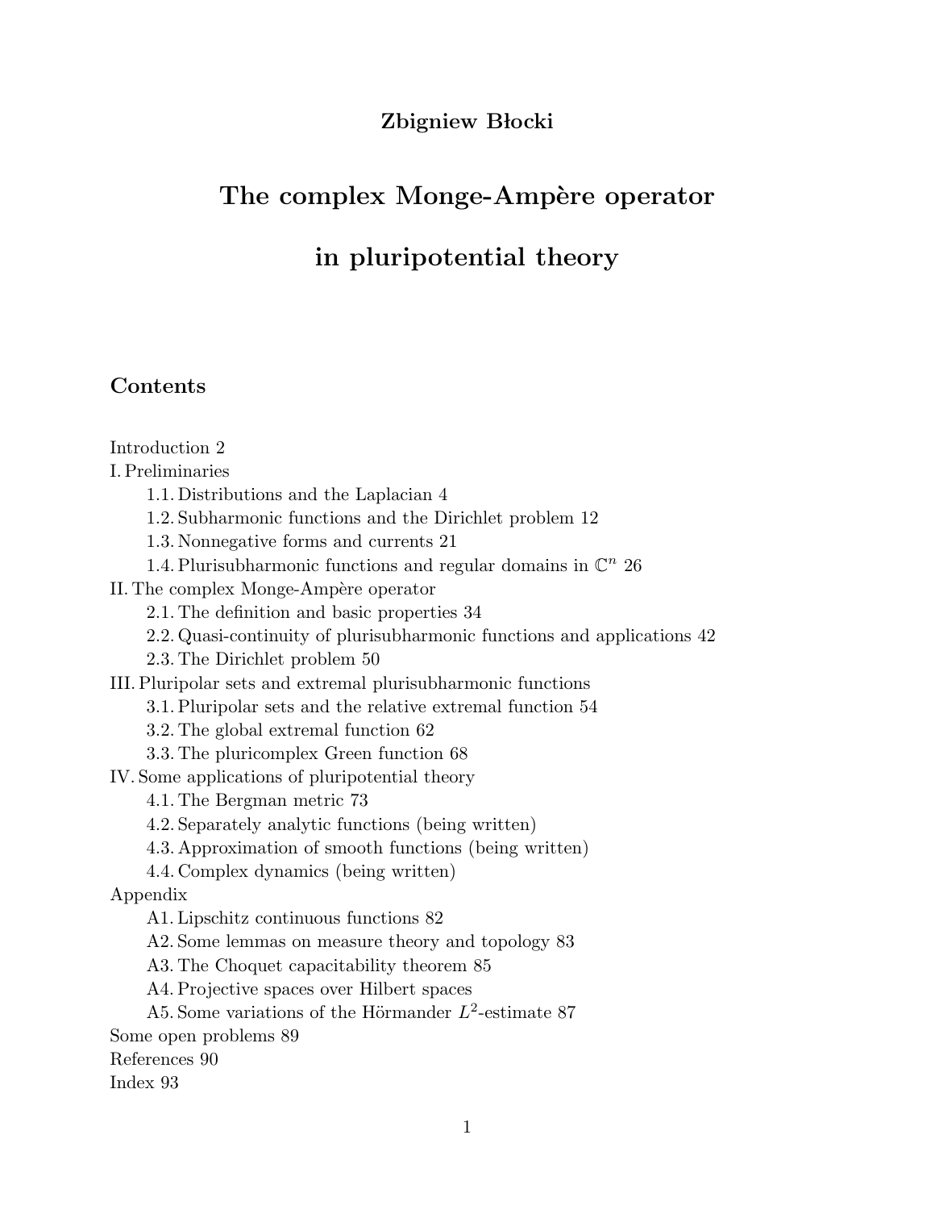**Zbigniew Błocki**

# The complex Monge-Ampère operator in pluripotential theory

## Contents

Introduction 2

I. Preliminaries

- 1.1. Distributions and the Laplacian 4
- 1.2. Subharmonic functions and the Dirichlet problem 12
- 1.3. Nonnegative forms and currents 21
- 1.4. Plurisubharmonic functions and regular domains in $\mathbb{C}^n$ 26

II. The complex Monge-Ampère operator

- 2.1. The definition and basic properties 34
- 2.2. Quasi-continuity of plurisubharmonic functions and applications 42
- 2.3. The Dirichlet problem 50

III. Pluripolar sets and extremal plurisubharmonic functions

- 3.1. Pluripolar sets and the relative extremal function 54
- 3.2. The global extremal function 62
- 3.3. The pluricomplex Green function 68

IV. Some applications of pluripotential theory

- 4.1. The Bergman metric 73
- 4.2. Separately analytic functions (being written)
- 4.3. Approximation of smooth functions (being written)
- 4.4. Complex dynamics (being written)

Appendix

- A1. Lipschitz continuous functions 82
- A2. Some lemmas on measure theory and topology 83
- A3. The Choquet capacitability theorem 85
- A4. Projective spaces over Hilbert spaces
- A5. Some variations of the Hörmander $L^2$-estimate 87

Some open problems 89

References 90

Index 93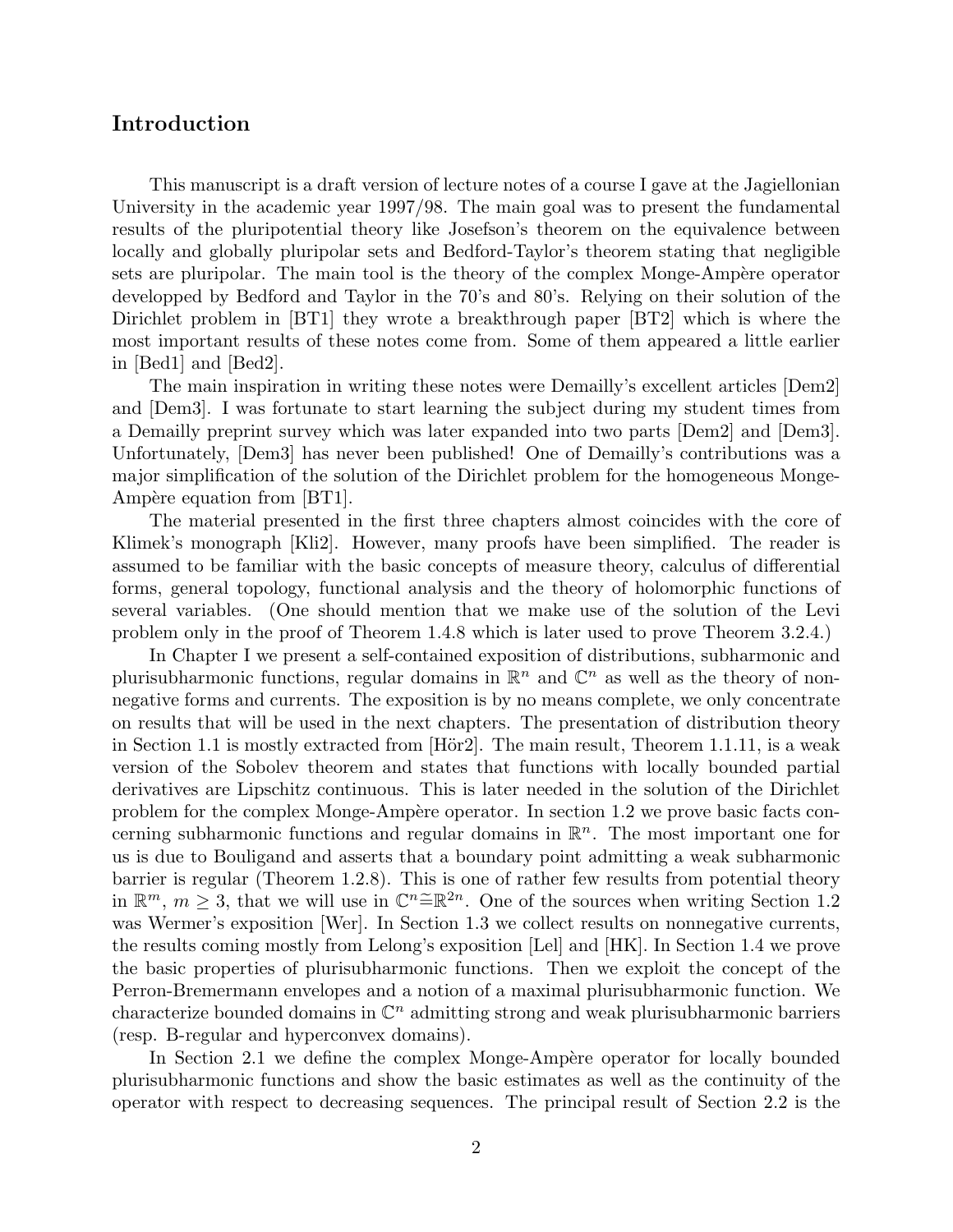## Introduction

This manuscript is a draft version of lecture notes of a course I gave at the Jagiellonian University in the academic year 1997/98. The main goal was to present the fundamental results of the pluripotential theory like Josefson's theorem on the equivalence between locally and globally pluripolar sets and Bedford-Taylor's theorem stating that negligible sets are pluripolar. The main tool is the theory of the complex Monge-Ampère operator developped by Bedford and Taylor in the 70's and 80's. Relying on their solution of the Dirichlet problem in [BT1] they wrote a breakthrough paper [BT2] which is where the most important results of these notes come from. Some of them appeared a little earlier in [Bed1] and [Bed2].

The main inspiration in writing these notes were Demailly's excellent articles [Dem2] and [Dem3]. I was fortunate to start learning the subject during my student times from a Demailly preprint survey which was later expanded into two parts [Dem2] and [Dem3]. Unfortunately, [Dem3] has never been published! One of Demailly's contributions was a major simplification of the solution of the Dirichlet problem for the homogeneous Monge-Ampère equation from [BT1].

The material presented in the first three chapters almost coincides with the core of Klimek's monograph [Kli2]. However, many proofs have been simplified. The reader is assumed to be familiar with the basic concepts of measure theory, calculus of differential forms, general topology, functional analysis and the theory of holomorphic functions of several variables. (One should mention that we make use of the solution of the Levi problem only in the proof of Theorem 1.4.8 which is later used to prove Theorem 3.2.4.)

In Chapter I we present a self-contained exposition of distributions, subharmonic and plurisubharmonic functions, regular domains in $\mathbb{R}^n$ and $\mathbb{C}^n$ as well as the theory of nonnegative forms and currents. The exposition is by no means complete, we only concentrate on results that will be used in the next chapters. The presentation of distribution theory in Section 1.1 is mostly extracted from [Hör2]. The main result, Theorem 1.1.11, is a weak version of the Sobolev theorem and states that functions with locally bounded partial derivatives are Lipschitz continuous. This is later needed in the solution of the Dirichlet problem for the complex Monge-Ampère operator. In section 1.2 we prove basic facts concerning subharmonic functions and regular domains in $\mathbb{R}^n$. The most important one for us is due to Bouligand and asserts that a boundary point admitting a weak subharmonic barrier is regular (Theorem 1.2.8). This is one of rather few results from potential theory in $\mathbb{R}^m$, $m \geq 3$, that we will use in $\mathbb{C}^n \cong \mathbb{R}^{2n}$. One of the sources when writing Section 1.2 was Wermer's exposition [Wer]. In Section 1.3 we collect results on nonnegative currents, the results coming mostly from Lelong's exposition [Lel] and [HK]. In Section 1.4 we prove the basic properties of plurisubharmonic functions. Then we exploit the concept of the Perron-Bremermann envelopes and a notion of a maximal plurisubharmonic function. We characterize bounded domains in $\mathbb{C}^n$ admitting strong and weak plurisubharmonic barriers (resp. B-regular and hyperconvex domains).

In Section 2.1 we define the complex Monge-Ampère operator for locally bounded plurisubharmonic functions and show the basic estimates as well as the continuity of the operator with respect to decreasing sequences. The principal result of Section 2.2 is the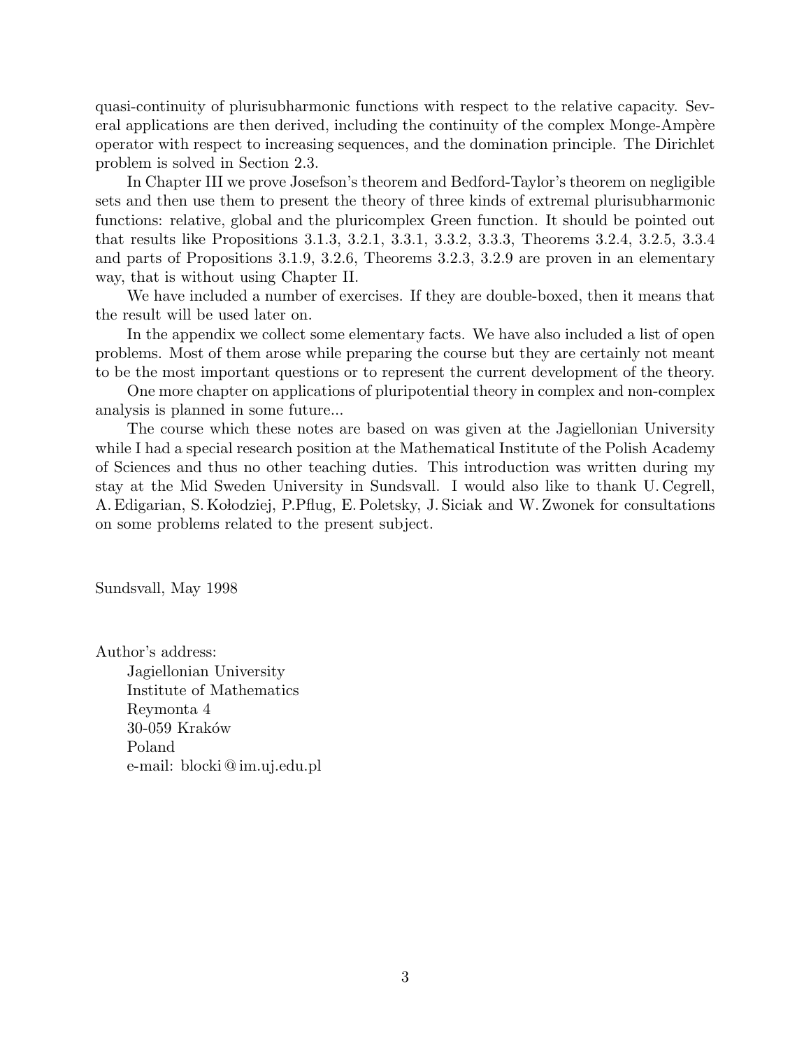quasi-continuity of plurisubharmonic functions with respect to the relative capacity. Several applications are then derived, including the continuity of the complex Monge-Ampère operator with respect to increasing sequences, and the domination principle. The Dirichlet problem is solved in Section 2.3.

In Chapter III we prove Josefson's theorem and Bedford-Taylor's theorem on negligible sets and then use them to present the theory of three kinds of extremal plurisubharmonic functions: relative, global and the pluricomplex Green function. It should be pointed out that results like Propositions 3.1.3, 3.2.1, 3.3.1, 3.3.2, 3.3.3, Theorems 3.2.4, 3.2.5, 3.3.4 and parts of Propositions 3.1.9, 3.2.6, Theorems 3.2.3, 3.2.9 are proven in an elementary way, that is without using Chapter II.

We have included a number of exercises. If they are double-boxed, then it means that the result will be used later on.

In the appendix we collect some elementary facts. We have also included a list of open problems. Most of them arose while preparing the course but they are certainly not meant to be the most important questions or to represent the current development of the theory.

One more chapter on applications of pluripotential theory in complex and non-complex analysis is planned in some future...

The course which these notes are based on was given at the Jagiellonian University while I had a special research position at the Mathematical Institute of the Polish Academy of Sciences and thus no other teaching duties. This introduction was written during my stay at the Mid Sweden University in Sundsvall. I would also like to thank U. Cegrell, A. Edigarian, S. Kołodziej, P.Pflug, E. Poletsky, J. Siciak and W. Zwonek for consultations on some problems related to the present subject.

Sundsvall, May 1998

Author's address:
Jagiellonian University
Institute of Mathematics
Reymonta 4
30-059 Kraków
Poland
e-mail: blocki@im.uj.edu.pl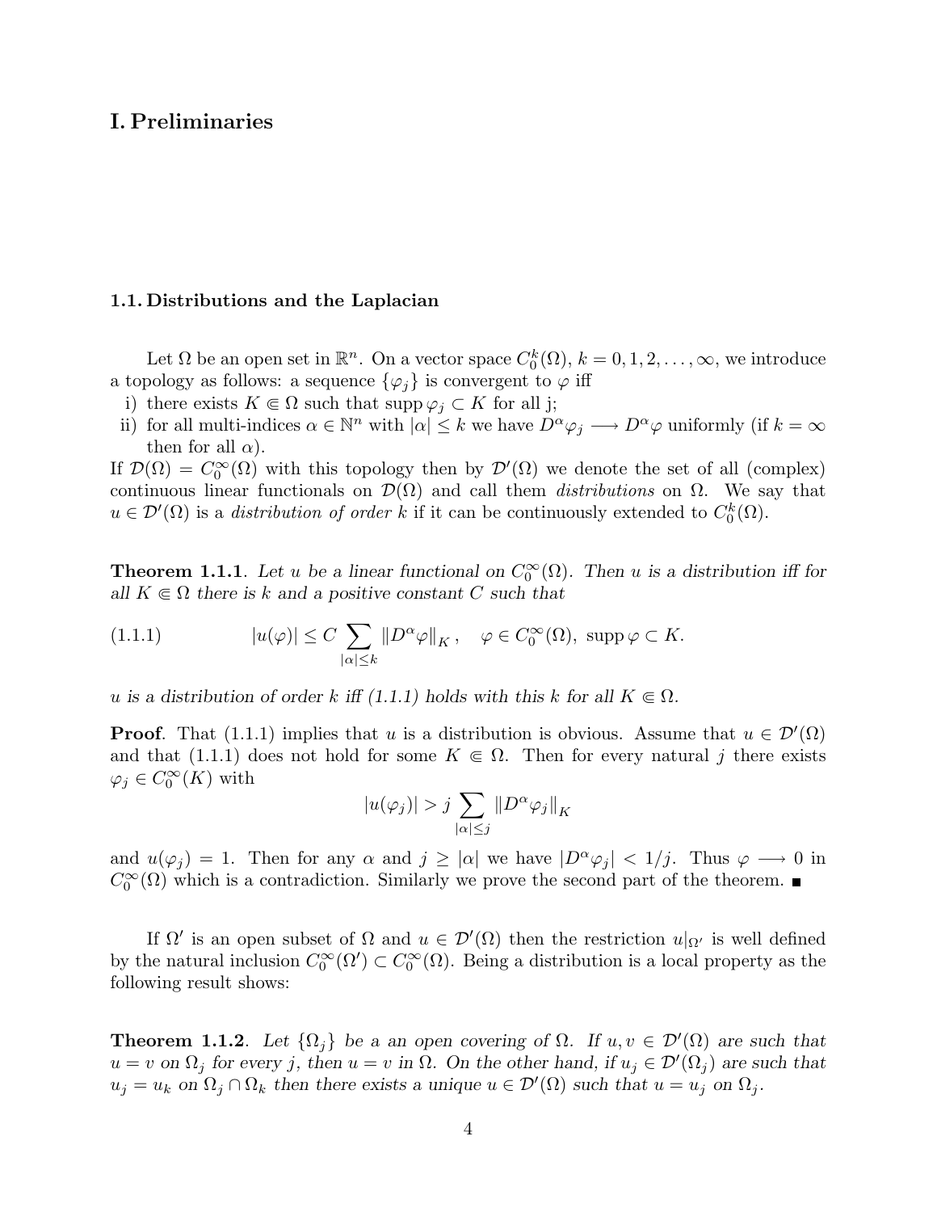# I. Preliminaries

## 1.1. Distributions and the Laplacian

Let $\Omega$ be an open set in $\mathbb{R}^n$. On a vector space $C_0^k(\Omega)$, $k = 0, 1, 2, \ldots, \infty$, we introduce a topology as follows: a sequence $\{\varphi_j\}$ is convergent to $\varphi$ iff

i) there exists $K \Subset \Omega$ such that $\operatorname{supp} \varphi_j \subset K$ for all j;

ii) for all multi-indices $\alpha \in \mathbb{N}^n$ with $|\alpha| \leq k$ we have $D^\alpha \varphi_j \longrightarrow D^\alpha \varphi$ uniformly (if $k = \infty$ then for all $\alpha$).

If $\mathcal{D}(\Omega) = C_0^\infty(\Omega)$ with this topology then by $\mathcal{D}'(\Omega)$ we denote the set of all (complex) continuous linear functionals on $\mathcal{D}(\Omega)$ and call them *distributions* on $\Omega$. We say that $u \in \mathcal{D}'(\Omega)$ is a *distribution of order k* if it can be continuously extended to $C_0^k(\Omega)$.

**Theorem 1.1.1**. *Let $u$ be a linear functional on $C_0^\infty(\Omega)$. Then $u$ is a distribution iff for all $K \Subset \Omega$ there is $k$ and a positive constant $C$ such that*

$$|u(\varphi)| \leq C \sum_{|\alpha| \leq k} \|D^\alpha \varphi\|_K, \quad \varphi \in C_0^\infty(\Omega),\ \operatorname{supp} \varphi \subset K. \tag{1.1.1}$$

*$u$ is a distribution of order $k$ iff (1.1.1) holds with this $k$ for all $K \Subset \Omega$.*

**Proof**. That (1.1.1) implies that $u$ is a distribution is obvious. Assume that $u \in \mathcal{D}'(\Omega)$ and that (1.1.1) does not hold for some $K \Subset \Omega$. Then for every natural $j$ there exists $\varphi_j \in C_0^\infty(K)$ with

$$|u(\varphi_j)| > j \sum_{|\alpha| \leq j} \|D^\alpha \varphi_j\|_K$$

and $u(\varphi_j) = 1$. Then for any $\alpha$ and $j \geq |\alpha|$ we have $|D^\alpha \varphi_j| < 1/j$. Thus $\varphi \longrightarrow 0$ in $C_0^\infty(\Omega)$ which is a contradiction. Similarly we prove the second part of the theorem. ∎

If $\Omega'$ is an open subset of $\Omega$ and $u \in \mathcal{D}'(\Omega)$ then the restriction $u|_{\Omega'}$ is well defined by the natural inclusion $C_0^\infty(\Omega') \subset C_0^\infty(\Omega)$. Being a distribution is a local property as the following result shows:

**Theorem 1.1.2**. *Let $\{\Omega_j\}$ be a an open covering of $\Omega$. If $u, v \in \mathcal{D}'(\Omega)$ are such that $u = v$ on $\Omega_j$ for every $j$, then $u = v$ in $\Omega$. On the other hand, if $u_j \in \mathcal{D}'(\Omega_j)$ are such that $u_j = u_k$ on $\Omega_j \cap \Omega_k$ then there exists a unique $u \in \mathcal{D}'(\Omega)$ such that $u = u_j$ on $\Omega_j$.*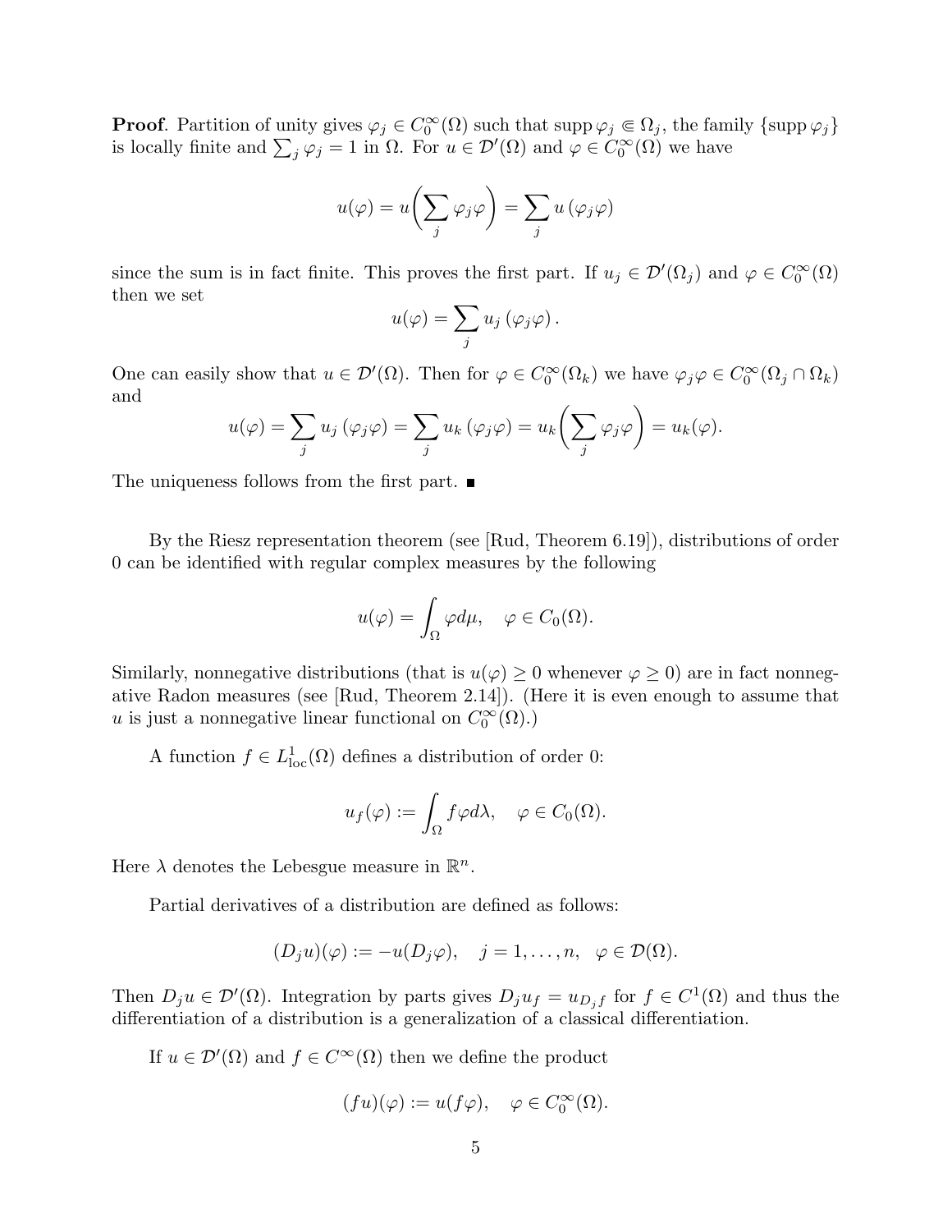**Proof**. Partition of unity gives $\varphi_j \in C_0^\infty(\Omega)$ such that $\operatorname{supp}\varphi_j \Subset \Omega_j$, the family $\{\operatorname{supp}\varphi_j\}$ is locally finite and $\sum_j \varphi_j = 1$ in $\Omega$. For $u \in \mathcal{D}'(\Omega)$ and $\varphi \in C_0^\infty(\Omega)$ we have

$$u(\varphi) = u\bigg(\sum_j \varphi_j \varphi\bigg) = \sum_j u\left(\varphi_j \varphi\right)$$

since the sum is in fact finite. This proves the first part. If $u_j \in \mathcal{D}'(\Omega_j)$ and $\varphi \in C_0^\infty(\Omega)$ then we set

$$u(\varphi) = \sum_j u_j\left(\varphi_j \varphi\right).$$

One can easily show that $u \in \mathcal{D}'(\Omega)$. Then for $\varphi \in C_0^\infty(\Omega_k)$ we have $\varphi_j \varphi \in C_0^\infty(\Omega_j \cap \Omega_k)$ and

$$u(\varphi) = \sum_j u_j\left(\varphi_j \varphi\right) = \sum_j u_k\left(\varphi_j \varphi\right) = u_k\bigg(\sum_j \varphi_j \varphi\bigg) = u_k(\varphi).$$

The uniqueness follows from the first part. ∎

By the Riesz representation theorem (see [Rud, Theorem 6.19]), distributions of order 0 can be identified with regular complex measures by the following

$$u(\varphi) = \int_\Omega \varphi d\mu, \quad \varphi \in C_0(\Omega).$$

Similarly, nonnegative distributions (that is $u(\varphi) \geq 0$ whenever $\varphi \geq 0$) are in fact nonnegative Radon measures (see [Rud, Theorem 2.14]). (Here it is even enough to assume that $u$ is just a nonnegative linear functional on $C_0^\infty(\Omega)$.)

A function $f \in L^1_{\mathrm{loc}}(\Omega)$ defines a distribution of order 0:

$$u_f(\varphi) := \int_\Omega f \varphi d\lambda, \quad \varphi \in C_0(\Omega).$$

Here $\lambda$ denotes the Lebesgue measure in $\mathbb{R}^n$.

Partial derivatives of a distribution are defined as follows:

$$(D_j u)(\varphi) := -u(D_j \varphi), \quad j = 1, \ldots, n, \quad \varphi \in \mathcal{D}(\Omega).$$

Then $D_j u \in \mathcal{D}'(\Omega)$. Integration by parts gives $D_j u_f = u_{D_j f}$ for $f \in C^1(\Omega)$ and thus the differentiation of a distribution is a generalization of a classical differentiation.

If $u \in \mathcal{D}'(\Omega)$ and $f \in C^\infty(\Omega)$ then we define the product

$$(fu)(\varphi) := u(f\varphi), \quad \varphi \in C_0^\infty(\Omega).$$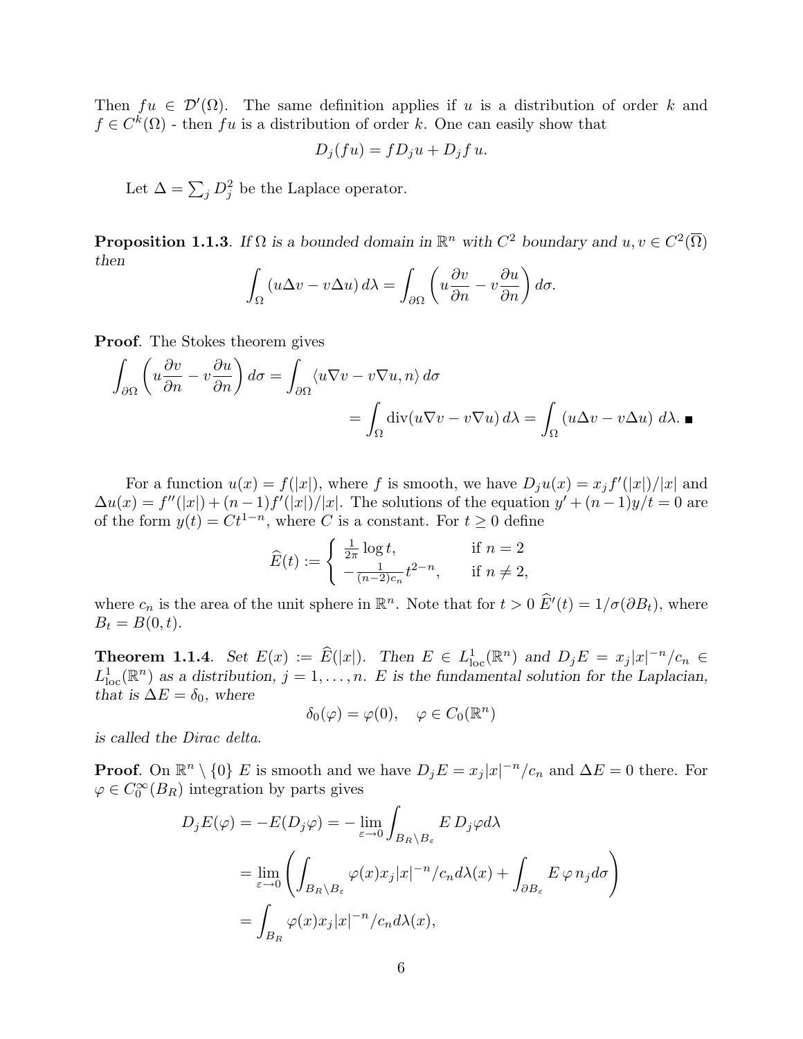Then $fu \in \mathcal{D}'(\Omega)$. The same definition applies if $u$ is a distribution of order $k$ and $f \in C^k(\Omega)$ - then $fu$ is a distribution of order $k$. One can easily show that

$$D_j(fu) = f D_j u + D_j f\, u.$$

Let $\Delta = \sum_j D_j^2$ be the Laplace operator.

**Proposition 1.1.3**. *If $\Omega$ is a bounded domain in $\mathbb{R}^n$ with $C^2$ boundary and $u, v \in C^2(\overline{\Omega})$ then*

$$\int_\Omega (u\Delta v - v\Delta u)\, d\lambda = \int_{\partial\Omega} \left( u\frac{\partial v}{\partial n} - v\frac{\partial u}{\partial n} \right) d\sigma.$$

**Proof**. The Stokes theorem gives

$$\int_{\partial\Omega} \left( u\frac{\partial v}{\partial n} - v\frac{\partial u}{\partial n} \right) d\sigma = \int_{\partial\Omega} \langle u\nabla v - v\nabla u, n\rangle\, d\sigma$$

$$= \int_\Omega \operatorname{div}(u\nabla v - v\nabla u)\, d\lambda = \int_\Omega (u\Delta v - v\Delta u)\, d\lambda. \blacksquare$$

For a function $u(x) = f(|x|)$, where $f$ is smooth, we have $D_j u(x) = x_j f'(|x|)/|x|$ and $\Delta u(x) = f''(|x|) + (n-1)f'(|x|)/|x|$. The solutions of the equation $y' + (n-1)y/t = 0$ are of the form $y(t) = Ct^{1-n}$, where $C$ is a constant. For $t \geq 0$ define

$$\widehat{E}(t) := \begin{cases} \frac{1}{2\pi}\log t, & \text{if } n = 2 \\ -\frac{1}{(n-2)c_n} t^{2-n}, & \text{if } n \neq 2, \end{cases}$$

where $c_n$ is the area of the unit sphere in $\mathbb{R}^n$. Note that for $t > 0$ $\widehat{E}'(t) = 1/\sigma(\partial B_t)$, where $B_t = B(0, t)$.

**Theorem 1.1.4**. *Set $E(x) := \widehat{E}(|x|)$. Then $E \in L^1_{\text{loc}}(\mathbb{R}^n)$ and $D_j E = x_j|x|^{-n}/c_n \in L^1_{\text{loc}}(\mathbb{R}^n)$ as a distribution, $j = 1, \dots, n$. $E$ is the fundamental solution for the Laplacian, that is $\Delta E = \delta_0$, where*

$$\delta_0(\varphi) = \varphi(0), \quad \varphi \in C_0(\mathbb{R}^n)$$

*is called the Dirac delta.*

**Proof**. On $\mathbb{R}^n \setminus \{0\}$ $E$ is smooth and we have $D_j E = x_j|x|^{-n}/c_n$ and $\Delta E = 0$ there. For $\varphi \in C_0^\infty(B_R)$ integration by parts gives

$$D_j E(\varphi) = -E(D_j\varphi) = -\lim_{\varepsilon\to 0} \int_{B_R\setminus B_\varepsilon} E\, D_j\varphi d\lambda$$

$$= \lim_{\varepsilon\to 0} \left( \int_{B_R\setminus B_\varepsilon} \varphi(x) x_j |x|^{-n}/c_n d\lambda(x) + \int_{\partial B_\varepsilon} E\,\varphi\, n_j d\sigma \right)$$

$$= \int_{B_R} \varphi(x) x_j |x|^{-n}/c_n d\lambda(x),$$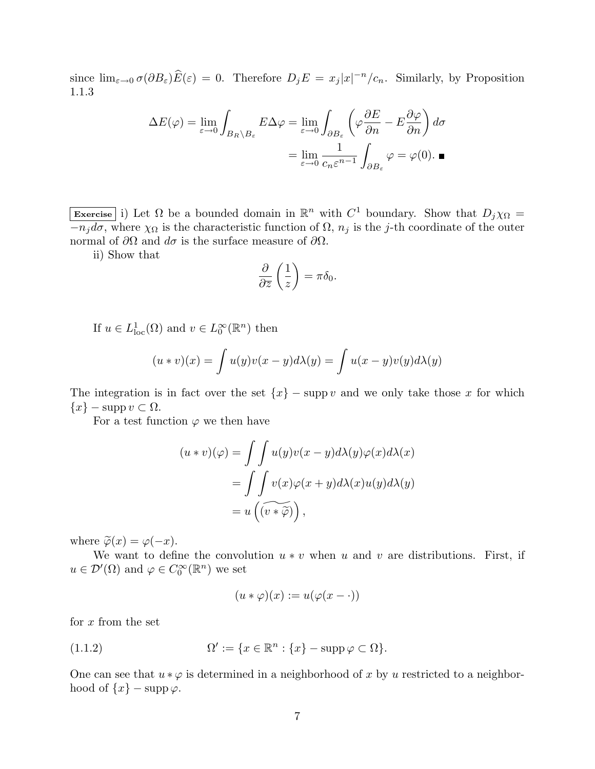since $\lim_{\varepsilon\to 0}\sigma(\partial B_\varepsilon)\widehat{E}(\varepsilon) = 0$. Therefore $D_j E = x_j|x|^{-n}/c_n$. Similarly, by Proposition 1.1.3

$$\Delta E(\varphi) = \lim_{\varepsilon\to 0}\int_{B_R\setminus B_\varepsilon} E\Delta\varphi = \lim_{\varepsilon\to 0}\int_{\partial B_\varepsilon}\left(\varphi\frac{\partial E}{\partial n} - E\frac{\partial \varphi}{\partial n}\right)d\sigma$$
$$= \lim_{\varepsilon\to 0}\frac{1}{c_n\varepsilon^{n-1}}\int_{\partial B_\varepsilon}\varphi = \varphi(0). \blacksquare$$

**Exercise** i) Let $\Omega$ be a bounded domain in $\mathbb{R}^n$ with $C^1$ boundary. Show that $D_j\chi_\Omega = -n_j d\sigma$, where $\chi_\Omega$ is the characteristic function of $\Omega$, $n_j$ is the $j$-th coordinate of the outer normal of $\partial\Omega$ and $d\sigma$ is the surface measure of $\partial\Omega$.

ii) Show that

$$\frac{\partial}{\partial \bar{z}}\left(\frac{1}{z}\right) = \pi\delta_0.$$

If $u \in L^1_{\text{loc}}(\Omega)$ and $v \in L^\infty_0(\mathbb{R}^n)$ then

$$(u * v)(x) = \int u(y)v(x-y)d\lambda(y) = \int u(x-y)v(y)d\lambda(y)$$

The integration is in fact over the set $\{x\} - \operatorname{supp} v$ and we only take those $x$ for which $\{x\} - \operatorname{supp} v \subset \Omega$.

For a test function $\varphi$ we then have

$$(u * v)(\varphi) = \int\int u(y)v(x-y)d\lambda(y)\varphi(x)d\lambda(x)$$
$$= \int\int v(x)\varphi(x+y)d\lambda(x)u(y)d\lambda(y)$$
$$= u\left(\widetilde{(v * \widetilde{\varphi})}\right),$$

where $\widetilde{\varphi}(x) = \varphi(-x)$.

We want to define the convolution $u * v$ when $u$ and $v$ are distributions. First, if $u \in \mathcal{D}'(\Omega)$ and $\varphi \in C_0^\infty(\mathbb{R}^n)$ we set

$$(u * \varphi)(x) := u(\varphi(x - \cdot))$$

for $x$ from the set

$$\Omega' := \{x \in \mathbb{R}^n : \{x\} - \operatorname{supp}\varphi \subset \Omega\}. \tag{1.1.2}$$

One can see that $u * \varphi$ is determined in a neighborhood of $x$ by $u$ restricted to a neighborhood of $\{x\} - \operatorname{supp}\varphi$.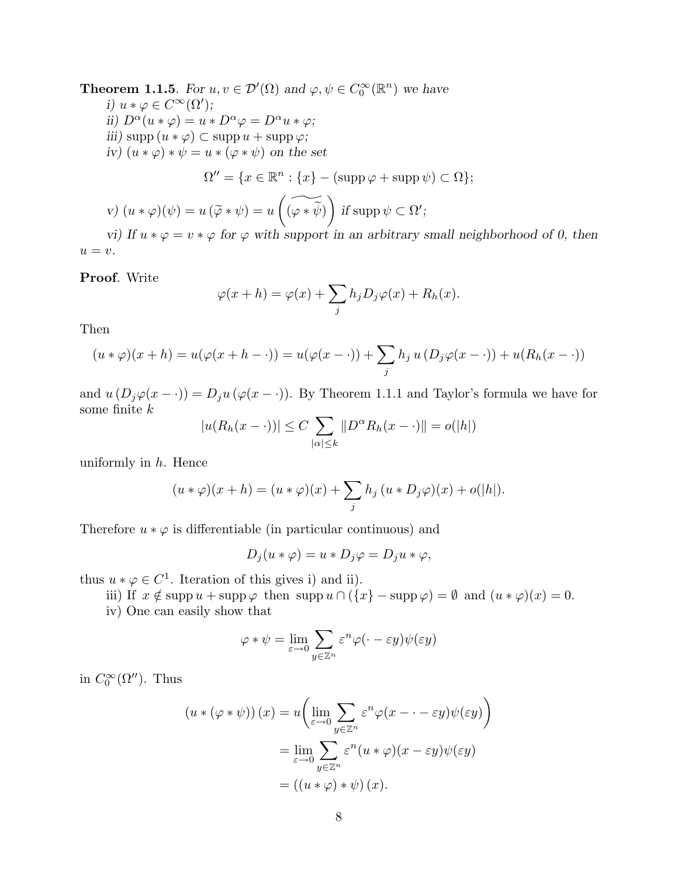**Theorem 1.1.5**. *For $u, v \in \mathcal{D}'(\Omega)$ and $\varphi, \psi \in C_0^\infty(\mathbb{R}^n)$ we have*

*i) $u * \varphi \in C^\infty(\Omega')$;*

*ii) $D^\alpha(u * \varphi) = u * D^\alpha \varphi = D^\alpha u * \varphi$;*

*iii) $\operatorname{supp}(u * \varphi) \subset \operatorname{supp} u + \operatorname{supp} \varphi$;*

*iv) $(u * \varphi) * \psi = u * (\varphi * \psi)$ on the set*

$$\Omega'' = \{x \in \mathbb{R}^n : \{x\} - (\operatorname{supp} \varphi + \operatorname{supp} \psi) \subset \Omega\};$$

*v) $(u * \varphi)(\psi) = u\,(\widetilde{\varphi} * \psi) = u\left(\widetilde{(\varphi * \widetilde{\psi})}\right)$ if $\operatorname{supp} \psi \subset \Omega'$;*

*vi) If $u * \varphi = v * \varphi$ for $\varphi$ with support in an arbitrary small neighborhood of 0, then $u = v$.*

**Proof**. Write

$$\varphi(x + h) = \varphi(x) + \sum_j h_j D_j \varphi(x) + R_h(x).$$

Then

$$(u * \varphi)(x + h) = u(\varphi(x + h - \cdot)) = u(\varphi(x - \cdot)) + \sum_j h_j\, u\,(D_j \varphi(x - \cdot)) + u(R_h(x - \cdot))$$

and $u\,(D_j \varphi(x - \cdot)) = D_j u\,(\varphi(x - \cdot))$. By Theorem 1.1.1 and Taylor's formula we have for some finite $k$

$$|u(R_h(x - \cdot))| \leq C \sum_{|\alpha| \leq k} \|D^\alpha R_h(x - \cdot)\| = o(|h|)$$

uniformly in $h$. Hence

$$(u * \varphi)(x + h) = (u * \varphi)(x) + \sum_j h_j\,(u * D_j \varphi)(x) + o(|h|).$$

Therefore $u * \varphi$ is differentiable (in particular continuous) and

$$D_j(u * \varphi) = u * D_j \varphi = D_j u * \varphi,$$

thus $u * \varphi \in C^1$. Iteration of this gives i) and ii).

iii) If $x \notin \operatorname{supp} u + \operatorname{supp} \varphi$ then $\operatorname{supp} u \cap (\{x\} - \operatorname{supp} \varphi) = \emptyset$ and $(u * \varphi)(x) = 0$.

iv) One can easily show that

$$\varphi * \psi = \lim_{\varepsilon \to 0} \sum_{y \in \mathbb{Z}^n} \varepsilon^n \varphi(\cdot - \varepsilon y) \psi(\varepsilon y)$$

in $C_0^\infty(\Omega'')$. Thus

$$\begin{aligned}
(u * (\varphi * \psi))\,(x) &= u\bigg(\lim_{\varepsilon \to 0} \sum_{y \in \mathbb{Z}^n} \varepsilon^n \varphi(x - \cdot - \varepsilon y) \psi(\varepsilon y)\bigg) \\
&= \lim_{\varepsilon \to 0} \sum_{y \in \mathbb{Z}^n} \varepsilon^n (u * \varphi)(x - \varepsilon y) \psi(\varepsilon y) \\
&= ((u * \varphi) * \psi)\,(x).
\end{aligned}$$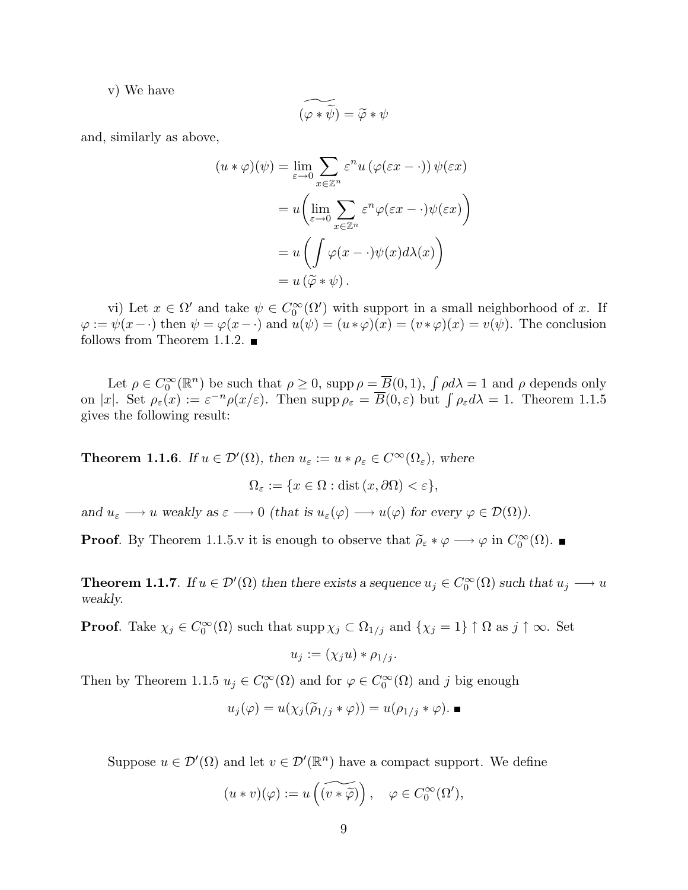v) We have

$$\widetilde{(\varphi * \widetilde{\psi})} = \widetilde{\varphi} * \psi$$

and, similarly as above,

$$\begin{aligned}
(u * \varphi)(\psi) &= \lim_{\varepsilon \to 0} \sum_{x \in \mathbb{Z}^n} \varepsilon^n u\left(\varphi(\varepsilon x - \cdot)\right) \psi(\varepsilon x) \\
&= u\bigg( \lim_{\varepsilon \to 0} \sum_{x \in \mathbb{Z}^n} \varepsilon^n \varphi(\varepsilon x - \cdot) \psi(\varepsilon x) \bigg) \\
&= u\left( \int \varphi(x - \cdot) \psi(x) d\lambda(x) \right) \\
&= u\left( \widetilde{\varphi} * \psi \right).
\end{aligned}$$

vi) Let $x \in \Omega'$ and take $\psi \in C_0^\infty(\Omega')$ with support in a small neighborhood of $x$. If $\varphi := \psi(x - \cdot)$ then $\psi = \varphi(x - \cdot)$ and $u(\psi) = (u * \varphi)(x) = (v * \varphi)(x) = v(\psi)$. The conclusion follows from Theorem 1.1.2. ■

Let $\rho \in C_0^\infty(\mathbb{R}^n)$ be such that $\rho \geq 0$, $\operatorname{supp} \rho = \overline{B}(0,1)$, $\int \rho d\lambda = 1$ and $\rho$ depends only on $|x|$. Set $\rho_\varepsilon(x) := \varepsilon^{-n} \rho(x/\varepsilon)$. Then $\operatorname{supp} \rho_\varepsilon = \overline{B}(0, \varepsilon)$ but $\int \rho_\varepsilon d\lambda = 1$. Theorem 1.1.5 gives the following result:

**Theorem 1.1.6**. *If $u \in \mathcal{D}'(\Omega)$, then $u_\varepsilon := u * \rho_\varepsilon \in C^\infty(\Omega_\varepsilon)$, where*

$$\Omega_\varepsilon := \{x \in \Omega : \operatorname{dist}(x, \partial\Omega) < \varepsilon\},$$

*and $u_\varepsilon \longrightarrow u$ weakly as $\varepsilon \longrightarrow 0$ (that is $u_\varepsilon(\varphi) \longrightarrow u(\varphi)$ for every $\varphi \in \mathcal{D}(\Omega)$).*

**Proof**. By Theorem 1.1.5.v it is enough to observe that $\widetilde{\rho}_\varepsilon * \varphi \longrightarrow \varphi$ in $C_0^\infty(\Omega)$. ■

**Theorem 1.1.7**. *If $u \in \mathcal{D}'(\Omega)$ then there exists a sequence $u_j \in C_0^\infty(\Omega)$ such that $u_j \longrightarrow u$ weakly.*

**Proof**. Take $\chi_j \in C_0^\infty(\Omega)$ such that $\operatorname{supp} \chi_j \subset \Omega_{1/j}$ and $\{\chi_j = 1\} \uparrow \Omega$ as $j \uparrow \infty$. Set

$$u_j := (\chi_j u) * \rho_{1/j}.$$

Then by Theorem 1.1.5 $u_j \in C_0^\infty(\Omega)$ and for $\varphi \in C_0^\infty(\Omega)$ and $j$ big enough

$$u_j(\varphi) = u(\chi_j(\widetilde{\rho}_{1/j} * \varphi)) = u(\rho_{1/j} * \varphi).$$ ■

Suppose $u \in \mathcal{D}'(\Omega)$ and let $v \in \mathcal{D}'(\mathbb{R}^n)$ have a compact support. We define

$$(u * v)(\varphi) := u\left( \widetilde{(v * \widetilde{\varphi})} \right), \quad \varphi \in C_0^\infty(\Omega'),$$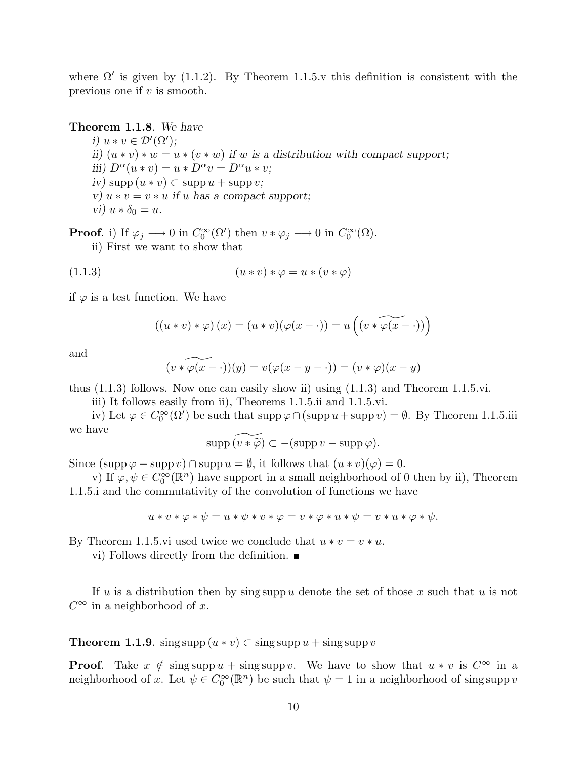where $\Omega'$ is given by (1.1.2). By Theorem 1.1.5.v this definition is consistent with the previous one if $v$ is smooth.

**Theorem 1.1.8**. *We have*

*i)* $u * v \in \mathcal{D}'(\Omega')$*;*

*ii)* $(u * v) * w = u * (v * w)$ *if* $w$ *is a distribution with compact support;*

*iii)* $D^\alpha(u * v) = u * D^\alpha v = D^\alpha u * v$*;*

*iv)* $\operatorname{supp}(u * v) \subset \operatorname{supp} u + \operatorname{supp} v$*;*

*v)* $u * v = v * u$ *if* $u$ *has a compact support;*

*vi)* $u * \delta_0 = u$.

**Proof**. i) If $\varphi_j \longrightarrow 0$ in $C_0^\infty(\Omega')$ then $v * \varphi_j \longrightarrow 0$ in $C_0^\infty(\Omega)$.

ii) First we want to show that

$$(u * v) * \varphi = u * (v * \varphi) \tag{1.1.3}$$

if $\varphi$ is a test function. We have

$$((u * v) * \varphi)(x) = (u * v)(\varphi(x - \cdot)) = u\left((v * \widetilde{\varphi(x - \cdot)})\right)$$

and

$$(v * \widetilde{\varphi(x - \cdot)})(y) = v(\varphi(x - y - \cdot)) = (v * \varphi)(x - y)$$

thus (1.1.3) follows. Now one can easily show ii) using (1.1.3) and Theorem 1.1.5.vi.

iii) It follows easily from ii), Theorems 1.1.5.ii and 1.1.5.vi.

iv) Let $\varphi \in C_0^\infty(\Omega')$ be such that $\operatorname{supp}\varphi \cap (\operatorname{supp} u + \operatorname{supp} v) = \emptyset$. By Theorem 1.1.5.iii we have

$$\operatorname{supp}\widetilde{(v * \widetilde{\varphi})} \subset -(\operatorname{supp} v - \operatorname{supp}\varphi).$$

Since $(\operatorname{supp}\varphi - \operatorname{supp} v) \cap \operatorname{supp} u = \emptyset$, it follows that $(u * v)(\varphi) = 0$.

v) If $\varphi, \psi \in C_0^\infty(\mathbb{R}^n)$ have support in a small neighborhood of 0 then by ii), Theorem 1.1.5.i and the commutativity of the convolution of functions we have

$$u * v * \varphi * \psi = u * \psi * v * \varphi = v * \varphi * u * \psi = v * u * \varphi * \psi.$$

By Theorem 1.1.5.vi used twice we conclude that $u * v = v * u$.

vi) Follows directly from the definition. ■

If $u$ is a distribution then by $\operatorname{sing\,supp} u$ denote the set of those $x$ such that $u$ is not $C^\infty$ in a neighborhood of $x$.

**Theorem 1.1.9**. $\operatorname{sing\,supp}(u * v) \subset \operatorname{sing\,supp} u + \operatorname{sing\,supp} v$

**Proof**. Take $x \notin \operatorname{sing\,supp} u + \operatorname{sing\,supp} v$. We have to show that $u * v$ is $C^\infty$ in a neighborhood of $x$. Let $\psi \in C_0^\infty(\mathbb{R}^n)$ be such that $\psi = 1$ in a neighborhood of $\operatorname{sing\,supp} v$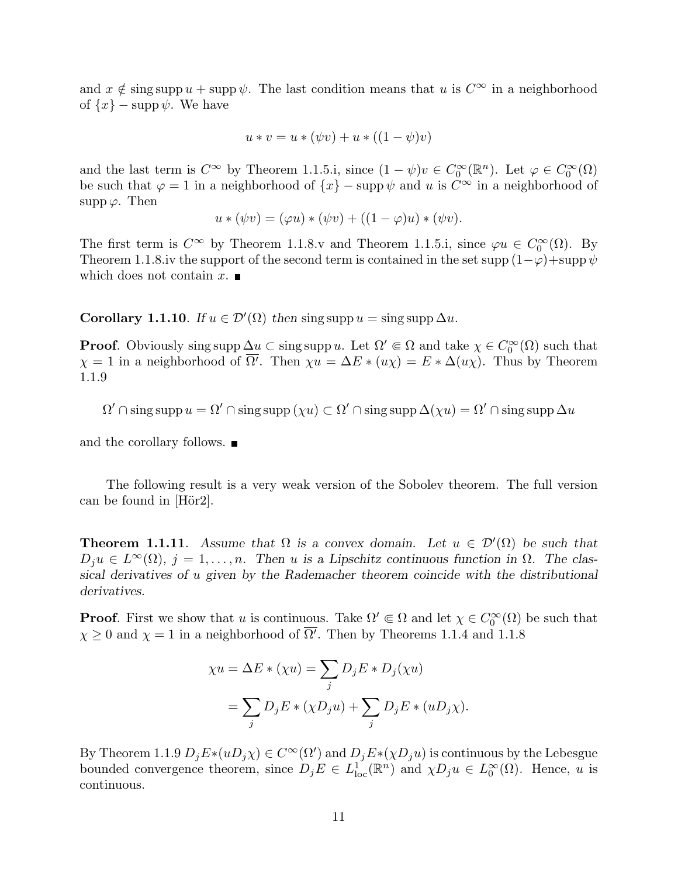and $x \notin \operatorname{sing\,supp} u + \operatorname{supp} \psi$. The last condition means that $u$ is $C^\infty$ in a neighborhood of $\{x\} - \operatorname{supp} \psi$. We have

$$u * v = u * (\psi v) + u * ((1 - \psi) v)$$

and the last term is $C^\infty$ by Theorem 1.1.5.i, since $(1 - \psi)v \in C_0^\infty(\mathbb{R}^n)$. Let $\varphi \in C_0^\infty(\Omega)$ be such that $\varphi = 1$ in a neighborhood of $\{x\} - \operatorname{supp} \psi$ and $u$ is $C^\infty$ in a neighborhood of $\operatorname{supp} \varphi$. Then

$$u * (\psi v) = (\varphi u) * (\psi v) + ((1 - \varphi) u) * (\psi v).$$

The first term is $C^\infty$ by Theorem 1.1.8.v and Theorem 1.1.5.i, since $\varphi u \in C_0^\infty(\Omega)$. By Theorem 1.1.8.iv the support of the second term is contained in the set $\operatorname{supp}(1-\varphi) + \operatorname{supp} \psi$ which does not contain $x$. ∎

**Corollary 1.1.10**. *If $u \in \mathcal{D}'(\Omega)$ then $\operatorname{sing\,supp} u = \operatorname{sing\,supp} \Delta u$.*

**Proof**. Obviously $\operatorname{sing\,supp} \Delta u \subset \operatorname{sing\,supp} u$. Let $\Omega' \Subset \Omega$ and take $\chi \in C_0^\infty(\Omega)$ such that $\chi = 1$ in a neighborhood of $\overline{\Omega'}$. Then $\chi u = \Delta E * (u\chi) = E * \Delta(u\chi)$. Thus by Theorem 1.1.9

$$\Omega' \cap \operatorname{sing\,supp} u = \Omega' \cap \operatorname{sing\,supp} (\chi u) \subset \Omega' \cap \operatorname{sing\,supp} \Delta(\chi u) = \Omega' \cap \operatorname{sing\,supp} \Delta u$$

and the corollary follows. ∎

The following result is a very weak version of the Sobolev theorem. The full version can be found in [Hör2].

**Theorem 1.1.11**. *Assume that $\Omega$ is a convex domain. Let $u \in \mathcal{D}'(\Omega)$ be such that $D_j u \in L^\infty(\Omega)$, $j = 1, \ldots, n$. Then $u$ is a Lipschitz continuous function in $\Omega$. The classical derivatives of $u$ given by the Rademacher theorem coincide with the distributional derivatives.*

**Proof**. First we show that $u$ is continuous. Take $\Omega' \Subset \Omega$ and let $\chi \in C_0^\infty(\Omega)$ be such that $\chi \geq 0$ and $\chi = 1$ in a neighborhood of $\overline{\Omega'}$. Then by Theorems 1.1.4 and 1.1.8

$$\begin{aligned}
\chi u = \Delta E * (\chi u) &= \sum_j D_j E * D_j(\chi u) \\
&= \sum_j D_j E * (\chi D_j u) + \sum_j D_j E * (u D_j \chi).
\end{aligned}$$

By Theorem 1.1.9 $D_j E * (u D_j \chi) \in C^\infty(\Omega')$ and $D_j E * (\chi D_j u)$ is continuous by the Lebesgue bounded convergence theorem, since $D_j E \in L^1_{\text{loc}}(\mathbb{R}^n)$ and $\chi D_j u \in L_0^\infty(\Omega)$. Hence, $u$ is continuous.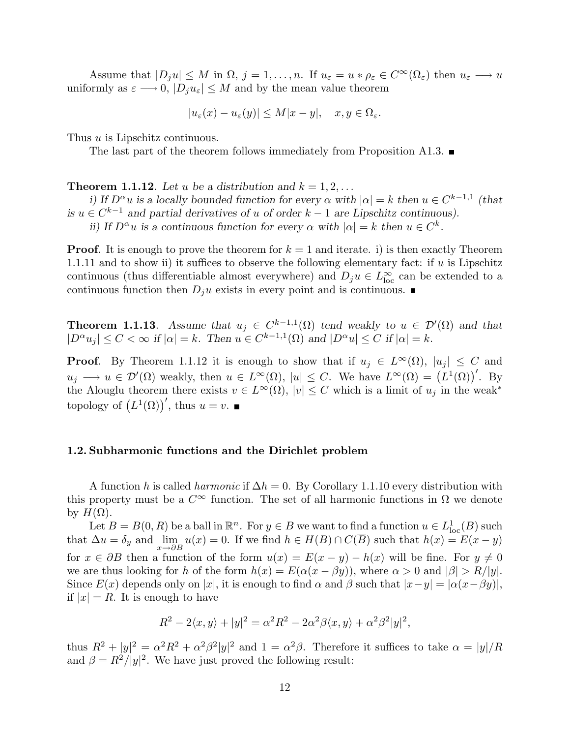Assume that $|D_j u| \le M$ in $\Omega$, $j = 1, \dots, n$. If $u_\varepsilon = u * \rho_\varepsilon \in C^\infty(\Omega_\varepsilon)$ then $u_\varepsilon \longrightarrow u$ uniformly as $\varepsilon \longrightarrow 0$, $|D_j u_\varepsilon| \le M$ and by the mean value theorem

$$|u_\varepsilon(x) - u_\varepsilon(y)| \le M|x - y|, \quad x, y \in \Omega_\varepsilon.$$

Thus $u$ is Lipschitz continuous.

The last part of the theorem follows immediately from Proposition A1.3. ∎

**Theorem 1.1.12**. *Let $u$ be a distribution and $k = 1, 2, \dots$*

*i) If $D^\alpha u$ is a locally bounded function for every $\alpha$ with $|\alpha| = k$ then $u \in C^{k-1,1}$ (that is $u \in C^{k-1}$ and partial derivatives of $u$ of order $k-1$ are Lipschitz continuous).*

*ii) If $D^\alpha u$ is a continuous function for every $\alpha$ with $|\alpha| = k$ then $u \in C^k$.*

**Proof**. It is enough to prove the theorem for $k = 1$ and iterate. i) is then exactly Theorem 1.1.11 and to show ii) it suffices to observe the following elementary fact: if $u$ is Lipschitz continuous (thus differentiable almost everywhere) and $D_j u \in L^\infty_{\text{loc}}$ can be extended to a continuous function then $D_j u$ exists in every point and is continuous. ∎

**Theorem 1.1.13**. *Assume that $u_j \in C^{k-1,1}(\Omega)$ tend weakly to $u \in \mathcal{D}'(\Omega)$ and that $|D^\alpha u_j| \le C < \infty$ if $|\alpha| = k$. Then $u \in C^{k-1,1}(\Omega)$ and $|D^\alpha u| \le C$ if $|\alpha| = k$.*

**Proof**. By Theorem 1.1.12 it is enough to show that if $u_j \in L^\infty(\Omega)$, $|u_j| \le C$ and $u_j \longrightarrow u \in \mathcal{D}'(\Omega)$ weakly, then $u \in L^\infty(\Omega)$, $|u| \le C$. We have $L^\infty(\Omega) = \big(L^1(\Omega)\big)'$. By the Alouglu theorem there exists $v \in L^\infty(\Omega)$, $|v| \le C$ which is a limit of $u_j$ in the weak$^*$ topology of $\big(L^1(\Omega)\big)'$, thus $u = v$. ∎

## 1.2. Subharmonic functions and the Dirichlet problem

A function $h$ is called *harmonic* if $\Delta h = 0$. By Corollary 1.1.10 every distribution with this property must be a $C^\infty$ function. The set of all harmonic functions in $\Omega$ we denote by $H(\Omega)$.

Let $B = B(0, R)$ be a ball in $\mathbb{R}^n$. For $y \in B$ we want to find a function $u \in L^1_{\text{loc}}(B)$ such that $\Delta u = \delta_y$ and $\lim_{x \to \partial B} u(x) = 0$. If we find $h \in H(B) \cap C(\overline{B})$ such that $h(x) = E(x - y)$ for $x \in \partial B$ then a function of the form $u(x) = E(x - y) - h(x)$ will be fine. For $y \ne 0$ we are thus looking for $h$ of the form $h(x) = E(\alpha(x - \beta y))$, where $\alpha > 0$ and $|\beta| > R/|y|$. Since $E(x)$ depends only on $|x|$, it is enough to find $\alpha$ and $\beta$ such that $|x - y| = |\alpha(x - \beta y)|$, if $|x| = R$. It is enough to have

$$R^2 - 2\langle x, y\rangle + |y|^2 = \alpha^2 R^2 - 2\alpha^2\beta\langle x, y\rangle + \alpha^2\beta^2|y|^2,$$

thus $R^2 + |y|^2 = \alpha^2 R^2 + \alpha^2\beta^2|y|^2$ and $1 = \alpha^2\beta$. Therefore it suffices to take $\alpha = |y|/R$ and $\beta = R^2/|y|^2$. We have just proved the following result: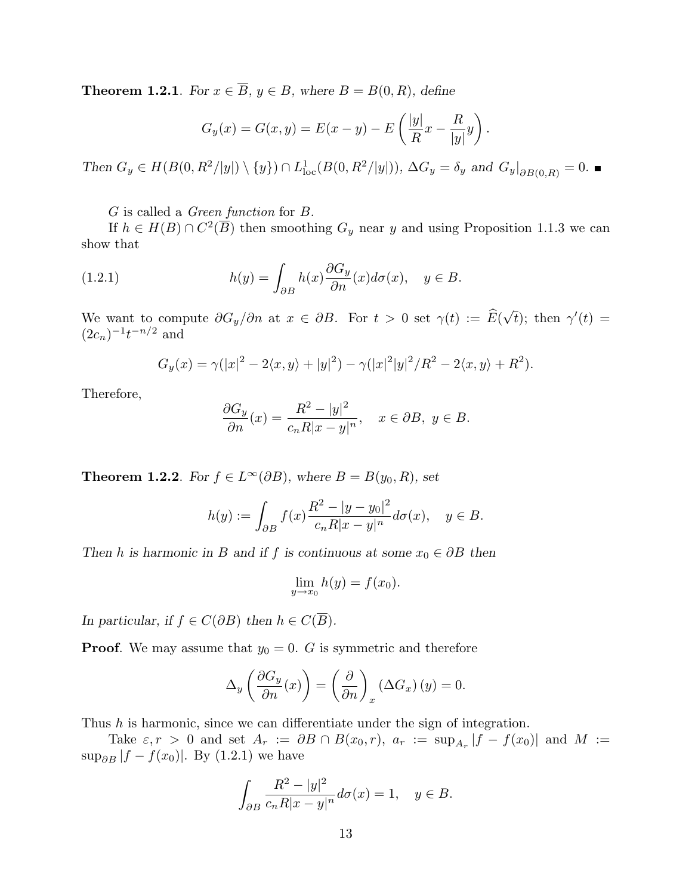**Theorem 1.2.1**. *For $x \in \overline{B}$, $y \in B$, where $B = B(0, R)$, define*

$$G_y(x) = G(x, y) = E(x - y) - E\left(\frac{|y|}{R}x - \frac{R}{|y|}y\right).$$

*Then $G_y \in H(B(0, R^2/|y|) \setminus \{y\}) \cap L^1_{\text{loc}}(B(0, R^2/|y|))$, $\Delta G_y = \delta_y$ and $G_y|_{\partial B(0,R)} = 0$.* ∎

$G$ is called a *Green function* for $B$.

If $h \in H(B) \cap C^2(\overline{B})$ then smoothing $G_y$ near $y$ and using Proposition 1.1.3 we can show that

$$h(y) = \int_{\partial B} h(x) \frac{\partial G_y}{\partial n}(x) d\sigma(x), \quad y \in B. \tag{1.2.1}$$

We want to compute $\partial G_y/\partial n$ at $x \in \partial B$. For $t > 0$ set $\gamma(t) := \widehat{E}(\sqrt{t})$; then $\gamma'(t) = (2c_n)^{-1} t^{-n/2}$ and

$$G_y(x) = \gamma(|x|^2 - 2\langle x, y\rangle + |y|^2) - \gamma(|x|^2|y|^2/R^2 - 2\langle x, y\rangle + R^2).$$

Therefore,

$$\frac{\partial G_y}{\partial n}(x) = \frac{R^2 - |y|^2}{c_n R |x - y|^n}, \quad x \in \partial B, \ y \in B.$$

**Theorem 1.2.2**. *For $f \in L^\infty(\partial B)$, where $B = B(y_0, R)$, set*

$$h(y) := \int_{\partial B} f(x) \frac{R^2 - |y - y_0|^2}{c_n R |x - y|^n} d\sigma(x), \quad y \in B.$$

*Then $h$ is harmonic in $B$ and if $f$ is continuous at some $x_0 \in \partial B$ then*

$$\lim_{y \to x_0} h(y) = f(x_0).$$

*In particular, if $f \in C(\partial B)$ then $h \in C(\overline{B})$.*

**Proof**. We may assume that $y_0 = 0$. $G$ is symmetric and therefore

$$\Delta_y \left(\frac{\partial G_y}{\partial n}(x)\right) = \left(\frac{\partial}{\partial n}\right)_x (\Delta G_x)(y) = 0.$$

Thus $h$ is harmonic, since we can differentiate under the sign of integration.

Take $\varepsilon, r > 0$ and set $A_r := \partial B \cap B(x_0, r)$, $a_r := \sup_{A_r} |f - f(x_0)|$ and $M := \sup_{\partial B} |f - f(x_0)|$. By (1.2.1) we have

$$\int_{\partial B} \frac{R^2 - |y|^2}{c_n R |x - y|^n} d\sigma(x) = 1, \quad y \in B.$$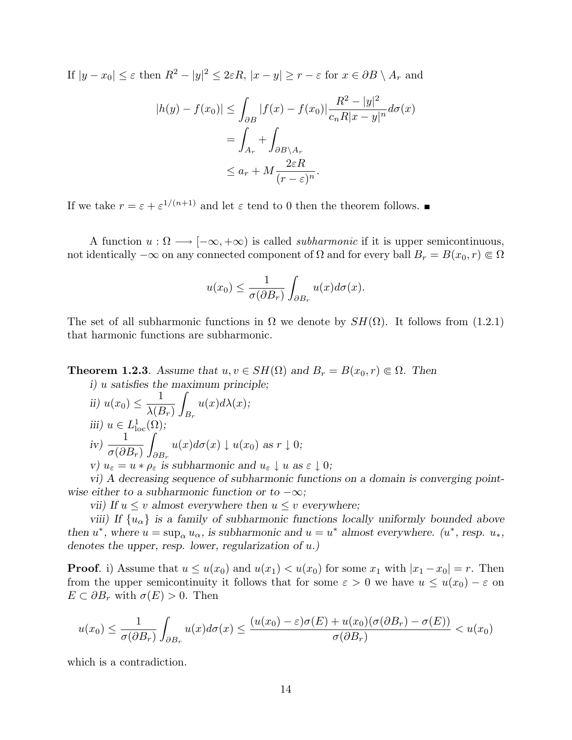If $|y - x_0| \le \varepsilon$ then $R^2 - |y|^2 \le 2\varepsilon R$, $|x - y| \ge r - \varepsilon$ for $x \in \partial B \setminus A_r$ and

$$
\begin{aligned}
|h(y) - f(x_0)| &\le \int_{\partial B} |f(x) - f(x_0)| \frac{R^2 - |y|^2}{c_n R |x - y|^n} d\sigma(x) \\
&= \int_{A_r} + \int_{\partial B \setminus A_r} \\
&\le a_r + M \frac{2\varepsilon R}{(r - \varepsilon)^n}.
\end{aligned}
$$

If we take $r = \varepsilon + \varepsilon^{1/(n+1)}$ and let $\varepsilon$ tend to 0 then the theorem follows. ∎

A function $u : \Omega \longrightarrow [-\infty, +\infty)$ is called *subharmonic* if it is upper semicontinuous, not identically $-\infty$ on any connected component of $\Omega$ and for every ball $B_r = B(x_0, r) \Subset \Omega$

$$
u(x_0) \le \frac{1}{\sigma(\partial B_r)} \int_{\partial B_r} u(x) d\sigma(x).
$$

The set of all subharmonic functions in $\Omega$ we denote by $SH(\Omega)$. It follows from (1.2.1) that harmonic functions are subharmonic.

**Theorem 1.2.3**. *Assume that $u, v \in SH(\Omega)$ and $B_r = B(x_0, r) \Subset \Omega$. Then*

*i) $u$ satisfies the maximum principle;*

*ii) $u(x_0) \le \dfrac{1}{\lambda(B_r)} \displaystyle\int_{B_r} u(x) d\lambda(x)$;*

*iii) $u \in L^1_{\mathrm{loc}}(\Omega)$;*

*iv) $\dfrac{1}{\sigma(\partial B_r)} \displaystyle\int_{\partial B_r} u(x) d\sigma(x) \downarrow u(x_0)$ as $r \downarrow 0$;*

*v) $u_\varepsilon = u * \rho_\varepsilon$ is subharmonic and $u_\varepsilon \downarrow u$ as $\varepsilon \downarrow 0$;*

*vi) A decreasing sequence of subharmonic functions on a domain is converging pointwise either to a subharmonic function or to $-\infty$;*

*vii) If $u \le v$ almost everywhere then $u \le v$ everywhere;*

*viii) If $\{u_\alpha\}$ is a family of subharmonic functions locally uniformly bounded above then $u^*$, where $u = \sup_\alpha u_\alpha$, is subharmonic and $u = u^*$ almost everywhere. ($u^*$, resp. $u_*$, denotes the upper, resp. lower, regularization of $u$.)*

**Proof**. i) Assume that $u \le u(x_0)$ and $u(x_1) < u(x_0)$ for some $x_1$ with $|x_1 - x_0| = r$. Then from the upper semicontinuity it follows that for some $\varepsilon > 0$ we have $u \le u(x_0) - \varepsilon$ on $E \subset \partial B_r$ with $\sigma(E) > 0$. Then

$$
u(x_0) \le \frac{1}{\sigma(\partial B_r)} \int_{\partial B_r} u(x) d\sigma(x) \le \frac{(u(x_0) - \varepsilon)\sigma(E) + u(x_0)(\sigma(\partial B_r) - \sigma(E))}{\sigma(\partial B_r)} < u(x_0)
$$

which is a contradiction.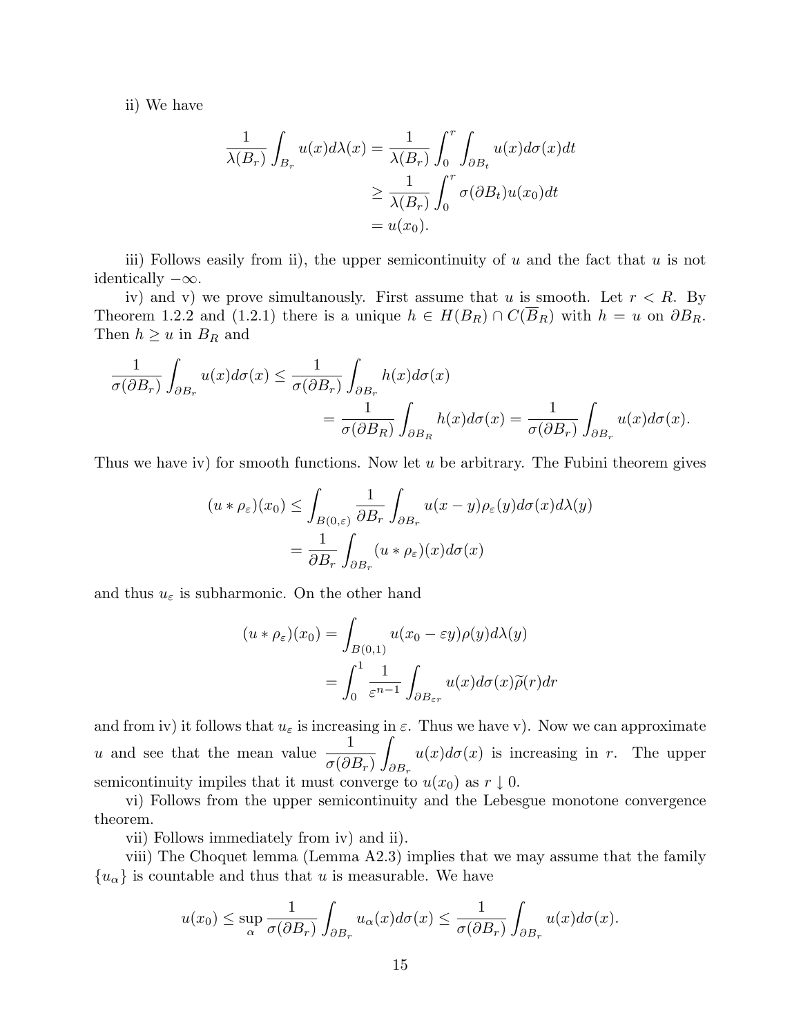ii) We have

$$
\begin{aligned}
\frac{1}{\lambda(B_r)}\int_{B_r} u(x)d\lambda(x) &= \frac{1}{\lambda(B_r)}\int_0^r \int_{\partial B_t} u(x)d\sigma(x)dt \\
&\geq \frac{1}{\lambda(B_r)}\int_0^r \sigma(\partial B_t)u(x_0)dt \\
&= u(x_0).
\end{aligned}
$$

iii) Follows easily from ii), the upper semicontinuity of $u$ and the fact that $u$ is not identically $-\infty$.

iv) and v) we prove simultanously. First assume that $u$ is smooth. Let $r < R$. By Theorem 1.2.2 and (1.2.1) there is a unique $h \in H(B_R) \cap C(\overline{B}_R)$ with $h = u$ on $\partial B_R$. Then $h \geq u$ in $B_R$ and

$$
\begin{aligned}
\frac{1}{\sigma(\partial B_r)}\int_{\partial B_r} u(x)d\sigma(x) &\leq \frac{1}{\sigma(\partial B_r)}\int_{\partial B_r} h(x)d\sigma(x) \\
&= \frac{1}{\sigma(\partial B_R)}\int_{\partial B_R} h(x)d\sigma(x) = \frac{1}{\sigma(\partial B_r)}\int_{\partial B_r} u(x)d\sigma(x).
\end{aligned}
$$

Thus we have iv) for smooth functions. Now let $u$ be arbitrary. The Fubini theorem gives

$$
\begin{aligned}
(u*\rho_\varepsilon)(x_0) &\leq \int_{B(0,\varepsilon)} \frac{1}{\partial B_r}\int_{\partial B_r} u(x-y)\rho_\varepsilon(y)d\sigma(x)d\lambda(y) \\
&= \frac{1}{\partial B_r}\int_{\partial B_r} (u*\rho_\varepsilon)(x)d\sigma(x)
\end{aligned}
$$

and thus $u_\varepsilon$ is subharmonic. On the other hand

$$
\begin{aligned}
(u*\rho_\varepsilon)(x_0) &= \int_{B(0,1)} u(x_0-\varepsilon y)\rho(y)d\lambda(y) \\
&= \int_0^1 \frac{1}{\varepsilon^{n-1}}\int_{\partial B_{\varepsilon r}} u(x)d\sigma(x)\widetilde{\rho}(r)dr
\end{aligned}
$$

and from iv) it follows that $u_\varepsilon$ is increasing in $\varepsilon$. Thus we have v). Now we can approximate $u$ and see that the mean value $\dfrac{1}{\sigma(\partial B_r)}\displaystyle\int_{\partial B_r} u(x)d\sigma(x)$ is increasing in $r$. The upper semicontinuity impiles that it must converge to $u(x_0)$ as $r \downarrow 0$.

vi) Follows from the upper semicontinuity and the Lebesgue monotone convergence theorem.

vii) Follows immediately from iv) and ii).

viii) The Choquet lemma (Lemma A2.3) implies that we may assume that the family $\{u_\alpha\}$ is countable and thus that $u$ is measurable. We have

$$
u(x_0) \leq \sup_\alpha \frac{1}{\sigma(\partial B_r)}\int_{\partial B_r} u_\alpha(x)d\sigma(x) \leq \frac{1}{\sigma(\partial B_r)}\int_{\partial B_r} u(x)d\sigma(x).
$$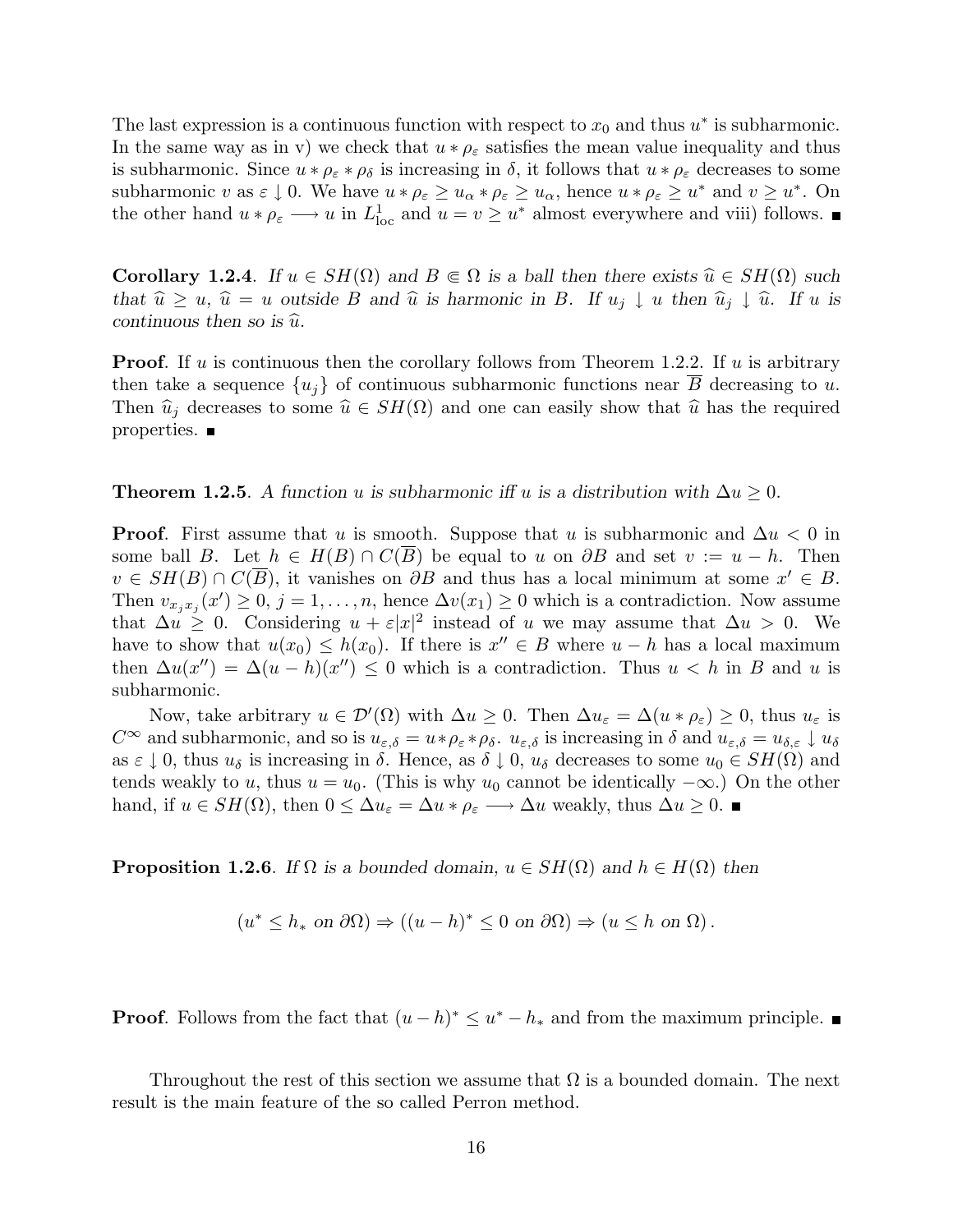The last expression is a continuous function with respect to $x_0$ and thus $u^*$ is subharmonic. In the same way as in v) we check that $u * \rho_\varepsilon$ satisfies the mean value inequality and thus is subharmonic. Since $u * \rho_\varepsilon * \rho_\delta$ is increasing in $\delta$, it follows that $u * \rho_\varepsilon$ decreases to some subharmonic $v$ as $\varepsilon \downarrow 0$. We have $u * \rho_\varepsilon \geq u_\alpha * \rho_\varepsilon \geq u_\alpha$, hence $u * \rho_\varepsilon \geq u^*$ and $v \geq u^*$. On the other hand $u * \rho_\varepsilon \longrightarrow u$ in $L^1_{\text{loc}}$ and $u = v \geq u^*$ almost everywhere and viii) follows. ■

**Corollary 1.2.4**. *If $u \in SH(\Omega)$ and $B \Subset \Omega$ is a ball then there exists $\widehat{u} \in SH(\Omega)$ such that $\widehat{u} \geq u$, $\widehat{u} = u$ outside $B$ and $\widehat{u}$ is harmonic in $B$. If $u_j \downarrow u$ then $\widehat{u}_j \downarrow \widehat{u}$. If $u$ is continuous then so is $\widehat{u}$.*

**Proof**. If $u$ is continuous then the corollary follows from Theorem 1.2.2. If $u$ is arbitrary then take a sequence $\{u_j\}$ of continuous subharmonic functions near $\overline{B}$ decreasing to $u$. Then $\widehat{u}_j$ decreases to some $\widehat{u} \in SH(\Omega)$ and one can easily show that $\widehat{u}$ has the required properties. ■

**Theorem 1.2.5**. *A function $u$ is subharmonic iff $u$ is a distribution with $\Delta u \geq 0$.*

**Proof**. First assume that $u$ is smooth. Suppose that $u$ is subharmonic and $\Delta u < 0$ in some ball $B$. Let $h \in H(B) \cap C(\overline{B})$ be equal to $u$ on $\partial B$ and set $v := u - h$. Then $v \in SH(B) \cap C(\overline{B})$, it vanishes on $\partial B$ and thus has a local minimum at some $x' \in B$. Then $v_{x_j x_j}(x') \geq 0$, $j = 1, \dots, n$, hence $\Delta v(x_1) \geq 0$ which is a contradiction. Now assume that $\Delta u \geq 0$. Considering $u + \varepsilon |x|^2$ instead of $u$ we may assume that $\Delta u > 0$. We have to show that $u(x_0) \leq h(x_0)$. If there is $x'' \in B$ where $u - h$ has a local maximum then $\Delta u(x'') = \Delta(u - h)(x'') \leq 0$ which is a contradiction. Thus $u < h$ in $B$ and $u$ is subharmonic.

Now, take arbitrary $u \in \mathcal{D}'(\Omega)$ with $\Delta u \geq 0$. Then $\Delta u_\varepsilon = \Delta(u * \rho_\varepsilon) \geq 0$, thus $u_\varepsilon$ is $C^\infty$ and subharmonic, and so is $u_{\varepsilon,\delta} = u * \rho_\varepsilon * \rho_\delta$. $u_{\varepsilon,\delta}$ is increasing in $\delta$ and $u_{\varepsilon,\delta} = u_{\delta,\varepsilon} \downarrow u_\delta$ as $\varepsilon \downarrow 0$, thus $u_\delta$ is increasing in $\delta$. Hence, as $\delta \downarrow 0$, $u_\delta$ decreases to some $u_0 \in SH(\Omega)$ and tends weakly to $u$, thus $u = u_0$. (This is why $u_0$ cannot be identically $-\infty$.) On the other hand, if $u \in SH(\Omega)$, then $0 \leq \Delta u_\varepsilon = \Delta u * \rho_\varepsilon \longrightarrow \Delta u$ weakly, thus $\Delta u \geq 0$. ■

**Proposition 1.2.6**. *If $\Omega$ is a bounded domain, $u \in SH(\Omega)$ and $h \in H(\Omega)$ then*

$$(u^* \leq h_* \text{ on } \partial\Omega) \Rightarrow ((u - h)^* \leq 0 \text{ on } \partial\Omega) \Rightarrow (u \leq h \text{ on } \Omega).$$

**Proof**. Follows from the fact that $(u - h)^* \leq u^* - h_*$ and from the maximum principle. ■

Throughout the rest of this section we assume that $\Omega$ is a bounded domain. The next result is the main feature of the so called Perron method.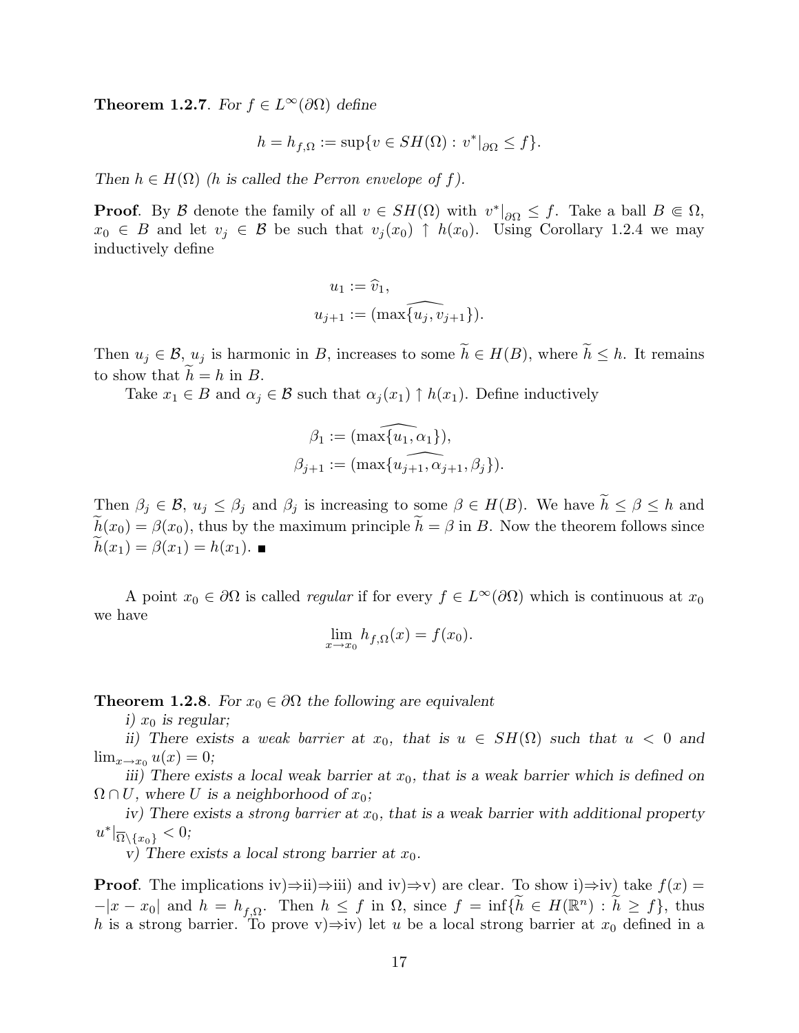**Theorem 1.2.7**. *For $f \in L^\infty(\partial\Omega)$ define*

$$h = h_{f,\Omega} := \sup\{v \in SH(\Omega) : v^*|_{\partial\Omega} \le f\}.$$

*Then $h \in H(\Omega)$ ($h$ is called the Perron envelope of $f$).*

**Proof**. By $\mathcal{B}$ denote the family of all $v \in SH(\Omega)$ with $v^*|_{\partial\Omega} \le f$. Take a ball $B \Subset \Omega$, $x_0 \in B$ and let $v_j \in \mathcal{B}$ be such that $v_j(x_0) \uparrow h(x_0)$. Using Corollary 1.2.4 we may inductively define

$$u_1 := \widehat{v}_1,$$
$$u_{j+1} := (\widehat{\max\{u_j, v_{j+1}\}}).$$

Then $u_j \in \mathcal{B}$, $u_j$ is harmonic in $B$, increases to some $\widetilde{h} \in H(B)$, where $\widetilde{h} \le h$. It remains to show that $\widetilde{h} = h$ in $B$.

Take $x_1 \in B$ and $\alpha_j \in \mathcal{B}$ such that $\alpha_j(x_1) \uparrow h(x_1)$. Define inductively

$$\beta_1 := (\widehat{\max\{u_1, \alpha_1\}}),$$
$$\beta_{j+1} := (\widehat{\max\{u_{j+1}, \alpha_{j+1}, \beta_j\}}).$$

Then $\beta_j \in \mathcal{B}$, $u_j \le \beta_j$ and $\beta_j$ is increasing to some $\beta \in H(B)$. We have $\widetilde{h} \le \beta \le h$ and $\widetilde{h}(x_0) = \beta(x_0)$, thus by the maximum principle $\widetilde{h} = \beta$ in $B$. Now the theorem follows since $\widetilde{h}(x_1) = \beta(x_1) = h(x_1)$. ∎

A point $x_0 \in \partial\Omega$ is called *regular* if for every $f \in L^\infty(\partial\Omega)$ which is continuous at $x_0$ we have

$$\lim_{x \to x_0} h_{f,\Omega}(x) = f(x_0).$$

**Theorem 1.2.8**. *For $x_0 \in \partial\Omega$ the following are equivalent*

*i) $x_0$ is regular;*

*ii) There exists a weak barrier at $x_0$, that is $u \in SH(\Omega)$ such that $u < 0$ and $\lim_{x\to x_0} u(x) = 0$;*

*iii) There exists a local weak barrier at $x_0$, that is a weak barrier which is defined on $\Omega \cap U$, where $U$ is a neighborhood of $x_0$;*

*iv) There exists a strong barrier at $x_0$, that is a weak barrier with additional property $u^*|_{\overline{\Omega}\setminus\{x_0\}} < 0$;*

*v) There exists a local strong barrier at $x_0$.*

**Proof**. The implications iv)⇒ii)⇒iii) and iv)⇒v) are clear. To show i)⇒iv) take $f(x) = -|x - x_0|$ and $h = h_{f,\Omega}$. Then $h \le f$ in $\Omega$, since $f = \inf\{\widetilde{h} \in H(\mathbb{R}^n) : \widetilde{h} \ge f\}$, thus $h$ is a strong barrier. To prove v)⇒iv) let $u$ be a local strong barrier at $x_0$ defined in a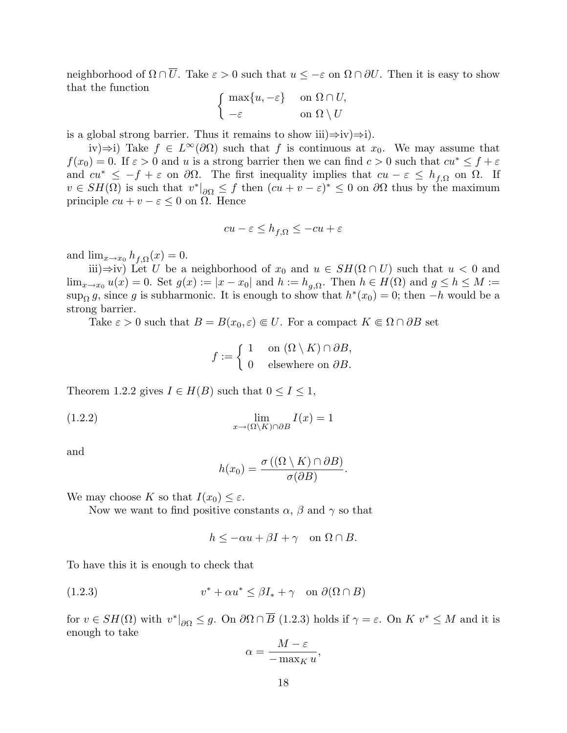neighborhood of $\Omega \cap \overline{U}$. Take $\varepsilon > 0$ such that $u \le -\varepsilon$ on $\Omega \cap \partial U$. Then it is easy to show that the function

$$\begin{cases} \max\{u, -\varepsilon\} & \text{on } \Omega \cap U, \\ -\varepsilon & \text{on } \Omega \setminus U \end{cases}$$

is a global strong barrier. Thus it remains to show iii)⇒iv)⇒i).

iv)⇒i) Take $f \in L^\infty(\partial\Omega)$ such that $f$ is continuous at $x_0$. We may assume that $f(x_0) = 0$. If $\varepsilon > 0$ and $u$ is a strong barrier then we can find $c > 0$ such that $cu^* \le f + \varepsilon$ and $cu^* \le -f + \varepsilon$ on $\partial\Omega$. The first inequality implies that $cu - \varepsilon \le h_{f,\Omega}$ on $\Omega$. If $v \in SH(\Omega)$ is such that $v^*|_{\partial\Omega} \le f$ then $(cu + v - \varepsilon)^* \le 0$ on $\partial\Omega$ thus by the maximum principle $cu + v - \varepsilon \le 0$ on $\Omega$. Hence

$$cu - \varepsilon \le h_{f,\Omega} \le -cu + \varepsilon$$

and $\lim_{x \to x_0} h_{f,\Omega}(x) = 0$.

iii)⇒iv) Let $U$ be a neighborhood of $x_0$ and $u \in SH(\Omega \cap U)$ such that $u < 0$ and $\lim_{x \to x_0} u(x) = 0$. Set $g(x) := |x - x_0|$ and $h := h_{g,\Omega}$. Then $h \in H(\Omega)$ and $g \le h \le M := \sup_\Omega g$, since $g$ is subharmonic. It is enough to show that $h^*(x_0) = 0$; then $-h$ would be a strong barrier.

Take $\varepsilon > 0$ such that $B = B(x_0, \varepsilon) \Subset U$. For a compact $K \Subset \Omega \cap \partial B$ set

$$f := \begin{cases} 1 & \text{on } (\Omega \setminus K) \cap \partial B, \\ 0 & \text{elsewhere on } \partial B. \end{cases}$$

Theorem 1.2.2 gives $I \in H(B)$ such that $0 \le I \le 1$,

$$\lim_{x \to (\Omega \setminus K) \cap \partial B} I(x) = 1 \tag{1.2.2}$$

and

$$h(x_0) = \frac{\sigma\left((\Omega \setminus K) \cap \partial B\right)}{\sigma(\partial B)}.$$

We may choose $K$ so that $I(x_0) \le \varepsilon$.

Now we want to find positive constants $\alpha$, $\beta$ and $\gamma$ so that

$$h \le -\alpha u + \beta I + \gamma \quad \text{on } \Omega \cap B.$$

To have this it is enough to check that

$$v^* + \alpha u^* \le \beta I_* + \gamma \quad \text{on } \partial(\Omega \cap B) \tag{1.2.3}$$

for $v \in SH(\Omega)$ with $v^*|_{\partial\Omega} \le g$. On $\partial\Omega \cap \overline{B}$ (1.2.3) holds if $\gamma = \varepsilon$. On $K$ $v^* \le M$ and it is enough to take

$$\alpha = \frac{M - \varepsilon}{-\max_K u},$$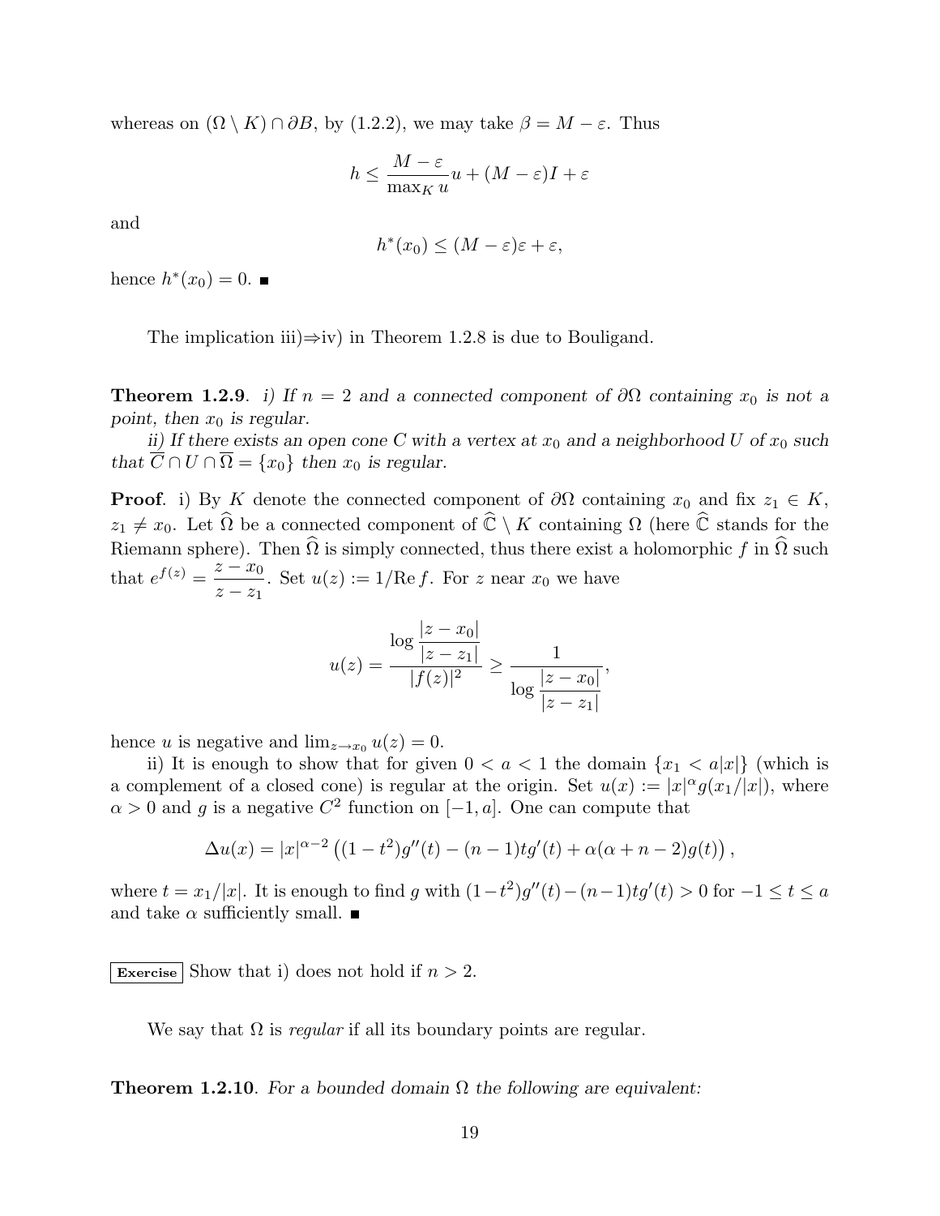whereas on $(\Omega \setminus K) \cap \partial B$, by (1.2.2), we may take $\beta = M - \varepsilon$. Thus

$$h \le \frac{M - \varepsilon}{\max_K u} u + (M - \varepsilon) I + \varepsilon$$

and

$$h^*(x_0) \le (M - \varepsilon)\varepsilon + \varepsilon,$$

hence $h^*(x_0) = 0$. ∎

The implication iii)⇒iv) in Theorem 1.2.8 is due to Bouligand.

**Theorem 1.2.9**. *i) If $n = 2$ and a connected component of $\partial\Omega$ containing $x_0$ is not a point, then $x_0$ is regular.*

*ii) If there exists an open cone $C$ with a vertex at $x_0$ and a neighborhood $U$ of $x_0$ such that $\overline{C} \cap U \cap \overline{\Omega} = \{x_0\}$ then $x_0$ is regular.*

**Proof**. i) By $K$ denote the connected component of $\partial\Omega$ containing $x_0$ and fix $z_1 \in K$, $z_1 \neq x_0$. Let $\widehat{\Omega}$ be a connected component of $\widehat{\mathbb{C}} \setminus K$ containing $\Omega$ (here $\widehat{\mathbb{C}}$ stands for the Riemann sphere). Then $\widehat{\Omega}$ is simply connected, thus there exist a holomorphic $f$ in $\widehat{\Omega}$ such that $e^{f(z)} = \dfrac{z - x_0}{z - z_1}$. Set $u(z) := 1/\mathrm{Re}\, f$. For $z$ near $x_0$ we have

$$u(z) = \frac{\log \dfrac{|z - x_0|}{|z - z_1|}}{|f(z)|^2} \ge \frac{1}{\log \dfrac{|z - x_0|}{|z - z_1|}},$$

hence $u$ is negative and $\lim_{z \to x_0} u(z) = 0$.

ii) It is enough to show that for given $0 < a < 1$ the domain $\{x_1 < a|x|\}$ (which is a complement of a closed cone) is regular at the origin. Set $u(x) := |x|^\alpha g(x_1/|x|)$, where $\alpha > 0$ and $g$ is a negative $C^2$ function on $[-1, a]$. One can compute that

$$\Delta u(x) = |x|^{\alpha - 2} \left( (1 - t^2) g''(t) - (n-1) t g'(t) + \alpha(\alpha + n - 2) g(t) \right),$$

where $t = x_1/|x|$. It is enough to find $g$ with $(1 - t^2) g''(t) - (n-1) t g'(t) > 0$ for $-1 \le t \le a$ and take $\alpha$ sufficiently small. ∎

**Exercise** Show that i) does not hold if $n > 2$.

We say that $\Omega$ is *regular* if all its boundary points are regular.

**Theorem 1.2.10**. *For a bounded domain $\Omega$ the following are equivalent:*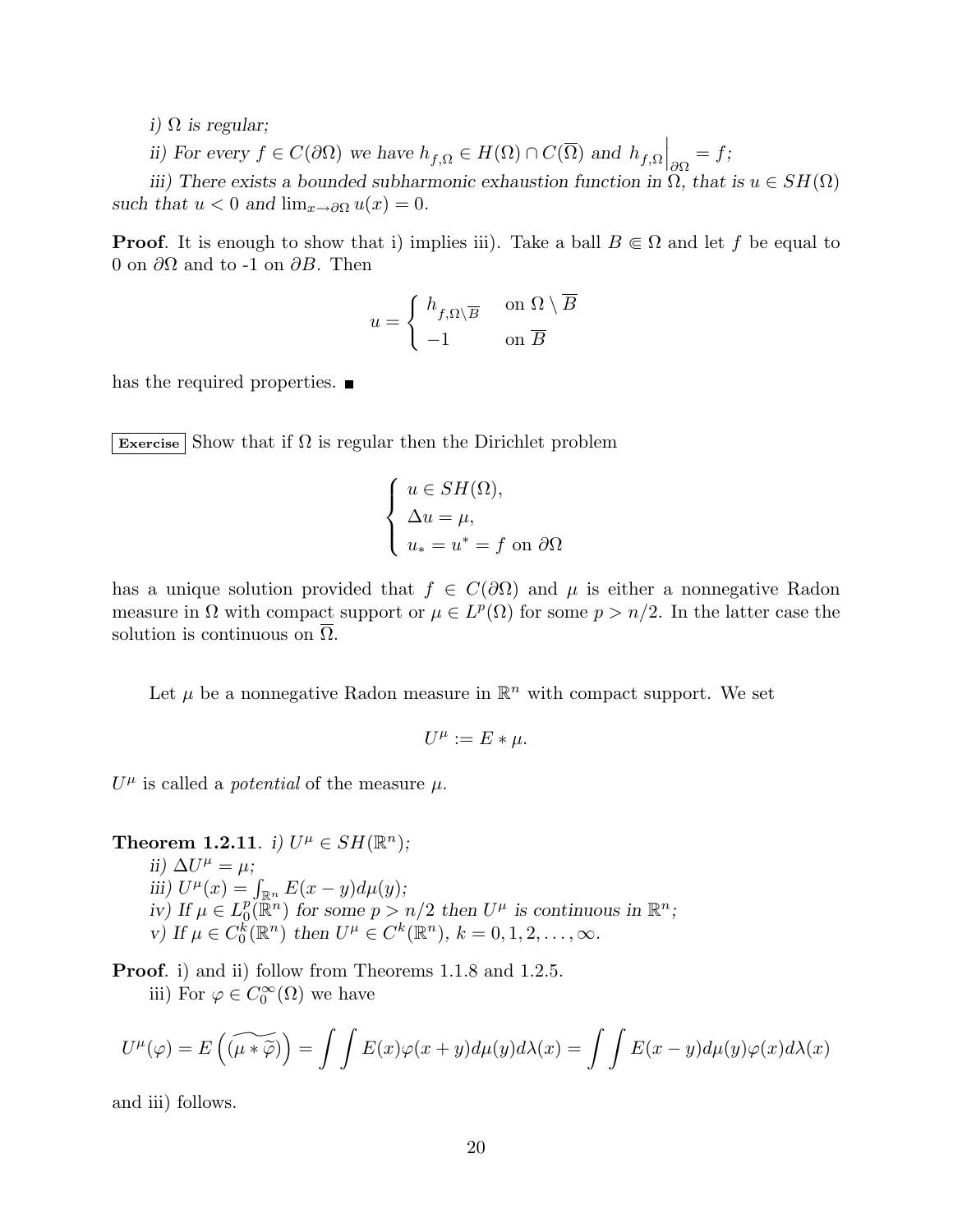*i) $\Omega$ is regular;*

*ii) For every $f \in C(\partial\Omega)$ we have $h_{f,\Omega} \in H(\Omega) \cap C(\overline{\Omega})$ and $h_{f,\Omega}\Big|_{\partial\Omega} = f$;*

*iii) There exists a bounded subharmonic exhaustion function in $\Omega$, that is $u \in SH(\Omega)$ such that $u < 0$ and $\lim_{x\to\partial\Omega} u(x) = 0$.*

**Proof**. It is enough to show that i) implies iii). Take a ball $B \Subset \Omega$ and let $f$ be equal to 0 on $\partial\Omega$ and to -1 on $\partial B$. Then

$$u = \begin{cases} h_{f,\Omega\setminus\overline{B}} & \text{on } \Omega \setminus \overline{B} \\ -1 & \text{on } \overline{B} \end{cases}$$

has the required properties. ■

**Exercise** Show that if $\Omega$ is regular then the Dirichlet problem

$$\begin{cases} u \in SH(\Omega), \\ \Delta u = \mu, \\ u_* = u^* = f \text{ on } \partial\Omega \end{cases}$$

has a unique solution provided that $f \in C(\partial\Omega)$ and $\mu$ is either a nonnegative Radon measure in $\Omega$ with compact support or $\mu \in L^p(\Omega)$ for some $p > n/2$. In the latter case the solution is continuous on $\overline{\Omega}$.

Let $\mu$ be a nonnegative Radon measure in $\mathbb{R}^n$ with compact support. We set

$$U^\mu := E * \mu.$$

$U^\mu$ is called a *potential* of the measure $\mu$.

**Theorem 1.2.11**. *i) $U^\mu \in SH(\mathbb{R}^n)$;*

*ii) $\Delta U^\mu = \mu$;*

*iii) $U^\mu(x) = \int_{\mathbb{R}^n} E(x-y)d\mu(y)$;*

*iv) If $\mu \in L^p_0(\mathbb{R}^n)$ for some $p > n/2$ then $U^\mu$ is continuous in $\mathbb{R}^n$;*

*v) If $\mu \in C^k_0(\mathbb{R}^n)$ then $U^\mu \in C^k(\mathbb{R}^n)$, $k = 0, 1, 2, \dots, \infty$.*

**Proof**. i) and ii) follow from Theorems 1.1.8 and 1.2.5.

iii) For $\varphi \in C^\infty_0(\Omega)$ we have

$$U^\mu(\varphi) = E\left(\widetilde{(\mu * \widetilde{\varphi})}\right) = \int\int E(x)\varphi(x+y)d\mu(y)d\lambda(x) = \int\int E(x-y)d\mu(y)\varphi(x)d\lambda(x)$$

and iii) follows.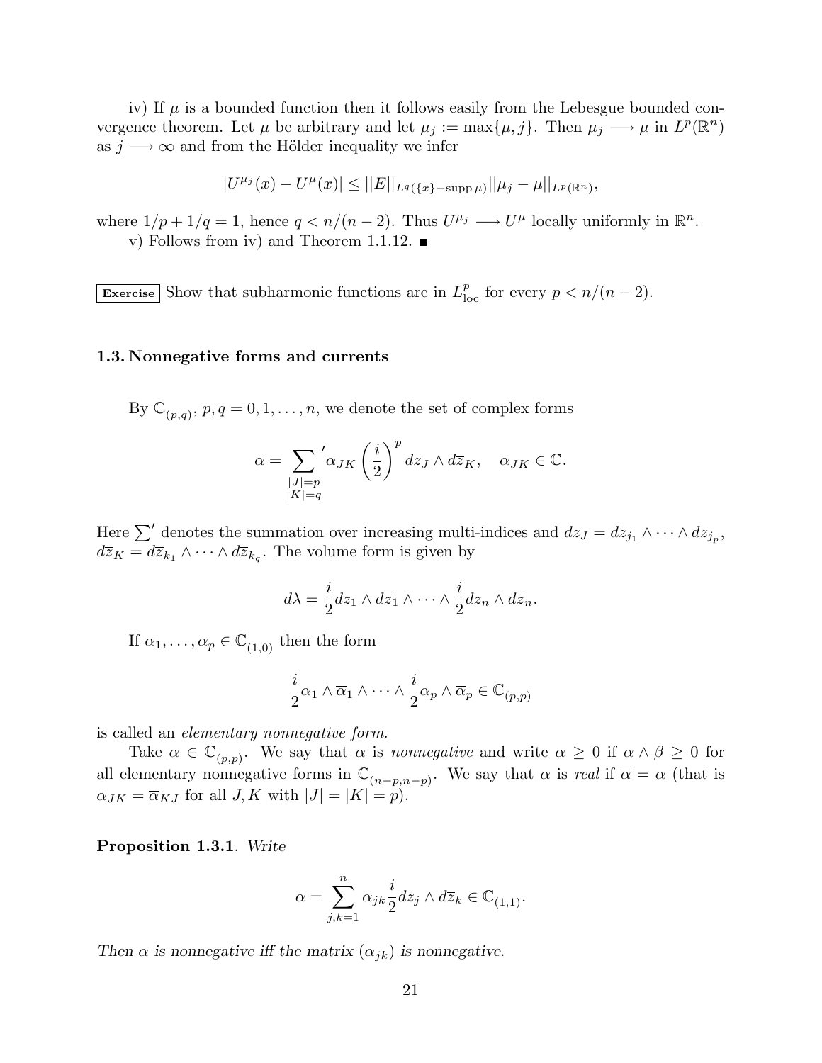iv) If $\mu$ is a bounded function then it follows easily from the Lebesgue bounded convergence theorem. Let $\mu$ be arbitrary and let $\mu_j := \max\{\mu, j\}$. Then $\mu_j \longrightarrow \mu$ in $L^p(\mathbb{R}^n)$ as $j \longrightarrow \infty$ and from the Hölder inequality we infer

$$|U^{\mu_j}(x) - U^{\mu}(x)| \leq ||E||_{L^q(\{x\}-\operatorname{supp}\mu)} ||\mu_j - \mu||_{L^p(\mathbb{R}^n)},$$

where $1/p + 1/q = 1$, hence $q < n/(n-2)$. Thus $U^{\mu_j} \longrightarrow U^{\mu}$ locally uniformly in $\mathbb{R}^n$.

v) Follows from iv) and Theorem 1.1.12. ■

**Exercise** Show that subharmonic functions are in $L^p_{\text{loc}}$ for every $p < n/(n-2)$.

### 1.3. Nonnegative forms and currents

By $\mathbb{C}_{(p,q)}$, $p, q = 0, 1, \dots, n$, we denote the set of complex forms

$$\alpha = \sum_{\substack{|J|=p \\ |K|=q}}{}' \alpha_{JK} \left(\frac{i}{2}\right)^p dz_J \wedge d\overline{z}_K, \quad \alpha_{JK} \in \mathbb{C}.$$

Here $\sum'$ denotes the summation over increasing multi-indices and $dz_J = dz_{j_1} \wedge \dots \wedge dz_{j_p}$, $d\overline{z}_K = d\overline{z}_{k_1} \wedge \dots \wedge d\overline{z}_{k_q}$. The volume form is given by

$$d\lambda = \frac{i}{2} dz_1 \wedge d\overline{z}_1 \wedge \dots \wedge \frac{i}{2} dz_n \wedge d\overline{z}_n.$$

If $\alpha_1, \dots, \alpha_p \in \mathbb{C}_{(1,0)}$ then the form

$$\frac{i}{2}\alpha_1 \wedge \overline{\alpha}_1 \wedge \dots \wedge \frac{i}{2}\alpha_p \wedge \overline{\alpha}_p \in \mathbb{C}_{(p,p)}$$

is called an *elementary nonnegative form*.

Take $\alpha \in \mathbb{C}_{(p,p)}$. We say that $\alpha$ is *nonnegative* and write $\alpha \geq 0$ if $\alpha \wedge \beta \geq 0$ for all elementary nonnegative forms in $\mathbb{C}_{(n-p,n-p)}$. We say that $\alpha$ is *real* if $\overline{\alpha} = \alpha$ (that is $\alpha_{JK} = \overline{\alpha}_{KJ}$ for all $J, K$ with $|J| = |K| = p$).

**Proposition 1.3.1**. *Write*

$$\alpha = \sum_{j,k=1}^{n} \alpha_{jk} \frac{i}{2} dz_j \wedge d\overline{z}_k \in \mathbb{C}_{(1,1)}.$$

*Then $\alpha$ is nonnegative iff the matrix $(\alpha_{jk})$ is nonnegative.*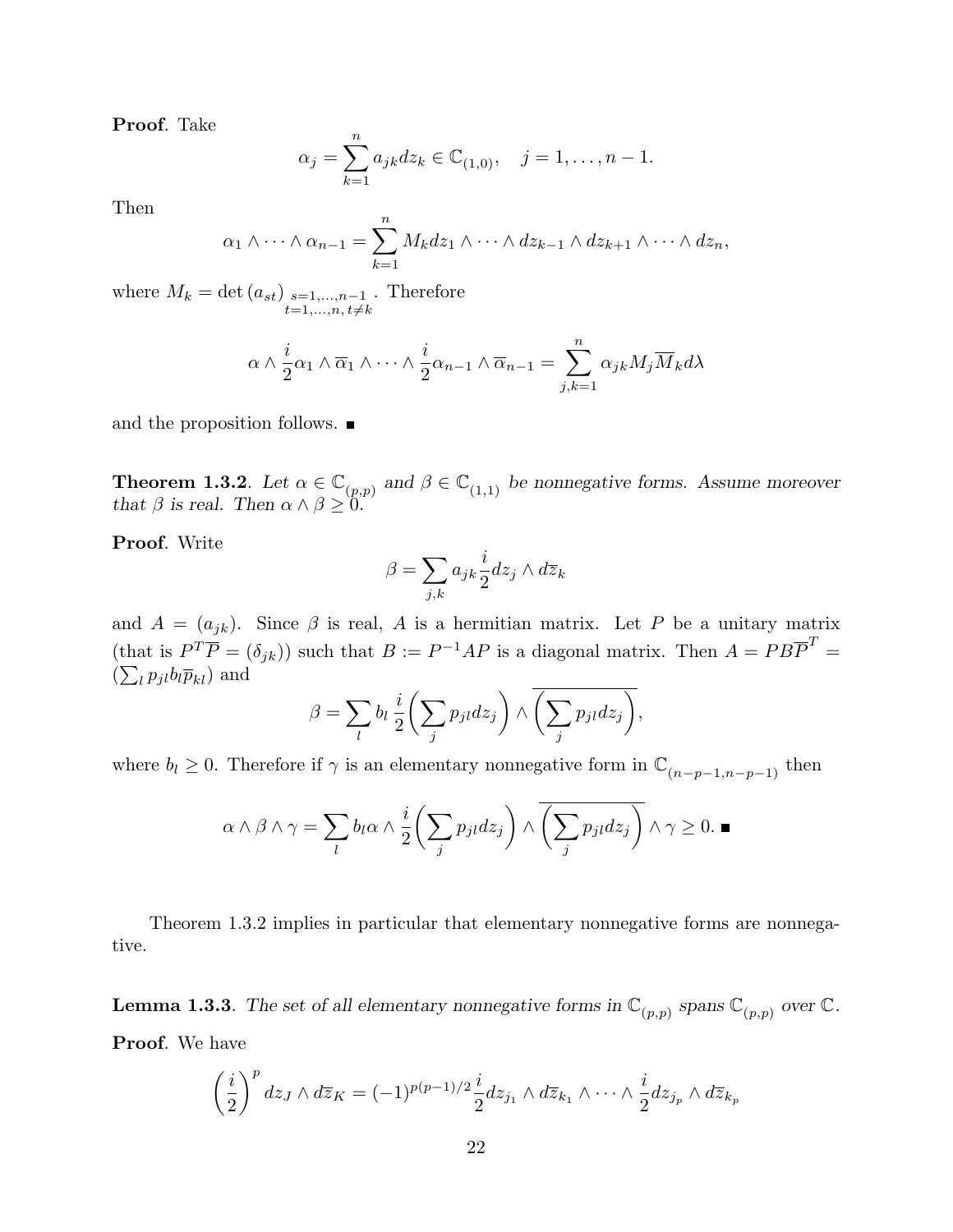**Proof**. Take

$$\alpha_j = \sum_{k=1}^{n} a_{jk} dz_k \in \mathbb{C}_{(1,0)}, \quad j = 1, \dots, n-1.$$

Then

$$\alpha_1 \wedge \cdots \wedge \alpha_{n-1} = \sum_{k=1}^{n} M_k dz_1 \wedge \cdots \wedge dz_{k-1} \wedge dz_{k+1} \wedge \cdots \wedge dz_n,$$

where $M_k = \det (a_{st})_{\substack{s=1,\dots,n-1 \\ t=1,\dots,n,\, t\neq k}}$. Therefore

$$\alpha \wedge \frac{i}{2}\alpha_1 \wedge \overline{\alpha}_1 \wedge \cdots \wedge \frac{i}{2}\alpha_{n-1} \wedge \overline{\alpha}_{n-1} = \sum_{j,k=1}^{n} \alpha_{jk} M_j \overline{M}_k d\lambda$$

and the proposition follows. ■

**Theorem 1.3.2**. *Let $\alpha \in \mathbb{C}_{(p,p)}$ and $\beta \in \mathbb{C}_{(1,1)}$ be nonnegative forms. Assume moreover that $\beta$ is real. Then $\alpha \wedge \beta \geq 0$.*

**Proof**. Write

$$\beta = \sum_{j,k} a_{jk} \frac{i}{2} dz_j \wedge d\overline{z}_k$$

and $A = (a_{jk})$. Since $\beta$ is real, $A$ is a hermitian matrix. Let $P$ be a unitary matrix (that is $P^T \overline{P} = (\delta_{jk})$) such that $B := P^{-1}AP$ is a diagonal matrix. Then $A = PB\overline{P}^T = (\sum_l p_{jl} b_l \overline{p}_{kl})$ and

$$\beta = \sum_l b_l \frac{i}{2} \bigg( \sum_j p_{jl} dz_j \bigg) \wedge \overline{\bigg( \sum_j p_{jl} dz_j \bigg)},$$

where $b_l \geq 0$. Therefore if $\gamma$ is an elementary nonnegative form in $\mathbb{C}_{(n-p-1,n-p-1)}$ then

$$\alpha \wedge \beta \wedge \gamma = \sum_l b_l \alpha \wedge \frac{i}{2} \bigg( \sum_j p_{jl} dz_j \bigg) \wedge \overline{\bigg( \sum_j p_{jl} dz_j \bigg)} \wedge \gamma \geq 0. \ ■$$

Theorem 1.3.2 implies in particular that elementary nonnegative forms are nonnegative.

**Lemma 1.3.3**. *The set of all elementary nonnegative forms in $\mathbb{C}_{(p,p)}$ spans $\mathbb{C}_{(p,p)}$ over $\mathbb{C}$.*

**Proof**. We have

$$\left(\frac{i}{2}\right)^p dz_J \wedge d\overline{z}_K = (-1)^{p(p-1)/2} \frac{i}{2} dz_{j_1} \wedge d\overline{z}_{k_1} \wedge \cdots \wedge \frac{i}{2} dz_{j_p} \wedge d\overline{z}_{k_p}$$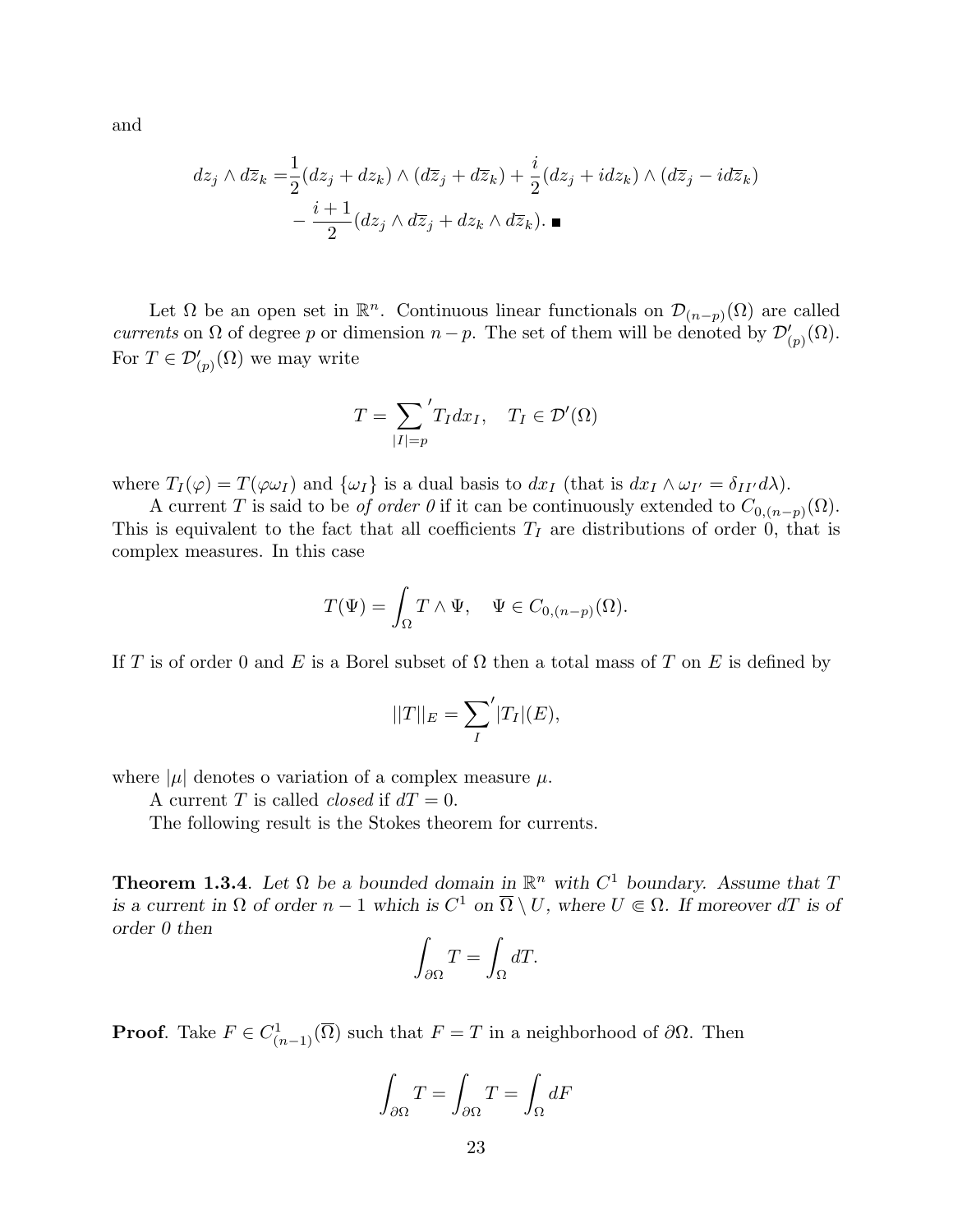and

$$
\begin{aligned}
dz_j \wedge d\overline{z}_k =& \frac{1}{2}(dz_j + dz_k) \wedge (d\overline{z}_j + d\overline{z}_k) + \frac{i}{2}(dz_j + i dz_k) \wedge (d\overline{z}_j - i d\overline{z}_k) \\
&- \frac{i+1}{2}(dz_j \wedge d\overline{z}_j + dz_k \wedge d\overline{z}_k). \blacksquare
\end{aligned}
$$

Let $\Omega$ be an open set in $\mathbb{R}^n$. Continuous linear functionals on $\mathcal{D}_{(n-p)}(\Omega)$ are called *currents* on $\Omega$ of degree $p$ or dimension $n-p$. The set of them will be denoted by $\mathcal{D}'_{(p)}(\Omega)$. For $T \in \mathcal{D}'_{(p)}(\Omega)$ we may write

$$
T = {\sum_{|I|=p}}' T_I dx_I, \quad T_I \in \mathcal{D}'(\Omega)
$$

where $T_I(\varphi) = T(\varphi \omega_I)$ and $\{\omega_I\}$ is a dual basis to $dx_I$ (that is $dx_I \wedge \omega_{I'} = \delta_{II'} d\lambda$).

A current $T$ is said to be *of order 0* if it can be continuously extended to $C_{0,(n-p)}(\Omega)$. This is equivalent to the fact that all coefficients $T_I$ are distributions of order 0, that is complex measures. In this case

$$
T(\Psi) = \int_\Omega T \wedge \Psi, \quad \Psi \in C_{0,(n-p)}(\Omega).
$$

If $T$ is of order 0 and $E$ is a Borel subset of $\Omega$ then a total mass of $T$ on $E$ is defined by

$$
||T||_E = {\sum_I}' |T_I|(E),
$$

where $|\mu|$ denotes o variation of a complex measure $\mu$.

A current $T$ is called *closed* if $dT = 0$.

The following result is the Stokes theorem for currents.

**Theorem 1.3.4**. *Let $\Omega$ be a bounded domain in $\mathbb{R}^n$ with $C^1$ boundary. Assume that $T$ is a current in $\Omega$ of order $n-1$ which is $C^1$ on $\overline{\Omega} \setminus U$, where $U \Subset \Omega$. If moreover $dT$ is of order 0 then*

$$
\int_{\partial\Omega} T = \int_\Omega dT.
$$

**Proof**. Take $F \in C^1_{(n-1)}(\overline{\Omega})$ such that $F = T$ in a neighborhood of $\partial\Omega$. Then

$$
\int_{\partial\Omega} T = \int_{\partial\Omega} T = \int_\Omega dF
$$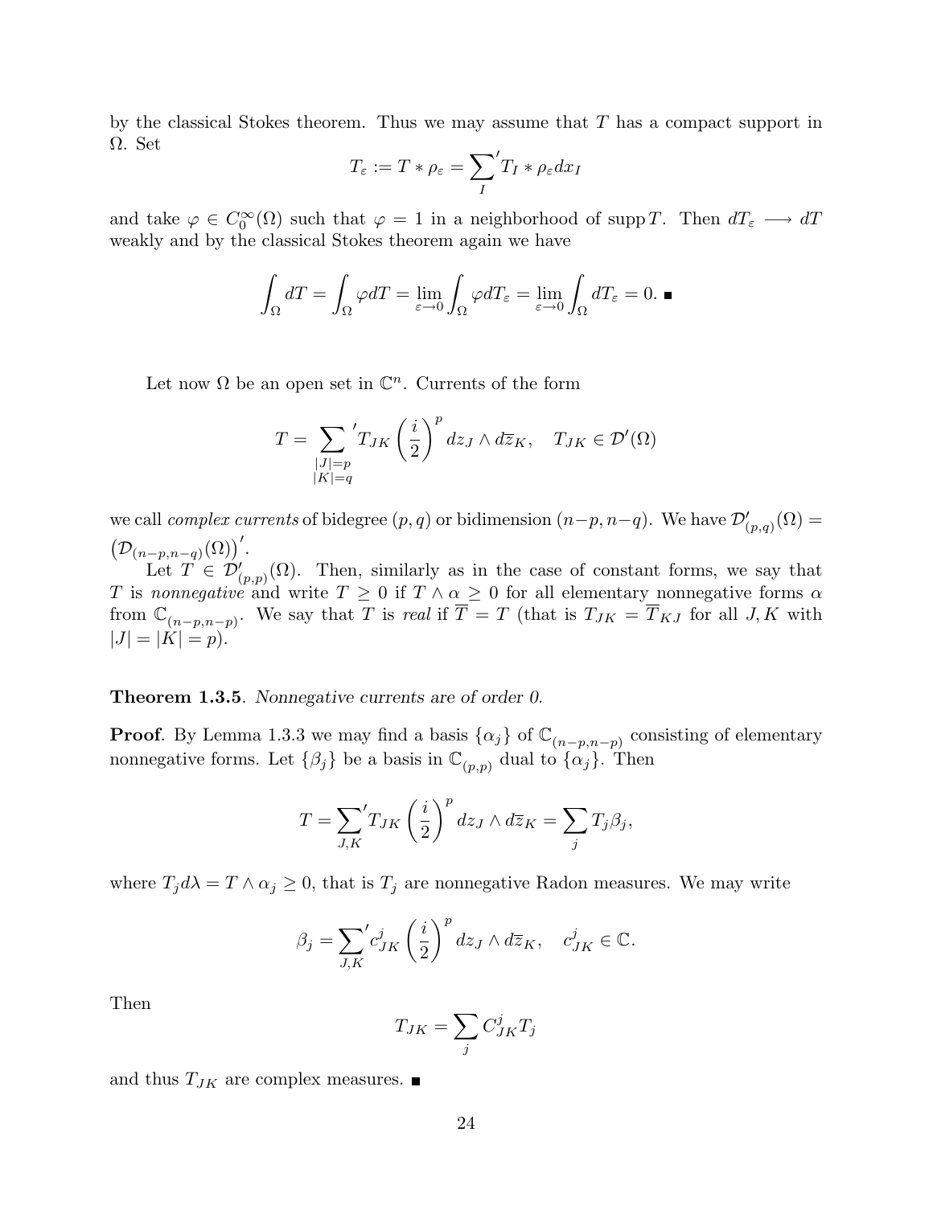by the classical Stokes theorem. Thus we may assume that $T$ has a compact support in $\Omega$. Set

$$T_\varepsilon := T * \rho_\varepsilon = \sum_I{}' T_I * \rho_\varepsilon dx_I$$

and take $\varphi \in C_0^\infty(\Omega)$ such that $\varphi = 1$ in a neighborhood of $\operatorname{supp} T$. Then $dT_\varepsilon \longrightarrow dT$ weakly and by the classical Stokes theorem again we have

$$\int_\Omega dT = \int_\Omega \varphi dT = \lim_{\varepsilon \to 0} \int_\Omega \varphi dT_\varepsilon = \lim_{\varepsilon \to 0} \int_\Omega dT_\varepsilon = 0. \blacksquare$$

Let now $\Omega$ be an open set in $\mathbb{C}^n$. Currents of the form

$$T = \sum_{\substack{|J|=p \\ |K|=q}}{}' T_{JK} \left(\frac{i}{2}\right)^p dz_J \wedge d\overline{z}_K, \quad T_{JK} \in \mathcal{D}'(\Omega)$$

we call *complex currents* of bidegree $(p, q)$ or bidimension $(n-p, n-q)$. We have $\mathcal{D}'_{(p,q)}(\Omega) = \left(\mathcal{D}_{(n-p,n-q)}(\Omega)\right)'$.

Let $T \in \mathcal{D}'_{(p,p)}(\Omega)$. Then, similarly as in the case of constant forms, we say that $T$ is *nonnegative* and write $T \geq 0$ if $T \wedge \alpha \geq 0$ for all elementary nonnegative forms $\alpha$ from $\mathbb{C}_{(n-p,n-p)}$. We say that $T$ is *real* if $\overline{T} = T$ (that is $T_{JK} = \overline{T}_{KJ}$ for all $J, K$ with $|J| = |K| = p$).

**Theorem 1.3.5**. *Nonnegative currents are of order 0.*

**Proof**. By Lemma 1.3.3 we may find a basis $\{\alpha_j\}$ of $\mathbb{C}_{(n-p,n-p)}$ consisting of elementary nonnegative forms. Let $\{\beta_j\}$ be a basis in $\mathbb{C}_{(p,p)}$ dual to $\{\alpha_j\}$. Then

$$T = \sum_{J,K}{}' T_{JK} \left(\frac{i}{2}\right)^p dz_J \wedge d\overline{z}_K = \sum_j T_j \beta_j,$$

where $T_j d\lambda = T \wedge \alpha_j \geq 0$, that is $T_j$ are nonnegative Radon measures. We may write

$$\beta_j = \sum_{J,K}{}' c^j_{JK} \left(\frac{i}{2}\right)^p dz_J \wedge d\overline{z}_K, \quad c^j_{JK} \in \mathbb{C}.$$

Then

$$T_{JK} = \sum_j C^j_{JK} T_j$$

and thus $T_{JK}$ are complex measures. $\blacksquare$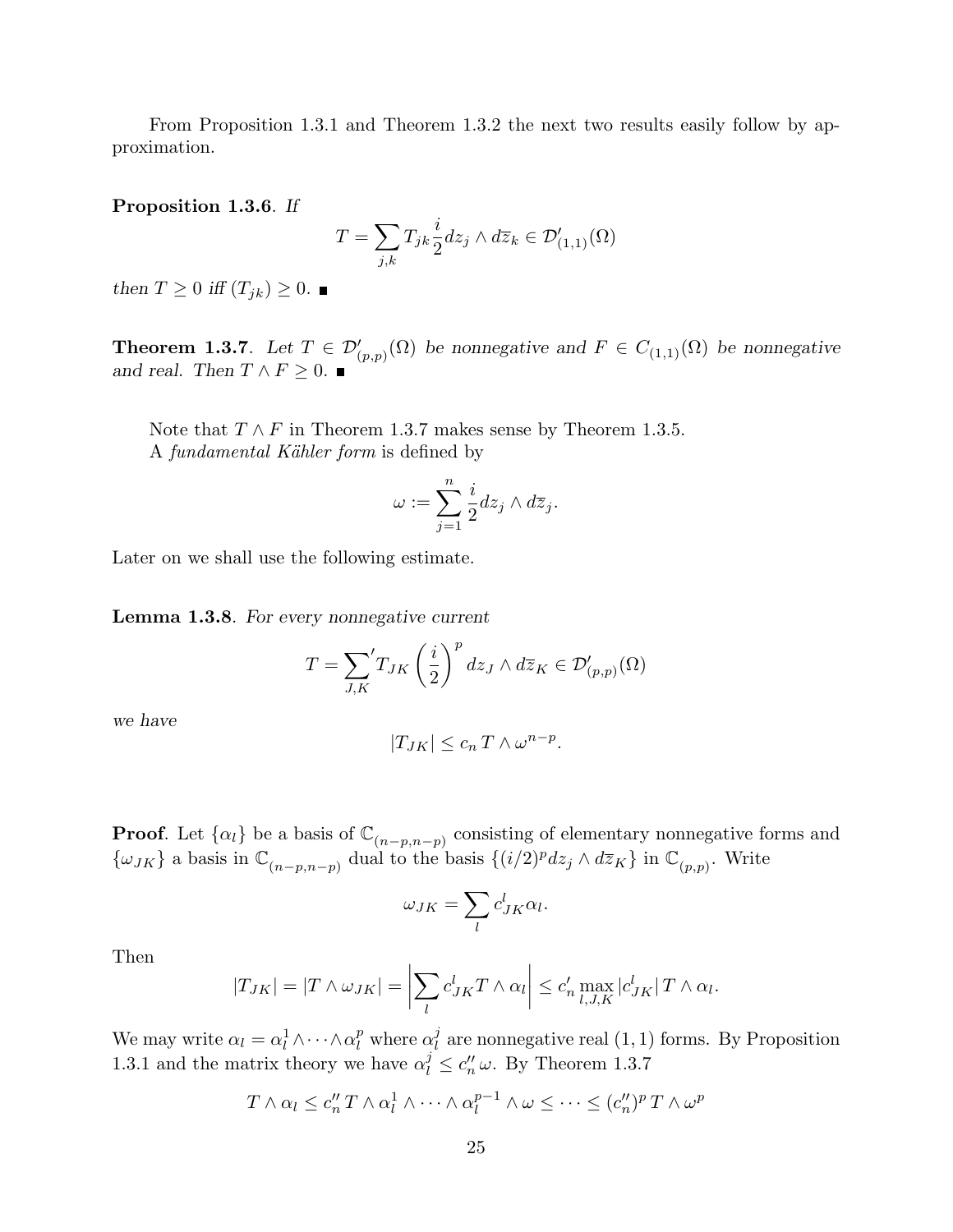From Proposition 1.3.1 and Theorem 1.3.2 the next two results easily follow by approximation.

**Proposition 1.3.6**. *If*

$$T = \sum_{j,k} T_{jk} \frac{i}{2} dz_j \wedge d\bar{z}_k \in \mathcal{D}'_{(1,1)}(\Omega)$$

*then* $T \geq 0$ *iff* $(T_{jk}) \geq 0$. ∎

**Theorem 1.3.7**. *Let* $T \in \mathcal{D}'_{(p,p)}(\Omega)$ *be nonnegative and* $F \in C_{(1,1)}(\Omega)$ *be nonnegative and real. Then* $T \wedge F \geq 0$. ∎

Note that $T \wedge F$ in Theorem 1.3.7 makes sense by Theorem 1.3.5.

A *fundamental Kähler form* is defined by

$$\omega := \sum_{j=1}^{n} \frac{i}{2} dz_j \wedge d\bar{z}_j.$$

Later on we shall use the following estimate.

**Lemma 1.3.8**. *For every nonnegative current*

$$T = {\sum_{J,K}}' T_{JK} \left(\frac{i}{2}\right)^p dz_J \wedge d\bar{z}_K \in \mathcal{D}'_{(p,p)}(\Omega)$$

*we have*

$$|T_{JK}| \leq c_n \, T \wedge \omega^{n-p}.$$

**Proof**. Let $\{\alpha_l\}$ be a basis of $\mathbb{C}_{(n-p,n-p)}$ consisting of elementary nonnegative forms and $\{\omega_{JK}\}$ a basis in $\mathbb{C}_{(n-p,n-p)}$ dual to the basis $\{(i/2)^p dz_j \wedge d\bar{z}_K\}$ in $\mathbb{C}_{(p,p)}$. Write

$$\omega_{JK} = \sum_l c^l_{JK} \alpha_l.$$

Then

$$|T_{JK}| = |T \wedge \omega_{JK}| = \left| \sum_l c^l_{JK} T \wedge \alpha_l \right| \leq c'_n \max_{l,J,K} |c^l_{JK}| \, T \wedge \alpha_l.$$

We may write $\alpha_l = \alpha^1_l \wedge \cdots \wedge \alpha^p_l$ where $\alpha^j_l$ are nonnegative real $(1,1)$ forms. By Proposition 1.3.1 and the matrix theory we have $\alpha^j_l \leq c''_n \, \omega$. By Theorem 1.3.7

$$T \wedge \alpha_l \leq c''_n \, T \wedge \alpha^1_l \wedge \cdots \wedge \alpha^{p-1}_l \wedge \omega \leq \cdots \leq (c''_n)^p \, T \wedge \omega^p$$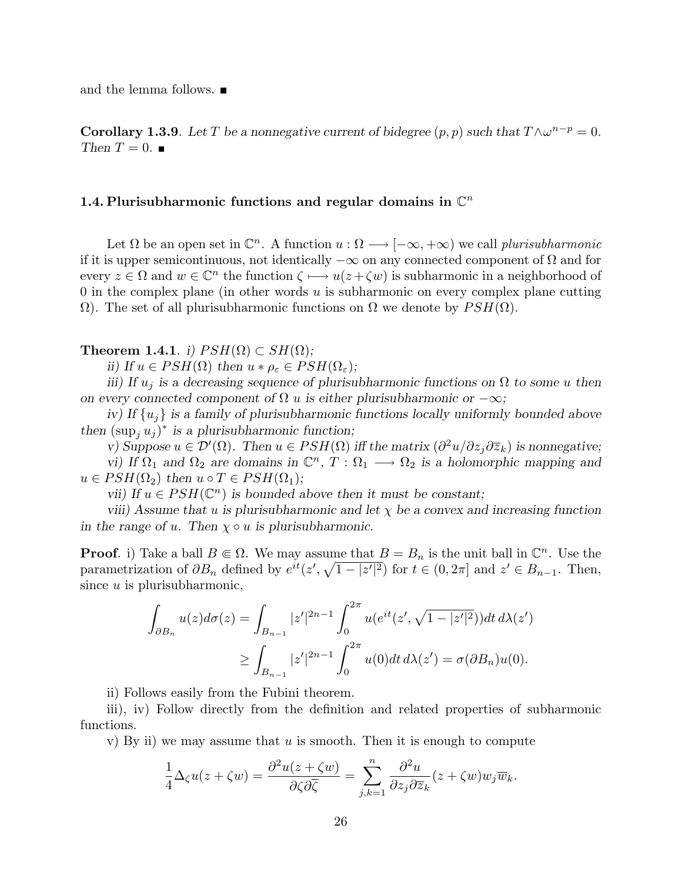and the lemma follows. ■

**Corollary 1.3.9**. *Let $T$ be a nonnegative current of bidegree $(p,p)$ such that $T \wedge \omega^{n-p} = 0$. Then $T = 0$.* ■

## 1.4. Plurisubharmonic functions and regular domains in $\mathbb{C}^n$

Let $\Omega$ be an open set in $\mathbb{C}^n$. A function $u : \Omega \longrightarrow [-\infty, +\infty)$ we call *plurisubharmonic* if it is upper semicontinuous, not identically $-\infty$ on any connected component of $\Omega$ and for every $z \in \Omega$ and $w \in \mathbb{C}^n$ the function $\zeta \longmapsto u(z + \zeta w)$ is subharmonic in a neighborhood of $0$ in the complex plane (in other words $u$ is subharmonic on every complex plane cutting $\Omega$). The set of all plurisubharmonic functions on $\Omega$ we denote by $PSH(\Omega)$.

**Theorem 1.4.1**. *i) $PSH(\Omega) \subset SH(\Omega)$;*

*ii) If $u \in PSH(\Omega)$ then $u * \rho_\varepsilon \in PSH(\Omega_\varepsilon)$;*

*iii) If $u_j$ is a decreasing sequence of plurisubharmonic functions on $\Omega$ to some $u$ then on every connected component of $\Omega$ $u$ is either plurisubharmonic or $-\infty$;*

*iv) If $\{u_j\}$ is a family of plurisubharmonic functions locally uniformly bounded above then $(\sup_j u_j)^*$ is a plurisubharmonic function;*

*v) Suppose $u \in \mathcal{D}'(\Omega)$. Then $u \in PSH(\Omega)$ iff the matrix $(\partial^2 u / \partial z_j \partial \overline{z}_k)$ is nonnegative;*

*vi) If $\Omega_1$ and $\Omega_2$ are domains in $\mathbb{C}^n$, $T : \Omega_1 \longrightarrow \Omega_2$ is a holomorphic mapping and $u \in PSH(\Omega_2)$ then $u \circ T \in PSH(\Omega_1)$;*

*vii) If $u \in PSH(\mathbb{C}^n)$ is bounded above then it must be constant;*

*viii) Assume that $u$ is plurisubharmonic and let $\chi$ be a convex and increasing function in the range of $u$. Then $\chi \circ u$ is plurisubharmonic.*

**Proof**. i) Take a ball $B \Subset \Omega$. We may assume that $B = B_n$ is the unit ball in $\mathbb{C}^n$. Use the parametrization of $\partial B_n$ defined by $e^{it}(z', \sqrt{1 - |z'|^2})$ for $t \in (0, 2\pi]$ and $z' \in B_{n-1}$. Then, since $u$ is plurisubharmonic,

$$\int_{\partial B_n} u(z) d\sigma(z) = \int_{B_{n-1}} |z'|^{2n-1} \int_0^{2\pi} u(e^{it}(z', \sqrt{1 - |z'|^2})) dt \, d\lambda(z')$$

$$\geq \int_{B_{n-1}} |z'|^{2n-1} \int_0^{2\pi} u(0) dt \, d\lambda(z') = \sigma(\partial B_n) u(0).$$

ii) Follows easily from the Fubini theorem.

iii), iv) Follow directly from the definition and related properties of subharmonic functions.

v) By ii) we may assume that $u$ is smooth. Then it is enough to compute

$$\frac{1}{4} \Delta_\zeta u(z + \zeta w) = \frac{\partial^2 u(z + \zeta w)}{\partial \zeta \partial \overline{\zeta}} = \sum_{j,k=1}^n \frac{\partial^2 u}{\partial z_j \partial \overline{z}_k}(z + \zeta w) w_j \overline{w}_k.$$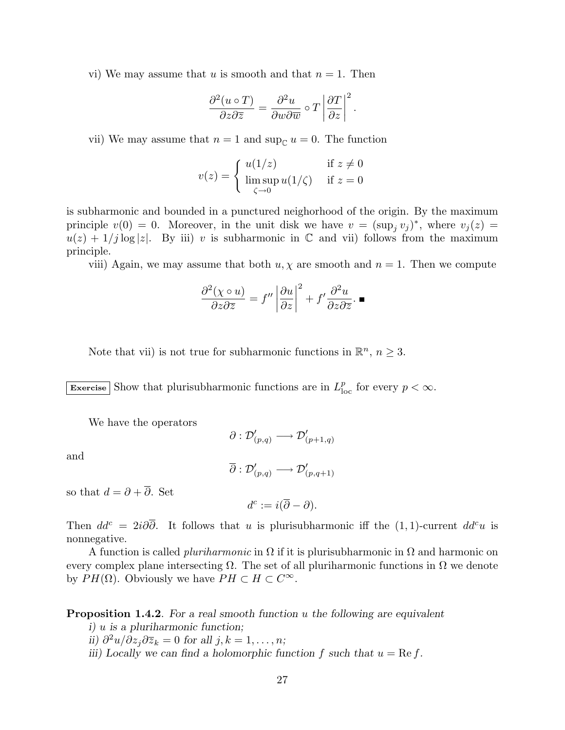vi) We may assume that $u$ is smooth and that $n = 1$. Then

$$\frac{\partial^2(u \circ T)}{\partial z \partial \overline{z}} = \frac{\partial^2 u}{\partial w \partial \overline{w}} \circ T \left| \frac{\partial T}{\partial z} \right|^2 .$$

vii) We may assume that $n = 1$ and $\sup_{\mathbb{C}} u = 0$. The function

$$v(z) = \begin{cases} u(1/z) & \text{if } z \neq 0 \\ \limsup\limits_{\zeta \to 0} u(1/\zeta) & \text{if } z = 0 \end{cases}$$

is subharmonic and bounded in a punctured neighorhood of the origin. By the maximum principle $v(0) = 0$. Moreover, in the unit disk we have $v = (\sup_j v_j)^*$, where $v_j(z) = u(z) + 1/j \log |z|$. By iii) $v$ is subharmonic in $\mathbb{C}$ and vii) follows from the maximum principle.

viii) Again, we may assume that both $u, \chi$ are smooth and $n = 1$. Then we compute

$$\frac{\partial^2(\chi \circ u)}{\partial z \partial \overline{z}} = f'' \left| \frac{\partial u}{\partial z} \right|^2 + f' \frac{\partial^2 u}{\partial z \partial \overline{z}}. \blacksquare$$

Note that vii) is not true for subharmonic functions in $\mathbb{R}^n$, $n \geq 3$.

**Exercise** Show that plurisubharmonic functions are in $L^p_{\text{loc}}$ for every $p < \infty$.

We have the operators

$$\partial : \mathcal{D}'_{(p,q)} \longrightarrow \mathcal{D}'_{(p+1,q)}$$

and

$$\overline{\partial} : \mathcal{D}'_{(p,q)} \longrightarrow \mathcal{D}'_{(p,q+1)}$$

so that $d = \partial + \overline{\partial}$. Set

$$d^c := i(\overline{\partial} - \partial).$$

Then $dd^c = 2i\partial\overline{\partial}$. It follows that $u$ is plurisubharmonic iff the $(1,1)$-current $dd^c u$ is nonnegative.

A function is called *pluriharmonic* in $\Omega$ if it is plurisubharmonic in $\Omega$ and harmonic on every complex plane intersecting $\Omega$. The set of all pluriharmonic functions in $\Omega$ we denote by $PH(\Omega)$. Obviously we have $PH \subset H \subset C^\infty$.

**Proposition 1.4.2**. *For a real smooth function $u$ the following are equivalent*
*i) $u$ is a pluriharmonic function;*
*ii) $\partial^2 u / \partial z_j \partial \overline{z}_k = 0$ for all $j, k = 1, \ldots, n$;*
*iii) Locally we can find a holomorphic function $f$ such that $u = \operatorname{Re} f$.*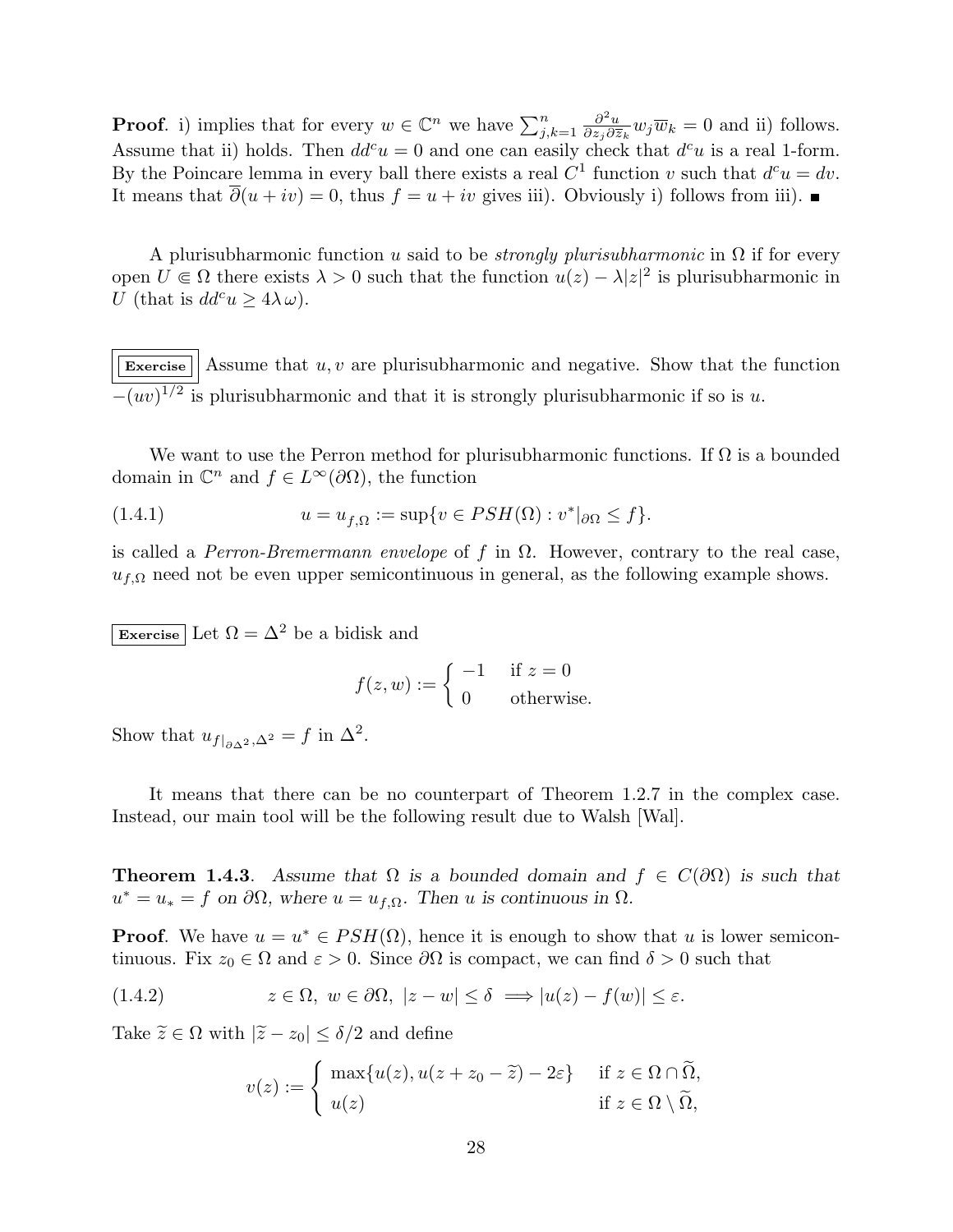**Proof**. i) implies that for every $w \in \mathbb{C}^n$ we have $\sum_{j,k=1}^n \frac{\partial^2 u}{\partial z_j \partial \overline{z}_k} w_j \overline{w}_k = 0$ and ii) follows. Assume that ii) holds. Then $dd^c u = 0$ and one can easily check that $d^c u$ is a real 1-form. By the Poincare lemma in every ball there exists a real $C^1$ function $v$ such that $d^c u = dv$. It means that $\overline{\partial}(u + iv) = 0$, thus $f = u + iv$ gives iii). Obviously i) follows from iii). ∎

A plurisubharmonic function $u$ said to be *strongly plurisubharmonic* in $\Omega$ if for every open $U \Subset \Omega$ there exists $\lambda > 0$ such that the function $u(z) - \lambda |z|^2$ is plurisubharmonic in $U$ (that is $dd^c u \geq 4\lambda\, \omega$).

**Exercise** Assume that $u, v$ are plurisubharmonic and negative. Show that the function $-(uv)^{1/2}$ is plurisubharmonic and that it is strongly plurisubharmonic if so is $u$.

We want to use the Perron method for plurisubharmonic functions. If $\Omega$ is a bounded domain in $\mathbb{C}^n$ and $f \in L^\infty(\partial\Omega)$, the function

$$u = u_{f,\Omega} := \sup\{v \in PSH(\Omega) : v^*|_{\partial\Omega} \leq f\}. \tag{1.4.1}$$

is called a *Perron-Bremermann envelope* of $f$ in $\Omega$. However, contrary to the real case, $u_{f,\Omega}$ need not be even upper semicontinuous in general, as the following example shows.

**Exercise** Let $\Omega = \Delta^2$ be a bidisk and

$$f(z,w) := \begin{cases} -1 & \text{if } z = 0 \\ 0 & \text{otherwise.} \end{cases}$$

Show that $u_{f|_{\partial\Delta^2}, \Delta^2} = f$ in $\Delta^2$.

It means that there can be no counterpart of Theorem 1.2.7 in the complex case. Instead, our main tool will be the following result due to Walsh [Wal].

**Theorem 1.4.3**. *Assume that $\Omega$ is a bounded domain and $f \in C(\partial\Omega)$ is such that $u^* = u_* = f$ on $\partial\Omega$, where $u = u_{f,\Omega}$. Then $u$ is continuous in $\Omega$.*

**Proof**. We have $u = u^* \in PSH(\Omega)$, hence it is enough to show that $u$ is lower semicontinuous. Fix $z_0 \in \Omega$ and $\varepsilon > 0$. Since $\partial\Omega$ is compact, we can find $\delta > 0$ such that

$$z \in \Omega,\ w \in \partial\Omega,\ |z - w| \leq \delta \implies |u(z) - f(w)| \leq \varepsilon. \tag{1.4.2}$$

Take $\widetilde{z} \in \Omega$ with $|\widetilde{z} - z_0| \leq \delta/2$ and define

$$v(z) := \begin{cases} \max\{u(z), u(z + z_0 - \widetilde{z}) - 2\varepsilon\} & \text{if } z \in \Omega \cap \widetilde{\Omega}, \\ u(z) & \text{if } z \in \Omega \setminus \widetilde{\Omega}, \end{cases}$$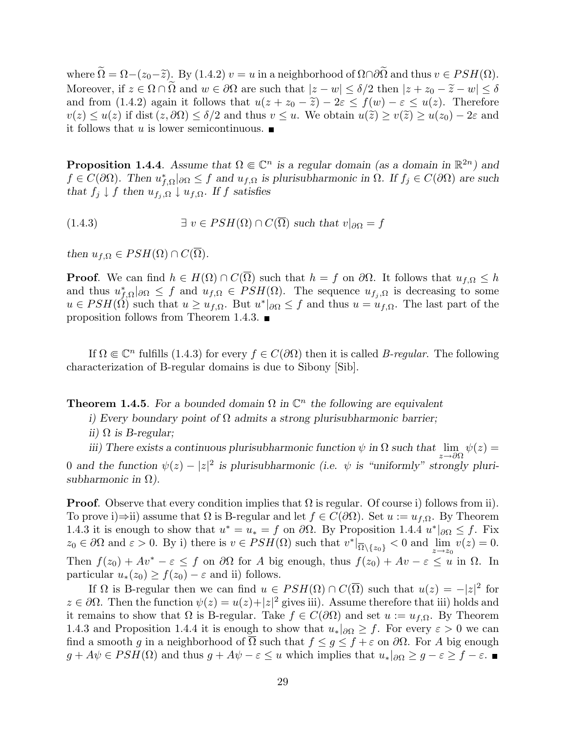where $\widetilde{\Omega} = \Omega - (z_0 - \widetilde{z})$. By (1.4.2) $v = u$ in a neighborhood of $\Omega \cap \partial\widetilde{\Omega}$ and thus $v \in PSH(\Omega)$. Moreover, if $z \in \Omega \cap \widetilde{\Omega}$ and $w \in \partial\Omega$ are such that $|z - w| \leq \delta/2$ then $|z + z_0 - \widetilde{z} - w| \leq \delta$ and from (1.4.2) again it follows that $u(z + z_0 - \widetilde{z}) - 2\varepsilon \leq f(w) - \varepsilon \leq u(z)$. Therefore $v(z) \leq u(z)$ if $\operatorname{dist}(z, \partial\Omega) \leq \delta/2$ and thus $v \leq u$. We obtain $u(\widetilde{z}) \geq v(\widetilde{z}) \geq u(z_0) - 2\varepsilon$ and it follows that $u$ is lower semicontinuous. ∎

**Proposition 1.4.4**. *Assume that $\Omega \Subset \mathbb{C}^n$ is a regular domain (as a domain in $\mathbb{R}^{2n}$) and $f \in C(\partial\Omega)$. Then $u^*_{f,\Omega}|_{\partial\Omega} \leq f$ and $u_{f,\Omega}$ is plurisubharmonic in $\Omega$. If $f_j \in C(\partial\Omega)$ are such that $f_j \downarrow f$ then $u_{f_j,\Omega} \downarrow u_{f,\Omega}$. If $f$ satisfies*

$$(1.4.3) \qquad \exists\ v \in PSH(\Omega) \cap C(\overline{\Omega}) \text{ such that } v|_{\partial\Omega} = f$$

*then $u_{f,\Omega} \in PSH(\Omega) \cap C(\overline{\Omega})$.*

**Proof**. We can find $h \in H(\Omega) \cap C(\overline{\Omega})$ such that $h = f$ on $\partial\Omega$. It follows that $u_{f,\Omega} \leq h$ and thus $u^*_{f,\Omega}|_{\partial\Omega} \leq f$ and $u_{f,\Omega} \in PSH(\Omega)$. The sequence $u_{f_j,\Omega}$ is decreasing to some $u \in PSH(\Omega)$ such that $u \geq u_{f,\Omega}$. But $u^*|_{\partial\Omega} \leq f$ and thus $u = u_{f,\Omega}$. The last part of the proposition follows from Theorem 1.4.3. ∎

If $\Omega \Subset \mathbb{C}^n$ fulfills (1.4.3) for every $f \in C(\partial\Omega)$ then it is called *B-regular*. The following characterization of B-regular domains is due to Sibony [Sib].

**Theorem 1.4.5**. *For a bounded domain $\Omega$ in $\mathbb{C}^n$ the following are equivalent*

*i) Every boundary point of $\Omega$ admits a strong plurisubharmonic barrier;*

*ii) $\Omega$ is B-regular;*

*iii) There exists a continuous plurisubharmonic function $\psi$ in $\Omega$ such that $\lim_{z \to \partial\Omega} \psi(z) = 0$ and the function $\psi(z) - |z|^2$ is plurisubharmonic (i.e. $\psi$ is "uniformly" strongly plurisubharmonic in $\Omega$).*

**Proof**. Observe that every condition implies that $\Omega$ is regular. Of course i) follows from ii). To prove i)⇒ii) assume that $\Omega$ is B-regular and let $f \in C(\partial\Omega)$. Set $u := u_{f,\Omega}$. By Theorem 1.4.3 it is enough to show that $u^* = u_* = f$ on $\partial\Omega$. By Proposition 1.4.4 $u^*|_{\partial\Omega} \leq f$. Fix $z_0 \in \partial\Omega$ and $\varepsilon > 0$. By i) there is $v \in PSH(\Omega)$ such that $v^*|_{\overline{\Omega}\setminus\{z_0\}} < 0$ and $\lim_{z \to z_0} v(z) = 0$. Then $f(z_0) + Av^* - \varepsilon \leq f$ on $\partial\Omega$ for $A$ big enough, thus $f(z_0) + Av - \varepsilon \leq u$ in $\Omega$. In particular $u_*(z_0) \geq f(z_0) - \varepsilon$ and ii) follows.

If $\Omega$ is B-regular then we can find $u \in PSH(\Omega) \cap C(\overline{\Omega})$ such that $u(z) = -|z|^2$ for $z \in \partial\Omega$. Then the function $\psi(z) = u(z) + |z|^2$ gives iii). Assume therefore that iii) holds and it remains to show that $\Omega$ is B-regular. Take $f \in C(\partial\Omega)$ and set $u := u_{f,\Omega}$. By Theorem 1.4.3 and Proposition 1.4.4 it is enough to show that $u_*|_{\partial\Omega} \geq f$. For every $\varepsilon > 0$ we can find a smooth $g$ in a neighborhood of $\overline{\Omega}$ such that $f \leq g \leq f + \varepsilon$ on $\partial\Omega$. For $A$ big enough $g + A\psi \in PSH(\Omega)$ and thus $g + A\psi - \varepsilon \leq u$ which implies that $u_*|_{\partial\Omega} \geq g - \varepsilon \geq f - \varepsilon$. ∎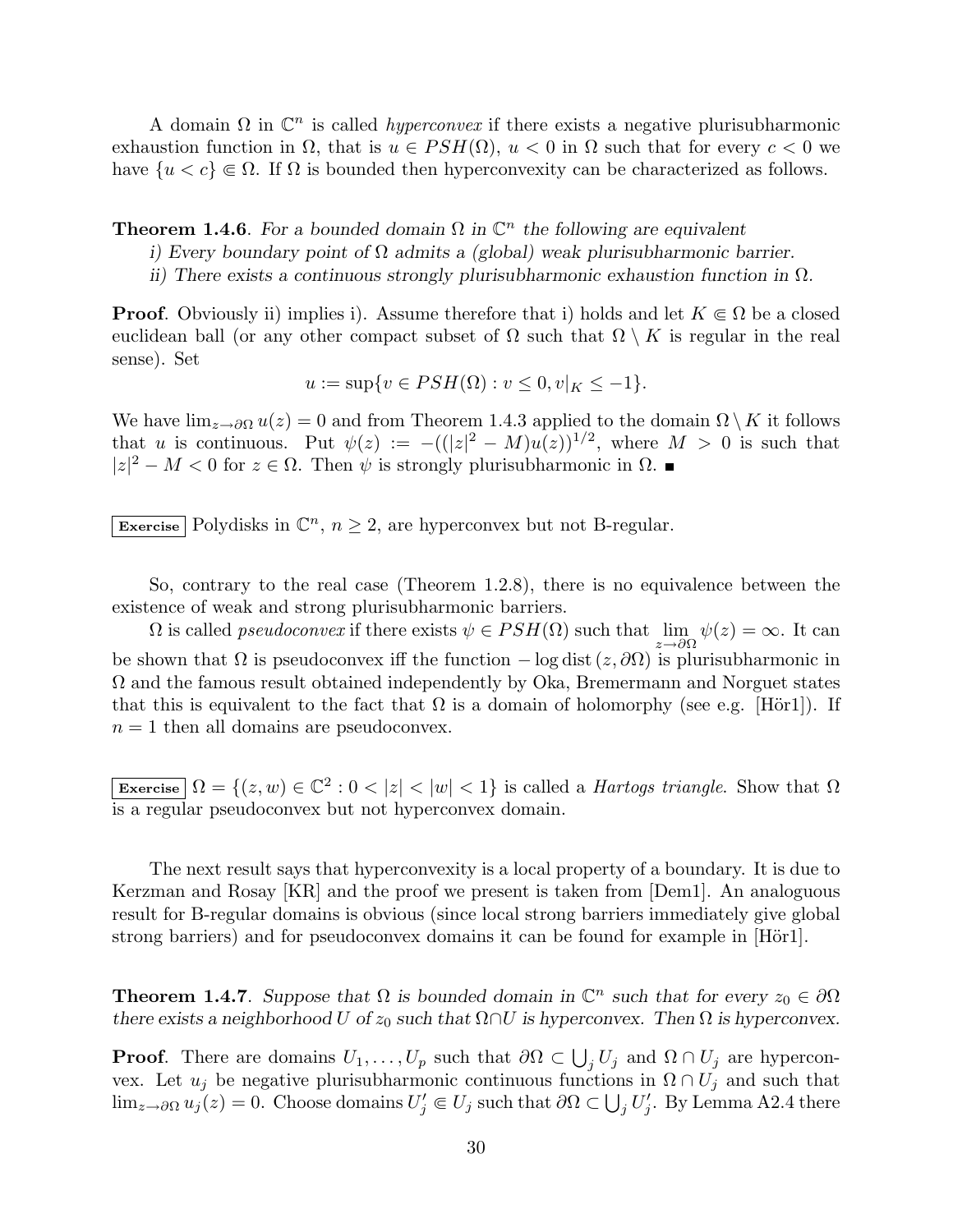A domain $\Omega$ in $\mathbb{C}^n$ is called *hyperconvex* if there exists a negative plurisubharmonic exhaustion function in $\Omega$, that is $u \in PSH(\Omega)$, $u < 0$ in $\Omega$ such that for every $c < 0$ we have $\{u < c\} \Subset \Omega$. If $\Omega$ is bounded then hyperconvexity can be characterized as follows.

**Theorem 1.4.6**. *For a bounded domain $\Omega$ in $\mathbb{C}^n$ the following are equivalent*
*i) Every boundary point of $\Omega$ admits a (global) weak plurisubharmonic barrier.*
*ii) There exists a continuous strongly plurisubharmonic exhaustion function in $\Omega$.*

**Proof**. Obviously ii) implies i). Assume therefore that i) holds and let $K \Subset \Omega$ be a closed euclidean ball (or any other compact subset of $\Omega$ such that $\Omega \setminus K$ is regular in the real sense). Set

$$u := \sup\{v \in PSH(\Omega) : v \leq 0, v|_K \leq -1\}.$$

We have $\lim_{z \to \partial\Omega} u(z) = 0$ and from Theorem 1.4.3 applied to the domain $\Omega \setminus K$ it follows that $u$ is continuous. Put $\psi(z) := -((|z|^2 - M)u(z))^{1/2}$, where $M > 0$ is such that $|z|^2 - M < 0$ for $z \in \Omega$. Then $\psi$ is strongly plurisubharmonic in $\Omega$. ∎

**Exercise** Polydisks in $\mathbb{C}^n$, $n \geq 2$, are hyperconvex but not B-regular.

So, contrary to the real case (Theorem 1.2.8), there is no equivalence between the existence of weak and strong plurisubharmonic barriers.

$\Omega$ is called *pseudoconvex* if there exists $\psi \in PSH(\Omega)$ such that $\lim_{z \to \partial\Omega} \psi(z) = \infty$. It can be shown that $\Omega$ is pseudoconvex iff the function $-\log \operatorname{dist}(z, \partial\Omega)$ is plurisubharmonic in $\Omega$ and the famous result obtained independently by Oka, Bremermann and Norguet states that this is equivalent to the fact that $\Omega$ is a domain of holomorphy (see e.g. [Hör1]). If $n = 1$ then all domains are pseudoconvex.

**Exercise** $\Omega = \{(z, w) \in \mathbb{C}^2 : 0 < |z| < |w| < 1\}$ is called a *Hartogs triangle*. Show that $\Omega$ is a regular pseudoconvex but not hyperconvex domain.

The next result says that hyperconvexity is a local property of a boundary. It is due to Kerzman and Rosay [KR] and the proof we present is taken from [Dem1]. An analoguous result for B-regular domains is obvious (since local strong barriers immediately give global strong barriers) and for pseudoconvex domains it can be found for example in [Hör1].

**Theorem 1.4.7**. *Suppose that $\Omega$ is bounded domain in $\mathbb{C}^n$ such that for every $z_0 \in \partial\Omega$ there exists a neighborhood $U$ of $z_0$ such that $\Omega \cap U$ is hyperconvex. Then $\Omega$ is hyperconvex.*

**Proof**. There are domains $U_1, \ldots, U_p$ such that $\partial\Omega \subset \bigcup_j U_j$ and $\Omega \cap U_j$ are hyperconvex. Let $u_j$ be negative plurisubharmonic continuous functions in $\Omega \cap U_j$ and such that $\lim_{z \to \partial\Omega} u_j(z) = 0$. Choose domains $U'_j \Subset U_j$ such that $\partial\Omega \subset \bigcup_j U'_j$. By Lemma A2.4 there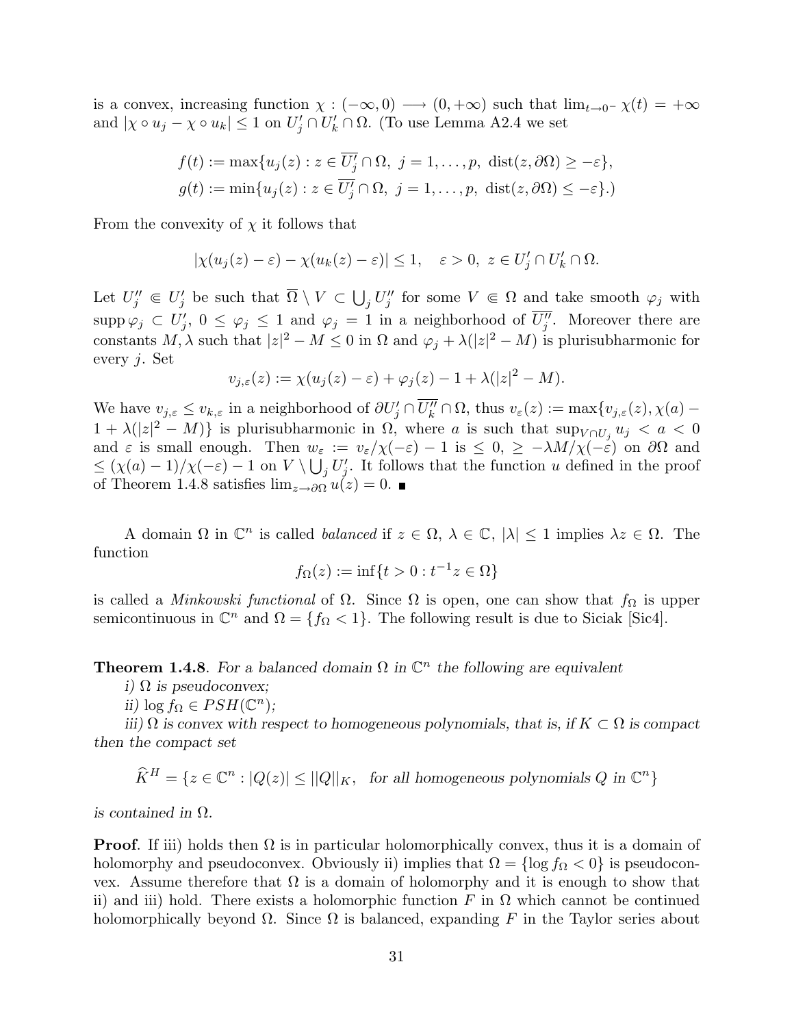is a convex, increasing function $\chi : (-\infty, 0) \longrightarrow (0, +\infty)$ such that $\lim_{t\to 0^-} \chi(t) = +\infty$ and $|\chi \circ u_j - \chi \circ u_k| \le 1$ on $U'_j \cap U'_k \cap \Omega$. (To use Lemma A2.4 we set

$$f(t) := \max\{u_j(z) : z \in \overline{U'_j} \cap \Omega,\ j = 1, \dots, p,\ \operatorname{dist}(z, \partial\Omega) \ge -\varepsilon\},$$
$$g(t) := \min\{u_j(z) : z \in \overline{U'_j} \cap \Omega,\ j = 1, \dots, p,\ \operatorname{dist}(z, \partial\Omega) \le -\varepsilon\}.)$$

From the convexity of $\chi$ it follows that

$$|\chi(u_j(z) - \varepsilon) - \chi(u_k(z) - \varepsilon)| \le 1, \quad \varepsilon > 0,\ z \in U'_j \cap U'_k \cap \Omega.$$

Let $U''_j \Subset U'_j$ be such that $\overline{\Omega} \setminus V \subset \bigcup_j U''_j$ for some $V \Subset \Omega$ and take smooth $\varphi_j$ with $\operatorname{supp} \varphi_j \subset U'_j$, $0 \le \varphi_j \le 1$ and $\varphi_j = 1$ in a neighborhood of $\overline{U''_j}$. Moreover there are constants $M, \lambda$ such that $|z|^2 - M \le 0$ in $\Omega$ and $\varphi_j + \lambda(|z|^2 - M)$ is plurisubharmonic for every $j$. Set

$$v_{j,\varepsilon}(z) := \chi(u_j(z) - \varepsilon) + \varphi_j(z) - 1 + \lambda(|z|^2 - M).$$

We have $v_{j,\varepsilon} \le v_{k,\varepsilon}$ in a neighborhood of $\partial U'_j \cap \overline{U''_k} \cap \Omega$, thus $v_\varepsilon(z) := \max\{v_{j,\varepsilon}(z), \chi(a) - 1 + \lambda(|z|^2 - M)\}$ is plurisubharmonic in $\Omega$, where $a$ is such that $\sup_{V \cap U_j} u_j < a < 0$ and $\varepsilon$ is small enough. Then $w_\varepsilon := v_\varepsilon/\chi(-\varepsilon) - 1$ is $\le 0$, $\ge -\lambda M/\chi(-\varepsilon)$ on $\partial\Omega$ and $\le (\chi(a) - 1)/\chi(-\varepsilon) - 1$ on $V \setminus \bigcup_j U'_j$. It follows that the function $u$ defined in the proof of Theorem 1.4.8 satisfies $\lim_{z\to\partial\Omega} u(z) = 0$. ∎

A domain $\Omega$ in $\mathbb{C}^n$ is called *balanced* if $z \in \Omega$, $\lambda \in \mathbb{C}$, $|\lambda| \le 1$ implies $\lambda z \in \Omega$. The function

$$f_\Omega(z) := \inf\{t > 0 : t^{-1}z \in \Omega\}$$

is called a *Minkowski functional* of $\Omega$. Since $\Omega$ is open, one can show that $f_\Omega$ is upper semicontinuous in $\mathbb{C}^n$ and $\Omega = \{f_\Omega < 1\}$. The following result is due to Siciak [Sic4].

**Theorem 1.4.8**. *For a balanced domain $\Omega$ in $\mathbb{C}^n$ the following are equivalent*

*i) $\Omega$ is pseudoconvex;*

*ii) $\log f_\Omega \in PSH(\mathbb{C}^n)$;*

*iii) $\Omega$ is convex with respect to homogeneous polynomials, that is, if $K \subset \Omega$ is compact then the compact set*

$$\widehat{K}^H = \{z \in \mathbb{C}^n : |Q(z)| \le ||Q||_K, \text{ for all homogeneous polynomials } Q \text{ in } \mathbb{C}^n\}$$

*is contained in $\Omega$.*

**Proof**. If iii) holds then $\Omega$ is in particular holomorphically convex, thus it is a domain of holomorphy and pseudoconvex. Obviously ii) implies that $\Omega = \{\log f_\Omega < 0\}$ is pseudoconvex. Assume therefore that $\Omega$ is a domain of holomorphy and it is enough to show that ii) and iii) hold. There exists a holomorphic function $F$ in $\Omega$ which cannot be continued holomorphically beyond $\Omega$. Since $\Omega$ is balanced, expanding $F$ in the Taylor series about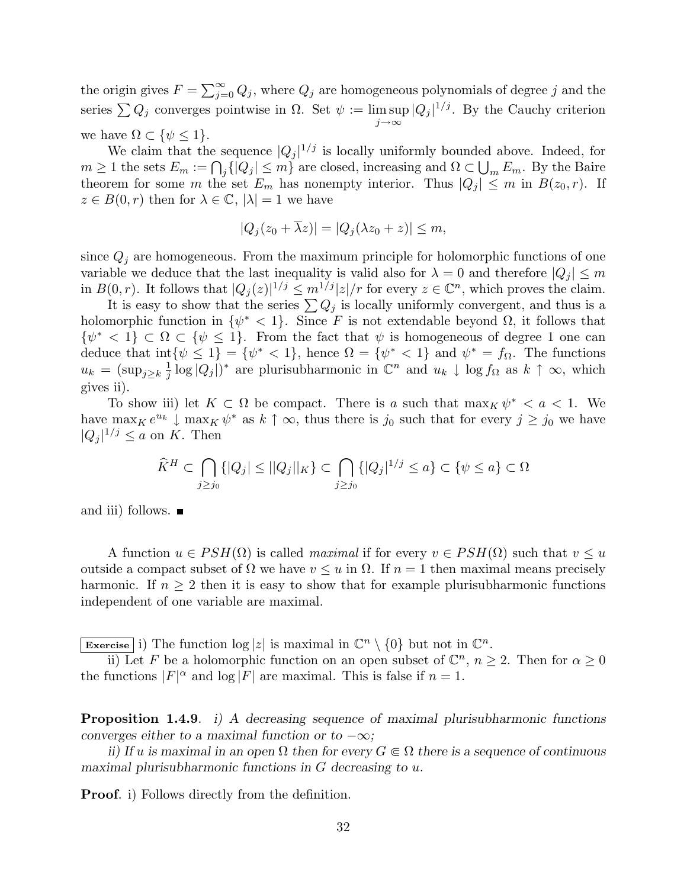the origin gives $F = \sum_{j=0}^{\infty} Q_j$, where $Q_j$ are homogeneous polynomials of degree $j$ and the series $\sum Q_j$ converges pointwise in $\Omega$. Set $\psi := \limsup_{j\to\infty} |Q_j|^{1/j}$. By the Cauchy criterion we have $\Omega \subset \{\psi \leq 1\}$.

We claim that the sequence $|Q_j|^{1/j}$ is locally uniformly bounded above. Indeed, for $m \geq 1$ the sets $E_m := \bigcap_j \{|Q_j| \leq m\}$ are closed, increasing and $\Omega \subset \bigcup_m E_m$. By the Baire theorem for some $m$ the set $E_m$ has nonempty interior. Thus $|Q_j| \leq m$ in $B(z_0, r)$. If $z \in B(0, r)$ then for $\lambda \in \mathbb{C}$, $|\lambda| = 1$ we have

$$|Q_j(z_0 + \overline{\lambda} z)| = |Q_j(\lambda z_0 + z)| \leq m,$$

since $Q_j$ are homogeneous. From the maximum principle for holomorphic functions of one variable we deduce that the last inequality is valid also for $\lambda = 0$ and therefore $|Q_j| \leq m$ in $B(0, r)$. It follows that $|Q_j(z)|^{1/j} \leq m^{1/j}|z|/r$ for every $z \in \mathbb{C}^n$, which proves the claim.

It is easy to show that the series $\sum Q_j$ is locally uniformly convergent, and thus is a holomorphic function in $\{\psi^* < 1\}$. Since $F$ is not extendable beyond $\Omega$, it follows that $\{\psi^* < 1\} \subset \Omega \subset \{\psi \leq 1\}$. From the fact that $\psi$ is homogeneous of degree 1 one can deduce that $\operatorname{int}\{\psi \leq 1\} = \{\psi^* < 1\}$, hence $\Omega = \{\psi^* < 1\}$ and $\psi^* = f_\Omega$. The functions $u_k = (\sup_{j\geq k} \frac{1}{j} \log |Q_j|)^*$ are plurisubharmonic in $\mathbb{C}^n$ and $u_k \downarrow \log f_\Omega$ as $k \uparrow \infty$, which gives ii).

To show iii) let $K \subset \Omega$ be compact. There is $a$ such that $\max_K \psi^* < a < 1$. We have $\max_K e^{u_k} \downarrow \max_K \psi^*$ as $k \uparrow \infty$, thus there is $j_0$ such that for every $j \geq j_0$ we have $|Q_j|^{1/j} \leq a$ on $K$. Then

$$\widehat{K}^H \subset \bigcap_{j\geq j_0} \{|Q_j| \leq ||Q_j||_K\} \subset \bigcap_{j\geq j_0} \{|Q_j|^{1/j} \leq a\} \subset \{\psi \leq a\} \subset \Omega$$

and iii) follows. ∎

A function $u \in PSH(\Omega)$ is called *maximal* if for every $v \in PSH(\Omega)$ such that $v \leq u$ outside a compact subset of $\Omega$ we have $v \leq u$ in $\Omega$. If $n = 1$ then maximal means precisely harmonic. If $n \geq 2$ then it is easy to show that for example plurisubharmonic functions independent of one variable are maximal.

**Exercise** i) The function $\log |z|$ is maximal in $\mathbb{C}^n \setminus \{0\}$ but not in $\mathbb{C}^n$.

ii) Let $F$ be a holomorphic function on an open subset of $\mathbb{C}^n$, $n \geq 2$. Then for $\alpha \geq 0$ the functions $|F|^\alpha$ and $\log |F|$ are maximal. This is false if $n = 1$.

**Proposition 1.4.9**. *i) A decreasing sequence of maximal plurisubharmonic functions converges either to a maximal function or to $-\infty$;*

*ii) If $u$ is maximal in an open $\Omega$ then for every $G \Subset \Omega$ there is a sequence of continuous maximal plurisubharmonic functions in $G$ decreasing to $u$.*

**Proof**. i) Follows directly from the definition.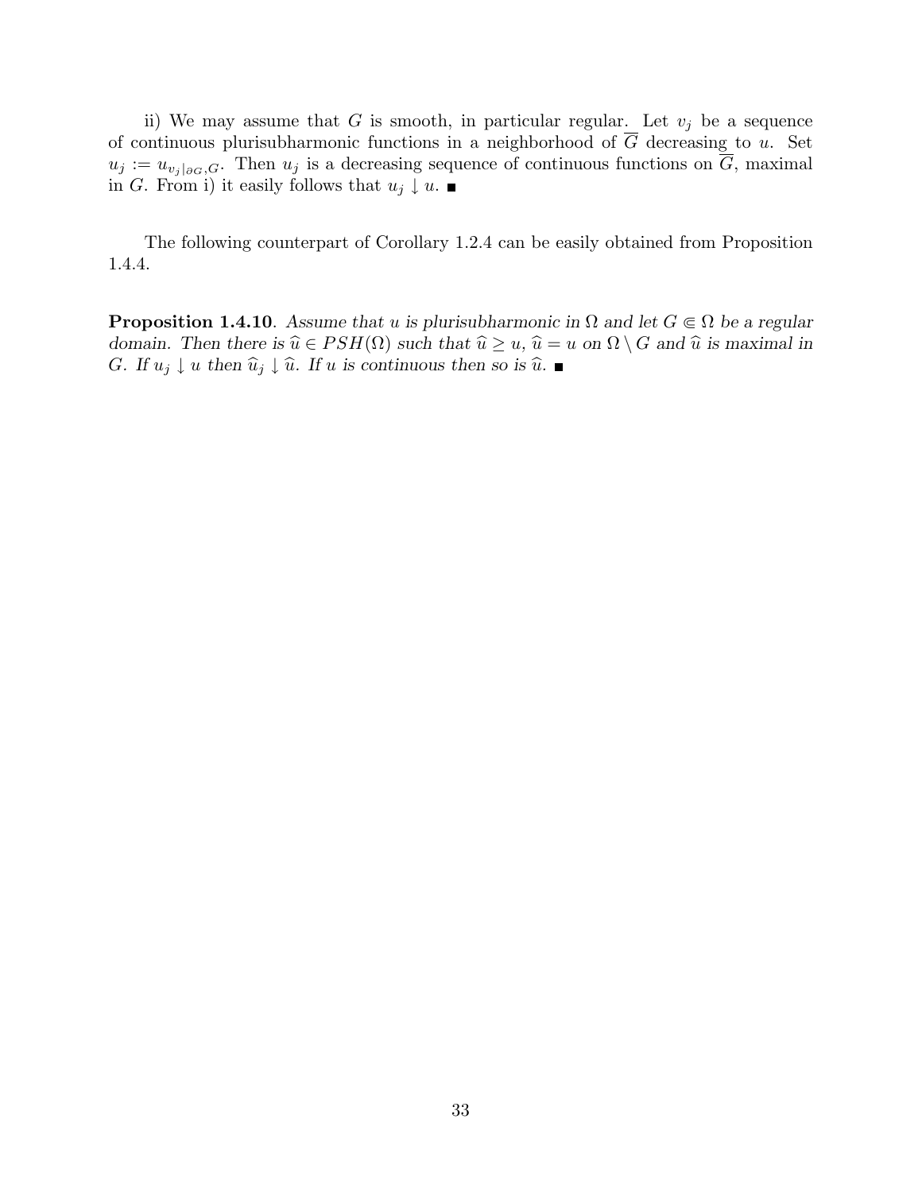ii) We may assume that $G$ is smooth, in particular regular. Let $v_j$ be a sequence of continuous plurisubharmonic functions in a neighborhood of $\overline{G}$ decreasing to $u$. Set $u_j := u_{v_j|_{\partial G},G}$. Then $u_j$ is a decreasing sequence of continuous functions on $\overline{G}$, maximal in $G$. From i) it easily follows that $u_j \downarrow u$. ∎

The following counterpart of Corollary 1.2.4 can be easily obtained from Proposition 1.4.4.

**Proposition 1.4.10**. *Assume that $u$ is plurisubharmonic in $\Omega$ and let $G \Subset \Omega$ be a regular domain. Then there is $\widehat{u} \in PSH(\Omega)$ such that $\widehat{u} \geq u$, $\widehat{u} = u$ on $\Omega \setminus G$ and $\widehat{u}$ is maximal in $G$. If $u_j \downarrow u$ then $\widehat{u}_j \downarrow \widehat{u}$. If $u$ is continuous then so is $\widehat{u}$.* ∎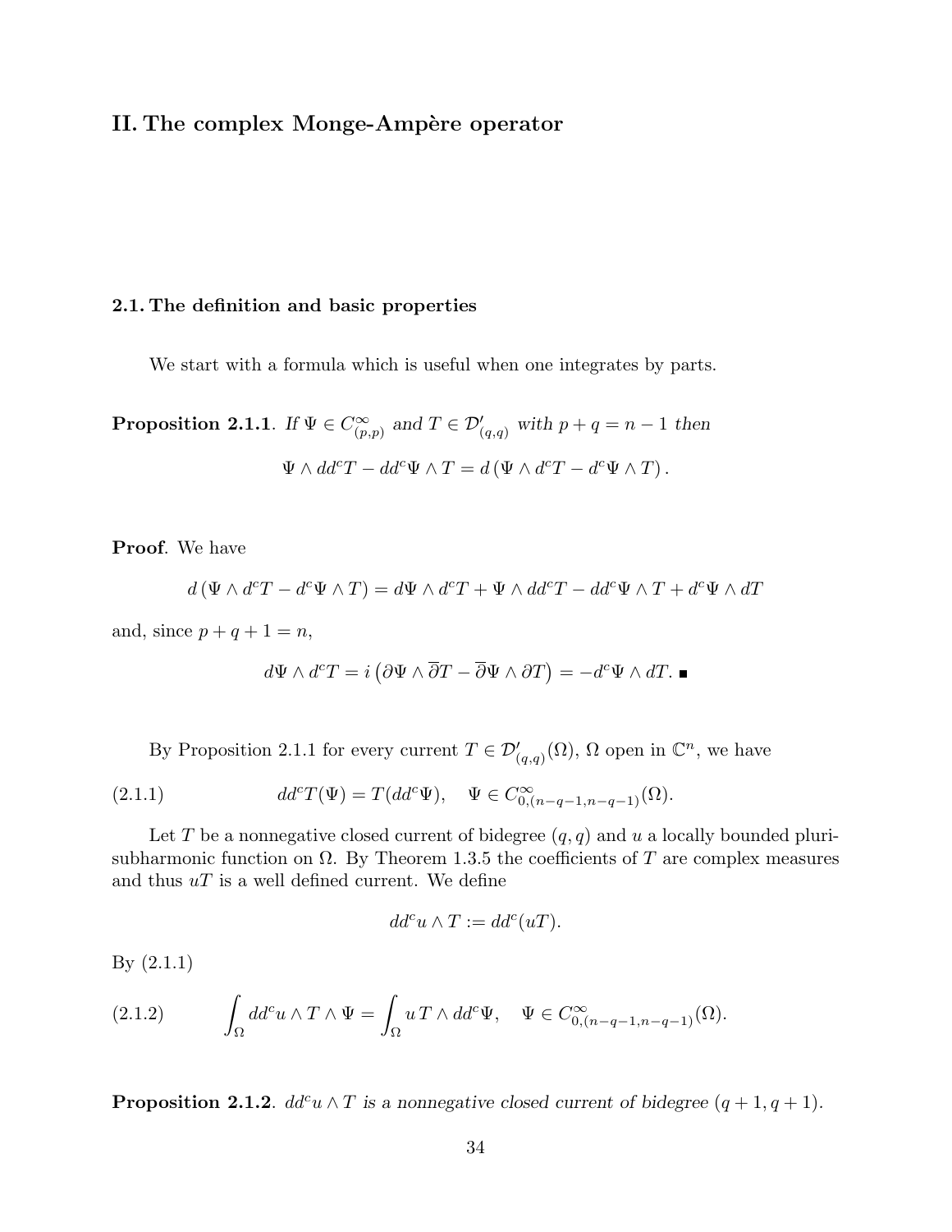# II. The complex Monge-Ampère operator

## 2.1. The definition and basic properties

We start with a formula which is useful when one integrates by parts.

**Proposition 2.1.1**. *If $\Psi \in C^\infty_{(p,p)}$ and $T \in \mathcal{D}'_{(q,q)}$ with $p+q=n-1$ then*

$$\Psi \wedge dd^cT - dd^c\Psi \wedge T = d\left(\Psi \wedge d^cT - d^c\Psi \wedge T\right).$$

**Proof**. We have

$$d\left(\Psi \wedge d^cT - d^c\Psi \wedge T\right) = d\Psi \wedge d^cT + \Psi \wedge dd^cT - dd^c\Psi \wedge T + d^c\Psi \wedge dT$$

and, since $p+q+1=n$,

$$d\Psi \wedge d^cT = i\left(\partial\Psi \wedge \overline{\partial}T - \overline{\partial}\Psi \wedge \partial T\right) = -d^c\Psi \wedge dT. \blacksquare$$

By Proposition 2.1.1 for every current $T \in \mathcal{D}'_{(q,q)}(\Omega)$, $\Omega$ open in $\mathbb{C}^n$, we have

$$dd^cT(\Psi) = T(dd^c\Psi), \quad \Psi \in C^\infty_{0,(n-q-1,n-q-1)}(\Omega). \tag{2.1.1}$$

Let $T$ be a nonnegative closed current of bidegree $(q,q)$ and $u$ a locally bounded plurisubharmonic function on $\Omega$. By Theorem 1.3.5 the coefficients of $T$ are complex measures and thus $uT$ is a well defined current. We define

$$dd^cu \wedge T := dd^c(uT).$$

By (2.1.1)

$$\int_\Omega dd^cu \wedge T \wedge \Psi = \int_\Omega u\,T \wedge dd^c\Psi, \quad \Psi \in C^\infty_{0,(n-q-1,n-q-1)}(\Omega). \tag{2.1.2}$$

**Proposition 2.1.2**. *$dd^cu \wedge T$ is a nonnegative closed current of bidegree $(q+1,q+1)$.*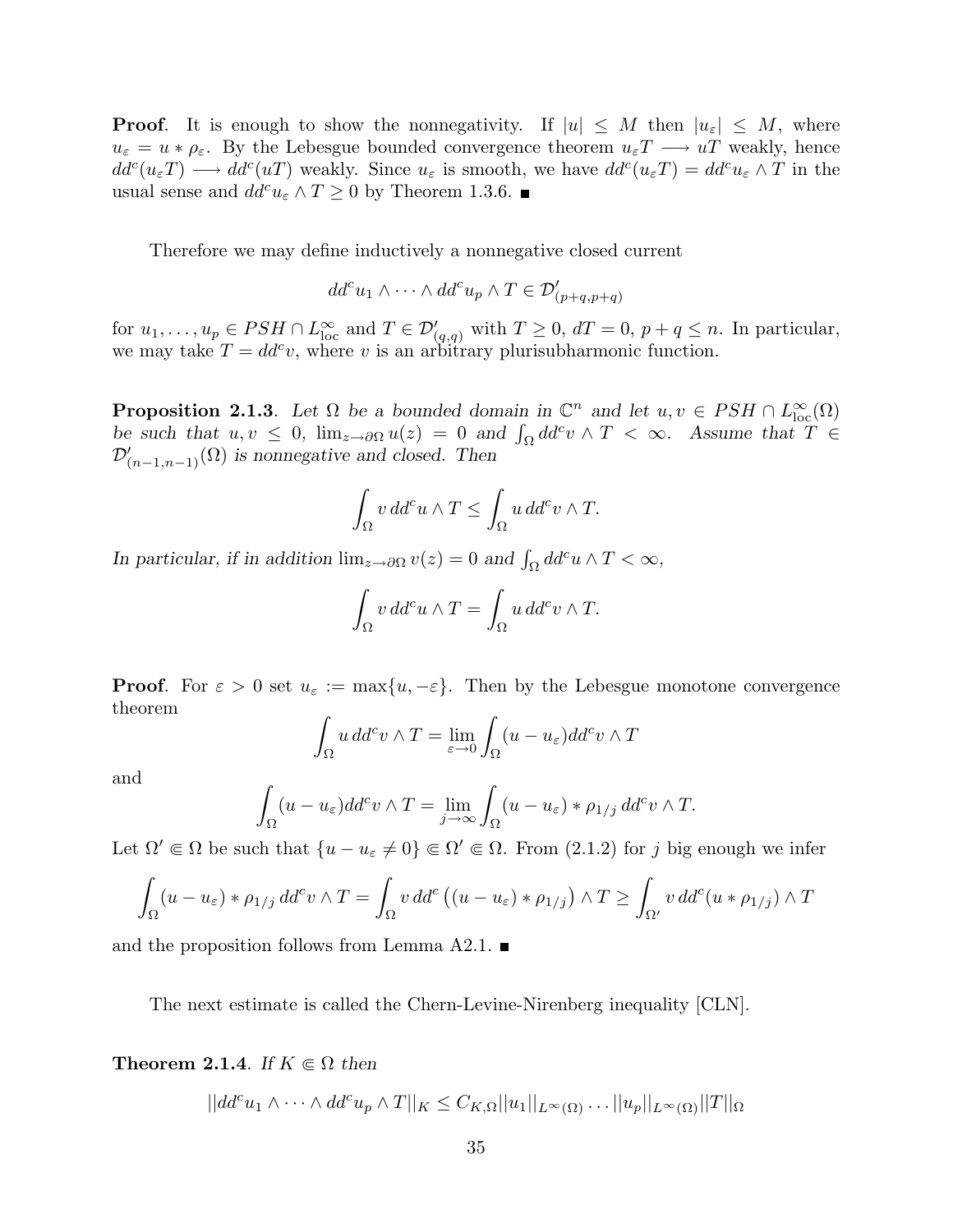**Proof**. It is enough to show the nonnegativity. If $|u| \leq M$ then $|u_\varepsilon| \leq M$, where $u_\varepsilon = u * \rho_\varepsilon$. By the Lebesgue bounded convergence theorem $u_\varepsilon T \longrightarrow uT$ weakly, hence $dd^c(u_\varepsilon T) \longrightarrow dd^c(uT)$ weakly. Since $u_\varepsilon$ is smooth, we have $dd^c(u_\varepsilon T) = dd^c u_\varepsilon \wedge T$ in the usual sense and $dd^c u_\varepsilon \wedge T \geq 0$ by Theorem 1.3.6. ■

Therefore we may define inductively a nonnegative closed current

$$dd^c u_1 \wedge \cdots \wedge dd^c u_p \wedge T \in \mathcal{D}'_{(p+q,p+q)}$$

for $u_1, \ldots, u_p \in PSH \cap L^\infty_{\text{loc}}$ and $T \in \mathcal{D}'_{(q,q)}$ with $T \geq 0$, $dT = 0$, $p + q \leq n$. In particular, we may take $T = dd^c v$, where $v$ is an arbitrary plurisubharmonic function.

**Proposition 2.1.3**. *Let $\Omega$ be a bounded domain in $\mathbb{C}^n$ and let $u, v \in PSH \cap L^\infty_{\text{loc}}(\Omega)$ be such that $u, v \leq 0$, $\lim_{z \to \partial\Omega} u(z) = 0$ and $\int_\Omega dd^c v \wedge T < \infty$. Assume that $T \in \mathcal{D}'_{(n-1,n-1)}(\Omega)$ is nonnegative and closed. Then*

$$\int_\Omega v \, dd^c u \wedge T \leq \int_\Omega u \, dd^c v \wedge T.$$

*In particular, if in addition $\lim_{z \to \partial\Omega} v(z) = 0$ and $\int_\Omega dd^c u \wedge T < \infty$,*

$$\int_\Omega v \, dd^c u \wedge T = \int_\Omega u \, dd^c v \wedge T.$$

**Proof**. For $\varepsilon > 0$ set $u_\varepsilon := \max\{u, -\varepsilon\}$. Then by the Lebesgue monotone convergence theorem

$$\int_\Omega u \, dd^c v \wedge T = \lim_{\varepsilon \to 0} \int_\Omega (u - u_\varepsilon) dd^c v \wedge T$$

and

$$\int_\Omega (u - u_\varepsilon) dd^c v \wedge T = \lim_{j \to \infty} \int_\Omega (u - u_\varepsilon) * \rho_{1/j} \, dd^c v \wedge T.$$

Let $\Omega' \Subset \Omega$ be such that $\{u - u_\varepsilon \neq 0\} \Subset \Omega' \Subset \Omega$. From (2.1.2) for $j$ big enough we infer

$$\int_\Omega (u - u_\varepsilon) * \rho_{1/j} \, dd^c v \wedge T = \int_\Omega v \, dd^c \left( (u - u_\varepsilon) * \rho_{1/j} \right) \wedge T \geq \int_{\Omega'} v \, dd^c (u * \rho_{1/j}) \wedge T$$

and the proposition follows from Lemma A2.1. ■

The next estimate is called the Chern-Levine-Nirenberg inequality [CLN].

**Theorem 2.1.4**. *If $K \Subset \Omega$ then*

$$||dd^c u_1 \wedge \cdots \wedge dd^c u_p \wedge T||_K \leq C_{K,\Omega} ||u_1||_{L^\infty(\Omega)} \ldots ||u_p||_{L^\infty(\Omega)} ||T||_\Omega$$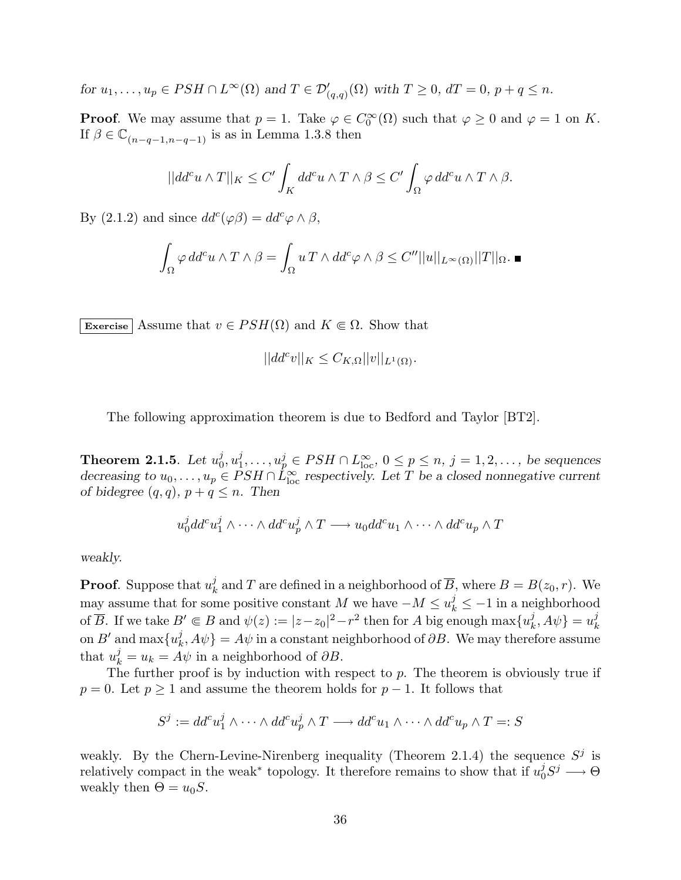*for* $u_1, \dots, u_p \in PSH \cap L^\infty(\Omega)$ *and* $T \in \mathcal{D}'_{(q,q)}(\Omega)$ *with* $T \geq 0$, $dT = 0$, $p + q \leq n$.

**Proof**. We may assume that $p = 1$. Take $\varphi \in C_0^\infty(\Omega)$ such that $\varphi \geq 0$ and $\varphi = 1$ on $K$. If $\beta \in \mathbb{C}_{(n-q-1,n-q-1)}$ is as in Lemma 1.3.8 then

$$||dd^c u \wedge T||_K \leq C' \int_K dd^c u \wedge T \wedge \beta \leq C' \int_\Omega \varphi \, dd^c u \wedge T \wedge \beta.$$

By (2.1.2) and since $dd^c(\varphi\beta) = dd^c\varphi \wedge \beta$,

$$\int_\Omega \varphi \, dd^c u \wedge T \wedge \beta = \int_\Omega u \, T \wedge dd^c\varphi \wedge \beta \leq C''||u||_{L^\infty(\Omega)}||T||_\Omega. \blacksquare$$

**Exercise** Assume that $v \in PSH(\Omega)$ and $K \Subset \Omega$. Show that

$$||dd^c v||_K \leq C_{K,\Omega}||v||_{L^1(\Omega)}.$$

The following approximation theorem is due to Bedford and Taylor [BT2].

**Theorem 2.1.5**. *Let* $u_0^j, u_1^j, \dots, u_p^j \in PSH \cap L^\infty_{\text{loc}}$, $0 \leq p \leq n$, $j = 1, 2, \dots$, *be sequences decreasing to* $u_0, \dots, u_p \in PSH \cap L^\infty_{\text{loc}}$ *respectively. Let* $T$ *be a closed nonnegative current of bidegree* $(q, q)$, $p + q \leq n$. *Then*

$$u_0^j dd^c u_1^j \wedge \cdots \wedge dd^c u_p^j \wedge T \longrightarrow u_0 dd^c u_1 \wedge \cdots \wedge dd^c u_p \wedge T$$

*weakly.*

**Proof**. Suppose that $u_k^j$ and $T$ are defined in a neighborhood of $\overline{B}$, where $B = B(z_0, r)$. We may assume that for some positive constant $M$ we have $-M \leq u_k^j \leq -1$ in a neighborhood of $\overline{B}$. If we take $B' \Subset B$ and $\psi(z) := |z-z_0|^2 - r^2$ then for $A$ big enough $\max\{u_k^j, A\psi\} = u_k^j$ on $B'$ and $\max\{u_k^j, A\psi\} = A\psi$ in a constant neighborhood of $\partial B$. We may therefore assume that $u_k^j = u_k = A\psi$ in a neighborhood of $\partial B$.

The further proof is by induction with respect to $p$. The theorem is obviously true if $p = 0$. Let $p \geq 1$ and assume the theorem holds for $p - 1$. It follows that

$$S^j := dd^c u_1^j \wedge \cdots \wedge dd^c u_p^j \wedge T \longrightarrow dd^c u_1 \wedge \cdots \wedge dd^c u_p \wedge T =: S$$

weakly. By the Chern-Levine-Nirenberg inequality (Theorem 2.1.4) the sequence $S^j$ is relatively compact in the weak* topology. It therefore remains to show that if $u_0^j S^j \longrightarrow \Theta$ weakly then $\Theta = u_0 S$.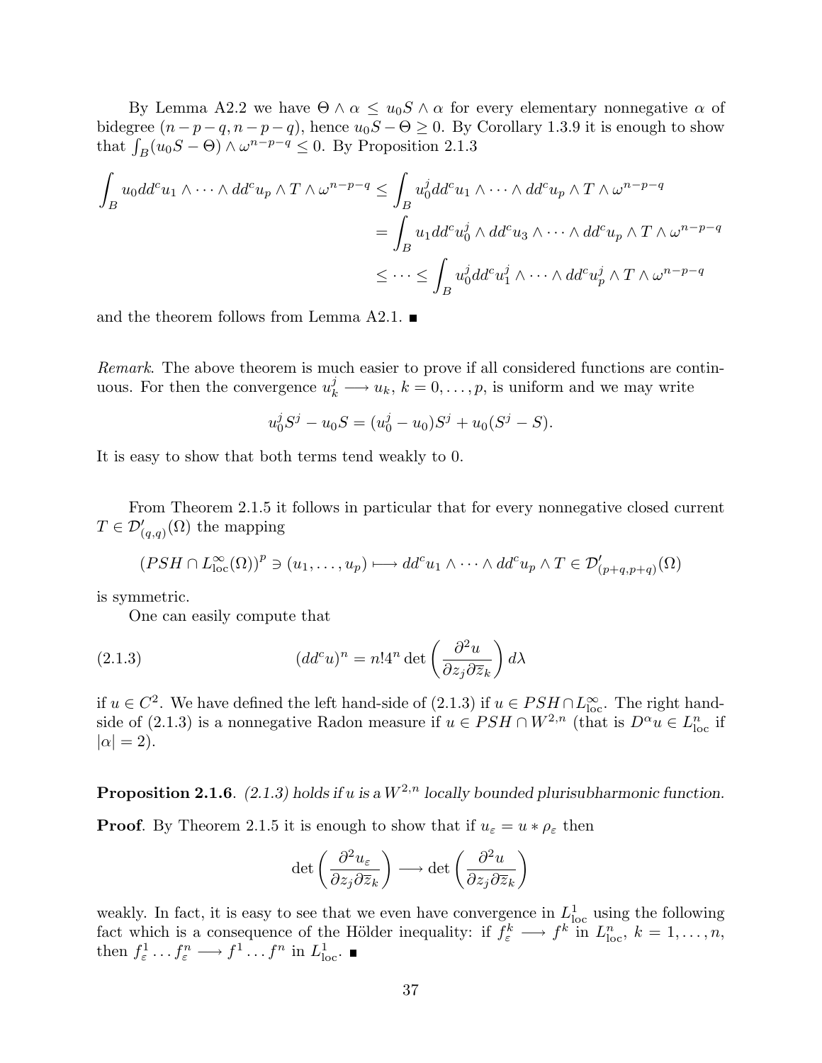By Lemma A2.2 we have $\Theta \wedge \alpha \leq u_0 S \wedge \alpha$ for every elementary nonnegative $\alpha$ of bidegree $(n-p-q, n-p-q)$, hence $u_0 S - \Theta \geq 0$. By Corollary 1.3.9 it is enough to show that $\int_B (u_0 S - \Theta) \wedge \omega^{n-p-q} \leq 0$. By Proposition 2.1.3

$$
\begin{aligned}
\int_B u_0 dd^c u_1 \wedge \cdots \wedge dd^c u_p \wedge T \wedge \omega^{n-p-q} &\leq \int_B u_0^j dd^c u_1 \wedge \cdots \wedge dd^c u_p \wedge T \wedge \omega^{n-p-q} \\
&= \int_B u_1 dd^c u_0^j \wedge dd^c u_3 \wedge \cdots \wedge dd^c u_p \wedge T \wedge \omega^{n-p-q} \\
&\leq \cdots \leq \int_B u_0^j dd^c u_1^j \wedge \cdots \wedge dd^c u_p^j \wedge T \wedge \omega^{n-p-q}
\end{aligned}
$$

and the theorem follows from Lemma A2.1. ∎

*Remark*. The above theorem is much easier to prove if all considered functions are continuous. For then the convergence $u_k^j \longrightarrow u_k$, $k = 0, \ldots, p$, is uniform and we may write

$$
u_0^j S^j - u_0 S = (u_0^j - u_0) S^j + u_0 (S^j - S).
$$

It is easy to show that both terms tend weakly to 0.

From Theorem 2.1.5 it follows in particular that for every nonnegative closed current $T \in \mathcal{D}'_{(q,q)}(\Omega)$ the mapping

$$
(PSH \cap L^\infty_{\text{loc}}(\Omega))^p \ni (u_1, \ldots, u_p) \longmapsto dd^c u_1 \wedge \cdots \wedge dd^c u_p \wedge T \in \mathcal{D}'_{(p+q,p+q)}(\Omega)
$$

is symmetric.

One can easily compute that

$$
(dd^c u)^n = n! 4^n \det \left( \frac{\partial^2 u}{\partial z_j \partial \bar{z}_k} \right) d\lambda \tag{2.1.3}
$$

if $u \in C^2$. We have defined the left hand-side of (2.1.3) if $u \in PSH \cap L^\infty_{\text{loc}}$. The right hand-side of (2.1.3) is a nonnegative Radon measure if $u \in PSH \cap W^{2,n}$ (that is $D^\alpha u \in L^n_{\text{loc}}$ if $|\alpha| = 2$).

**Proposition 2.1.6**. *(2.1.3) holds if $u$ is a $W^{2,n}$ locally bounded plurisubharmonic function.*

**Proof**. By Theorem 2.1.5 it is enough to show that if $u_\varepsilon = u * \rho_\varepsilon$ then

$$
\det \left( \frac{\partial^2 u_\varepsilon}{\partial z_j \partial \bar{z}_k} \right) \longrightarrow \det \left( \frac{\partial^2 u}{\partial z_j \partial \bar{z}_k} \right)
$$

weakly. In fact, it is easy to see that we even have convergence in $L^1_{\text{loc}}$ using the following fact which is a consequence of the Hölder inequality: if $f^k_\varepsilon \longrightarrow f^k$ in $L^n_{\text{loc}}$, $k = 1, \ldots, n$, then $f^1_\varepsilon \ldots f^n_\varepsilon \longrightarrow f^1 \ldots f^n$ in $L^1_{\text{loc}}$. ∎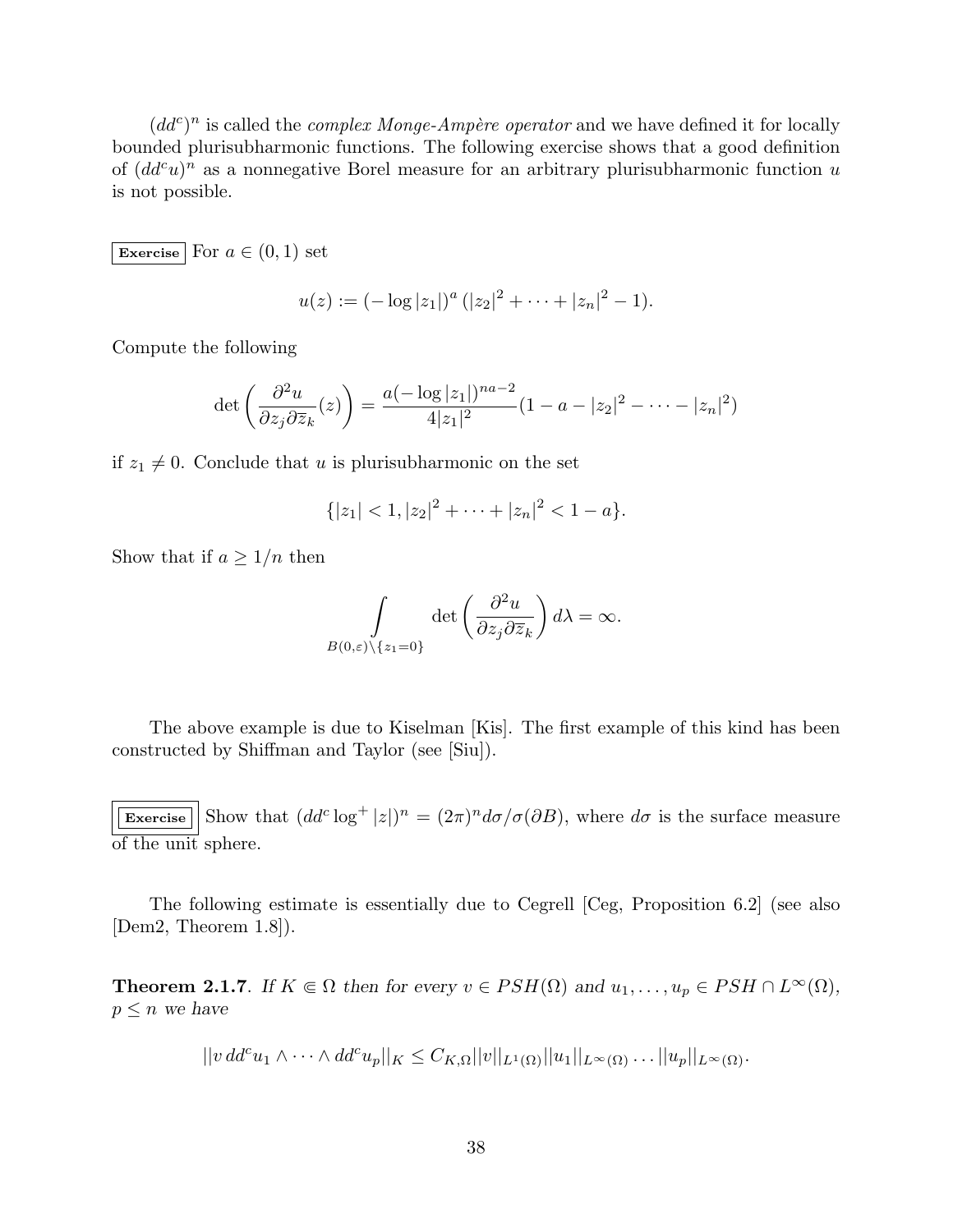$(dd^c)^n$ is called the *complex Monge-Ampère operator* and we have defined it for locally bounded plurisubharmonic functions. The following exercise shows that a good definition of $(dd^cu)^n$ as a nonnegative Borel measure for an arbitrary plurisubharmonic function $u$ is not possible.

**Exercise** For $a \in (0,1)$ set

$$u(z) := (-\log |z_1|)^a \, (|z_2|^2 + \cdots + |z_n|^2 - 1).$$

Compute the following

$$\det\left(\frac{\partial^2 u}{\partial z_j \partial \overline{z}_k}(z)\right) = \frac{a(-\log|z_1|)^{na-2}}{4|z_1|^2}(1 - a - |z_2|^2 - \cdots - |z_n|^2)$$

if $z_1 \neq 0$. Conclude that $u$ is plurisubharmonic on the set

$$\{|z_1| < 1, |z_2|^2 + \cdots + |z_n|^2 < 1 - a\}.$$

Show that if $a \geq 1/n$ then

$$\int\limits_{B(0,\varepsilon)\setminus\{z_1=0\}} \det\left(\frac{\partial^2 u}{\partial z_j \partial \overline{z}_k}\right) d\lambda = \infty.$$

The above example is due to Kiselman [Kis]. The first example of this kind has been constructed by Shiffman and Taylor (see [Siu]).

**Exercise** Show that $(dd^c \log^+ |z|)^n = (2\pi)^n d\sigma/\sigma(\partial B)$, where $d\sigma$ is the surface measure of the unit sphere.

The following estimate is essentially due to Cegrell [Ceg, Proposition 6.2] (see also [Dem2, Theorem 1.8]).

**Theorem 2.1.7**. *If $K \Subset \Omega$ then for every $v \in PSH(\Omega)$ and $u_1, \ldots, u_p \in PSH \cap L^\infty(\Omega)$, $p \leq n$ we have*

$$||v \, dd^c u_1 \wedge \cdots \wedge dd^c u_p||_K \leq C_{K,\Omega} ||v||_{L^1(\Omega)} ||u_1||_{L^\infty(\Omega)} \ldots ||u_p||_{L^\infty(\Omega)}.$$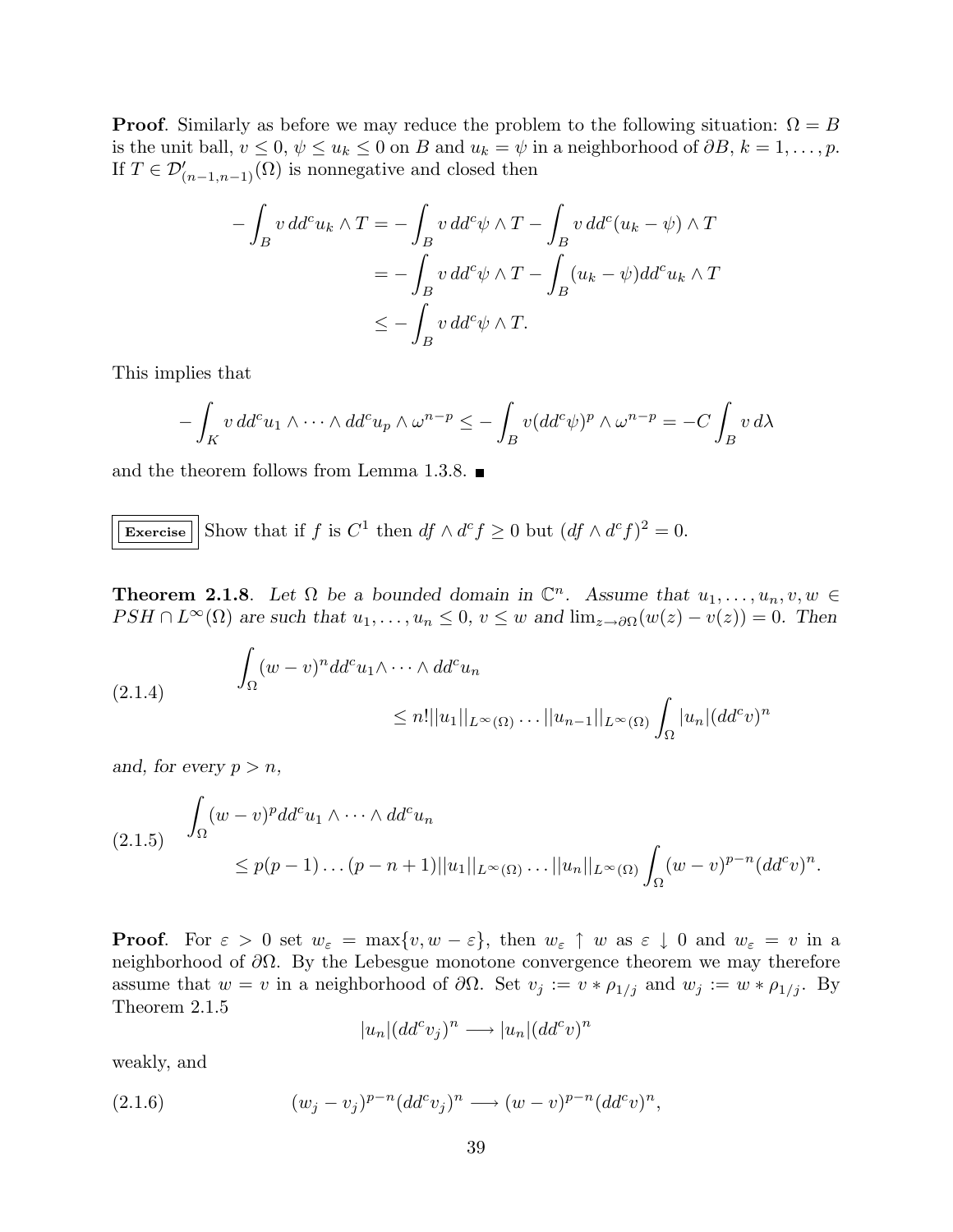**Proof**. Similarly as before we may reduce the problem to the following situation: $\Omega = B$ is the unit ball, $v \le 0$, $\psi \le u_k \le 0$ on $B$ and $u_k = \psi$ in a neighborhood of $\partial B$, $k = 1, \dots, p$. If $T \in \mathcal{D}'_{(n-1,n-1)}(\Omega)$ is nonnegative and closed then

$$\begin{aligned}
-\int_B v\, dd^c u_k \wedge T &= -\int_B v\, dd^c \psi \wedge T - \int_B v\, dd^c(u_k - \psi) \wedge T \\
&= -\int_B v\, dd^c \psi \wedge T - \int_B (u_k - \psi) dd^c u_k \wedge T \\
&\le -\int_B v\, dd^c \psi \wedge T.
\end{aligned}$$

This implies that

$$-\int_K v\, dd^c u_1 \wedge \cdots \wedge dd^c u_p \wedge \omega^{n-p} \le -\int_B v (dd^c \psi)^p \wedge \omega^{n-p} = -C \int_B v\, d\lambda$$

and the theorem follows from Lemma 1.3.8. ■

**Exercise** Show that if $f$ is $C^1$ then $df \wedge d^c f \ge 0$ but $(df \wedge d^c f)^2 = 0$.

**Theorem 2.1.8**. *Let $\Omega$ be a bounded domain in $\mathbb{C}^n$. Assume that $u_1, \dots, u_n, v, w \in PSH \cap L^\infty(\Omega)$ are such that $u_1, \dots, u_n \le 0$, $v \le w$ and $\lim_{z \to \partial\Omega}(w(z) - v(z)) = 0$. Then*

$$\int_\Omega (w - v)^n dd^c u_1 \wedge \cdots \wedge dd^c u_n \le n! ||u_1||_{L^\infty(\Omega)} \dots ||u_{n-1}||_{L^\infty(\Omega)} \int_\Omega |u_n| (dd^c v)^n \tag{2.1.4}$$

*and, for every $p > n$,*

$$\int_\Omega (w - v)^p dd^c u_1 \wedge \cdots \wedge dd^c u_n \le p(p-1) \dots (p-n+1) ||u_1||_{L^\infty(\Omega)} \dots ||u_n||_{L^\infty(\Omega)} \int_\Omega (w - v)^{p-n} (dd^c v)^n. \tag{2.1.5}$$

**Proof**. For $\varepsilon > 0$ set $w_\varepsilon = \max\{v, w - \varepsilon\}$, then $w_\varepsilon \uparrow w$ as $\varepsilon \downarrow 0$ and $w_\varepsilon = v$ in a neighborhood of $\partial\Omega$. By the Lebesgue monotone convergence theorem we may therefore assume that $w = v$ in a neighborhood of $\partial\Omega$. Set $v_j := v * \rho_{1/j}$ and $w_j := w * \rho_{1/j}$. By Theorem 2.1.5

$$|u_n| (dd^c v_j)^n \longrightarrow |u_n| (dd^c v)^n$$

weakly, and

$$(w_j - v_j)^{p-n} (dd^c v_j)^n \longrightarrow (w - v)^{p-n} (dd^c v)^n, \tag{2.1.6}$$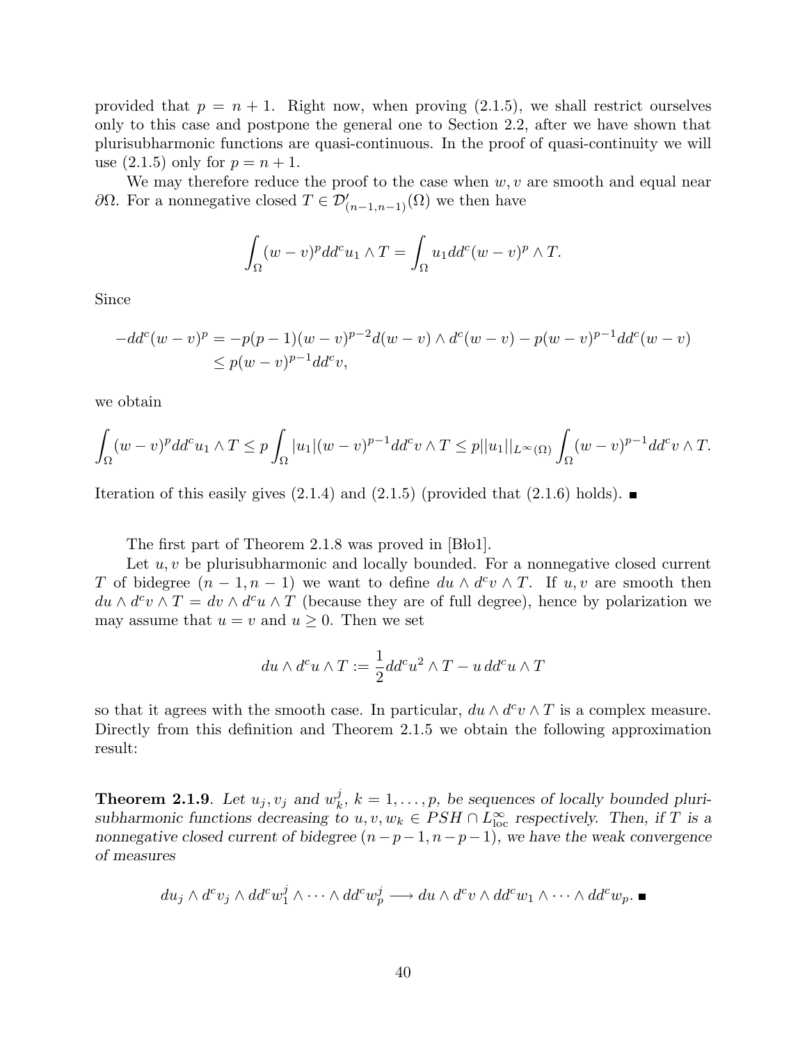provided that $p = n + 1$. Right now, when proving (2.1.5), we shall restrict ourselves only to this case and postpone the general one to Section 2.2, after we have shown that plurisubharmonic functions are quasi-continuous. In the proof of quasi-continuity we will use (2.1.5) only for $p = n + 1$.

We may therefore reduce the proof to the case when $w, v$ are smooth and equal near $\partial\Omega$. For a nonnegative closed $T \in \mathcal{D}'_{(n-1,n-1)}(\Omega)$ we then have

$$\int_\Omega (w - v)^p dd^c u_1 \wedge T = \int_\Omega u_1 dd^c (w - v)^p \wedge T.$$

Since

$$\begin{aligned} -dd^c(w - v)^p &= -p(p-1)(w - v)^{p-2} d(w - v) \wedge d^c(w - v) - p(w - v)^{p-1} dd^c(w - v) \\ &\leq p(w - v)^{p-1} dd^c v, \end{aligned}$$

we obtain

$$\int_\Omega (w - v)^p dd^c u_1 \wedge T \leq p \int_\Omega |u_1| (w - v)^{p-1} dd^c v \wedge T \leq p ||u_1||_{L^\infty(\Omega)} \int_\Omega (w - v)^{p-1} dd^c v \wedge T.$$

Iteration of this easily gives (2.1.4) and (2.1.5) (provided that (2.1.6) holds). ∎

The first part of Theorem 2.1.8 was proved in [Bło1].

Let $u, v$ be plurisubharmonic and locally bounded. For a nonnegative closed current $T$ of bidegree $(n - 1, n - 1)$ we want to define $du \wedge d^c v \wedge T$. If $u, v$ are smooth then $du \wedge d^c v \wedge T = dv \wedge d^c u \wedge T$ (because they are of full degree), hence by polarization we may assume that $u = v$ and $u \geq 0$. Then we set

$$du \wedge d^c u \wedge T := \frac{1}{2} dd^c u^2 \wedge T - u\, dd^c u \wedge T$$

so that it agrees with the smooth case. In particular, $du \wedge d^c v \wedge T$ is a complex measure. Directly from this definition and Theorem 2.1.5 we obtain the following approximation result:

**Theorem 2.1.9**. *Let $u_j, v_j$ and $w_k^j$, $k = 1, \ldots, p$, be sequences of locally bounded plurisubharmonic functions decreasing to $u, v, w_k \in PSH \cap L^\infty_{\text{loc}}$ respectively. Then, if $T$ is a nonnegative closed current of bidegree $(n-p-1, n-p-1)$, we have the weak convergence of measures*

$$du_j \wedge d^c v_j \wedge dd^c w_1^j \wedge \cdots \wedge dd^c w_p^j \longrightarrow du \wedge d^c v \wedge dd^c w_1 \wedge \cdots \wedge dd^c w_p. \ ∎$$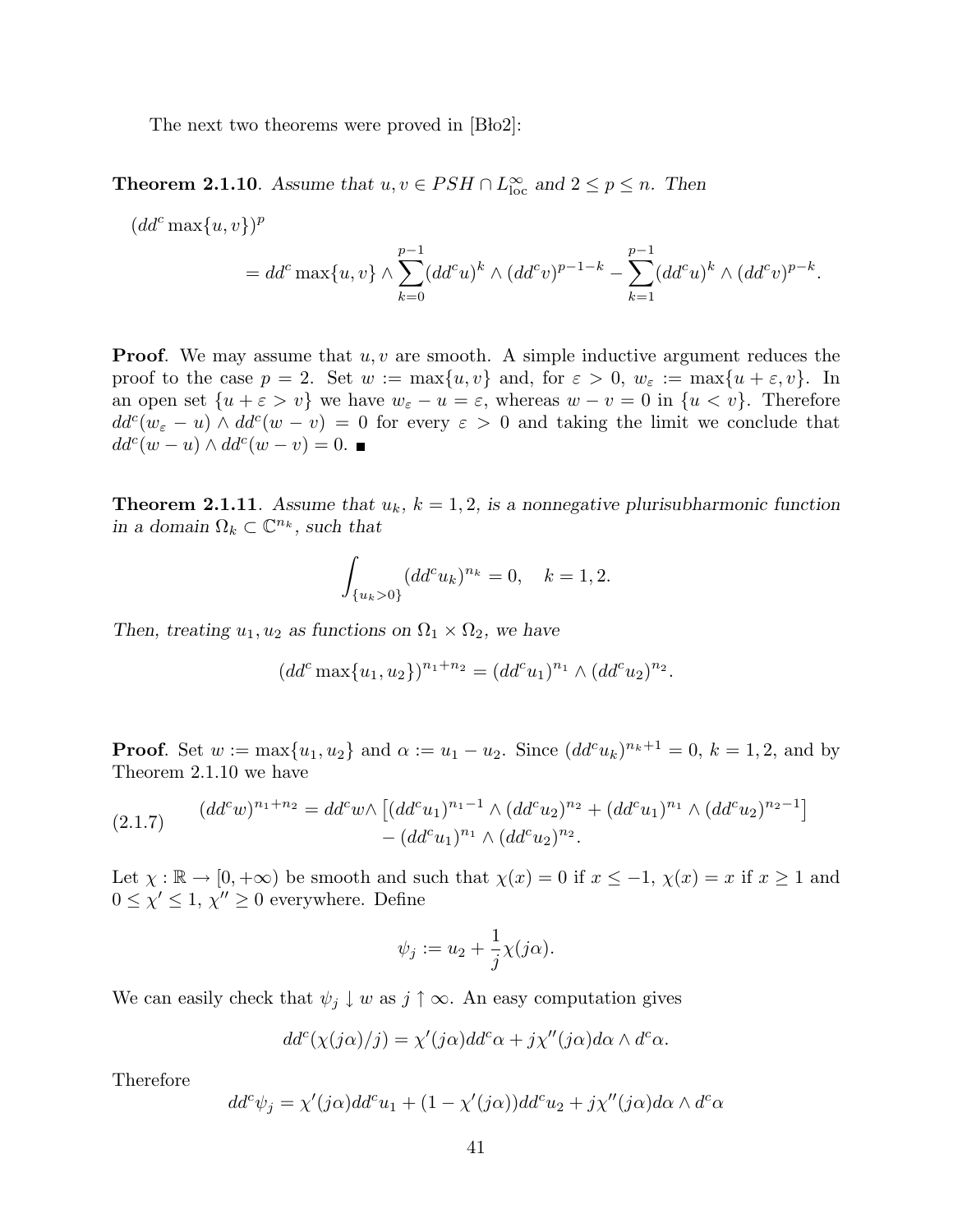The next two theorems were proved in [Bło2]:

**Theorem 2.1.10**. *Assume that $u, v \in PSH \cap L^\infty_{\text{loc}}$ and $2 \le p \le n$. Then*

$$
\begin{aligned}
&(dd^c \max\{u,v\})^p \\
&\qquad = dd^c \max\{u,v\} \wedge \sum_{k=0}^{p-1} (dd^c u)^k \wedge (dd^c v)^{p-1-k} - \sum_{k=1}^{p-1} (dd^c u)^k \wedge (dd^c v)^{p-k}.
\end{aligned}
$$

**Proof**. We may assume that $u, v$ are smooth. A simple inductive argument reduces the proof to the case $p = 2$. Set $w := \max\{u, v\}$ and, for $\varepsilon > 0$, $w_\varepsilon := \max\{u + \varepsilon, v\}$. In an open set $\{u + \varepsilon > v\}$ we have $w_\varepsilon - u = \varepsilon$, whereas $w - v = 0$ in $\{u < v\}$. Therefore $dd^c(w_\varepsilon - u) \wedge dd^c(w - v) = 0$ for every $\varepsilon > 0$ and taking the limit we conclude that $dd^c(w - u) \wedge dd^c(w - v) = 0$. ∎

**Theorem 2.1.11**. *Assume that $u_k$, $k = 1, 2$, is a nonnegative plurisubharmonic function in a domain $\Omega_k \subset \mathbb{C}^{n_k}$, such that*

$$
\int_{\{u_k > 0\}} (dd^c u_k)^{n_k} = 0, \quad k = 1, 2.
$$

*Then, treating $u_1, u_2$ as functions on $\Omega_1 \times \Omega_2$, we have*

$$
(dd^c \max\{u_1, u_2\})^{n_1 + n_2} = (dd^c u_1)^{n_1} \wedge (dd^c u_2)^{n_2}.
$$

**Proof**. Set $w := \max\{u_1, u_2\}$ and $\alpha := u_1 - u_2$. Since $(dd^c u_k)^{n_k + 1} = 0$, $k = 1, 2$, and by Theorem 2.1.10 we have

$$
\begin{aligned}
(dd^c w)^{n_1 + n_2} = dd^c w \wedge &\left[ (dd^c u_1)^{n_1 - 1} \wedge (dd^c u_2)^{n_2} + (dd^c u_1)^{n_1} \wedge (dd^c u_2)^{n_2 - 1} \right] \\
&- (dd^c u_1)^{n_1} \wedge (dd^c u_2)^{n_2}.
\end{aligned} \tag{2.1.7}
$$

Let $\chi : \mathbb{R} \to [0, +\infty)$ be smooth and such that $\chi(x) = 0$ if $x \le -1$, $\chi(x) = x$ if $x \ge 1$ and $0 \le \chi' \le 1$, $\chi'' \ge 0$ everywhere. Define

$$
\psi_j := u_2 + \frac{1}{j} \chi(j\alpha).
$$

We can easily check that $\psi_j \downarrow w$ as $j \uparrow \infty$. An easy computation gives

$$
dd^c(\chi(j\alpha)/j) = \chi'(j\alpha) dd^c \alpha + j\chi''(j\alpha) d\alpha \wedge d^c \alpha.
$$

Therefore

$$
dd^c \psi_j = \chi'(j\alpha) dd^c u_1 + (1 - \chi'(j\alpha)) dd^c u_2 + j\chi''(j\alpha) d\alpha \wedge d^c \alpha
$$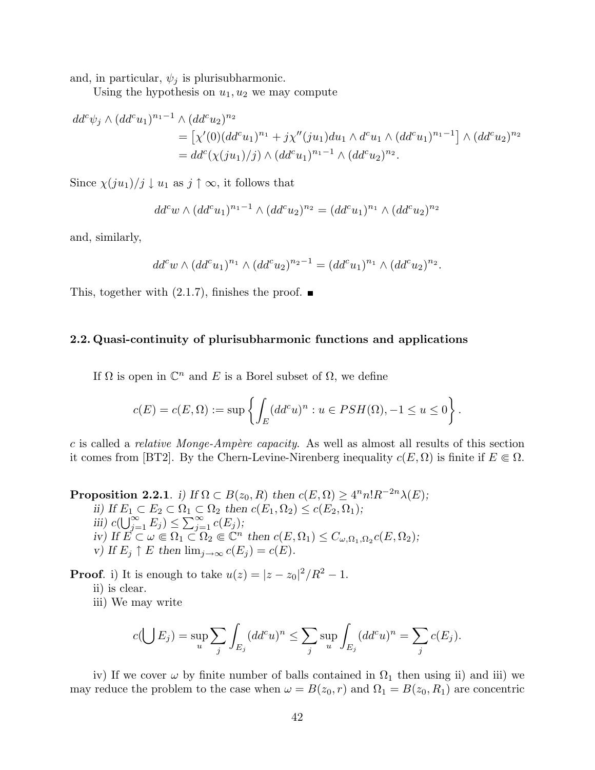and, in particular, $\psi_j$ is plurisubharmonic.

Using the hypothesis on $u_1, u_2$ we may compute

$$
\begin{aligned}
dd^c\psi_j \wedge (dd^c u_1)^{n_1-1} \wedge (dd^c u_2)^{n_2} \\
&= \left[\chi'(0)(dd^c u_1)^{n_1} + j\chi''(ju_1)du_1 \wedge d^c u_1 \wedge (dd^c u_1)^{n_1-1}\right] \wedge (dd^c u_2)^{n_2} \\
&= dd^c(\chi(ju_1)/j) \wedge (dd^c u_1)^{n_1-1} \wedge (dd^c u_2)^{n_2}.
\end{aligned}
$$

Since $\chi(ju_1)/j \downarrow u_1$ as $j \uparrow \infty$, it follows that

$$
dd^c w \wedge (dd^c u_1)^{n_1-1} \wedge (dd^c u_2)^{n_2} = (dd^c u_1)^{n_1} \wedge (dd^c u_2)^{n_2}
$$

and, similarly,

$$
dd^c w \wedge (dd^c u_1)^{n_1} \wedge (dd^c u_2)^{n_2-1} = (dd^c u_1)^{n_1} \wedge (dd^c u_2)^{n_2}.
$$

This, together with (2.1.7), finishes the proof. ∎

## 2.2. Quasi-continuity of plurisubharmonic functions and applications

If $\Omega$ is open in $\mathbb{C}^n$ and $E$ is a Borel subset of $\Omega$, we define

$$
c(E) = c(E, \Omega) := \sup\left\{\int_E (dd^c u)^n : u \in PSH(\Omega), -1 \le u \le 0\right\}.
$$

$c$ is called a *relative Monge-Ampère capacity*. As well as almost all results of this section it comes from [BT2]. By the Chern-Levine-Nirenberg inequality $c(E, \Omega)$ is finite if $E \Subset \Omega$.

**Proposition 2.2.1**. *i) If $\Omega \subset B(z_0, R)$ then $c(E, \Omega) \ge 4^n n! R^{-2n} \lambda(E)$;*
*ii) If $E_1 \subset E_2 \subset \Omega_1 \subset \Omega_2$ then $c(E_1, \Omega_2) \le c(E_2, \Omega_1)$;*
*iii) $c(\bigcup_{j=1}^\infty E_j) \le \sum_{j=1}^\infty c(E_j)$;*
*iv) If $E \subset \omega \Subset \Omega_1 \subset \Omega_2 \Subset \mathbb{C}^n$ then $c(E, \Omega_1) \le C_{\omega,\Omega_1,\Omega_2} c(E, \Omega_2)$;*
*v) If $E_j \uparrow E$ then $\lim_{j\to\infty} c(E_j) = c(E)$.*

**Proof**. i) It is enough to take $u(z) = |z - z_0|^2/R^2 - 1$.

ii) is clear.

iii) We may write

$$
c(\bigcup E_j) = \sup_u \sum_j \int_{E_j} (dd^c u)^n \le \sum_j \sup_u \int_{E_j} (dd^c u)^n = \sum_j c(E_j).
$$

iv) If we cover $\omega$ by finite number of balls contained in $\Omega_1$ then using ii) and iii) we may reduce the problem to the case when $\omega = B(z_0, r)$ and $\Omega_1 = B(z_0, R_1)$ are concentric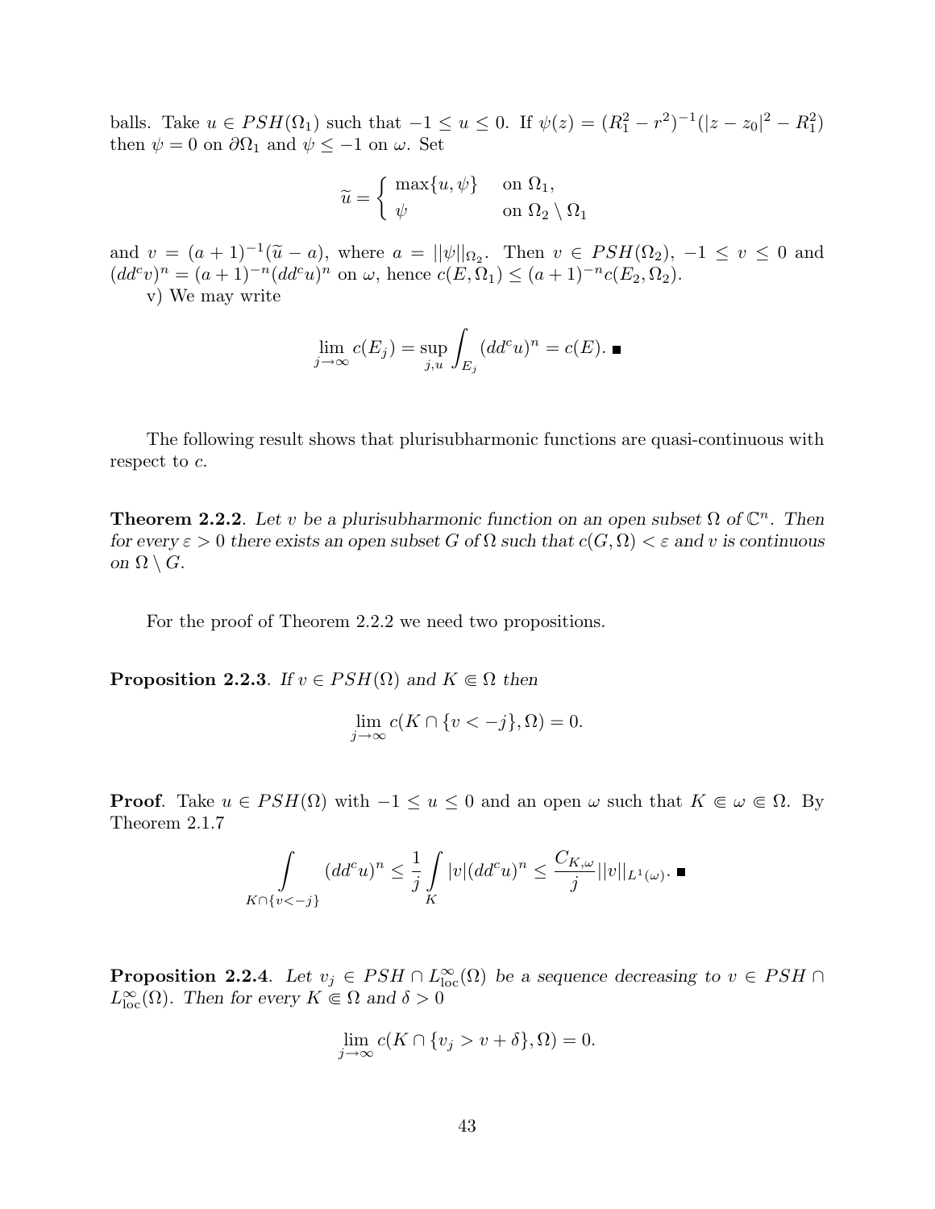balls. Take $u \in PSH(\Omega_1)$ such that $-1 \leq u \leq 0$. If $\psi(z) = (R_1^2 - r^2)^{-1}(|z - z_0|^2 - R_1^2)$ then $\psi = 0$ on $\partial\Omega_1$ and $\psi \leq -1$ on $\omega$. Set

$$\widetilde{u} = \begin{cases} \max\{u, \psi\} & \text{on } \Omega_1, \\ \psi & \text{on } \Omega_2 \setminus \Omega_1 \end{cases}$$

and $v = (a+1)^{-1}(\widetilde{u} - a)$, where $a = ||\psi||_{\Omega_2}$. Then $v \in PSH(\Omega_2)$, $-1 \leq v \leq 0$ and $(dd^c v)^n = (a+1)^{-n}(dd^c u)^n$ on $\omega$, hence $c(E, \Omega_1) \leq (a+1)^{-n} c(E_2, \Omega_2)$.

v) We may write

$$\lim_{j \to \infty} c(E_j) = \sup_{j,u} \int_{E_j} (dd^c u)^n = c(E). \blacksquare$$

The following result shows that plurisubharmonic functions are quasi-continuous with respect to $c$.

**Theorem 2.2.2**. *Let $v$ be a plurisubharmonic function on an open subset $\Omega$ of $\mathbb{C}^n$. Then for every $\varepsilon > 0$ there exists an open subset $G$ of $\Omega$ such that $c(G, \Omega) < \varepsilon$ and $v$ is continuous on $\Omega \setminus G$.*

For the proof of Theorem 2.2.2 we need two propositions.

**Proposition 2.2.3**. *If $v \in PSH(\Omega)$ and $K \Subset \Omega$ then*

$$\lim_{j \to \infty} c(K \cap \{v < -j\}, \Omega) = 0.$$

**Proof**. Take $u \in PSH(\Omega)$ with $-1 \leq u \leq 0$ and an open $\omega$ such that $K \Subset \omega \Subset \Omega$. By Theorem 2.1.7

$$\int\limits_{K \cap \{v < -j\}} (dd^c u)^n \leq \frac{1}{j} \int\limits_K |v| (dd^c u)^n \leq \frac{C_{K,\omega}}{j} ||v||_{L^1(\omega)}. \blacksquare$$

**Proposition 2.2.4**. *Let $v_j \in PSH \cap L^\infty_{\text{loc}}(\Omega)$ be a sequence decreasing to $v \in PSH \cap L^\infty_{\text{loc}}(\Omega)$. Then for every $K \Subset \Omega$ and $\delta > 0$*

$$\lim_{j \to \infty} c(K \cap \{v_j > v + \delta\}, \Omega) = 0.$$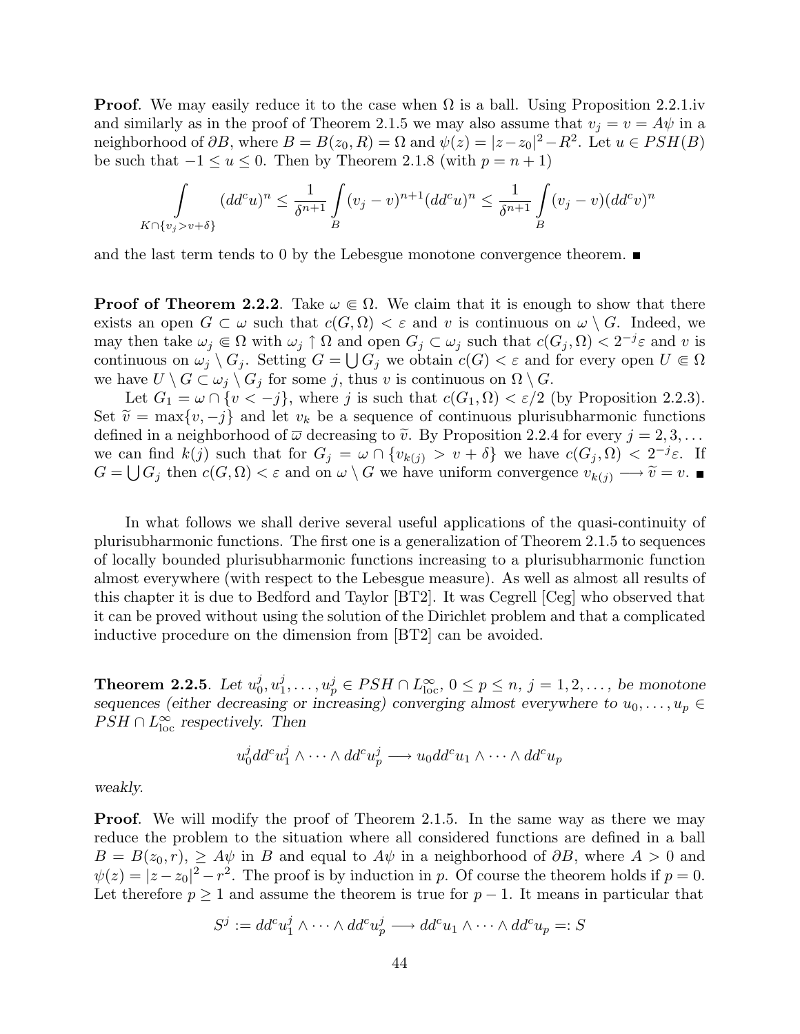**Proof**. We may easily reduce it to the case when $\Omega$ is a ball. Using Proposition 2.2.1.iv and similarly as in the proof of Theorem 2.1.5 we may also assume that $v_j = v = A\psi$ in a neighborhood of $\partial B$, where $B = B(z_0, R) = \Omega$ and $\psi(z) = |z-z_0|^2 - R^2$. Let $u \in PSH(B)$ be such that $-1 \leq u \leq 0$. Then by Theorem 2.1.8 (with $p = n+1$)

$$\int\limits_{K\cap\{v_j>v+\delta\}} (dd^c u)^n \leq \frac{1}{\delta^{n+1}} \int\limits_B (v_j - v)^{n+1} (dd^c u)^n \leq \frac{1}{\delta^{n+1}} \int\limits_B (v_j - v)(dd^c v)^n$$

and the last term tends to 0 by the Lebesgue monotone convergence theorem. ■

**Proof of Theorem 2.2.2**. Take $\omega \Subset \Omega$. We claim that it is enough to show that there exists an open $G \subset \omega$ such that $c(G, \Omega) < \varepsilon$ and $v$ is continuous on $\omega \setminus G$. Indeed, we may then take $\omega_j \Subset \Omega$ with $\omega_j \uparrow \Omega$ and open $G_j \subset \omega_j$ such that $c(G_j, \Omega) < 2^{-j}\varepsilon$ and $v$ is continuous on $\omega_j \setminus G_j$. Setting $G = \bigcup G_j$ we obtain $c(G) < \varepsilon$ and for every open $U \Subset \Omega$ we have $U \setminus G \subset \omega_j \setminus G_j$ for some $j$, thus $v$ is continuous on $\Omega \setminus G$.

Let $G_1 = \omega \cap \{v < -j\}$, where $j$ is such that $c(G_1, \Omega) < \varepsilon/2$ (by Proposition 2.2.3). Set $\widetilde{v} = \max\{v, -j\}$ and let $v_k$ be a sequence of continuous plurisubharmonic functions defined in a neighborhood of $\overline{\omega}$ decreasing to $\widetilde{v}$. By Proposition 2.2.4 for every $j = 2, 3, \dots$ we can find $k(j)$ such that for $G_j = \omega \cap \{v_{k(j)} > v + \delta\}$ we have $c(G_j, \Omega) < 2^{-j}\varepsilon$. If $G = \bigcup G_j$ then $c(G, \Omega) < \varepsilon$ and on $\omega \setminus G$ we have uniform convergence $v_{k(j)} \longrightarrow \widetilde{v} = v$. ■

In what follows we shall derive several useful applications of the quasi-continuity of plurisubharmonic functions. The first one is a generalization of Theorem 2.1.5 to sequences of locally bounded plurisubharmonic functions increasing to a plurisubharmonic function almost everywhere (with respect to the Lebesgue measure). As well as almost all results of this chapter it is due to Bedford and Taylor [BT2]. It was Cegrell [Ceg] who observed that it can be proved without using the solution of the Dirichlet problem and that a complicated inductive procedure on the dimension from [BT2] can be avoided.

**Theorem 2.2.5**. *Let $u_0^j, u_1^j, \dots, u_p^j \in PSH \cap L^\infty_{\text{loc}}$, $0 \leq p \leq n$, $j = 1, 2, \dots,$ be monotone sequences (either decreasing or increasing) converging almost everywhere to $u_0, \dots, u_p \in PSH \cap L^\infty_{\text{loc}}$ respectively. Then*

$$u_0^j dd^c u_1^j \wedge \dots \wedge dd^c u_p^j \longrightarrow u_0 dd^c u_1 \wedge \dots \wedge dd^c u_p$$

*weakly.*

**Proof**. We will modify the proof of Theorem 2.1.5. In the same way as there we may reduce the problem to the situation where all considered functions are defined in a ball $B = B(z_0, r)$, $\geq A\psi$ in $B$ and equal to $A\psi$ in a neighborhood of $\partial B$, where $A > 0$ and $\psi(z) = |z - z_0|^2 - r^2$. The proof is by induction in $p$. Of course the theorem holds if $p = 0$. Let therefore $p \geq 1$ and assume the theorem is true for $p - 1$. It means in particular that

$$S^j := dd^c u_1^j \wedge \dots \wedge dd^c u_p^j \longrightarrow dd^c u_1 \wedge \dots \wedge dd^c u_p =: S$$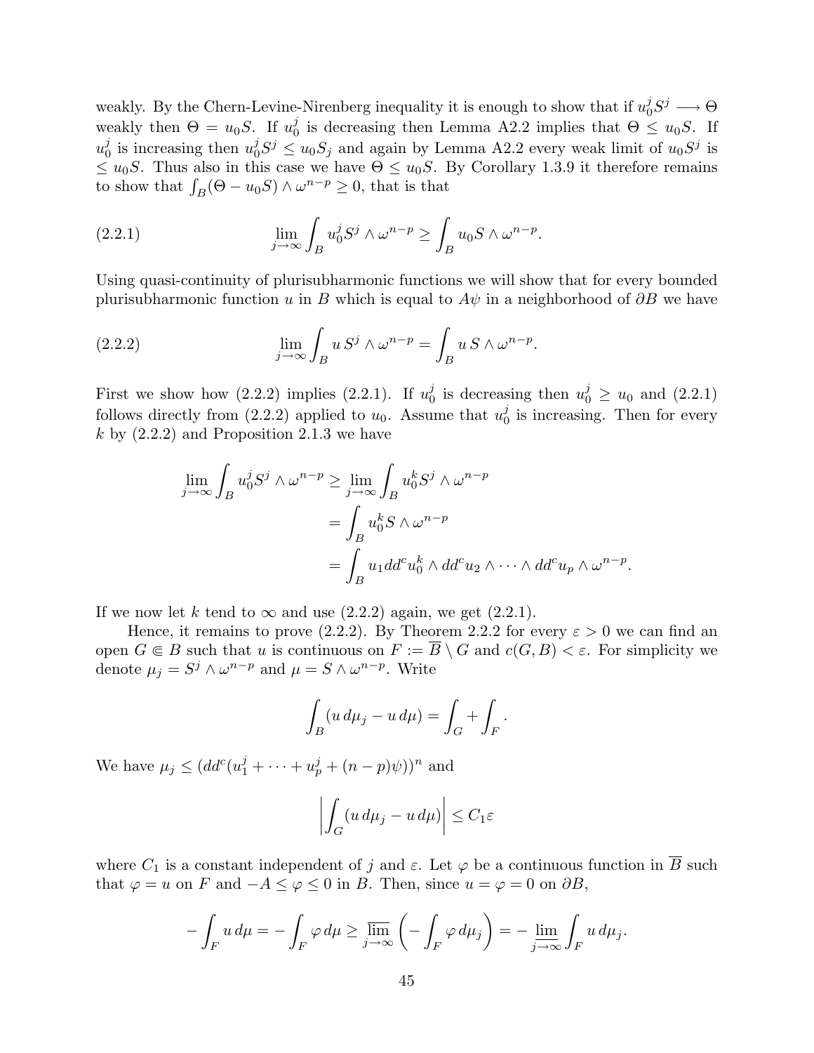weakly. By the Chern-Levine-Nirenberg inequality it is enough to show that if $u_0^j S^j \longrightarrow \Theta$ weakly then $\Theta = u_0 S$. If $u_0^j$ is decreasing then Lemma A2.2 implies that $\Theta \le u_0 S$. If $u_0^j$ is increasing then $u_0^j S^j \le u_0 S_j$ and again by Lemma A2.2 every weak limit of $u_0 S^j$ is $\le u_0 S$. Thus also in this case we have $\Theta \le u_0 S$. By Corollary 1.3.9 it therefore remains to show that $\int_B (\Theta - u_0 S) \wedge \omega^{n-p} \ge 0$, that is that

$$\lim_{j\to\infty} \int_B u_0^j S^j \wedge \omega^{n-p} \ge \int_B u_0 S \wedge \omega^{n-p}. \tag{2.2.1}$$

Using quasi-continuity of plurisubharmonic functions we will show that for every bounded plurisubharmonic function $u$ in $B$ which is equal to $A\psi$ in a neighborhood of $\partial B$ we have

$$\lim_{j\to\infty} \int_B u\, S^j \wedge \omega^{n-p} = \int_B u\, S \wedge \omega^{n-p}. \tag{2.2.2}$$

First we show how (2.2.2) implies (2.2.1). If $u_0^j$ is decreasing then $u_0^j \ge u_0$ and (2.2.1) follows directly from (2.2.2) applied to $u_0$. Assume that $u_0^j$ is increasing. Then for every $k$ by (2.2.2) and Proposition 2.1.3 we have

$$\begin{aligned}
\lim_{j\to\infty} \int_B u_0^j S^j \wedge \omega^{n-p} &\ge \lim_{j\to\infty} \int_B u_0^k S^j \wedge \omega^{n-p} \\
&= \int_B u_0^k S \wedge \omega^{n-p} \\
&= \int_B u_1 dd^c u_0^k \wedge dd^c u_2 \wedge \cdots \wedge dd^c u_p \wedge \omega^{n-p}.
\end{aligned}$$

If we now let $k$ tend to $\infty$ and use (2.2.2) again, we get (2.2.1).

Hence, it remains to prove (2.2.2). By Theorem 2.2.2 for every $\varepsilon > 0$ we can find an open $G \Subset B$ such that $u$ is continuous on $F := \overline{B} \setminus G$ and $c(G, B) < \varepsilon$. For simplicity we denote $\mu_j = S^j \wedge \omega^{n-p}$ and $\mu = S \wedge \omega^{n-p}$. Write

$$\int_B (u\, d\mu_j - u\, d\mu) = \int_G + \int_F .$$

We have $\mu_j \le (dd^c(u_1^j + \cdots + u_p^j + (n-p)\psi))^n$ and

$$\left| \int_G (u\, d\mu_j - u\, d\mu) \right| \le C_1 \varepsilon$$

where $C_1$ is a constant independent of $j$ and $\varepsilon$. Let $\varphi$ be a continuous function in $\overline{B}$ such that $\varphi = u$ on $F$ and $-A \le \varphi \le 0$ in $B$. Then, since $u = \varphi = 0$ on $\partial B$,

$$-\int_F u\, d\mu = -\int_F \varphi\, d\mu \ge \varlimsup_{j\to\infty} \left( -\int_F \varphi\, d\mu_j \right) = -\varliminf_{j\to\infty} \int_F u\, d\mu_j.$$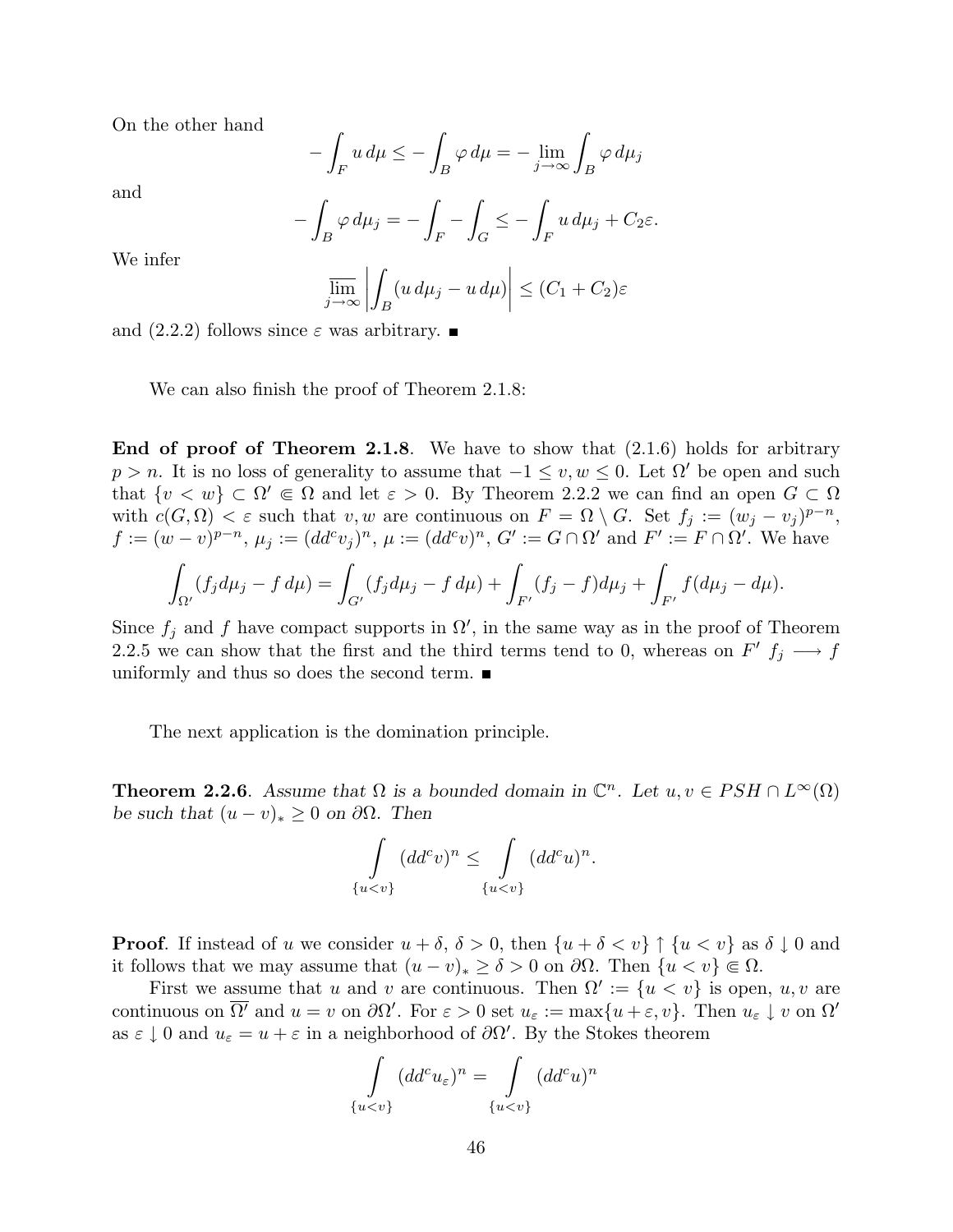On the other hand

$$-\int_F u\,d\mu \le -\int_B \varphi\,d\mu = -\lim_{j\to\infty}\int_B \varphi\,d\mu_j$$

and

$$-\int_B \varphi\,d\mu_j = -\int_F - \int_G \le -\int_F u\,d\mu_j + C_2\varepsilon.$$

We infer

$$\overline{\lim_{j\to\infty}}\left|\int_B (u\,d\mu_j - u\,d\mu)\right| \le (C_1 + C_2)\varepsilon$$

and (2.2.2) follows since $\varepsilon$ was arbitrary. ∎

We can also finish the proof of Theorem 2.1.8:

**End of proof of Theorem 2.1.8**. We have to show that (2.1.6) holds for arbitrary $p > n$. It is no loss of generality to assume that $-1 \le v, w \le 0$. Let $\Omega'$ be open and such that $\{v < w\} \subset \Omega' \Subset \Omega$ and let $\varepsilon > 0$. By Theorem 2.2.2 we can find an open $G \subset \Omega$ with $c(G, \Omega) < \varepsilon$ such that $v, w$ are continuous on $F = \Omega \setminus G$. Set $f_j := (w_j - v_j)^{p-n}$, $f := (w - v)^{p-n}$, $\mu_j := (dd^c v_j)^n$, $\mu := (dd^c v)^n$, $G' := G \cap \Omega'$ and $F' := F \cap \Omega'$. We have

$$\int_{\Omega'} (f_j d\mu_j - f\,d\mu) = \int_{G'} (f_j d\mu_j - f\,d\mu) + \int_{F'} (f_j - f) d\mu_j + \int_{F'} f(d\mu_j - d\mu).$$

Since $f_j$ and $f$ have compact supports in $\Omega'$, in the same way as in the proof of Theorem 2.2.5 we can show that the first and the third terms tend to 0, whereas on $F'$ $f_j \longrightarrow f$ uniformly and thus so does the second term. ∎

The next application is the domination principle.

**Theorem 2.2.6**. *Assume that $\Omega$ is a bounded domain in $\mathbb{C}^n$. Let $u, v \in PSH \cap L^\infty(\Omega)$ be such that $(u - v)_* \ge 0$ on $\partial\Omega$. Then*

$$\int_{\{u<v\}} (dd^c v)^n \le \int_{\{u<v\}} (dd^c u)^n.$$

**Proof**. If instead of $u$ we consider $u + \delta$, $\delta > 0$, then $\{u + \delta < v\} \uparrow \{u < v\}$ as $\delta \downarrow 0$ and it follows that we may assume that $(u - v)_* \ge \delta > 0$ on $\partial\Omega$. Then $\{u < v\} \Subset \Omega$.

First we assume that $u$ and $v$ are continuous. Then $\Omega' := \{u < v\}$ is open, $u, v$ are continuous on $\overline{\Omega'}$ and $u = v$ on $\partial\Omega'$. For $\varepsilon > 0$ set $u_\varepsilon := \max\{u + \varepsilon, v\}$. Then $u_\varepsilon \downarrow v$ on $\Omega'$ as $\varepsilon \downarrow 0$ and $u_\varepsilon = u + \varepsilon$ in a neighborhood of $\partial\Omega'$. By the Stokes theorem

$$\int_{\{u<v\}} (dd^c u_\varepsilon)^n = \int_{\{u<v\}} (dd^c u)^n$$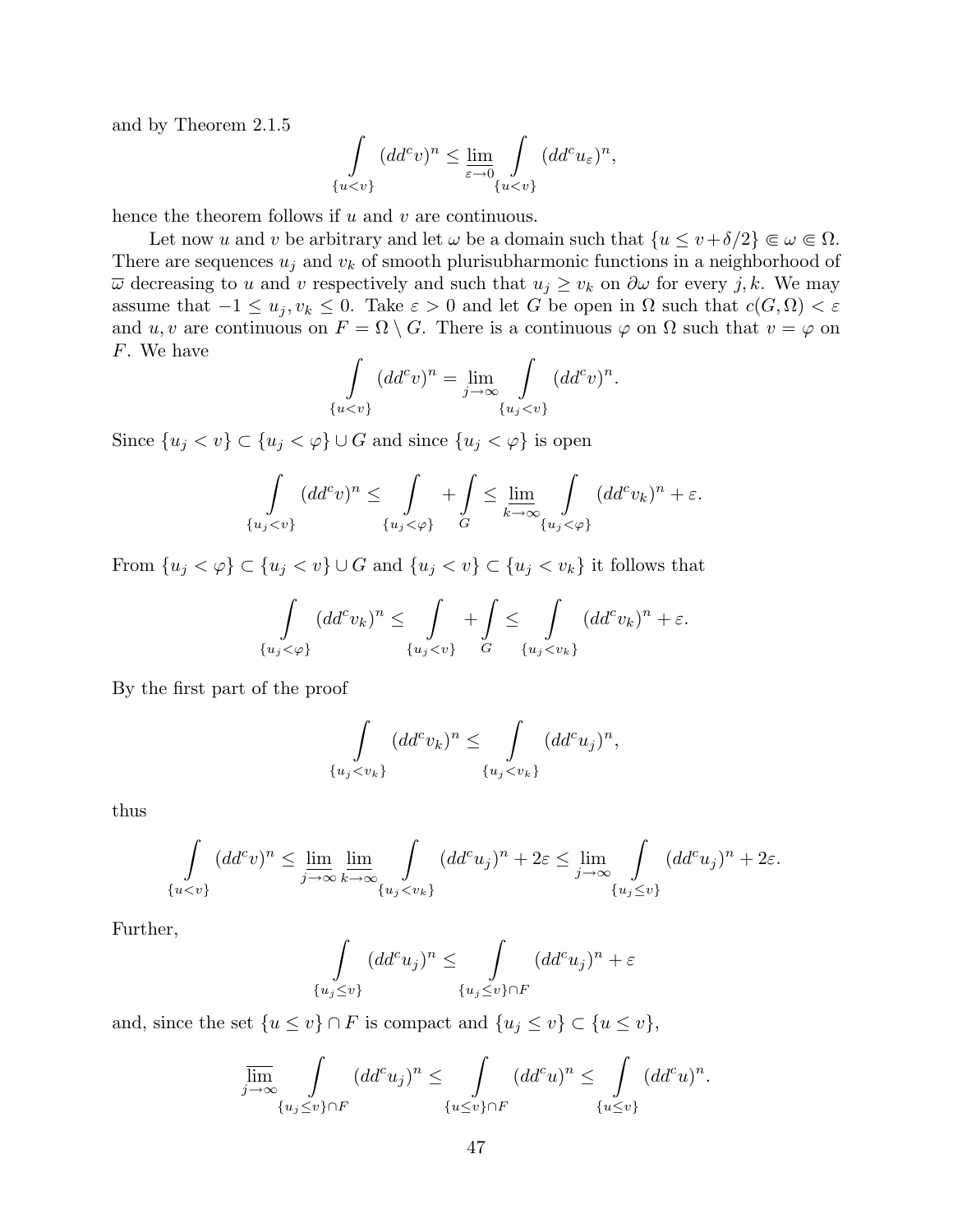and by Theorem 2.1.5

$$\int_{\{u<v\}} (dd^c v)^n \leq \varliminf_{\varepsilon \to 0} \int_{\{u<v\}} (dd^c u_\varepsilon)^n,$$

hence the theorem follows if $u$ and $v$ are continuous.

Let now $u$ and $v$ be arbitrary and let $\omega$ be a domain such that $\{u \leq v + \delta/2\} \Subset \omega \Subset \Omega$. There are sequences $u_j$ and $v_k$ of smooth plurisubharmonic functions in a neighborhood of $\overline{\omega}$ decreasing to $u$ and $v$ respectively and such that $u_j \geq v_k$ on $\partial\omega$ for every $j, k$. We may assume that $-1 \leq u_j, v_k \leq 0$. Take $\varepsilon > 0$ and let $G$ be open in $\Omega$ such that $c(G, \Omega) < \varepsilon$ and $u, v$ are continuous on $F = \Omega \setminus G$. There is a continuous $\varphi$ on $\Omega$ such that $v = \varphi$ on $F$. We have

$$\int_{\{u<v\}} (dd^c v)^n = \lim_{j\to\infty} \int_{\{u_j<v\}} (dd^c v)^n.$$

Since $\{u_j < v\} \subset \{u_j < \varphi\} \cup G$ and since $\{u_j < \varphi\}$ is open

$$\int_{\{u_j<v\}} (dd^c v)^n \leq \int_{\{u_j<\varphi\}} + \int_G \leq \varliminf_{k\to\infty} \int_{\{u_j<\varphi\}} (dd^c v_k)^n + \varepsilon.$$

From $\{u_j < \varphi\} \subset \{u_j < v\} \cup G$ and $\{u_j < v\} \subset \{u_j < v_k\}$ it follows that

$$\int_{\{u_j<\varphi\}} (dd^c v_k)^n \leq \int_{\{u_j<v\}} + \int_G \leq \int_{\{u_j<v_k\}} (dd^c v_k)^n + \varepsilon.$$

By the first part of the proof

$$\int_{\{u_j<v_k\}} (dd^c v_k)^n \leq \int_{\{u_j<v_k\}} (dd^c u_j)^n,$$

thus

$$\int_{\{u<v\}} (dd^c v)^n \leq \varliminf_{j\to\infty} \varliminf_{k\to\infty} \int_{\{u_j<v_k\}} (dd^c u_j)^n + 2\varepsilon \leq \varliminf_{j\to\infty} \int_{\{u_j\leq v\}} (dd^c u_j)^n + 2\varepsilon.$$

Further,

$$\int_{\{u_j\leq v\}} (dd^c u_j)^n \leq \int_{\{u_j\leq v\}\cap F} (dd^c u_j)^n + \varepsilon$$

and, since the set $\{u \leq v\} \cap F$ is compact and $\{u_j \leq v\} \subset \{u \leq v\}$,

$$\varlimsup_{j\to\infty} \int_{\{u_j\leq v\}\cap F} (dd^c u_j)^n \leq \int_{\{u\leq v\}\cap F} (dd^c u)^n \leq \int_{\{u\leq v\}} (dd^c u)^n.$$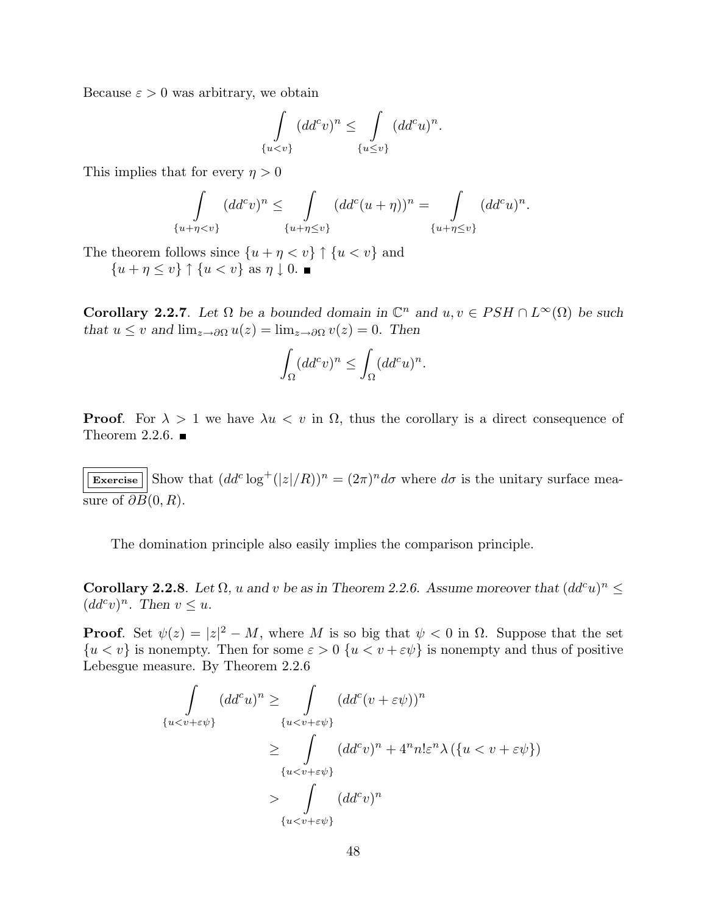Because $\varepsilon > 0$ was arbitrary, we obtain

$$\int_{\{u<v\}} (dd^c v)^n \leq \int_{\{u\leq v\}} (dd^c u)^n.$$

This implies that for every $\eta > 0$

$$\int_{\{u+\eta<v\}} (dd^c v)^n \leq \int_{\{u+\eta\leq v\}} (dd^c (u+\eta))^n = \int_{\{u+\eta\leq v\}} (dd^c u)^n.$$

The theorem follows since $\{u + \eta < v\} \uparrow \{u < v\}$ and
$\{u + \eta \leq v\} \uparrow \{u < v\}$ as $\eta \downarrow 0$. ■

**Corollary 2.2.7**. *Let $\Omega$ be a bounded domain in $\mathbb{C}^n$ and $u, v \in PSH \cap L^\infty(\Omega)$ be such that $u \leq v$ and $\lim_{z\to\partial\Omega} u(z) = \lim_{z\to\partial\Omega} v(z) = 0$. Then*

$$\int_\Omega (dd^c v)^n \leq \int_\Omega (dd^c u)^n.$$

**Proof**. For $\lambda > 1$ we have $\lambda u < v$ in $\Omega$, thus the corollary is a direct consequence of Theorem 2.2.6. ■

**Exercise** Show that $(dd^c \log^+(|z|/R))^n = (2\pi)^n d\sigma$ where $d\sigma$ is the unitary surface measure of $\partial B(0, R)$.

The domination principle also easily implies the comparison principle.

**Corollary 2.2.8**. *Let $\Omega$, $u$ and $v$ be as in Theorem 2.2.6. Assume moreover that $(dd^c u)^n \leq (dd^c v)^n$. Then $v \leq u$.*

**Proof**. Set $\psi(z) = |z|^2 - M$, where $M$ is so big that $\psi < 0$ in $\Omega$. Suppose that the set $\{u < v\}$ is nonempty. Then for some $\varepsilon > 0$ $\{u < v + \varepsilon\psi\}$ is nonempty and thus of positive Lebesgue measure. By Theorem 2.2.6

$$\begin{aligned}
\int_{\{u<v+\varepsilon\psi\}} (dd^c u)^n &\geq \int_{\{u<v+\varepsilon\psi\}} (dd^c (v+\varepsilon\psi))^n \\
&\geq \int_{\{u<v+\varepsilon\psi\}} (dd^c v)^n + 4^n n! \varepsilon^n \lambda\left(\{u < v + \varepsilon\psi\}\right) \\
&> \int_{\{u<v+\varepsilon\psi\}} (dd^c v)^n
\end{aligned}$$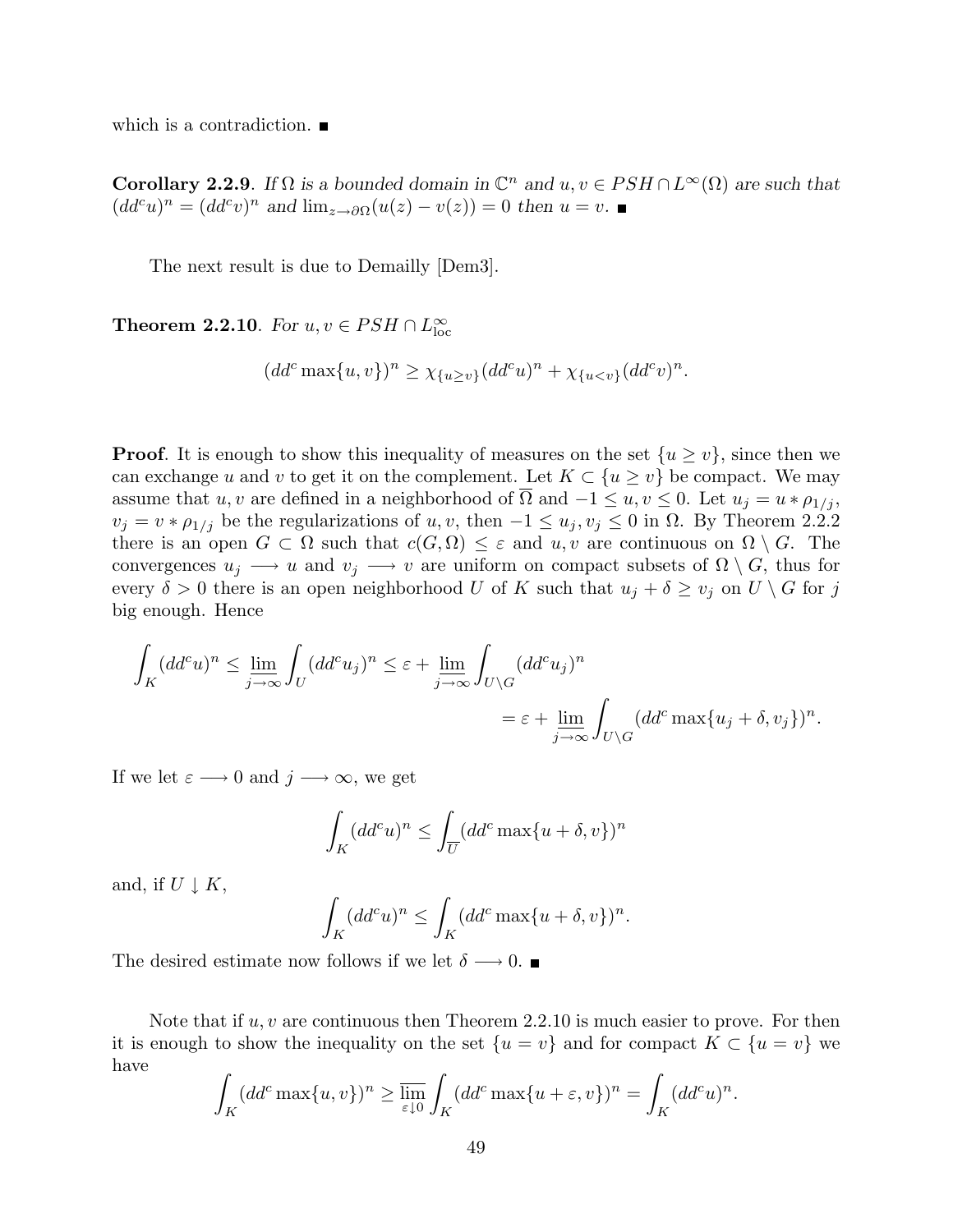which is a contradiction. ■

**Corollary 2.2.9**. *If $\Omega$ is a bounded domain in $\mathbb{C}^n$ and $u, v \in PSH \cap L^\infty(\Omega)$ are such that $(dd^c u)^n = (dd^c v)^n$ and $\lim_{z\to\partial\Omega}(u(z) - v(z)) = 0$ then $u = v$.* ■

The next result is due to Demailly [Dem3].

**Theorem 2.2.10**. *For $u, v \in PSH \cap L^\infty_{\text{loc}}$*

$$(dd^c \max\{u, v\})^n \geq \chi_{\{u\geq v\}}(dd^c u)^n + \chi_{\{u<v\}}(dd^c v)^n.$$

**Proof**. It is enough to show this inequality of measures on the set $\{u \geq v\}$, since then we can exchange $u$ and $v$ to get it on the complement. Let $K \subset \{u \geq v\}$ be compact. We may assume that $u, v$ are defined in a neighborhood of $\overline{\Omega}$ and $-1 \leq u, v \leq 0$. Let $u_j = u * \rho_{1/j}$, $v_j = v * \rho_{1/j}$ be the regularizations of $u, v$, then $-1 \leq u_j, v_j \leq 0$ in $\Omega$. By Theorem 2.2.2 there is an open $G \subset \Omega$ such that $c(G, \Omega) \leq \varepsilon$ and $u, v$ are continuous on $\Omega \setminus G$. The convergences $u_j \longrightarrow u$ and $v_j \longrightarrow v$ are uniform on compact subsets of $\Omega \setminus G$, thus for every $\delta > 0$ there is an open neighborhood $U$ of $K$ such that $u_j + \delta \geq v_j$ on $U \setminus G$ for $j$ big enough. Hence

$$\begin{aligned}\int_K (dd^c u)^n \leq \varliminf_{j\to\infty} \int_U (dd^c u_j)^n &\leq \varepsilon + \varliminf_{j\to\infty} \int_{U\setminus G} (dd^c u_j)^n \\ &= \varepsilon + \varliminf_{j\to\infty} \int_{U\setminus G} (dd^c \max\{u_j + \delta, v_j\})^n.\end{aligned}$$

If we let $\varepsilon \longrightarrow 0$ and $j \longrightarrow \infty$, we get

$$\int_K (dd^c u)^n \leq \int_{\overline{U}} (dd^c \max\{u + \delta, v\})^n$$

and, if $U \downarrow K$,

$$\int_K (dd^c u)^n \leq \int_K (dd^c \max\{u + \delta, v\})^n.$$

The desired estimate now follows if we let $\delta \longrightarrow 0$. ■

Note that if $u, v$ are continuous then Theorem 2.2.10 is much easier to prove. For then it is enough to show the inequality on the set $\{u = v\}$ and for compact $K \subset \{u = v\}$ we have

$$\int_K (dd^c \max\{u, v\})^n \geq \varlimsup_{\varepsilon\downarrow 0} \int_K (dd^c \max\{u + \varepsilon, v\})^n = \int_K (dd^c u)^n.$$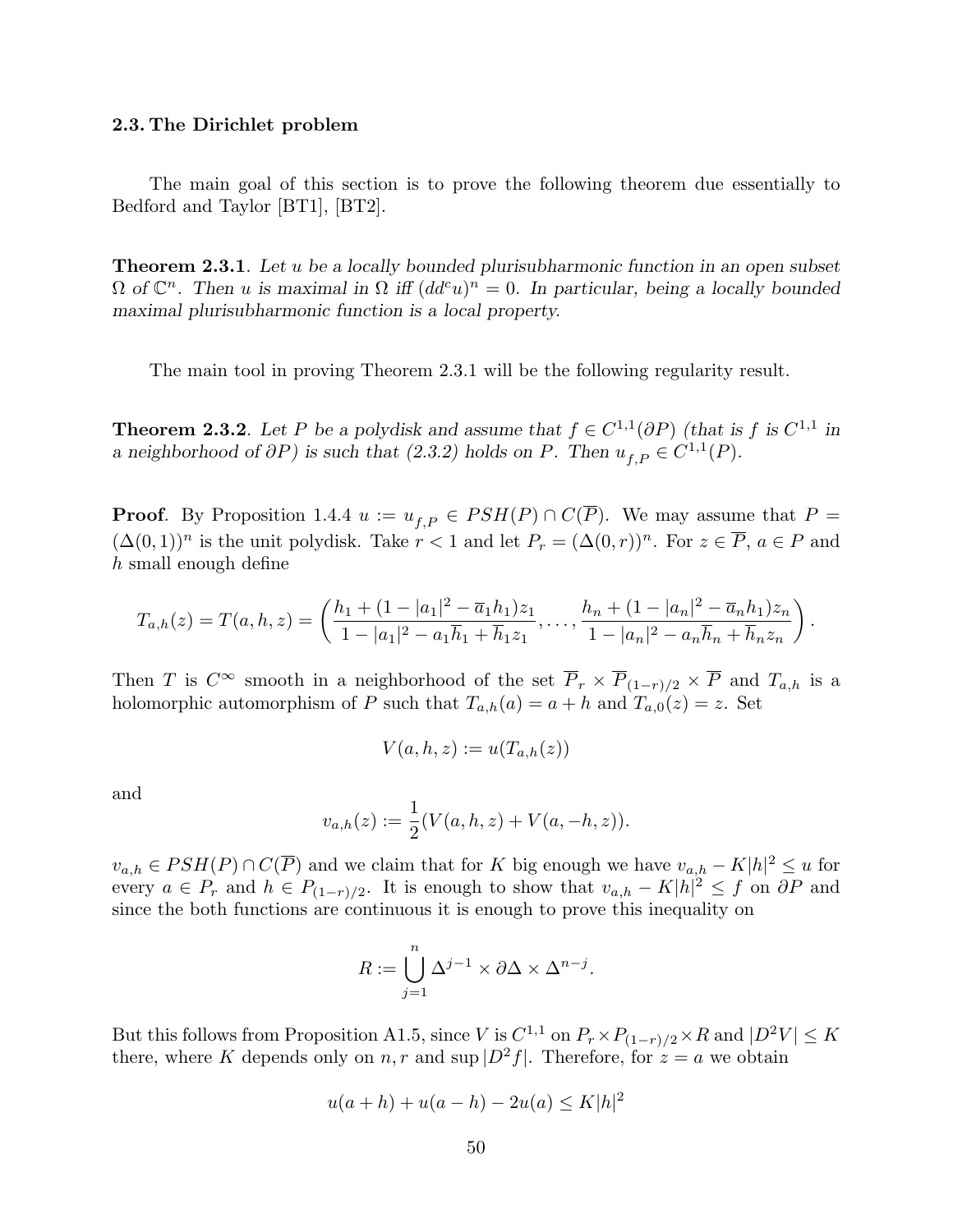### 2.3. The Dirichlet problem

The main goal of this section is to prove the following theorem due essentially to Bedford and Taylor [BT1], [BT2].

**Theorem 2.3.1**. *Let $u$ be a locally bounded plurisubharmonic function in an open subset $\Omega$ of $\mathbb{C}^n$. Then $u$ is maximal in $\Omega$ iff $(dd^c u)^n = 0$. In particular, being a locally bounded maximal plurisubharmonic function is a local property.*

The main tool in proving Theorem 2.3.1 will be the following regularity result.

**Theorem 2.3.2**. *Let $P$ be a polydisk and assume that $f \in C^{1,1}(\partial P)$ (that is $f$ is $C^{1,1}$ in a neighborhood of $\partial P$) is such that (2.3.2) holds on $P$. Then $u_{f,P} \in C^{1,1}(P)$.*

**Proof**. By Proposition 1.4.4 $u := u_{f,P} \in PSH(P) \cap C(\overline{P})$. We may assume that $P = (\Delta(0,1))^n$ is the unit polydisk. Take $r < 1$ and let $P_r = (\Delta(0,r))^n$. For $z \in \overline{P}$, $a \in P$ and $h$ small enough define

$$T_{a,h}(z) = T(a,h,z) = \left( \frac{h_1 + (1 - |a_1|^2 - \overline{a}_1 h_1) z_1}{1 - |a_1|^2 - a_1 \overline{h}_1 + \overline{h}_1 z_1}, \ldots, \frac{h_n + (1 - |a_n|^2 - \overline{a}_n h_1) z_n}{1 - |a_n|^2 - a_n \overline{h}_n + \overline{h}_n z_n} \right).$$

Then $T$ is $C^\infty$ smooth in a neighborhood of the set $\overline{P}_r \times \overline{P}_{(1-r)/2} \times \overline{P}$ and $T_{a,h}$ is a holomorphic automorphism of $P$ such that $T_{a,h}(a) = a + h$ and $T_{a,0}(z) = z$. Set

$$V(a,h,z) := u(T_{a,h}(z))$$

and

$$v_{a,h}(z) := \frac{1}{2}(V(a,h,z) + V(a,-h,z)).$$

$v_{a,h} \in PSH(P) \cap C(\overline{P})$ and we claim that for $K$ big enough we have $v_{a,h} - K|h|^2 \le u$ for every $a \in P_r$ and $h \in P_{(1-r)/2}$. It is enough to show that $v_{a,h} - K|h|^2 \le f$ on $\partial P$ and since the both functions are continuous it is enough to prove this inequality on

$$R := \bigcup_{j=1}^{n} \Delta^{j-1} \times \partial\Delta \times \Delta^{n-j}.$$

But this follows from Proposition A1.5, since $V$ is $C^{1,1}$ on $P_r \times P_{(1-r)/2} \times R$ and $|D^2 V| \le K$ there, where $K$ depends only on $n, r$ and $\sup |D^2 f|$. Therefore, for $z = a$ we obtain

$$u(a+h) + u(a-h) - 2u(a) \le K|h|^2$$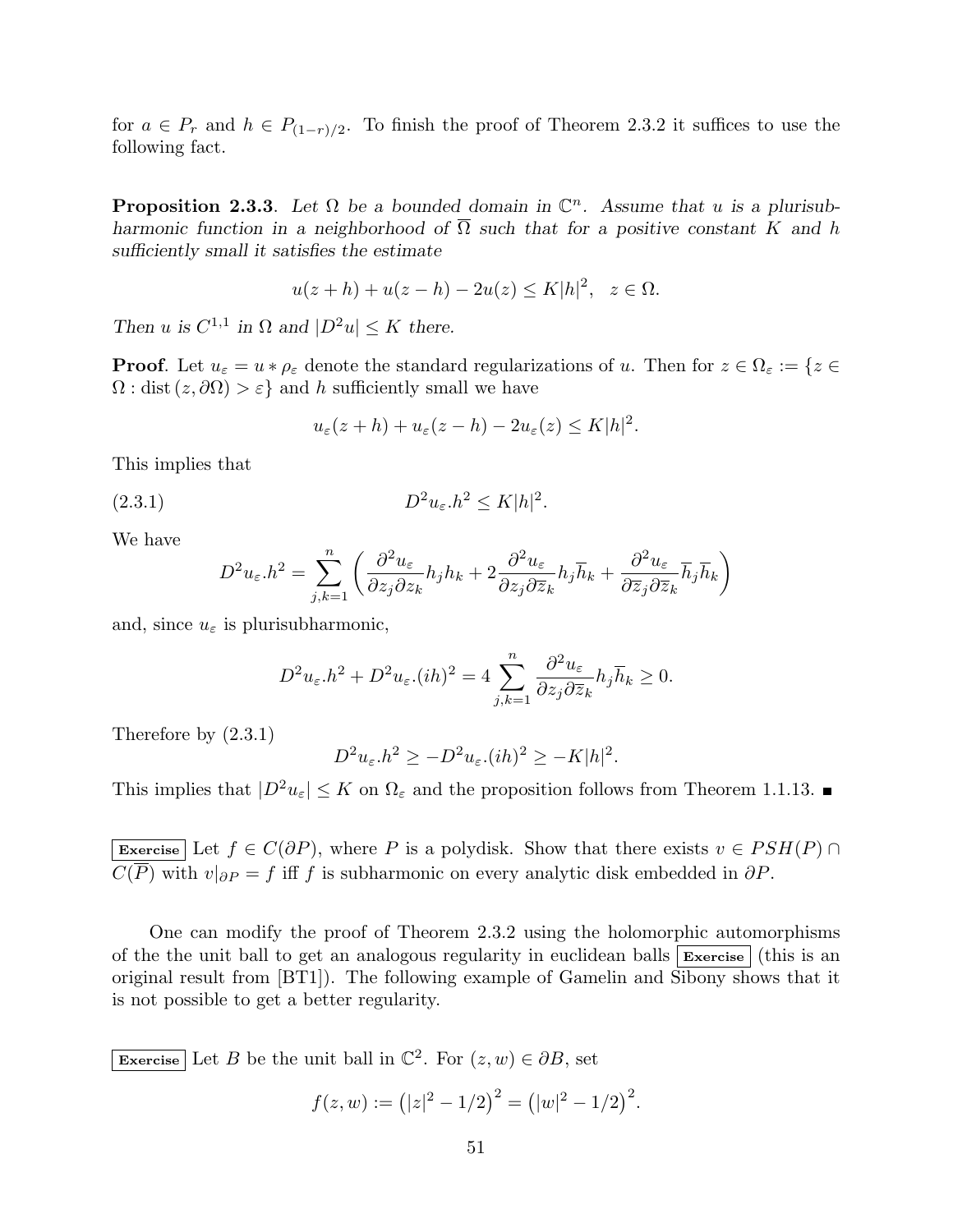for $a \in P_r$ and $h \in P_{(1-r)/2}$. To finish the proof of Theorem 2.3.2 it suffices to use the following fact.

**Proposition 2.3.3**. *Let $\Omega$ be a bounded domain in $\mathbb{C}^n$. Assume that $u$ is a plurisubharmonic function in a neighborhood of $\overline{\Omega}$ such that for a positive constant $K$ and $h$ sufficiently small it satisfies the estimate*

$$u(z+h) + u(z-h) - 2u(z) \le K|h|^2, \quad z \in \Omega.$$

*Then $u$ is $C^{1,1}$ in $\Omega$ and $|D^2 u| \le K$ there.*

**Proof**. Let $u_\varepsilon = u * \rho_\varepsilon$ denote the standard regularizations of $u$. Then for $z \in \Omega_\varepsilon := \{z \in \Omega : \mathrm{dist}\,(z, \partial\Omega) > \varepsilon\}$ and $h$ sufficiently small we have

$$u_\varepsilon(z+h) + u_\varepsilon(z-h) - 2u_\varepsilon(z) \le K|h|^2.$$

This implies that

$$D^2 u_\varepsilon . h^2 \le K|h|^2. \tag{2.3.1}$$

We have

$$D^2 u_\varepsilon . h^2 = \sum_{j,k=1}^{n} \left( \frac{\partial^2 u_\varepsilon}{\partial z_j \partial z_k} h_j h_k + 2 \frac{\partial^2 u_\varepsilon}{\partial z_j \partial \overline{z}_k} h_j \overline{h}_k + \frac{\partial^2 u_\varepsilon}{\partial \overline{z}_j \partial \overline{z}_k} \overline{h}_j \overline{h}_k \right)$$

and, since $u_\varepsilon$ is plurisubharmonic,

$$D^2 u_\varepsilon . h^2 + D^2 u_\varepsilon . (ih)^2 = 4 \sum_{j,k=1}^{n} \frac{\partial^2 u_\varepsilon}{\partial z_j \partial \overline{z}_k} h_j \overline{h}_k \ge 0.$$

Therefore by (2.3.1)

$$D^2 u_\varepsilon . h^2 \ge -D^2 u_\varepsilon . (ih)^2 \ge -K|h|^2.$$

This implies that $|D^2 u_\varepsilon| \le K$ on $\Omega_\varepsilon$ and the proposition follows from Theorem 1.1.13. ∎

**Exercise** Let $f \in C(\partial P)$, where $P$ is a polydisk. Show that there exists $v \in PSH(P) \cap C(\overline{P})$ with $v|_{\partial P} = f$ iff $f$ is subharmonic on every analytic disk embedded in $\partial P$.

One can modify the proof of Theorem 2.3.2 using the holomorphic automorphisms of the the unit ball to get an analogous regularity in euclidean balls **Exercise** (this is an original result from [BT1]). The following example of Gamelin and Sibony shows that it is not possible to get a better regularity.

**Exercise** Let $B$ be the unit ball in $\mathbb{C}^2$. For $(z, w) \in \partial B$, set

$$f(z,w) := \left(|z|^2 - 1/2\right)^2 = \left(|w|^2 - 1/2\right)^2.$$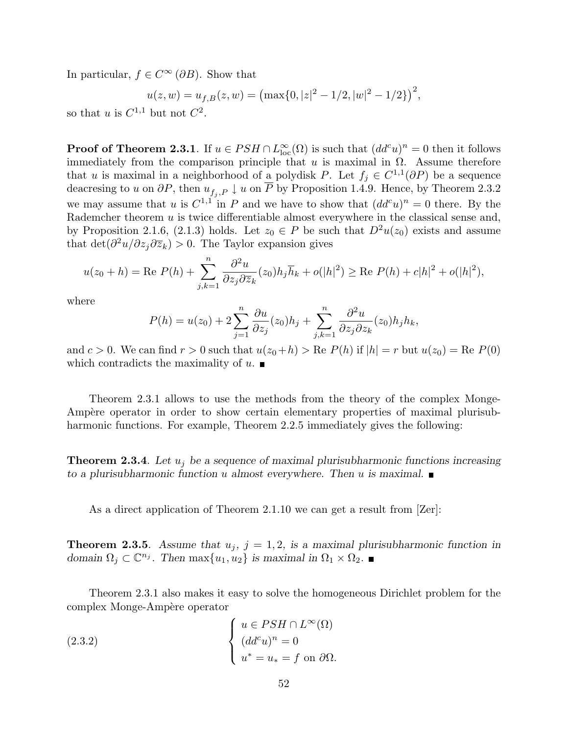In particular, $f \in C^\infty(\partial B)$. Show that

$$u(z,w) = u_{f,B}(z,w) = \left(\max\{0, |z|^2 - 1/2, |w|^2 - 1/2\}\right)^2,$$

so that $u$ is $C^{1,1}$ but not $C^2$.

**Proof of Theorem 2.3.1**. If $u \in PSH \cap L^\infty_{\text{loc}}(\Omega)$ is such that $(dd^c u)^n = 0$ then it follows immediately from the comparison principle that $u$ is maximal in $\Omega$. Assume therefore that $u$ is maximal in a neighborhood of a polydisk $P$. Let $f_j \in C^{1,1}(\partial P)$ be a sequence deacresing to $u$ on $\partial P$, then $u_{f_j,P} \downarrow u$ on $\overline{P}$ by Proposition 1.4.9. Hence, by Theorem 2.3.2 we may assume that $u$ is $C^{1,1}$ in $P$ and we have to show that $(dd^c u)^n = 0$ there. By the Rademcher theorem $u$ is twice differentiable almost everywhere in the classical sense and, by Proposition 2.1.6, (2.1.3) holds. Let $z_0 \in P$ be such that $D^2 u(z_0)$ exists and assume that $\det(\partial^2 u/\partial z_j \partial \overline{z}_k) > 0$. The Taylor expansion gives

$$u(z_0 + h) = \text{Re } P(h) + \sum_{j,k=1}^n \frac{\partial^2 u}{\partial z_j \partial \overline{z}_k}(z_0) h_j \overline{h}_k + o(|h|^2) \geq \text{Re } P(h) + c|h|^2 + o(|h|^2),$$

where

$$P(h) = u(z_0) + 2\sum_{j=1}^n \frac{\partial u}{\partial z_j}(z_0) h_j + \sum_{j,k=1}^n \frac{\partial^2 u}{\partial z_j \partial z_k}(z_0) h_j h_k,$$

and $c > 0$. We can find $r > 0$ such that $u(z_0 + h) > \text{Re } P(h)$ if $|h| = r$ but $u(z_0) = \text{Re } P(0)$ which contradicts the maximality of $u$. ∎

Theorem 2.3.1 allows to use the methods from the theory of the complex Monge-Ampère operator in order to show certain elementary properties of maximal plurisubharmonic functions. For example, Theorem 2.2.5 immediately gives the following:

**Theorem 2.3.4**. *Let $u_j$ be a sequence of maximal plurisubharmonic functions increasing to a plurisubharmonic function $u$ almost everywhere. Then $u$ is maximal.* ∎

As a direct application of Theorem 2.1.10 we can get a result from [Zer]:

**Theorem 2.3.5**. *Assume that $u_j$, $j = 1, 2$, is a maximal plurisubharmonic function in domain $\Omega_j \subset \mathbb{C}^{n_j}$. Then $\max\{u_1, u_2\}$ is maximal in $\Omega_1 \times \Omega_2$.* ∎

Theorem 2.3.1 also makes it easy to solve the homogeneous Dirichlet problem for the complex Monge-Ampère operator

$$(2.3.2) \qquad \begin{cases} u \in PSH \cap L^\infty(\Omega) \\ (dd^c u)^n = 0 \\ u^* = u_* = f \text{ on } \partial\Omega. \end{cases}$$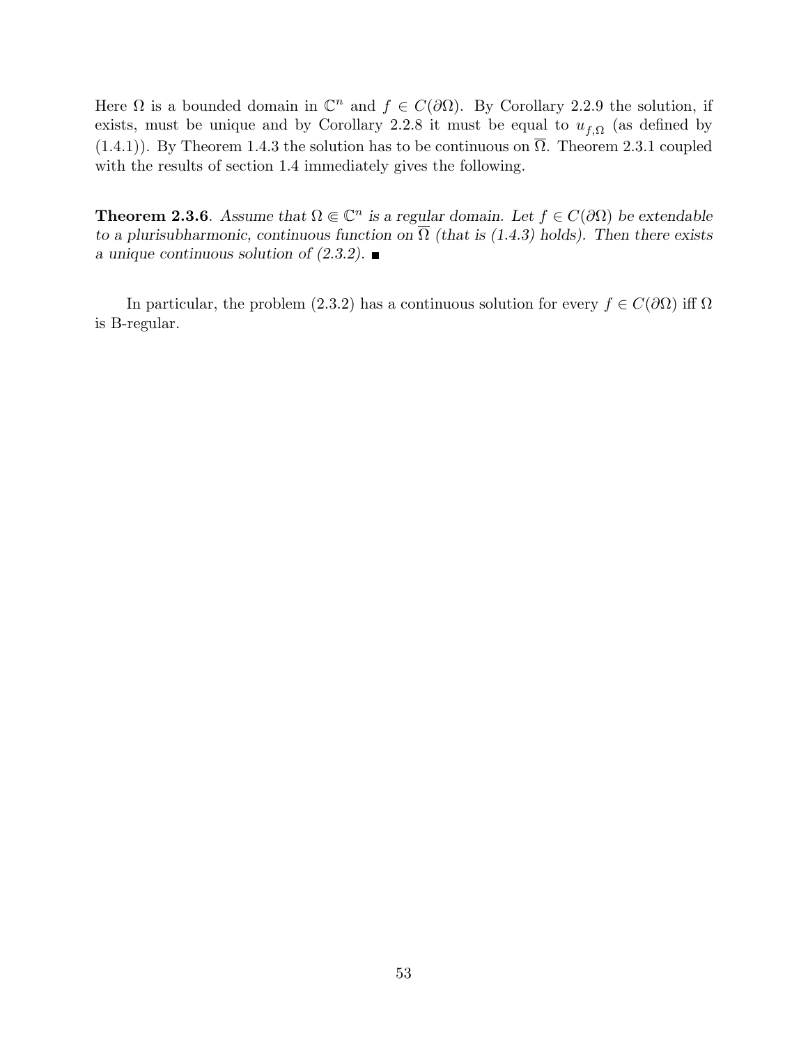Here $\Omega$ is a bounded domain in $\mathbb{C}^n$ and $f \in C(\partial\Omega)$. By Corollary 2.2.9 the solution, if exists, must be unique and by Corollary 2.2.8 it must be equal to $u_{f,\Omega}$ (as defined by (1.4.1)). By Theorem 1.4.3 the solution has to be continuous on $\overline{\Omega}$. Theorem 2.3.1 coupled with the results of section 1.4 immediately gives the following.

**Theorem 2.3.6**. *Assume that $\Omega \Subset \mathbb{C}^n$ is a regular domain. Let $f \in C(\partial\Omega)$ be extendable to a plurisubharmonic, continuous function on $\overline{\Omega}$ (that is (1.4.3) holds). Then there exists a unique continuous solution of (2.3.2).* ■

In particular, the problem (2.3.2) has a continuous solution for every $f \in C(\partial\Omega)$ iff $\Omega$ is B-regular.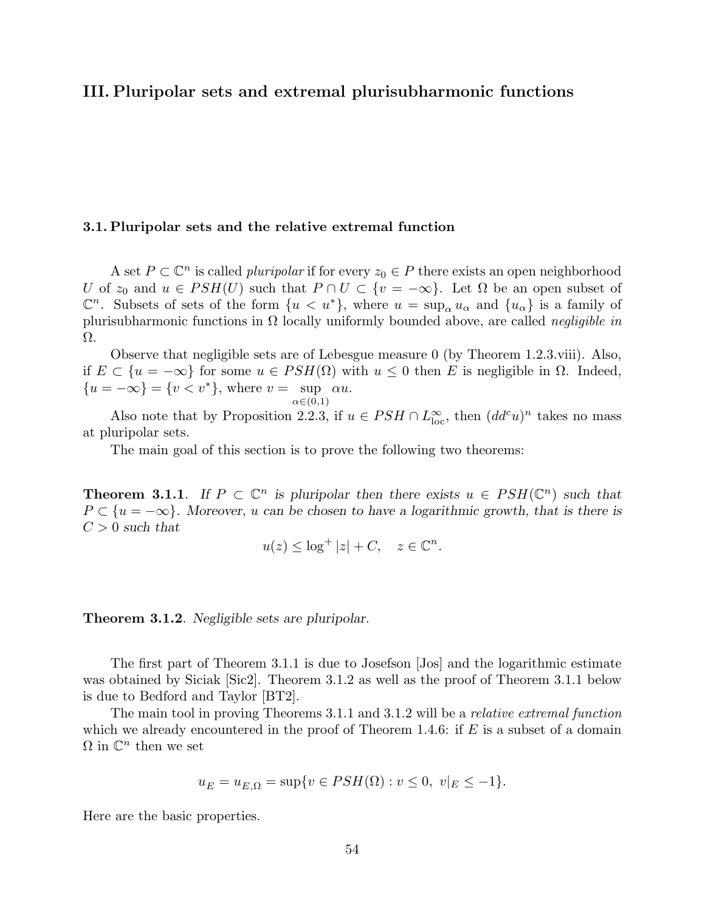# III. Pluripolar sets and extremal plurisubharmonic functions

## 3.1. Pluripolar sets and the relative extremal function

A set $P \subset \mathbb{C}^n$ is called *pluripolar* if for every $z_0 \in P$ there exists an open neighborhood $U$ of $z_0$ and $u \in PSH(U)$ such that $P \cap U \subset \{v = -\infty\}$. Let $\Omega$ be an open subset of $\mathbb{C}^n$. Subsets of sets of the form $\{u < u^*\}$, where $u = \sup_\alpha u_\alpha$ and $\{u_\alpha\}$ is a family of plurisubharmonic functions in $\Omega$ locally uniformly bounded above, are called *negligible in* $\Omega$.

Observe that negligible sets are of Lebesgue measure 0 (by Theorem 1.2.3.viii). Also, if $E \subset \{u = -\infty\}$ for some $u \in PSH(\Omega)$ with $u \leq 0$ then $E$ is negligible in $\Omega$. Indeed, $\{u = -\infty\} = \{v < v^*\}$, where $v = \sup_{\alpha \in (0,1)} \alpha u$.

Also note that by Proposition 2.2.3, if $u \in PSH \cap L^\infty_{\text{loc}}$, then $(dd^c u)^n$ takes no mass at pluripolar sets.

The main goal of this section is to prove the following two theorems:

**Theorem 3.1.1**. *If $P \subset \mathbb{C}^n$ is pluripolar then there exists $u \in PSH(\mathbb{C}^n)$ such that $P \subset \{u = -\infty\}$. Moreover, $u$ can be chosen to have a logarithmic growth, that is there is $C > 0$ such that*

$$u(z) \leq \log^+ |z| + C, \quad z \in \mathbb{C}^n.$$

**Theorem 3.1.2**. *Negligible sets are pluripolar.*

The first part of Theorem 3.1.1 is due to Josefson [Jos] and the logarithmic estimate was obtained by Siciak [Sic2]. Theorem 3.1.2 as well as the proof of Theorem 3.1.1 below is due to Bedford and Taylor [BT2].

The main tool in proving Theorems 3.1.1 and 3.1.2 will be a *relative extremal function* which we already encountered in the proof of Theorem 1.4.6: if $E$ is a subset of a domain $\Omega$ in $\mathbb{C}^n$ then we set

$$u_E = u_{E,\Omega} = \sup\{v \in PSH(\Omega) : v \leq 0,\ v|_E \leq -1\}.$$

Here are the basic properties.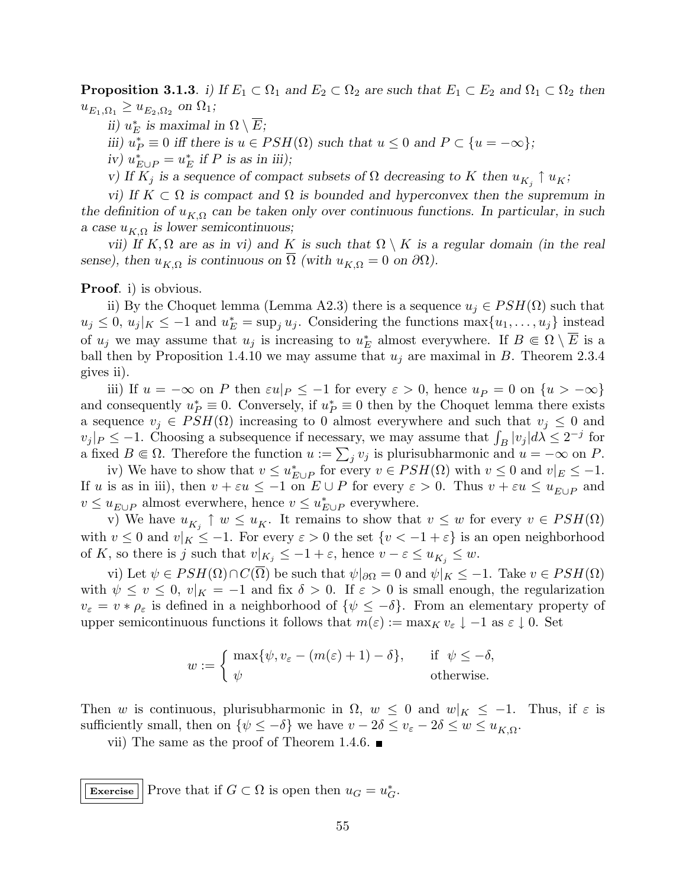**Proposition 3.1.3**. *i) If $E_1 \subset \Omega_1$ and $E_2 \subset \Omega_2$ are such that $E_1 \subset E_2$ and $\Omega_1 \subset \Omega_2$ then $u_{E_1,\Omega_1} \geq u_{E_2,\Omega_2}$ on $\Omega_1$;*

*ii) $u_E^*$ is maximal in $\Omega \setminus \overline{E}$;*

*iii) $u_P^* \equiv 0$ iff there is $u \in PSH(\Omega)$ such that $u \leq 0$ and $P \subset \{u = -\infty\}$;*

*iv) $u_{E\cup P}^* = u_E^*$ if $P$ is as in iii);*

*v) If $K_j$ is a sequence of compact subsets of $\Omega$ decreasing to $K$ then $u_{K_j} \uparrow u_K$;*

*vi) If $K \subset \Omega$ is compact and $\Omega$ is bounded and hyperconvex then the supremum in the definition of $u_{K,\Omega}$ can be taken only over continuous functions. In particular, in such a case $u_{K,\Omega}$ is lower semicontinuous;*

*vii) If $K, \Omega$ are as in vi) and $K$ is such that $\Omega \setminus K$ is a regular domain (in the real sense), then $u_{K,\Omega}$ is continuous on $\overline{\Omega}$ (with $u_{K,\Omega} = 0$ on $\partial\Omega$).*

**Proof**. i) is obvious.

ii) By the Choquet lemma (Lemma A2.3) there is a sequence $u_j \in PSH(\Omega)$ such that $u_j \leq 0$, $u_j|_K \leq -1$ and $u_E^* = \sup_j u_j$. Considering the functions $\max\{u_1, \dots, u_j\}$ instead of $u_j$ we may assume that $u_j$ is increasing to $u_E^*$ almost everywhere. If $B \Subset \Omega \setminus \overline{E}$ is a ball then by Proposition 1.4.10 we may assume that $u_j$ are maximal in $B$. Theorem 2.3.4 gives ii).

iii) If $u = -\infty$ on $P$ then $\varepsilon u|_P \leq -1$ for every $\varepsilon > 0$, hence $u_P = 0$ on $\{u > -\infty\}$ and consequently $u_P^* \equiv 0$. Conversely, if $u_P^* \equiv 0$ then by the Choquet lemma there exists a sequence $v_j \in PSH(\Omega)$ increasing to 0 almost everywhere and such that $v_j \leq 0$ and $v_j|_P \leq -1$. Choosing a subsequence if necessary, we may assume that $\int_B |v_j| d\lambda \leq 2^{-j}$ for a fixed $B \Subset \Omega$. Therefore the function $u := \sum_j v_j$ is plurisubharmonic and $u = -\infty$ on $P$.

iv) We have to show that $v \leq u_{E\cup P}^*$ for every $v \in PSH(\Omega)$ with $v \leq 0$ and $v|_E \leq -1$. If $u$ is as in iii), then $v + \varepsilon u \leq -1$ on $E \cup P$ for every $\varepsilon > 0$. Thus $v + \varepsilon u \leq u_{E\cup P}$ and $v \leq u_{E\cup P}$ almost everwhere, hence $v \leq u_{E\cup P}^*$ everywhere.

v) We have $u_{K_j} \uparrow w \leq u_K$. It remains to show that $v \leq w$ for every $v \in PSH(\Omega)$ with $v \leq 0$ and $v|_K \leq -1$. For every $\varepsilon > 0$ the set $\{v < -1 + \varepsilon\}$ is an open neighborhood of $K$, so there is $j$ such that $v|_{K_j} \leq -1 + \varepsilon$, hence $v - \varepsilon \leq u_{K_j} \leq w$.

vi) Let $\psi \in PSH(\Omega) \cap C(\overline{\Omega})$ be such that $\psi|_{\partial\Omega} = 0$ and $\psi|_K \leq -1$. Take $v \in PSH(\Omega)$ with $\psi \leq v \leq 0$, $v|_K = -1$ and fix $\delta > 0$. If $\varepsilon > 0$ is small enough, the regularization $v_\varepsilon = v * \rho_\varepsilon$ is defined in a neighborhood of $\{\psi \leq -\delta\}$. From an elementary property of upper semicontinuous functions it follows that $m(\varepsilon) := \max_K v_\varepsilon \downarrow -1$ as $\varepsilon \downarrow 0$. Set

$$w := \begin{cases} \max\{\psi, v_\varepsilon - (m(\varepsilon) + 1) - \delta\}, & \text{if } \psi \leq -\delta, \\ \psi & \text{otherwise.} \end{cases}$$

Then $w$ is continuous, plurisubharmonic in $\Omega$, $w \leq 0$ and $w|_K \leq -1$. Thus, if $\varepsilon$ is sufficiently small, then on $\{\psi \leq -\delta\}$ we have $v - 2\delta \leq v_\varepsilon - 2\delta \leq w \leq u_{K,\Omega}$.

vii) The same as the proof of Theorem 1.4.6. ■

**Exercise** Prove that if $G \subset \Omega$ is open then $u_G = u_G^*$.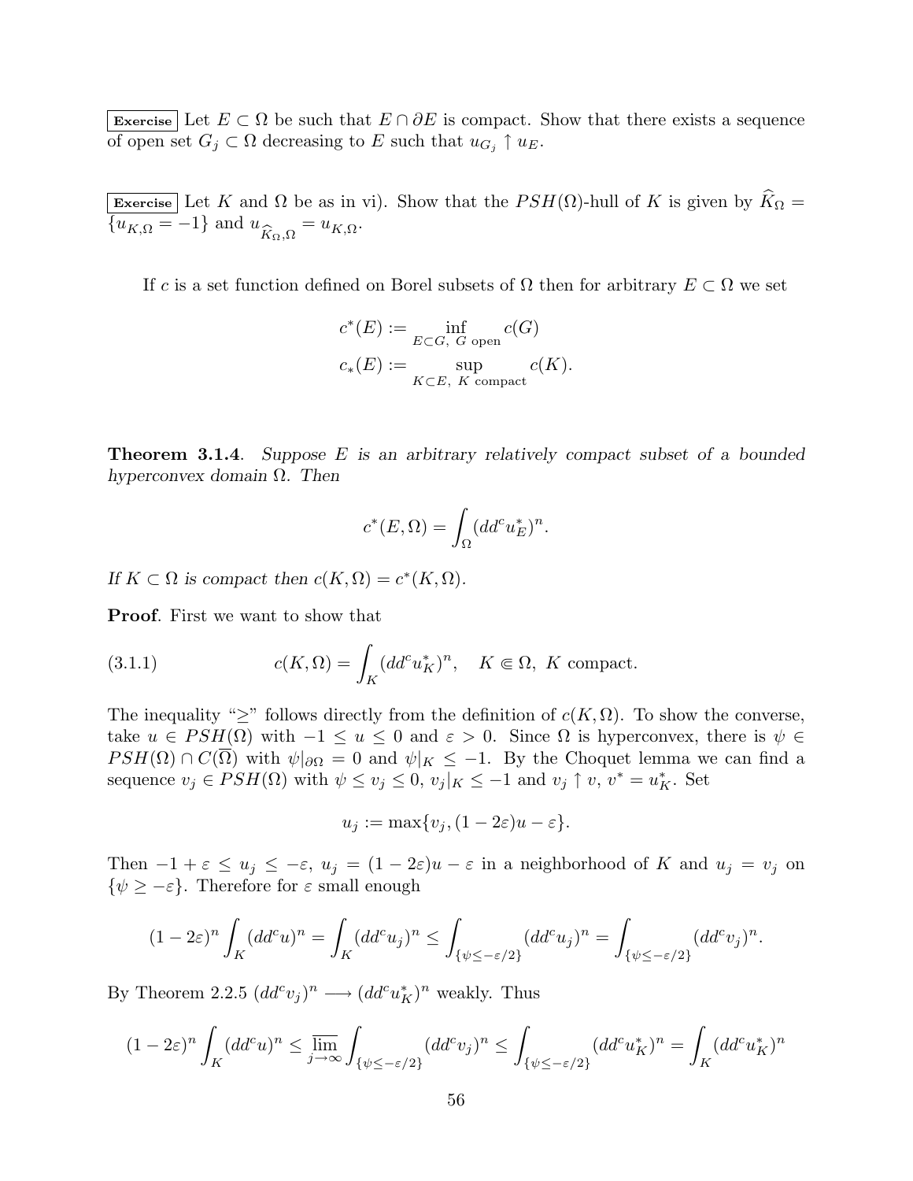**Exercise** Let $E \subset \Omega$ be such that $E \cap \partial E$ is compact. Show that there exists a sequence of open set $G_j \subset \Omega$ decreasing to $E$ such that $u_{G_j} \uparrow u_E$.

**Exercise** Let $K$ and $\Omega$ be as in vi). Show that the $PSH(\Omega)$-hull of $K$ is given by $\widehat{K}_\Omega = \{u_{K,\Omega} = -1\}$ and $u_{\widehat{K}_\Omega,\Omega} = u_{K,\Omega}$.

If $c$ is a set function defined on Borel subsets of $\Omega$ then for arbitrary $E \subset \Omega$ we set

$$c^*(E) := \inf_{E \subset G,\ G \text{ open}} c(G)$$
$$c_*(E) := \sup_{K \subset E,\ K \text{ compact}} c(K).$$

**Theorem 3.1.4**. *Suppose $E$ is an arbitrary relatively compact subset of a bounded hyperconvex domain $\Omega$. Then*

$$c^*(E, \Omega) = \int_\Omega (dd^c u_E^*)^n.$$

*If $K \subset \Omega$ is compact then $c(K, \Omega) = c^*(K, \Omega)$.*

**Proof**. First we want to show that

$$c(K, \Omega) = \int_K (dd^c u_K^*)^n, \quad K \Subset \Omega,\ K \text{ compact}. \tag{3.1.1}$$

The inequality "$\geq$" follows directly from the definition of $c(K, \Omega)$. To show the converse, take $u \in PSH(\Omega)$ with $-1 \leq u \leq 0$ and $\varepsilon > 0$. Since $\Omega$ is hyperconvex, there is $\psi \in PSH(\Omega) \cap C(\overline{\Omega})$ with $\psi|_{\partial\Omega} = 0$ and $\psi|_K \leq -1$. By the Choquet lemma we can find a sequence $v_j \in PSH(\Omega)$ with $\psi \leq v_j \leq 0$, $v_j|_K \leq -1$ and $v_j \uparrow v$, $v^* = u_K^*$. Set

$$u_j := \max\{v_j, (1 - 2\varepsilon)u - \varepsilon\}.$$

Then $-1 + \varepsilon \leq u_j \leq -\varepsilon$, $u_j = (1 - 2\varepsilon)u - \varepsilon$ in a neighborhood of $K$ and $u_j = v_j$ on $\{\psi \geq -\varepsilon\}$. Therefore for $\varepsilon$ small enough

$$(1 - 2\varepsilon)^n \int_K (dd^c u)^n = \int_K (dd^c u_j)^n \leq \int_{\{\psi \leq -\varepsilon/2\}} (dd^c u_j)^n = \int_{\{\psi \leq -\varepsilon/2\}} (dd^c v_j)^n.$$

By Theorem 2.2.5 $(dd^c v_j)^n \longrightarrow (dd^c u_K^*)^n$ weakly. Thus

$$(1 - 2\varepsilon)^n \int_K (dd^c u)^n \leq \overline{\lim_{j \to \infty}} \int_{\{\psi \leq -\varepsilon/2\}} (dd^c v_j)^n \leq \int_{\{\psi \leq -\varepsilon/2\}} (dd^c u_K^*)^n = \int_K (dd^c u_K^*)^n$$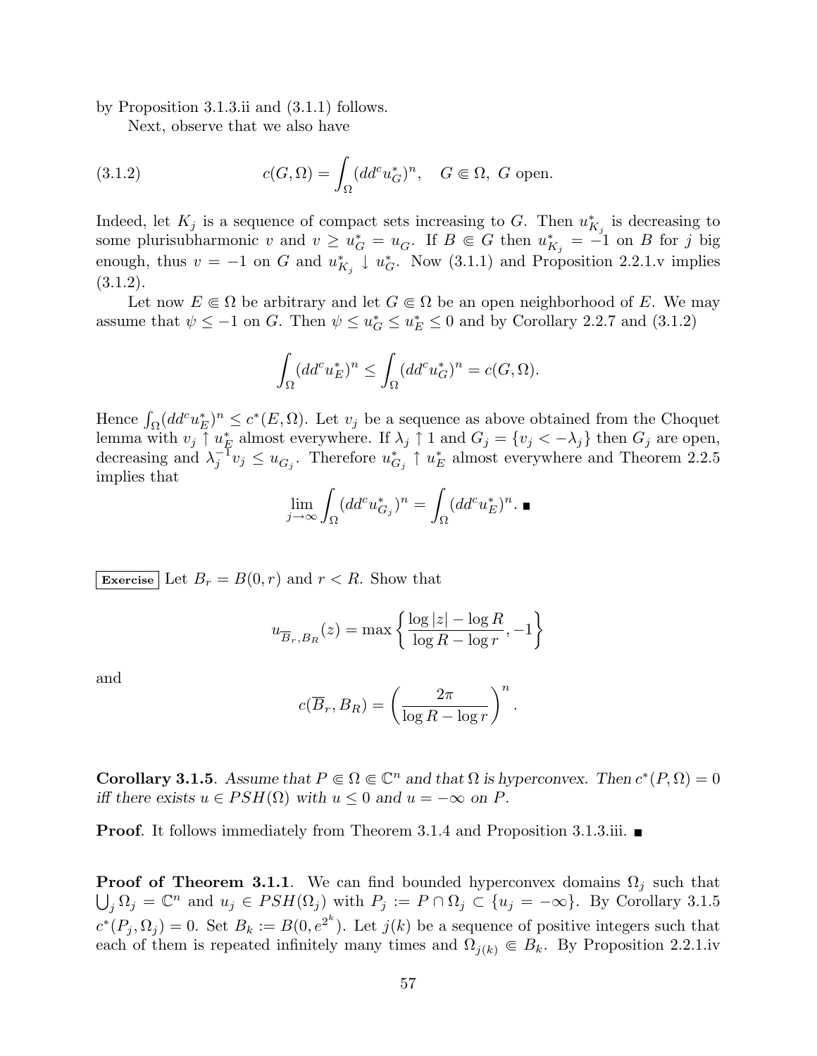by Proposition 3.1.3.ii and (3.1.1) follows.

Next, observe that we also have

$$c(G,\Omega) = \int_\Omega (dd^c u_G^*)^n, \quad G \Subset \Omega,\ G \text{ open.} \tag{3.1.2}$$

Indeed, let $K_j$ is a sequence of compact sets increasing to $G$. Then $u^*_{K_j}$ is decreasing to some plurisubharmonic $v$ and $v \geq u^*_G = u_G$. If $B \Subset G$ then $u^*_{K_j} = -1$ on $B$ for $j$ big enough, thus $v = -1$ on $G$ and $u^*_{K_j} \downarrow u^*_G$. Now (3.1.1) and Proposition 2.2.1.v implies (3.1.2).

Let now $E \Subset \Omega$ be arbitrary and let $G \Subset \Omega$ be an open neighborhood of $E$. We may assume that $\psi \leq -1$ on $G$. Then $\psi \leq u^*_G \leq u^*_E \leq 0$ and by Corollary 2.2.7 and (3.1.2)

$$\int_\Omega (dd^c u_E^*)^n \leq \int_\Omega (dd^c u_G^*)^n = c(G,\Omega).$$

Hence $\int_\Omega (dd^c u^*_E)^n \leq c^*(E,\Omega)$. Let $v_j$ be a sequence as above obtained from the Choquet lemma with $v_j \uparrow u^*_E$ almost everywhere. If $\lambda_j \uparrow 1$ and $G_j = \{v_j < -\lambda_j\}$ then $G_j$ are open, decreasing and $\lambda_j^{-1} v_j \leq u_{G_j}$. Therefore $u^*_{G_j} \uparrow u^*_E$ almost everywhere and Theorem 2.2.5 implies that

$$\lim_{j\to\infty} \int_\Omega (dd^c u^*_{G_j})^n = \int_\Omega (dd^c u^*_E)^n. \ \blacksquare$$

**Exercise** Let $B_r = B(0,r)$ and $r < R$. Show that

$$u_{\overline{B}_r, B_R}(z) = \max\left\{\frac{\log|z| - \log R}{\log R - \log r}, -1\right\}$$

and

$$c(\overline{B}_r, B_R) = \left(\frac{2\pi}{\log R - \log r}\right)^n.$$

**Corollary 3.1.5**. *Assume that $P \Subset \Omega \Subset \mathbb{C}^n$ and that $\Omega$ is hyperconvex. Then $c^*(P,\Omega) = 0$ iff there exists $u \in PSH(\Omega)$ with $u \leq 0$ and $u = -\infty$ on $P$.*

**Proof**. It follows immediately from Theorem 3.1.4 and Proposition 3.1.3.iii. $\blacksquare$

**Proof of Theorem 3.1.1**. We can find bounded hyperconvex domains $\Omega_j$ such that $\bigcup_j \Omega_j = \mathbb{C}^n$ and $u_j \in PSH(\Omega_j)$ with $P_j := P \cap \Omega_j \subset \{u_j = -\infty\}$. By Corollary 3.1.5 $c^*(P_j, \Omega_j) = 0$. Set $B_k := B(0, e^{2^k})$. Let $j(k)$ be a sequence of positive integers such that each of them is repeated infinitely many times and $\Omega_{j(k)} \Subset B_k$. By Proposition 2.2.1.iv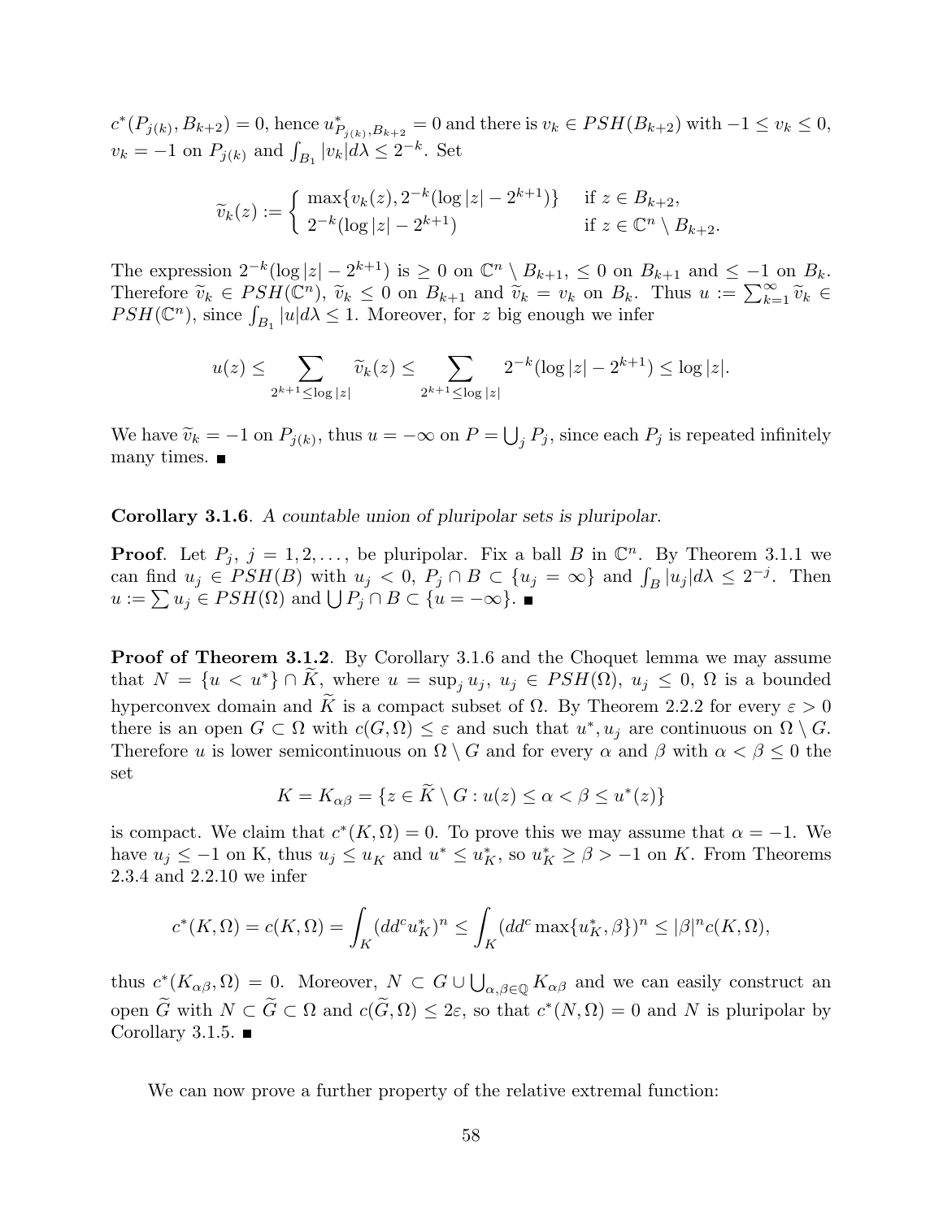$c^*(P_{j(k)}, B_{k+2}) = 0$, hence $u^*_{P_{j(k)},B_{k+2}} = 0$ and there is $v_k \in PSH(B_{k+2})$ with $-1 \le v_k \le 0$, $v_k = -1$ on $P_{j(k)}$ and $\int_{B_1} |v_k| d\lambda \le 2^{-k}$. Set

$$\widetilde{v}_k(z) := \begin{cases} \max\{v_k(z), 2^{-k}(\log|z| - 2^{k+1})\} & \text{if } z \in B_{k+2}, \\ 2^{-k}(\log|z| - 2^{k+1}) & \text{if } z \in \mathbb{C}^n \setminus B_{k+2}. \end{cases}$$

The expression $2^{-k}(\log|z| - 2^{k+1})$ is $\ge 0$ on $\mathbb{C}^n \setminus B_{k+1}$, $\le 0$ on $B_{k+1}$ and $\le -1$ on $B_k$. Therefore $\widetilde{v}_k \in PSH(\mathbb{C}^n)$, $\widetilde{v}_k \le 0$ on $B_{k+1}$ and $\widetilde{v}_k = v_k$ on $B_k$. Thus $u := \sum_{k=1}^\infty \widetilde{v}_k \in PSH(\mathbb{C}^n)$, since $\int_{B_1} |u| d\lambda \le 1$. Moreover, for $z$ big enough we infer

$$u(z) \le \sum_{2^{k+1} \le \log|z|} \widetilde{v}_k(z) \le \sum_{2^{k+1} \le \log|z|} 2^{-k}(\log|z| - 2^{k+1}) \le \log|z|.$$

We have $\widetilde{v}_k = -1$ on $P_{j(k)}$, thus $u = -\infty$ on $P = \bigcup_j P_j$, since each $P_j$ is repeated infinitely many times. ■

**Corollary 3.1.6**. *A countable union of pluripolar sets is pluripolar.*

**Proof**. Let $P_j$, $j = 1, 2, \dots$, be pluripolar. Fix a ball $B$ in $\mathbb{C}^n$. By Theorem 3.1.1 we can find $u_j \in PSH(B)$ with $u_j < 0$, $P_j \cap B \subset \{u_j = \infty\}$ and $\int_B |u_j| d\lambda \le 2^{-j}$. Then $u := \sum u_j \in PSH(\Omega)$ and $\bigcup P_j \cap B \subset \{u = -\infty\}$. ■

**Proof of Theorem 3.1.2**. By Corollary 3.1.6 and the Choquet lemma we may assume that $N = \{u < u^*\} \cap \widetilde{K}$, where $u = \sup_j u_j$, $u_j \in PSH(\Omega)$, $u_j \le 0$, $\Omega$ is a bounded hyperconvex domain and $\widetilde{K}$ is a compact subset of $\Omega$. By Theorem 2.2.2 for every $\varepsilon > 0$ there is an open $G \subset \Omega$ with $c(G, \Omega) \le \varepsilon$ and such that $u^*, u_j$ are continuous on $\Omega \setminus G$. Therefore $u$ is lower semicontinuous on $\Omega \setminus G$ and for every $\alpha$ and $\beta$ with $\alpha < \beta \le 0$ the set

$$K = K_{\alpha\beta} = \{z \in \widetilde{K} \setminus G : u(z) \le \alpha < \beta \le u^*(z)\}$$

is compact. We claim that $c^*(K, \Omega) = 0$. To prove this we may assume that $\alpha = -1$. We have $u_j \le -1$ on K, thus $u_j \le u_K$ and $u^* \le u^*_K$, so $u^*_K \ge \beta > -1$ on $K$. From Theorems 2.3.4 and 2.2.10 we infer

$$c^*(K, \Omega) = c(K, \Omega) = \int_K (dd^c u^*_K)^n \le \int_K (dd^c \max\{u^*_K, \beta\})^n \le |\beta|^n c(K, \Omega),$$

thus $c^*(K_{\alpha\beta}, \Omega) = 0$. Moreover, $N \subset G \cup \bigcup_{\alpha,\beta \in \mathbb{Q}} K_{\alpha\beta}$ and we can easily construct an open $\widetilde{G}$ with $N \subset \widetilde{G} \subset \Omega$ and $c(\widetilde{G}, \Omega) \le 2\varepsilon$, so that $c^*(N, \Omega) = 0$ and $N$ is pluripolar by Corollary 3.1.5. ■

We can now prove a further property of the relative extremal function: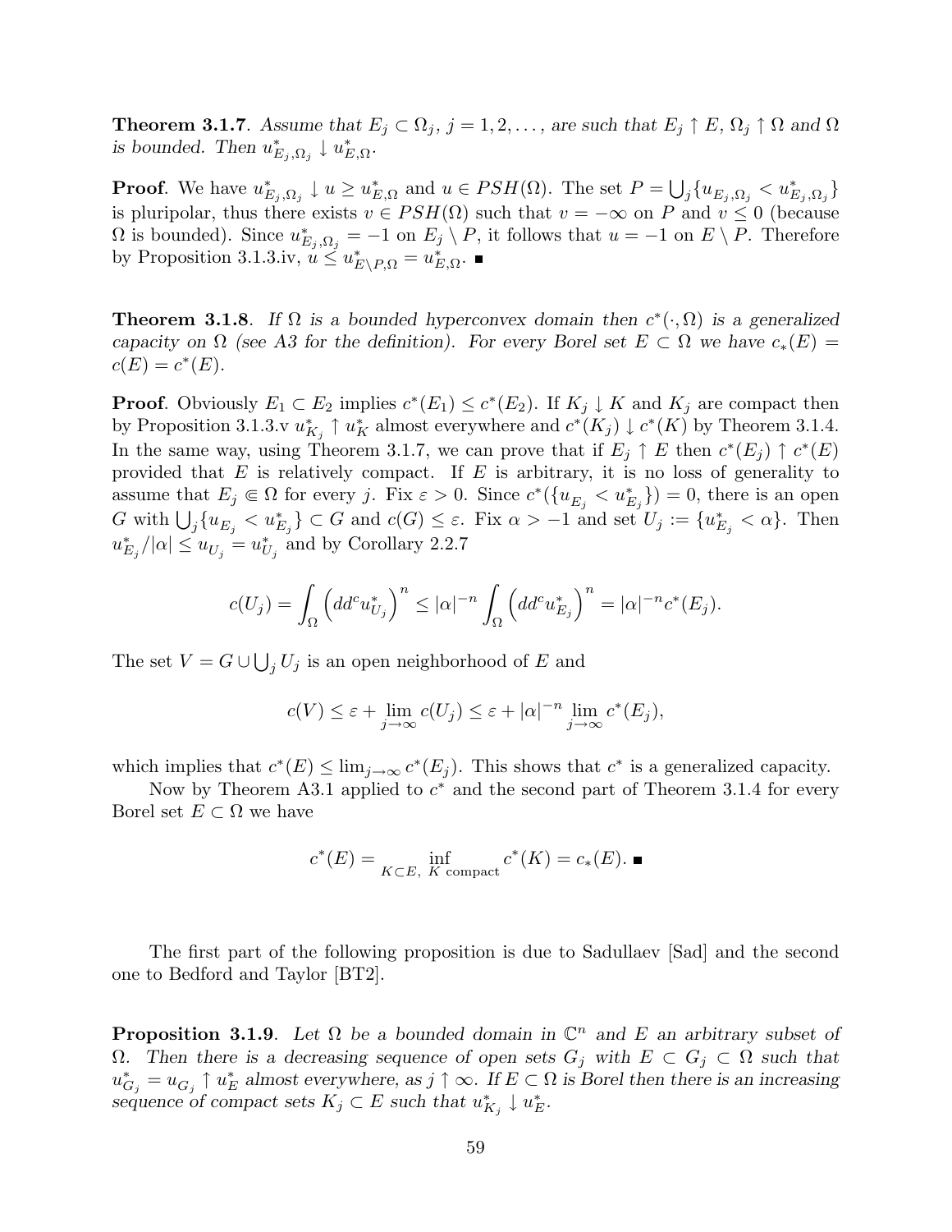**Theorem 3.1.7**. *Assume that $E_j \subset \Omega_j$, $j = 1, 2, \dots$, are such that $E_j \uparrow E$, $\Omega_j \uparrow \Omega$ and $\Omega$ is bounded. Then $u^*_{E_j,\Omega_j} \downarrow u^*_{E,\Omega}$.*

**Proof**. We have $u^*_{E_j,\Omega_j} \downarrow u \geq u^*_{E,\Omega}$ and $u \in PSH(\Omega)$. The set $P = \bigcup_j \{u_{E_j,\Omega_j} < u^*_{E_j,\Omega_j}\}$ is pluripolar, thus there exists $v \in PSH(\Omega)$ such that $v = -\infty$ on $P$ and $v \leq 0$ (because $\Omega$ is bounded). Since $u^*_{E_j,\Omega_j} = -1$ on $E_j \setminus P$, it follows that $u = -1$ on $E \setminus P$. Therefore by Proposition 3.1.3.iv, $u \leq u^*_{E \setminus P,\Omega} = u^*_{E,\Omega}$. ∎

**Theorem 3.1.8**. *If $\Omega$ is a bounded hyperconvex domain then $c^*(\cdot, \Omega)$ is a generalized capacity on $\Omega$ (see A3 for the definition). For every Borel set $E \subset \Omega$ we have $c_*(E) = c(E) = c^*(E)$.*

**Proof**. Obviously $E_1 \subset E_2$ implies $c^*(E_1) \leq c^*(E_2)$. If $K_j \downarrow K$ and $K_j$ are compact then by Proposition 3.1.3.v $u^*_{K_j} \uparrow u^*_K$ almost everywhere and $c^*(K_j) \downarrow c^*(K)$ by Theorem 3.1.4. In the same way, using Theorem 3.1.7, we can prove that if $E_j \uparrow E$ then $c^*(E_j) \uparrow c^*(E)$ provided that $E$ is relatively compact. If $E$ is arbitrary, it is no loss of generality to assume that $E_j \Subset \Omega$ for every $j$. Fix $\varepsilon > 0$. Since $c^*(\{u_{E_j} < u^*_{E_j}\}) = 0$, there is an open $G$ with $\bigcup_j \{u_{E_j} < u^*_{E_j}\} \subset G$ and $c(G) \leq \varepsilon$. Fix $\alpha > -1$ and set $U_j := \{u^*_{E_j} < \alpha\}$. Then $u^*_{E_j}/|\alpha| \leq u_{U_j} = u^*_{U_j}$ and by Corollary 2.2.7

$$c(U_j) = \int_\Omega \left(dd^c u^*_{U_j}\right)^n \leq |\alpha|^{-n} \int_\Omega \left(dd^c u^*_{E_j}\right)^n = |\alpha|^{-n} c^*(E_j).$$

The set $V = G \cup \bigcup_j U_j$ is an open neighborhood of $E$ and

$$c(V) \leq \varepsilon + \lim_{j\to\infty} c(U_j) \leq \varepsilon + |\alpha|^{-n} \lim_{j\to\infty} c^*(E_j),$$

which implies that $c^*(E) \leq \lim_{j\to\infty} c^*(E_j)$. This shows that $c^*$ is a generalized capacity.

Now by Theorem A3.1 applied to $c^*$ and the second part of Theorem 3.1.4 for every Borel set $E \subset \Omega$ we have

$$c^*(E) = \inf_{K \subset E,\ K \text{ compact}} c^*(K) = c_*(E). \blacksquare$$

The first part of the following proposition is due to Sadullaev [Sad] and the second one to Bedford and Taylor [BT2].

**Proposition 3.1.9**. *Let $\Omega$ be a bounded domain in $\mathbb{C}^n$ and $E$ an arbitrary subset of $\Omega$. Then there is a decreasing sequence of open sets $G_j$ with $E \subset G_j \subset \Omega$ such that $u^*_{G_j} = u_{G_j} \uparrow u^*_E$ almost everywhere, as $j \uparrow \infty$. If $E \subset \Omega$ is Borel then there is an increasing sequence of compact sets $K_j \subset E$ such that $u^*_{K_j} \downarrow u^*_E$.*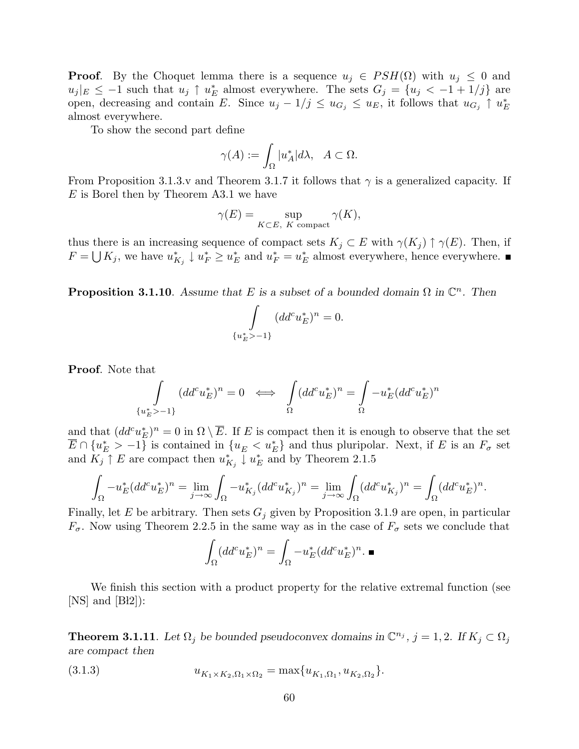**Proof**. By the Choquet lemma there is a sequence $u_j \in PSH(\Omega)$ with $u_j \leq 0$ and $u_j|_E \leq -1$ such that $u_j \uparrow u_E^*$ almost everywhere. The sets $G_j = \{u_j < -1 + 1/j\}$ are open, decreasing and contain $E$. Since $u_j - 1/j \leq u_{G_j} \leq u_E$, it follows that $u_{G_j} \uparrow u_E^*$ almost everywhere.

To show the second part define

$$\gamma(A) := \int_\Omega |u_A^*| d\lambda, \quad A \subset \Omega.$$

From Proposition 3.1.3.v and Theorem 3.1.7 it follows that $\gamma$ is a generalized capacity. If $E$ is Borel then by Theorem A3.1 we have

$$\gamma(E) = \sup_{K \subset E, \ K \text{ compact}} \gamma(K),$$

thus there is an increasing sequence of compact sets $K_j \subset E$ with $\gamma(K_j) \uparrow \gamma(E)$. Then, if $F = \bigcup K_j$, we have $u_{K_j}^* \downarrow u_F^* \geq u_E^*$ and $u_F^* = u_E^*$ almost everywhere, hence everywhere. ∎

**Proposition 3.1.10**. *Assume that $E$ is a subset of a bounded domain $\Omega$ in $\mathbb{C}^n$. Then*

$$\int\limits_{\{u_E^* > -1\}} (dd^c u_E^*)^n = 0.$$

**Proof**. Note that

$$\int\limits_{\{u_E^* > -1\}} (dd^c u_E^*)^n = 0 \iff \int\limits_\Omega (dd^c u_E^*)^n = \int\limits_\Omega -u_E^* (dd^c u_E^*)^n$$

and that $(dd^c u_E^*)^n = 0$ in $\Omega \setminus \overline{E}$. If $E$ is compact then it is enough to observe that the set $\overline{E} \cap \{u_E^* > -1\}$ is contained in $\{u_E < u_E^*\}$ and thus pluripolar. Next, if $E$ is an $F_\sigma$ set and $K_j \uparrow E$ are compact then $u_{K_j}^* \downarrow u_E^*$ and by Theorem 2.1.5

$$\int_\Omega -u_E^* (dd^c u_E^*)^n = \lim_{j \to \infty} \int_\Omega -u_{K_j}^* (dd^c u_{K_j}^*)^n = \lim_{j \to \infty} \int_\Omega (dd^c u_{K_j}^*)^n = \int_\Omega (dd^c u_E^*)^n.$$

Finally, let $E$ be arbitrary. Then sets $G_j$ given by Proposition 3.1.9 are open, in particular $F_\sigma$. Now using Theorem 2.2.5 in the same way as in the case of $F_\sigma$ sets we conclude that

$$\int_\Omega (dd^c u_E^*)^n = \int_\Omega -u_E^* (dd^c u_E^*)^n. \ ∎$$

We finish this section with a product property for the relative extremal function (see [NS] and [Bł2]):

**Theorem 3.1.11**. *Let $\Omega_j$ be bounded pseudoconvex domains in $\mathbb{C}^{n_j}$, $j = 1, 2$. If $K_j \subset \Omega_j$ are compact then*

$$u_{K_1 \times K_2, \Omega_1 \times \Omega_2} = \max\{u_{K_1, \Omega_1}, u_{K_2, \Omega_2}\}. \tag{3.1.3}$$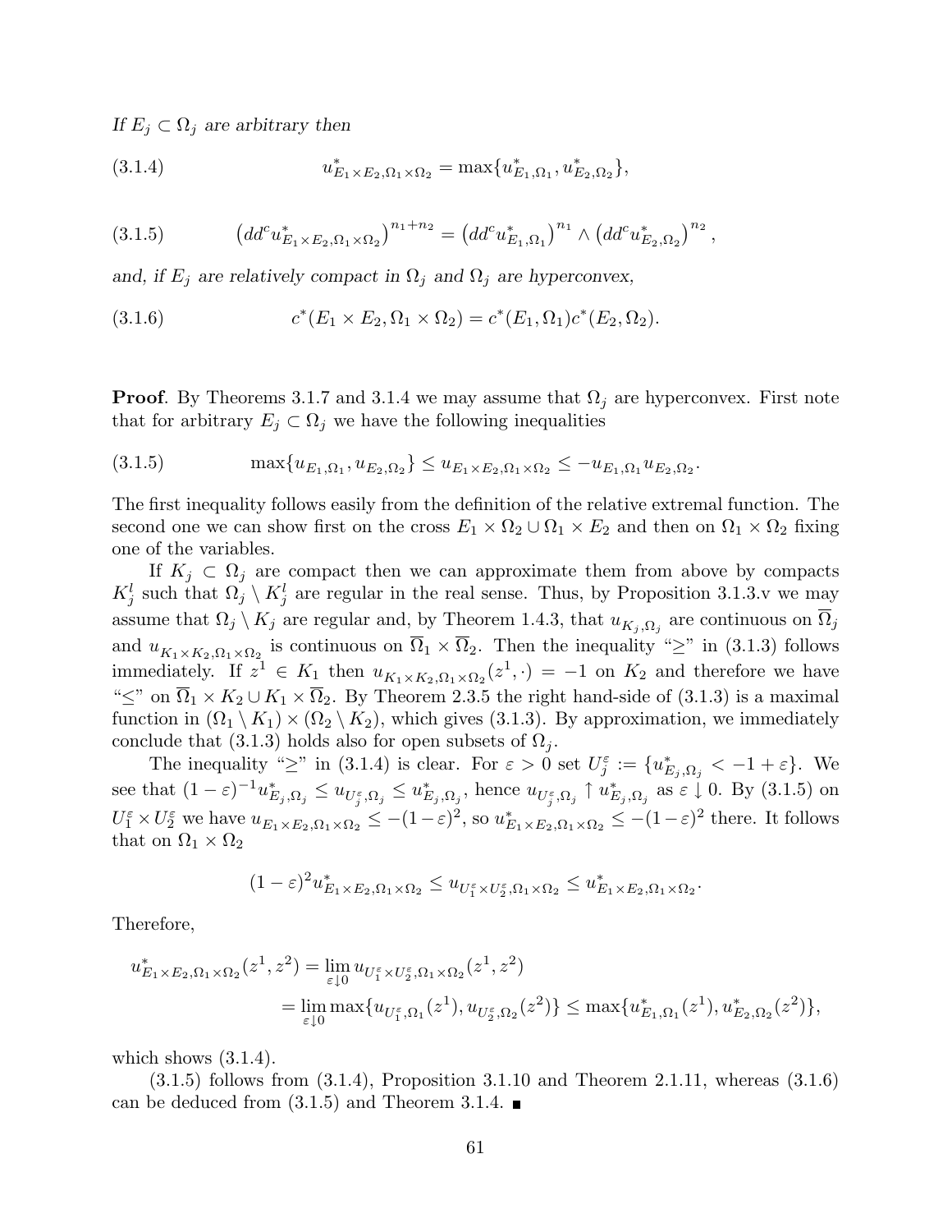*If $E_j \subset \Omega_j$ are arbitrary then*

$$u^*_{E_1\times E_2,\Omega_1\times\Omega_2} = \max\{u^*_{E_1,\Omega_1}, u^*_{E_2,\Omega_2}\}, \tag{3.1.4}$$

$$\left(dd^c u^*_{E_1\times E_2,\Omega_1\times\Omega_2}\right)^{n_1+n_2} = \left(dd^c u^*_{E_1,\Omega_1}\right)^{n_1} \wedge \left(dd^c u^*_{E_2,\Omega_2}\right)^{n_2}, \tag{3.1.5}$$

*and, if $E_j$ are relatively compact in $\Omega_j$ and $\Omega_j$ are hyperconvex,*

$$c^*(E_1\times E_2, \Omega_1\times\Omega_2) = c^*(E_1,\Omega_1)c^*(E_2,\Omega_2). \tag{3.1.6}$$

**Proof**. By Theorems 3.1.7 and 3.1.4 we may assume that $\Omega_j$ are hyperconvex. First note that for arbitrary $E_j \subset \Omega_j$ we have the following inequalities

$$\max\{u_{E_1,\Omega_1}, u_{E_2,\Omega_2}\} \le u_{E_1\times E_2,\Omega_1\times\Omega_2} \le -u_{E_1,\Omega_1}u_{E_2,\Omega_2}. \tag{3.1.5}$$

The first inequality follows easily from the definition of the relative extremal function. The second one we can show first on the cross $E_1\times\Omega_2 \cup \Omega_1\times E_2$ and then on $\Omega_1\times\Omega_2$ fixing one of the variables.

If $K_j \subset \Omega_j$ are compact then we can approximate them from above by compacts $K_j^l$ such that $\Omega_j \setminus K_j^l$ are regular in the real sense. Thus, by Proposition 3.1.3.v we may assume that $\Omega_j\setminus K_j$ are regular and, by Theorem 1.4.3, that $u_{K_j,\Omega_j}$ are continuous on $\overline{\Omega}_j$ and $u_{K_1\times K_2,\Omega_1\times\Omega_2}$ is continuous on $\overline{\Omega}_1\times\overline{\Omega}_2$. Then the inequality "$\ge$" in (3.1.3) follows immediately. If $z^1 \in K_1$ then $u_{K_1\times K_2,\Omega_1\times\Omega_2}(z^1,\cdot) = -1$ on $K_2$ and therefore we have "$\le$" on $\overline{\Omega}_1\times K_2 \cup K_1\times\overline{\Omega}_2$. By Theorem 2.3.5 the right hand-side of (3.1.3) is a maximal function in $(\Omega_1\setminus K_1)\times(\Omega_2\setminus K_2)$, which gives (3.1.3). By approximation, we immediately conclude that (3.1.3) holds also for open subsets of $\Omega_j$.

The inequality "$\ge$" in (3.1.4) is clear. For $\varepsilon > 0$ set $U_j^\varepsilon := \{u^*_{E_j,\Omega_j} < -1+\varepsilon\}$. We see that $(1-\varepsilon)^{-1}u^*_{E_j,\Omega_j} \le u_{U_j^\varepsilon,\Omega_j} \le u^*_{E_j,\Omega_j}$, hence $u_{U_j^\varepsilon,\Omega_j} \uparrow u^*_{E_j,\Omega_j}$ as $\varepsilon\downarrow 0$. By (3.1.5) on $U_1^\varepsilon\times U_2^\varepsilon$ we have $u_{E_1\times E_2,\Omega_1\times\Omega_2} \le -(1-\varepsilon)^2$, so $u^*_{E_1\times E_2,\Omega_1\times\Omega_2} \le -(1-\varepsilon)^2$ there. It follows that on $\Omega_1\times\Omega_2$

$$(1-\varepsilon)^2 u^*_{E_1\times E_2,\Omega_1\times\Omega_2} \le u_{U_1^\varepsilon\times U_2^\varepsilon,\Omega_1\times\Omega_2} \le u^*_{E_1\times E_2,\Omega_1\times\Omega_2}.$$

Therefore,

$$\begin{aligned} u^*_{E_1\times E_2,\Omega_1\times\Omega_2}(z^1,z^2) &= \lim_{\varepsilon\downarrow 0} u_{U_1^\varepsilon\times U_2^\varepsilon,\Omega_1\times\Omega_2}(z^1,z^2) \\ &= \lim_{\varepsilon\downarrow 0} \max\{u_{U_1^\varepsilon,\Omega_1}(z^1), u_{U_2^\varepsilon,\Omega_2}(z^2)\} \le \max\{u^*_{E_1,\Omega_1}(z^1), u^*_{E_2,\Omega_2}(z^2)\}, \end{aligned}$$

which shows (3.1.4).

(3.1.5) follows from (3.1.4), Proposition 3.1.10 and Theorem 2.1.11, whereas (3.1.6) can be deduced from (3.1.5) and Theorem 3.1.4. ∎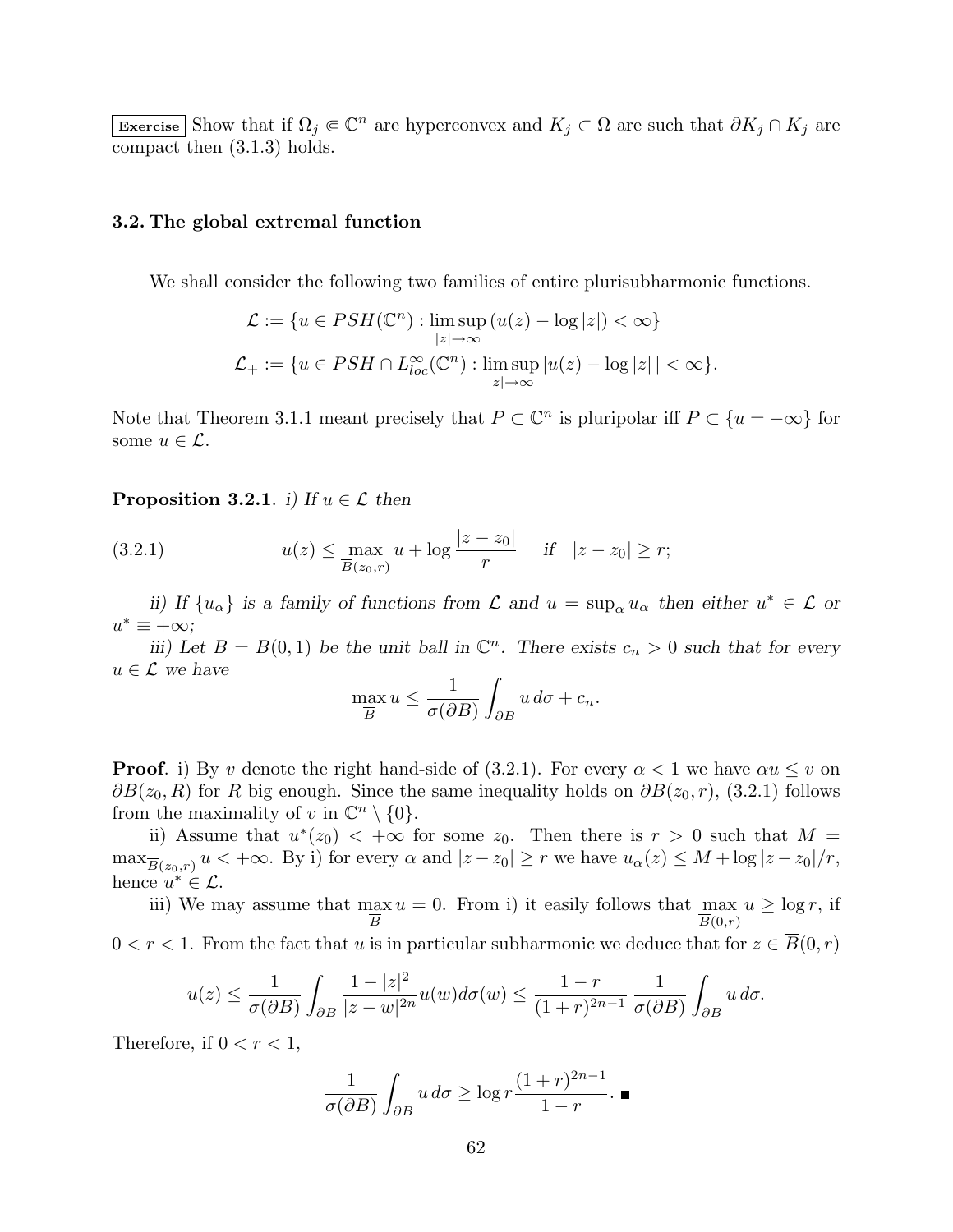**Exercise** Show that if $\Omega_j \Subset \mathbb{C}^n$ are hyperconvex and $K_j \subset \Omega$ are such that $\partial K_j \cap K_j$ are compact then (3.1.3) holds.

### 3.2. The global extremal function

We shall consider the following two families of entire plurisubharmonic functions.

$$\mathcal{L} := \{u \in PSH(\mathbb{C}^n) : \limsup_{|z|\to\infty} (u(z) - \log|z|) < \infty\}$$
$$\mathcal{L}_+ := \{u \in PSH \cap L^\infty_{loc}(\mathbb{C}^n) : \limsup_{|z|\to\infty} |u(z) - \log|z|\,| < \infty\}.$$

Note that Theorem 3.1.1 meant precisely that $P \subset \mathbb{C}^n$ is pluripolar iff $P \subset \{u = -\infty\}$ for some $u \in \mathcal{L}$.

**Proposition 3.2.1**. *i) If $u \in \mathcal{L}$ then*

$$u(z) \le \max_{\overline{B}(z_0,r)} u + \log\frac{|z-z_0|}{r} \quad \text{if} \quad |z - z_0| \ge r; \tag{3.2.1}$$

*ii) If $\{u_\alpha\}$ is a family of functions from $\mathcal{L}$ and $u = \sup_\alpha u_\alpha$ then either $u^* \in \mathcal{L}$ or $u^* \equiv +\infty$;*

*iii) Let $B = B(0,1)$ be the unit ball in $\mathbb{C}^n$. There exists $c_n > 0$ such that for every $u \in \mathcal{L}$ we have*

$$\max_{\overline{B}} u \le \frac{1}{\sigma(\partial B)} \int_{\partial B} u\, d\sigma + c_n.$$

**Proof**. i) By $v$ denote the right hand-side of (3.2.1). For every $\alpha < 1$ we have $\alpha u \le v$ on $\partial B(z_0, R)$ for $R$ big enough. Since the same inequality holds on $\partial B(z_0, r)$, (3.2.1) follows from the maximality of $v$ in $\mathbb{C}^n \setminus \{0\}$.

ii) Assume that $u^*(z_0) < +\infty$ for some $z_0$. Then there is $r > 0$ such that $M = \max_{\overline{B}(z_0,r)} u < +\infty$. By i) for every $\alpha$ and $|z - z_0| \ge r$ we have $u_\alpha(z) \le M + \log|z - z_0|/r$, hence $u^* \in \mathcal{L}$.

iii) We may assume that $\max_{\overline{B}} u = 0$. From i) it easily follows that $\max_{\overline{B}(0,r)} u \ge \log r$, if $0 < r < 1$. From the fact that $u$ is in particular subharmonic we deduce that for $z \in \overline{B}(0,r)$

$$u(z) \le \frac{1}{\sigma(\partial B)} \int_{\partial B} \frac{1 - |z|^2}{|z - w|^{2n}} u(w) d\sigma(w) \le \frac{1-r}{(1+r)^{2n-1}} \frac{1}{\sigma(\partial B)} \int_{\partial B} u\, d\sigma.$$

Therefore, if $0 < r < 1$,

$$\frac{1}{\sigma(\partial B)} \int_{\partial B} u\, d\sigma \ge \log r \frac{(1+r)^{2n-1}}{1-r}. \ \blacksquare$$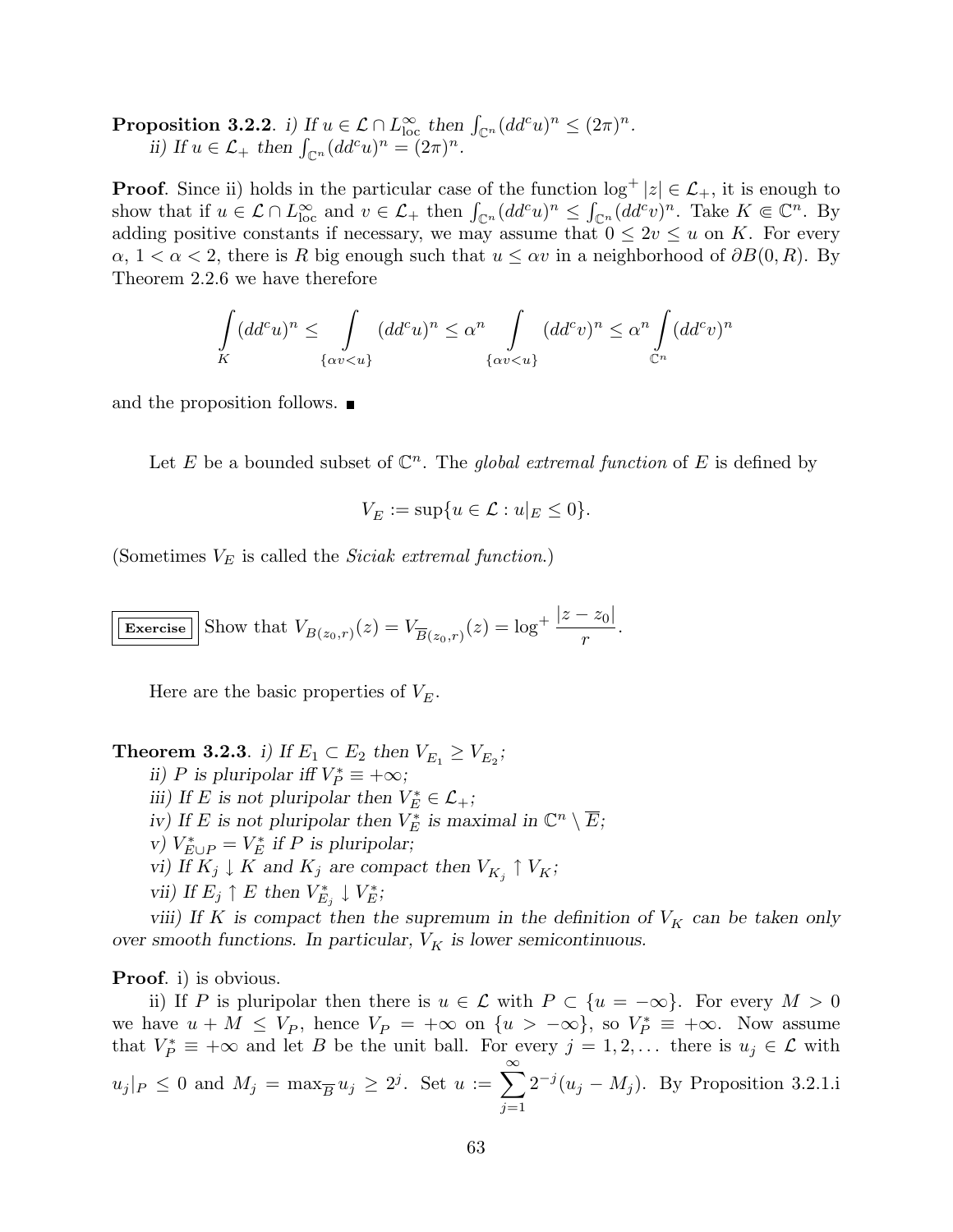**Proposition 3.2.2**. *i) If $u \in \mathcal{L} \cap L^\infty_{\text{loc}}$ then $\int_{\mathbb{C}^n} (dd^c u)^n \le (2\pi)^n$.*

*ii) If $u \in \mathcal{L}_+$ then $\int_{\mathbb{C}^n} (dd^c u)^n = (2\pi)^n$.*

**Proof**. Since ii) holds in the particular case of the function $\log^+ |z| \in \mathcal{L}_+$, it is enough to show that if $u \in \mathcal{L} \cap L^\infty_{\text{loc}}$ and $v \in \mathcal{L}_+$ then $\int_{\mathbb{C}^n} (dd^c u)^n \le \int_{\mathbb{C}^n} (dd^c v)^n$. Take $K \Subset \mathbb{C}^n$. By adding positive constants if necessary, we may assume that $0 \le 2v \le u$ on $K$. For every $\alpha$, $1 < \alpha < 2$, there is $R$ big enough such that $u \le \alpha v$ in a neighborhood of $\partial B(0, R)$. By Theorem 2.2.6 we have therefore

$$\int_K (dd^c u)^n \le \int_{\{\alpha v < u\}} (dd^c u)^n \le \alpha^n \int_{\{\alpha v < u\}} (dd^c v)^n \le \alpha^n \int_{\mathbb{C}^n} (dd^c v)^n$$

and the proposition follows. ■

Let $E$ be a bounded subset of $\mathbb{C}^n$. The *global extremal function* of $E$ is defined by

$$V_E := \sup\{u \in \mathcal{L} : u|_E \le 0\}.$$

(Sometimes $V_E$ is called the *Siciak extremal function*.)

**Exercise** Show that $V_{B(z_0,r)}(z) = V_{\overline{B}(z_0,r)}(z) = \log^+ \dfrac{|z - z_0|}{r}$.

Here are the basic properties of $V_E$.

**Theorem 3.2.3**. *i) If $E_1 \subset E_2$ then $V_{E_1} \ge V_{E_2}$;*

*ii) $P$ is pluripolar iff $V_P^* \equiv +\infty$;*

*iii) If $E$ is not pluripolar then $V_E^* \in \mathcal{L}_+$;*

*iv) If $E$ is not pluripolar then $V_E^*$ is maximal in $\mathbb{C}^n \setminus \overline{E}$;*

*v) $V_{E\cup P}^* = V_E^*$ if $P$ is pluripolar;*

*vi) If $K_j \downarrow K$ and $K_j$ are compact then $V_{K_j} \uparrow V_K$;*

*vii) If $E_j \uparrow E$ then $V_{E_j}^* \downarrow V_E^*$;*

*viii) If $K$ is compact then the supremum in the definition of $V_K$ can be taken only over smooth functions. In particular, $V_K$ is lower semicontinuous.*

**Proof**. i) is obvious.

ii) If $P$ is pluripolar then there is $u \in \mathcal{L}$ with $P \subset \{u = -\infty\}$. For every $M > 0$ we have $u + M \le V_P$, hence $V_P = +\infty$ on $\{u > -\infty\}$, so $V_P^* \equiv +\infty$. Now assume that $V_P^* \equiv +\infty$ and let $B$ be the unit ball. For every $j = 1, 2, \ldots$ there is $u_j \in \mathcal{L}$ with $u_j|_P \le 0$ and $M_j = \max_{\overline{B}} u_j \ge 2^j$. Set $u := \sum_{j=1}^{\infty} 2^{-j}(u_j - M_j)$. By Proposition 3.2.1.i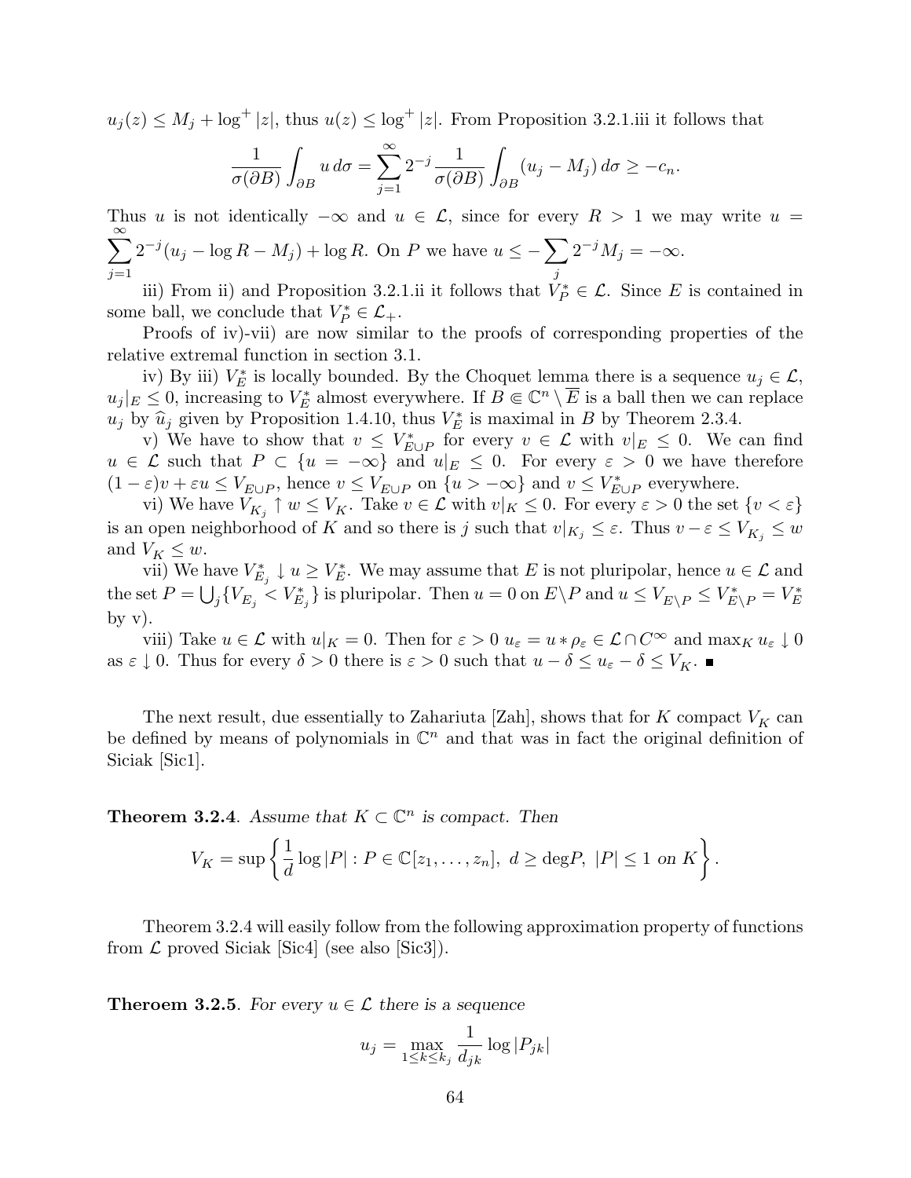$u_j(z) \le M_j + \log^+ |z|$, thus $u(z) \le \log^+ |z|$. From Proposition 3.2.1.iii it follows that

$$\frac{1}{\sigma(\partial B)} \int_{\partial B} u \, d\sigma = \sum_{j=1}^{\infty} 2^{-j} \frac{1}{\sigma(\partial B)} \int_{\partial B} (u_j - M_j) \, d\sigma \ge -c_n.$$

Thus $u$ is not identically $-\infty$ and $u \in \mathcal{L}$, since for every $R > 1$ we may write $u = \sum_{j=1}^{\infty} 2^{-j}(u_j - \log R - M_j) + \log R$. On $P$ we have $u \le -\sum_j 2^{-j} M_j = -\infty$.

iii) From ii) and Proposition 3.2.1.ii it follows that $V_P^* \in \mathcal{L}$. Since $E$ is contained in some ball, we conclude that $V_P^* \in \mathcal{L}_+$.

Proofs of iv)-vii) are now similar to the proofs of corresponding properties of the relative extremal function in section 3.1.

iv) By iii) $V_E^*$ is locally bounded. By the Choquet lemma there is a sequence $u_j \in \mathcal{L}$, $u_j|_E \le 0$, increasing to $V_E^*$ almost everywhere. If $B \Subset \mathbb{C}^n \setminus \overline{E}$ is a ball then we can replace $u_j$ by $\widehat{u}_j$ given by Proposition 1.4.10, thus $V_E^*$ is maximal in $B$ by Theorem 2.3.4.

v) We have to show that $v \le V_{E \cup P}^*$ for every $v \in \mathcal{L}$ with $v|_E \le 0$. We can find $u \in \mathcal{L}$ such that $P \subset \{u = -\infty\}$ and $u|_E \le 0$. For every $\varepsilon > 0$ we have therefore $(1-\varepsilon)v + \varepsilon u \le V_{E \cup P}$, hence $v \le V_{E \cup P}$ on $\{u > -\infty\}$ and $v \le V_{E \cup P}^*$ everywhere.

vi) We have $V_{K_j} \uparrow w \le V_K$. Take $v \in \mathcal{L}$ with $v|_K \le 0$. For every $\varepsilon > 0$ the set $\{v < \varepsilon\}$ is an open neighborhood of $K$ and so there is $j$ such that $v|_{K_j} \le \varepsilon$. Thus $v - \varepsilon \le V_{K_j} \le w$ and $V_K \le w$.

vii) We have $V_{E_j}^* \downarrow u \ge V_E^*$. We may assume that $E$ is not pluripolar, hence $u \in \mathcal{L}$ and the set $P = \bigcup_j \{V_{E_j} < V_{E_j}^*\}$ is pluripolar. Then $u = 0$ on $E \setminus P$ and $u \le V_{E \setminus P} \le V_{E \setminus P}^* = V_E^*$ by v).

viii) Take $u \in \mathcal{L}$ with $u|_K = 0$. Then for $\varepsilon > 0$ $u_\varepsilon = u * \rho_\varepsilon \in \mathcal{L} \cap C^\infty$ and $\max_K u_\varepsilon \downarrow 0$ as $\varepsilon \downarrow 0$. Thus for every $\delta > 0$ there is $\varepsilon > 0$ such that $u - \delta \le u_\varepsilon - \delta \le V_K$. ∎

The next result, due essentially to Zahariuta [Zah], shows that for $K$ compact $V_K$ can be defined by means of polynomials in $\mathbb{C}^n$ and that was in fact the original definition of Siciak [Sic1].

**Theorem 3.2.4**. *Assume that $K \subset \mathbb{C}^n$ is compact. Then*

$$V_K = \sup \left\{ \frac{1}{d} \log |P| : P \in \mathbb{C}[z_1, \dots, z_n],\ d \ge \deg P,\ |P| \le 1 \text{ on } K \right\}.$$

Theorem 3.2.4 will easily follow from the following approximation property of functions from $\mathcal{L}$ proved Siciak [Sic4] (see also [Sic3]).

**Theroem 3.2.5**. *For every $u \in \mathcal{L}$ there is a sequence*

$$u_j = \max_{1 \le k \le k_j} \frac{1}{d_{jk}} \log |P_{jk}|$$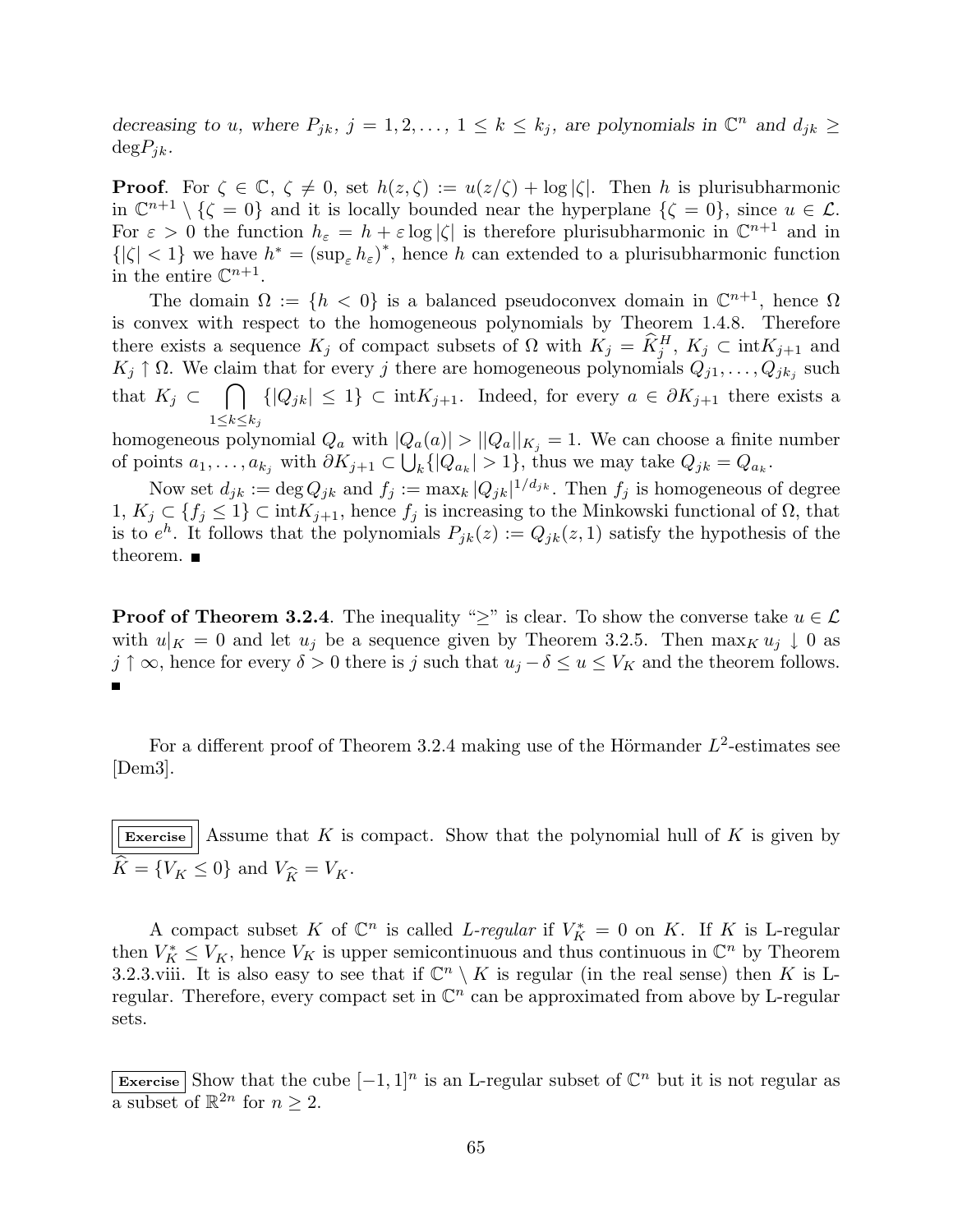*decreasing to $u$, where $P_{jk}$, $j = 1, 2, \dots$, $1 \le k \le k_j$, are polynomials in $\mathbb{C}^n$ and $d_{jk} \ge \deg P_{jk}$.*

**Proof**. For $\zeta \in \mathbb{C}$, $\zeta \ne 0$, set $h(z, \zeta) := u(z/\zeta) + \log|\zeta|$. Then $h$ is plurisubharmonic in $\mathbb{C}^{n+1} \setminus \{\zeta = 0\}$ and it is locally bounded near the hyperplane $\{\zeta = 0\}$, since $u \in \mathcal{L}$. For $\varepsilon > 0$ the function $h_\varepsilon = h + \varepsilon \log|\zeta|$ is therefore plurisubharmonic in $\mathbb{C}^{n+1}$ and in $\{|\zeta| < 1\}$ we have $h^* = (\sup_\varepsilon h_\varepsilon)^*$, hence $h$ can extended to a plurisubharmonic function in the entire $\mathbb{C}^{n+1}$.

The domain $\Omega := \{h < 0\}$ is a balanced pseudoconvex domain in $\mathbb{C}^{n+1}$, hence $\Omega$ is convex with respect to the homogeneous polynomials by Theorem 1.4.8. Therefore there exists a sequence $K_j$ of compact subsets of $\Omega$ with $K_j = \widehat{K}_j^H$, $K_j \subset \operatorname{int} K_{j+1}$ and $K_j \uparrow \Omega$. We claim that for every $j$ there are homogeneous polynomials $Q_{j1}, \dots, Q_{jk_j}$ such that $K_j \subset \bigcap_{1 \le k \le k_j} \{|Q_{jk}| \le 1\} \subset \operatorname{int} K_{j+1}$. Indeed, for every $a \in \partial K_{j+1}$ there exists a homogeneous polynomial $Q_a$ with $|Q_a(a)| > ||Q_a||_{K_j} = 1$. We can choose a finite number of points $a_1, \dots, a_{k_j}$ with $\partial K_{j+1} \subset \bigcup_k \{|Q_{a_k}| > 1\}$, thus we may take $Q_{jk} = Q_{a_k}$.

Now set $d_{jk} := \deg Q_{jk}$ and $f_j := \max_k |Q_{jk}|^{1/d_{jk}}$. Then $f_j$ is homogeneous of degree 1, $K_j \subset \{f_j \le 1\} \subset \operatorname{int} K_{j+1}$, hence $f_j$ is increasing to the Minkowski functional of $\Omega$, that is to $e^h$. It follows that the polynomials $P_{jk}(z) := Q_{jk}(z, 1)$ satisfy the hypothesis of the theorem. ■

**Proof of Theorem 3.2.4**. The inequality "$\ge$" is clear. To show the converse take $u \in \mathcal{L}$ with $u|_K = 0$ and let $u_j$ be a sequence given by Theorem 3.2.5. Then $\max_K u_j \downarrow 0$ as $j \uparrow \infty$, hence for every $\delta > 0$ there is $j$ such that $u_j - \delta \le u \le V_K$ and the theorem follows. ■

For a different proof of Theorem 3.2.4 making use of the Hörmander $L^2$-estimates see [Dem3].

**Exercise** Assume that $K$ is compact. Show that the polynomial hull of $K$ is given by $\widehat{K} = \{V_K \le 0\}$ and $V_{\widehat{K}} = V_K$.

A compact subset $K$ of $\mathbb{C}^n$ is called *L-regular* if $V_K^* = 0$ on $K$. If $K$ is L-regular then $V_K^* \le V_K$, hence $V_K$ is upper semicontinuous and thus continuous in $\mathbb{C}^n$ by Theorem 3.2.3.viii. It is also easy to see that if $\mathbb{C}^n \setminus K$ is regular (in the real sense) then $K$ is L-regular. Therefore, every compact set in $\mathbb{C}^n$ can be approximated from above by L-regular sets.

**Exercise** Show that the cube $[-1, 1]^n$ is an L-regular subset of $\mathbb{C}^n$ but it is not regular as a subset of $\mathbb{R}^{2n}$ for $n \ge 2$.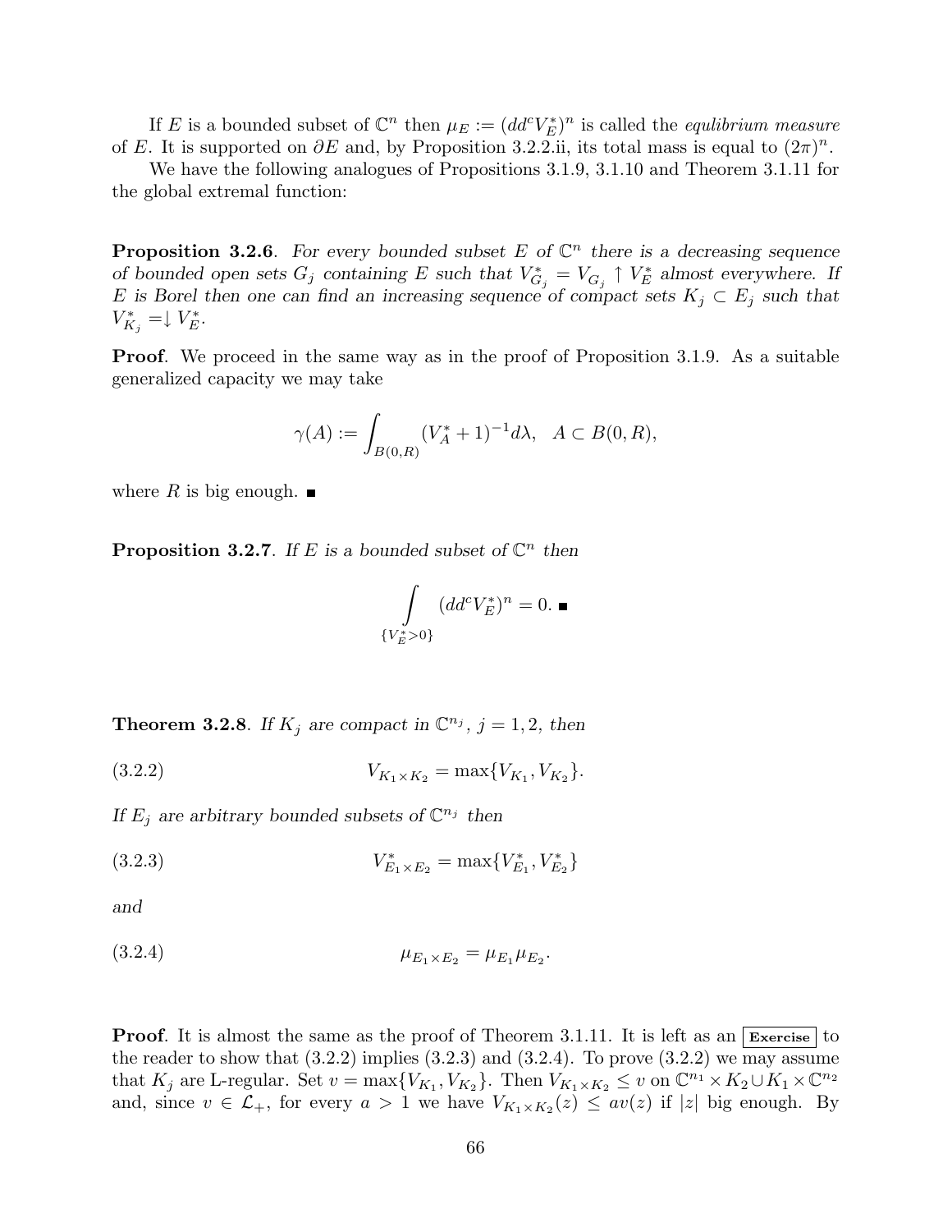If $E$ is a bounded subset of $\mathbb{C}^n$ then $\mu_E := (dd^c V_E^*)^n$ is called the *equlibrium measure* of $E$. It is supported on $\partial E$ and, by Proposition 3.2.2.ii, its total mass is equal to $(2\pi)^n$.

We have the following analogues of Propositions 3.1.9, 3.1.10 and Theorem 3.1.11 for the global extremal function:

**Proposition 3.2.6**. *For every bounded subset $E$ of $\mathbb{C}^n$ there is a decreasing sequence of bounded open sets $G_j$ containing $E$ such that $V_{G_j}^* = V_{G_j} \uparrow V_E^*$ almost everywhere. If $E$ is Borel then one can find an increasing sequence of compact sets $K_j \subset E_j$ such that $V_{K_j}^* =\downarrow V_E^*$.*

**Proof**. We proceed in the same way as in the proof of Proposition 3.1.9. As a suitable generalized capacity we may take

$$\gamma(A) := \int_{B(0,R)} (V_A^* + 1)^{-1} d\lambda, \quad A \subset B(0, R),$$

where $R$ is big enough. ∎

**Proposition 3.2.7**. *If $E$ is a bounded subset of $\mathbb{C}^n$ then*

$$\int\limits_{\{V_E^* > 0\}} (dd^c V_E^*)^n = 0. \; ∎$$

**Theorem 3.2.8**. *If $K_j$ are compact in $\mathbb{C}^{n_j}$, $j = 1, 2$, then*

$$V_{K_1 \times K_2} = \max\{V_{K_1}, V_{K_2}\}. \tag{3.2.2}$$

*If $E_j$ are arbitrary bounded subsets of $\mathbb{C}^{n_j}$ then*

$$V_{E_1 \times E_2}^* = \max\{V_{E_1}^*, V_{E_2}^*\} \tag{3.2.3}$$

*and*

$$\mu_{E_1 \times E_2} = \mu_{E_1} \mu_{E_2}. \tag{3.2.4}$$

**Proof**. It is almost the same as the proof of Theorem 3.1.11. It is left as an **Exercise** to the reader to show that (3.2.2) implies (3.2.3) and (3.2.4). To prove (3.2.2) we may assume that $K_j$ are L-regular. Set $v = \max\{V_{K_1}, V_{K_2}\}$. Then $V_{K_1 \times K_2} \le v$ on $\mathbb{C}^{n_1} \times K_2 \cup K_1 \times \mathbb{C}^{n_2}$ and, since $v \in \mathcal{L}_+$, for every $a > 1$ we have $V_{K_1 \times K_2}(z) \le av(z)$ if $|z|$ big enough. By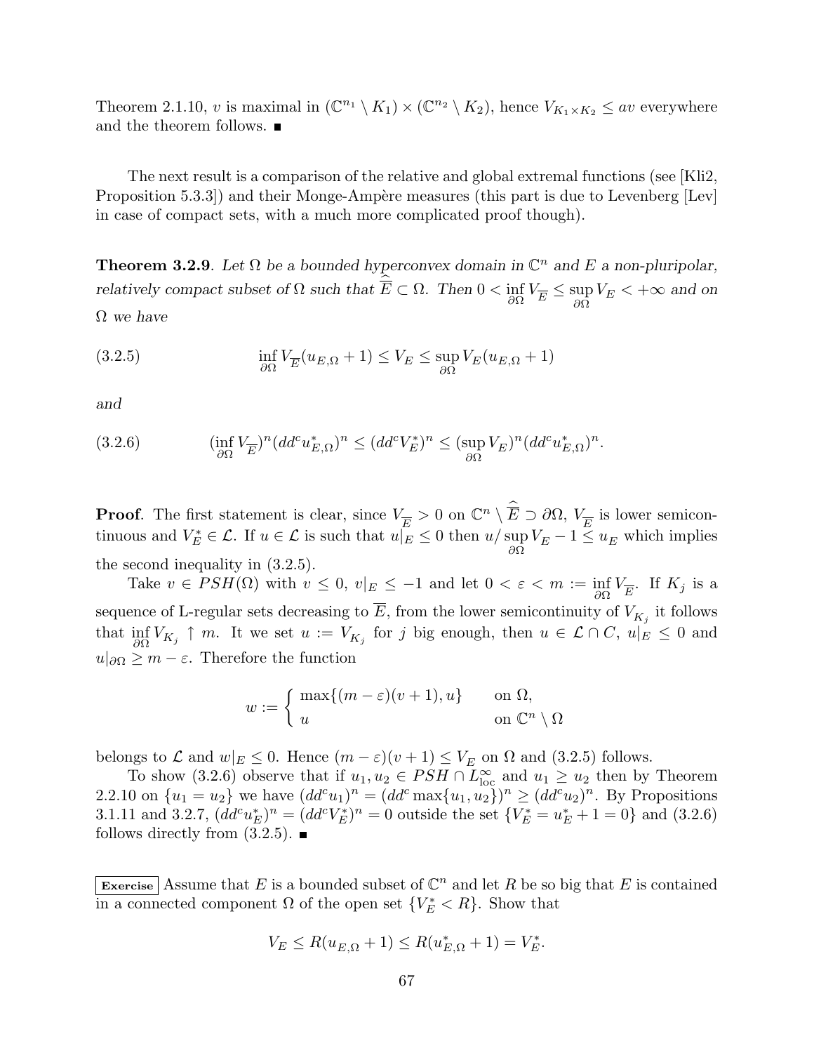Theorem 2.1.10, $v$ is maximal in $(\mathbb{C}^{n_1} \setminus K_1) \times (\mathbb{C}^{n_2} \setminus K_2)$, hence $V_{K_1 \times K_2} \leq av$ everywhere and the theorem follows. ■

The next result is a comparison of the relative and global extremal functions (see [Kli2, Proposition 5.3.3]) and their Monge-Ampère measures (this part is due to Levenberg [Lev] in case of compact sets, with a much more complicated proof though).

**Theorem 3.2.9**. *Let $\Omega$ be a bounded hyperconvex domain in $\mathbb{C}^n$ and $E$ a non-pluripolar, relatively compact subset of $\Omega$ such that $\widehat{\overline{E}} \subset \Omega$. Then $0 < \inf_{\partial\Omega} V_{\overline{E}} \leq \sup_{\partial\Omega} V_E < +\infty$ and on $\Omega$ we have*

$$\inf_{\partial\Omega} V_{\overline{E}}(u_{E,\Omega} + 1) \leq V_E \leq \sup_{\partial\Omega} V_E(u_{E,\Omega} + 1) \tag{3.2.5}$$

*and*

$$(\inf_{\partial\Omega} V_{\overline{E}})^n (dd^c u^*_{E,\Omega})^n \leq (dd^c V^*_E)^n \leq (\sup_{\partial\Omega} V_E)^n (dd^c u^*_{E,\Omega})^n. \tag{3.2.6}$$

**Proof**. The first statement is clear, since $V_{\overline{E}} > 0$ on $\mathbb{C}^n \setminus \widehat{\overline{E}} \supset \partial\Omega$, $V_{\overline{E}}$ is lower semicontinuous and $V^*_E \in \mathcal{L}$. If $u \in \mathcal{L}$ is such that $u|_E \leq 0$ then $u/\sup_{\partial\Omega} V_E - 1 \leq u_E$ which implies the second inequality in (3.2.5).

Take $v \in PSH(\Omega)$ with $v \leq 0$, $v|_E \leq -1$ and let $0 < \varepsilon < m := \inf_{\partial\Omega} V_{\overline{E}}$. If $K_j$ is a sequence of L-regular sets decreasing to $\overline{E}$, from the lower semicontinuity of $V_{K_j}$ it follows that $\inf_{\partial\Omega} V_{K_j} \uparrow m$. It we set $u := V_{K_j}$ for $j$ big enough, then $u \in \mathcal{L} \cap C$, $u|_E \leq 0$ and $u|_{\partial\Omega} \geq m - \varepsilon$. Therefore the function

$$w := \begin{cases} \max\{(m-\varepsilon)(v+1), u\} & \text{on } \Omega, \\ u & \text{on } \mathbb{C}^n \setminus \Omega \end{cases}$$

belongs to $\mathcal{L}$ and $w|_E \leq 0$. Hence $(m - \varepsilon)(v + 1) \leq V_E$ on $\Omega$ and (3.2.5) follows.

To show (3.2.6) observe that if $u_1, u_2 \in PSH \cap L^\infty_{\text{loc}}$ and $u_1 \geq u_2$ then by Theorem 2.2.10 on $\{u_1 = u_2\}$ we have $(dd^c u_1)^n = (dd^c \max\{u_1, u_2\})^n \geq (dd^c u_2)^n$. By Propositions 3.1.11 and 3.2.7, $(dd^c u^*_E)^n = (dd^c V^*_E)^n = 0$ outside the set $\{V^*_E = u^*_E + 1 = 0\}$ and (3.2.6) follows directly from (3.2.5). ■

**Exercise** Assume that $E$ is a bounded subset of $\mathbb{C}^n$ and let $R$ be so big that $E$ is contained in a connected component $\Omega$ of the open set $\{V^*_E < R\}$. Show that

$$V_E \leq R(u_{E,\Omega} + 1) \leq R(u^*_{E,\Omega} + 1) = V^*_E.$$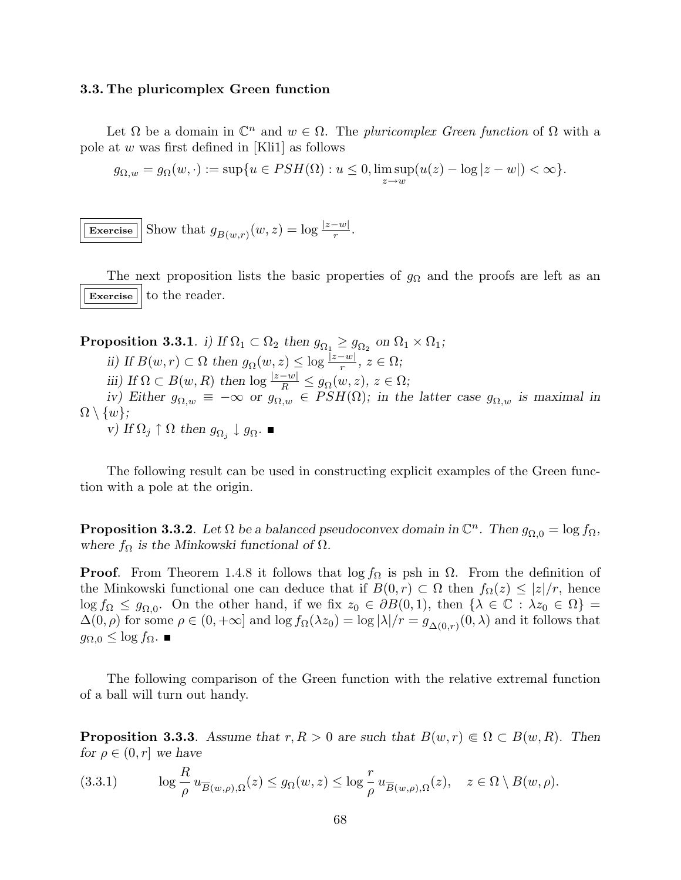### 3.3. The pluricomplex Green function

Let $\Omega$ be a domain in $\mathbb{C}^n$ and $w \in \Omega$. The *pluricomplex Green function* of $\Omega$ with a pole at $w$ was first defined in [Kli1] as follows

$$g_{\Omega,w} = g_\Omega(w,\cdot) := \sup\{u \in PSH(\Omega) : u \le 0, \limsup_{z\to w}(u(z) - \log|z-w|) < \infty\}.$$

**Exercise** Show that $g_{B(w,r)}(w,z) = \log \frac{|z-w|}{r}$.

The next proposition lists the basic properties of $g_\Omega$ and the proofs are left as an **Exercise** to the reader.

**Proposition 3.3.1**. *i) If $\Omega_1 \subset \Omega_2$ then $g_{\Omega_1} \ge g_{\Omega_2}$ on $\Omega_1 \times \Omega_1$;*

*ii) If $B(w,r) \subset \Omega$ then $g_\Omega(w,z) \le \log \frac{|z-w|}{r}$, $z \in \Omega$;*

*iii) If $\Omega \subset B(w,R)$ then $\log \frac{|z-w|}{R} \le g_\Omega(w,z)$, $z \in \Omega$;*

*iv) Either $g_{\Omega,w} \equiv -\infty$ or $g_{\Omega,w} \in PSH(\Omega)$; in the latter case $g_{\Omega,w}$ is maximal in $\Omega \setminus \{w\}$;*

*v) If $\Omega_j \uparrow \Omega$ then $g_{\Omega_j} \downarrow g_\Omega$.* ∎

The following result can be used in constructing explicit examples of the Green function with a pole at the origin.

**Proposition 3.3.2**. *Let $\Omega$ be a balanced pseudoconvex domain in $\mathbb{C}^n$. Then $g_{\Omega,0} = \log f_\Omega$, where $f_\Omega$ is the Minkowski functional of $\Omega$.*

**Proof**. From Theorem 1.4.8 it follows that $\log f_\Omega$ is psh in $\Omega$. From the definition of the Minkowski functional one can deduce that if $B(0,r) \subset \Omega$ then $f_\Omega(z) \le |z|/r$, hence $\log f_\Omega \le g_{\Omega,0}$. On the other hand, if we fix $z_0 \in \partial B(0,1)$, then $\{\lambda \in \mathbb{C} : \lambda z_0 \in \Omega\} = \Delta(0,\rho)$ for some $\rho \in (0,+\infty]$ and $\log f_\Omega(\lambda z_0) = \log|\lambda|/r = g_{\Delta(0,r)}(0,\lambda)$ and it follows that $g_{\Omega,0} \le \log f_\Omega$. ∎

The following comparison of the Green function with the relative extremal function of a ball will turn out handy.

**Proposition 3.3.3**. *Assume that $r, R > 0$ are such that $B(w,r) \Subset \Omega \subset B(w,R)$. Then for $\rho \in (0,r]$ we have*

$$\log\frac{R}{\rho}\, u_{\overline{B}(w,\rho),\Omega}(z) \le g_\Omega(w,z) \le \log\frac{r}{\rho}\, u_{\overline{B}(w,\rho),\Omega}(z), \quad z \in \Omega \setminus B(w,\rho). \tag{3.3.1}$$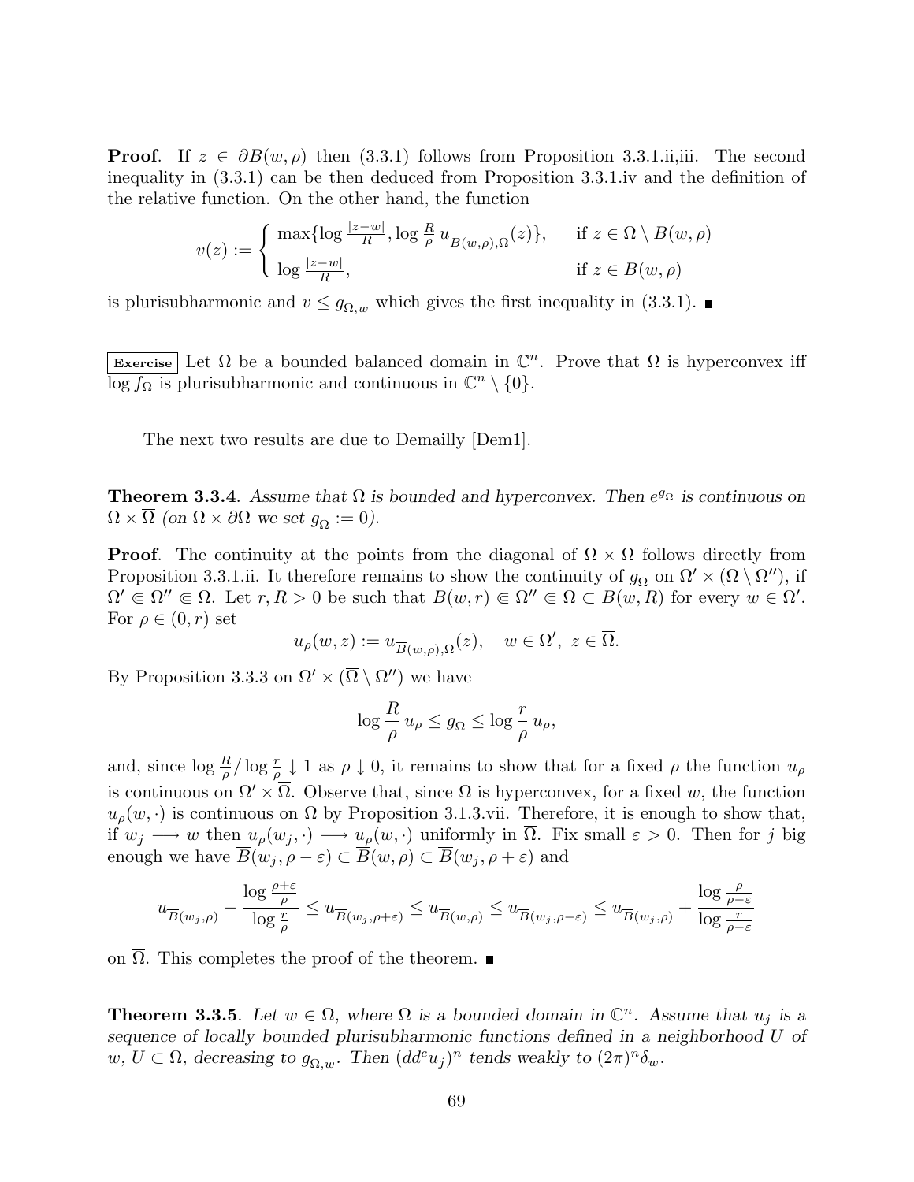**Proof**. If $z \in \partial B(w, \rho)$ then (3.3.1) follows from Proposition 3.3.1.ii,iii. The second inequality in (3.3.1) can be then deduced from Proposition 3.3.1.iv and the definition of the relative function. On the other hand, the function

$$v(z) := \begin{cases} \max\{\log \frac{|z-w|}{R}, \log \frac{R}{\rho}\, u_{\overline{B}(w,\rho),\Omega}(z)\}, & \text{if } z \in \Omega \setminus B(w,\rho) \\ \log \frac{|z-w|}{R}, & \text{if } z \in B(w,\rho) \end{cases}$$

is plurisubharmonic and $v \leq g_{\Omega,w}$ which gives the first inequality in (3.3.1). ∎

**Exercise** Let $\Omega$ be a bounded balanced domain in $\mathbb{C}^n$. Prove that $\Omega$ is hyperconvex iff $\log f_\Omega$ is plurisubharmonic and continuous in $\mathbb{C}^n \setminus \{0\}$.

The next two results are due to Demailly [Dem1].

**Theorem 3.3.4**. *Assume that $\Omega$ is bounded and hyperconvex. Then $e^{g_\Omega}$ is continuous on $\Omega \times \overline{\Omega}$ (on $\Omega \times \partial\Omega$ we set $g_\Omega := 0$).*

**Proof**. The continuity at the points from the diagonal of $\Omega \times \Omega$ follows directly from Proposition 3.3.1.ii. It therefore remains to show the continuity of $g_\Omega$ on $\Omega' \times (\overline{\Omega} \setminus \Omega'')$, if $\Omega' \Subset \Omega'' \Subset \Omega$. Let $r, R > 0$ be such that $B(w, r) \Subset \Omega'' \Subset \Omega \subset B(w, R)$ for every $w \in \Omega'$. For $\rho \in (0, r)$ set

$$u_\rho(w, z) := u_{\overline{B}(w,\rho),\Omega}(z), \quad w \in \Omega', \ z \in \overline{\Omega}.$$

By Proposition 3.3.3 on $\Omega' \times (\overline{\Omega} \setminus \Omega'')$ we have

$$\log \frac{R}{\rho}\, u_\rho \leq g_\Omega \leq \log \frac{r}{\rho}\, u_\rho,$$

and, since $\log \frac{R}{\rho} / \log \frac{r}{\rho} \downarrow 1$ as $\rho \downarrow 0$, it remains to show that for a fixed $\rho$ the function $u_\rho$ is continuous on $\Omega' \times \overline{\Omega}$. Observe that, since $\Omega$ is hyperconvex, for a fixed $w$, the function $u_\rho(w, \cdot)$ is continuous on $\overline{\Omega}$ by Proposition 3.1.3.vii. Therefore, it is enough to show that, if $w_j \longrightarrow w$ then $u_\rho(w_j, \cdot) \longrightarrow u_\rho(w, \cdot)$ uniformly in $\overline{\Omega}$. Fix small $\varepsilon > 0$. Then for $j$ big enough we have $\overline{B}(w_j, \rho - \varepsilon) \subset \overline{B}(w, \rho) \subset \overline{B}(w_j, \rho + \varepsilon)$ and

$$u_{\overline{B}(w_j,\rho)} - \frac{\log \frac{\rho+\varepsilon}{\rho}}{\log \frac{r}{\rho}} \leq u_{\overline{B}(w_j,\rho+\varepsilon)} \leq u_{\overline{B}(w,\rho)} \leq u_{\overline{B}(w_j,\rho-\varepsilon)} \leq u_{\overline{B}(w_j,\rho)} + \frac{\log \frac{\rho}{\rho-\varepsilon}}{\log \frac{r}{\rho-\varepsilon}}$$

on $\overline{\Omega}$. This completes the proof of the theorem. ∎

**Theorem 3.3.5**. *Let $w \in \Omega$, where $\Omega$ is a bounded domain in $\mathbb{C}^n$. Assume that $u_j$ is a sequence of locally bounded plurisubharmonic functions defined in a neighborhood $U$ of $w$, $U \subset \Omega$, decreasing to $g_{\Omega,w}$. Then $(dd^c u_j)^n$ tends weakly to $(2\pi)^n \delta_w$.*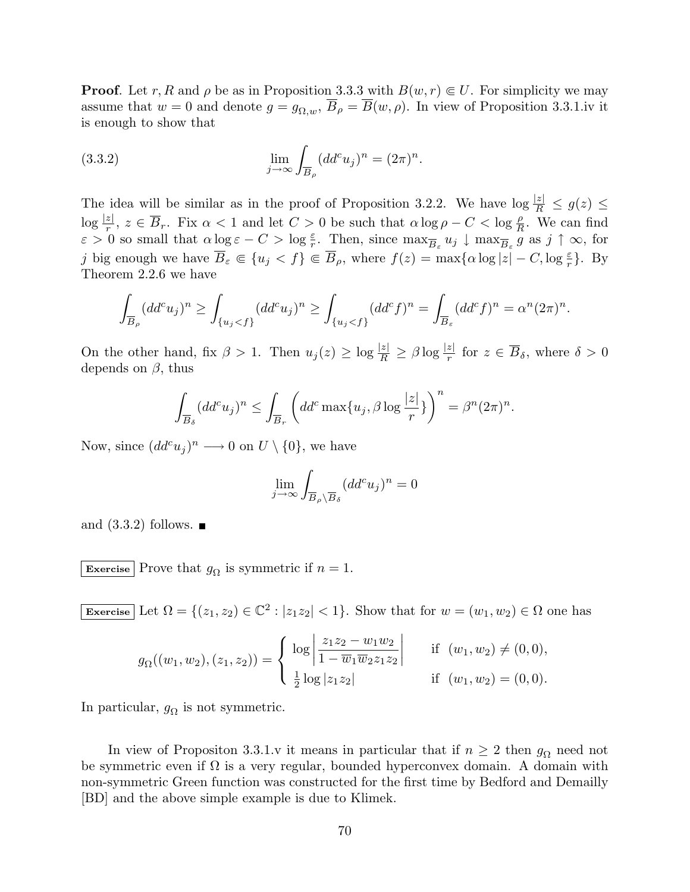**Proof**. Let $r$, $R$ and $\rho$ be as in Proposition 3.3.3 with $B(w,r) \Subset U$. For simplicity we may assume that $w = 0$ and denote $g = g_{\Omega,w}$, $\overline{B}_\rho = \overline{B}(w,\rho)$. In view of Proposition 3.3.1.iv it is enough to show that

$$\lim_{j\to\infty} \int_{\overline{B}_\rho} (dd^c u_j)^n = (2\pi)^n. \tag{3.3.2}$$

The idea will be similar as in the proof of Proposition 3.2.2. We have $\log\frac{|z|}{R} \le g(z) \le \log\frac{|z|}{r}$, $z \in \overline{B}_r$. Fix $\alpha < 1$ and let $C > 0$ be such that $\alpha\log\rho - C < \log\frac{\rho}{R}$. We can find $\varepsilon > 0$ so small that $\alpha\log\varepsilon - C > \log\frac{\varepsilon}{r}$. Then, since $\max_{\overline{B}_\varepsilon} u_j \downarrow \max_{\overline{B}_\varepsilon} g$ as $j \uparrow \infty$, for $j$ big enough we have $\overline{B}_\varepsilon \Subset \{u_j < f\} \Subset \overline{B}_\rho$, where $f(z) = \max\{\alpha\log|z| - C, \log\frac{\varepsilon}{r}\}$. By Theorem 2.2.6 we have

$$\int_{\overline{B}_\rho} (dd^c u_j)^n \ge \int_{\{u_j<f\}} (dd^c u_j)^n \ge \int_{\{u_j<f\}} (dd^c f)^n = \int_{\overline{B}_\varepsilon} (dd^c f)^n = \alpha^n (2\pi)^n.$$

On the other hand, fix $\beta > 1$. Then $u_j(z) \ge \log\frac{|z|}{R} \ge \beta\log\frac{|z|}{r}$ for $z \in \overline{B}_\delta$, where $\delta > 0$ depends on $\beta$, thus

$$\int_{\overline{B}_\delta} (dd^c u_j)^n \le \int_{\overline{B}_r} \left( dd^c \max\{u_j, \beta\log\frac{|z|}{r}\}\right)^n = \beta^n (2\pi)^n.$$

Now, since $(dd^c u_j)^n \longrightarrow 0$ on $U \setminus \{0\}$, we have

$$\lim_{j\to\infty} \int_{\overline{B}_\rho \setminus \overline{B}_\delta} (dd^c u_j)^n = 0$$

and (3.3.2) follows. ∎

**Exercise** Prove that $g_\Omega$ is symmetric if $n = 1$.

**Exercise** Let $\Omega = \{(z_1, z_2) \in \mathbb{C}^2 : |z_1 z_2| < 1\}$. Show that for $w = (w_1, w_2) \in \Omega$ one has

$$g_\Omega((w_1,w_2),(z_1,z_2)) = \begin{cases} \log\left|\dfrac{z_1 z_2 - w_1 w_2}{1 - \overline{w}_1 \overline{w}_2 z_1 z_2}\right| & \text{if } (w_1,w_2) \ne (0,0), \\ \frac{1}{2}\log|z_1 z_2| & \text{if } (w_1,w_2) = (0,0). \end{cases}$$

In particular, $g_\Omega$ is not symmetric.

In view of Propositon 3.3.1.v it means in particular that if $n \ge 2$ then $g_\Omega$ need not be symmetric even if $\Omega$ is a very regular, bounded hyperconvex domain. A domain with non-symmetric Green function was constructed for the first time by Bedford and Demailly [BD] and the above simple example is due to Klimek.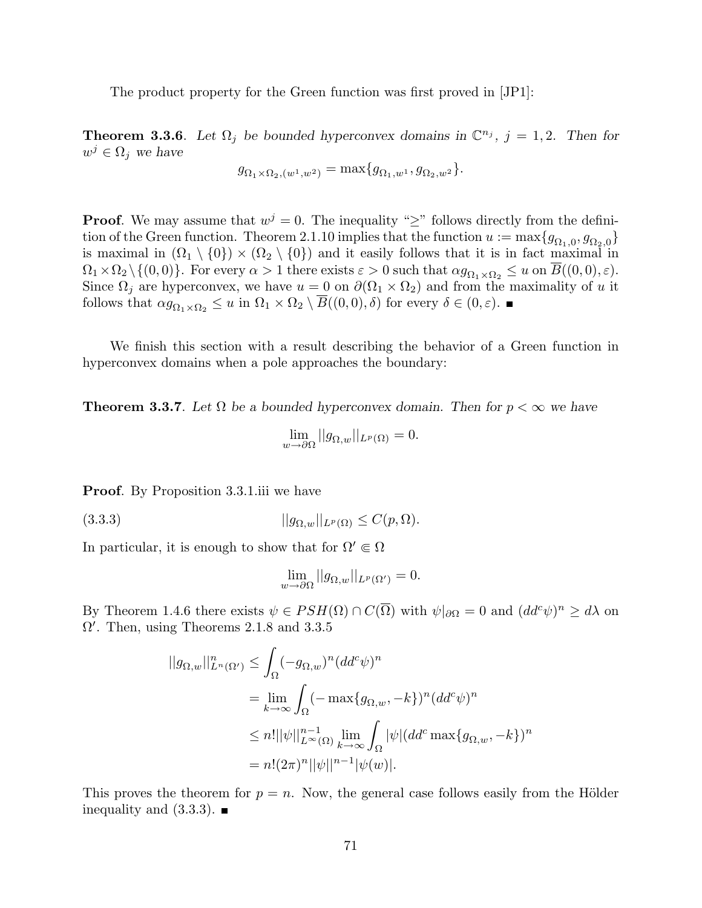The product property for the Green function was first proved in [JP1]:

**Theorem 3.3.6**. *Let $\Omega_j$ be bounded hyperconvex domains in $\mathbb{C}^{n_j}$, $j = 1, 2$. Then for $w^j \in \Omega_j$ we have*

$$g_{\Omega_1\times\Omega_2,(w^1,w^2)} = \max\{g_{\Omega_1,w^1}, g_{\Omega_2,w^2}\}.$$

**Proof**. We may assume that $w^j = 0$. The inequality "$\geq$" follows directly from the definition of the Green function. Theorem 2.1.10 implies that the function $u := \max\{g_{\Omega_1,0}, g_{\Omega_2,0}\}$ is maximal in $(\Omega_1 \setminus \{0\}) \times (\Omega_2 \setminus \{0\})$ and it easily follows that it is in fact maximal in $\Omega_1 \times \Omega_2 \setminus \{(0,0)\}$. For every $\alpha > 1$ there exists $\varepsilon > 0$ such that $\alpha g_{\Omega_1\times\Omega_2} \leq u$ on $\overline{B}((0,0),\varepsilon)$. Since $\Omega_j$ are hyperconvex, we have $u = 0$ on $\partial(\Omega_1 \times \Omega_2)$ and from the maximality of $u$ it follows that $\alpha g_{\Omega_1\times\Omega_2} \leq u$ in $\Omega_1 \times \Omega_2 \setminus \overline{B}((0,0),\delta)$ for every $\delta \in (0,\varepsilon)$. ∎

We finish this section with a result describing the behavior of a Green function in hyperconvex domains when a pole approaches the boundary:

**Theorem 3.3.7**. *Let $\Omega$ be a bounded hyperconvex domain. Then for $p < \infty$ we have*

$$\lim_{w\to\partial\Omega} ||g_{\Omega,w}||_{L^p(\Omega)} = 0.$$

**Proof**. By Proposition 3.3.1.iii we have

$$||g_{\Omega,w}||_{L^p(\Omega)} \leq C(p,\Omega). \tag{3.3.3}$$

In particular, it is enough to show that for $\Omega' \Subset \Omega$

$$\lim_{w\to\partial\Omega} ||g_{\Omega,w}||_{L^p(\Omega')} = 0.$$

By Theorem 1.4.6 there exists $\psi \in PSH(\Omega) \cap C(\overline{\Omega})$ with $\psi|_{\partial\Omega} = 0$ and $(dd^c\psi)^n \geq d\lambda$ on $\Omega'$. Then, using Theorems 2.1.8 and 3.3.5

$$\begin{aligned}
||g_{\Omega,w}||^n_{L^n(\Omega')} &\leq \int_\Omega (-g_{\Omega,w})^n (dd^c\psi)^n \\
&= \lim_{k\to\infty} \int_\Omega (-\max\{g_{\Omega,w}, -k\})^n (dd^c\psi)^n \\
&\leq n! ||\psi||^{n-1}_{L^\infty(\Omega)} \lim_{k\to\infty} \int_\Omega |\psi| (dd^c \max\{g_{\Omega,w}, -k\})^n \\
&= n!(2\pi)^n ||\psi||^{n-1} |\psi(w)|.
\end{aligned}$$

This proves the theorem for $p = n$. Now, the general case follows easily from the Hölder inequality and (3.3.3). ∎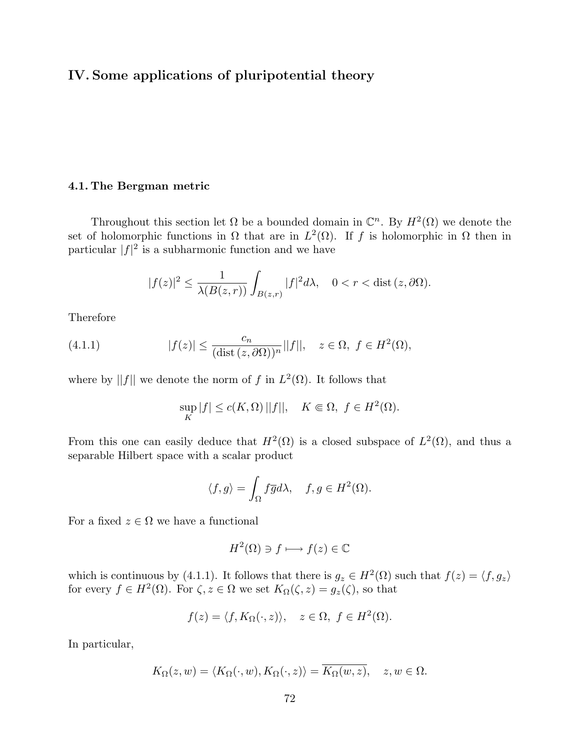# IV. Some applications of pluripotential theory

## 4.1. The Bergman metric

Throughout this section let $\Omega$ be a bounded domain in $\mathbb{C}^n$. By $H^2(\Omega)$ we denote the set of holomorphic functions in $\Omega$ that are in $L^2(\Omega)$. If $f$ is holomorphic in $\Omega$ then in particular $|f|^2$ is a subharmonic function and we have

$$|f(z)|^2 \leq \frac{1}{\lambda(B(z,r))} \int_{B(z,r)} |f|^2 d\lambda, \quad 0 < r < \operatorname{dist}(z, \partial\Omega).$$

Therefore

$$|f(z)| \leq \frac{c_n}{(\operatorname{dist}(z, \partial\Omega))^n} ||f||, \quad z \in \Omega, \ f \in H^2(\Omega), \tag{4.1.1}$$

where by $||f||$ we denote the norm of $f$ in $L^2(\Omega)$. It follows that

$$\sup_K |f| \leq c(K, \Omega) \, ||f||, \quad K \Subset \Omega, \ f \in H^2(\Omega).$$

From this one can easily deduce that $H^2(\Omega)$ is a closed subspace of $L^2(\Omega)$, and thus a separable Hilbert space with a scalar product

$$\langle f, g \rangle = \int_\Omega f \overline{g} d\lambda, \quad f, g \in H^2(\Omega).$$

For a fixed $z \in \Omega$ we have a functional

$$H^2(\Omega) \ni f \longmapsto f(z) \in \mathbb{C}$$

which is continuous by (4.1.1). It follows that there is $g_z \in H^2(\Omega)$ such that $f(z) = \langle f, g_z \rangle$ for every $f \in H^2(\Omega)$. For $\zeta, z \in \Omega$ we set $K_\Omega(\zeta, z) = g_z(\zeta)$, so that

$$f(z) = \langle f, K_\Omega(\cdot, z) \rangle, \quad z \in \Omega, \ f \in H^2(\Omega).$$

In particular,

$$K_\Omega(z, w) = \langle K_\Omega(\cdot, w), K_\Omega(\cdot, z) \rangle = \overline{K_\Omega(w, z)}, \quad z, w \in \Omega.$$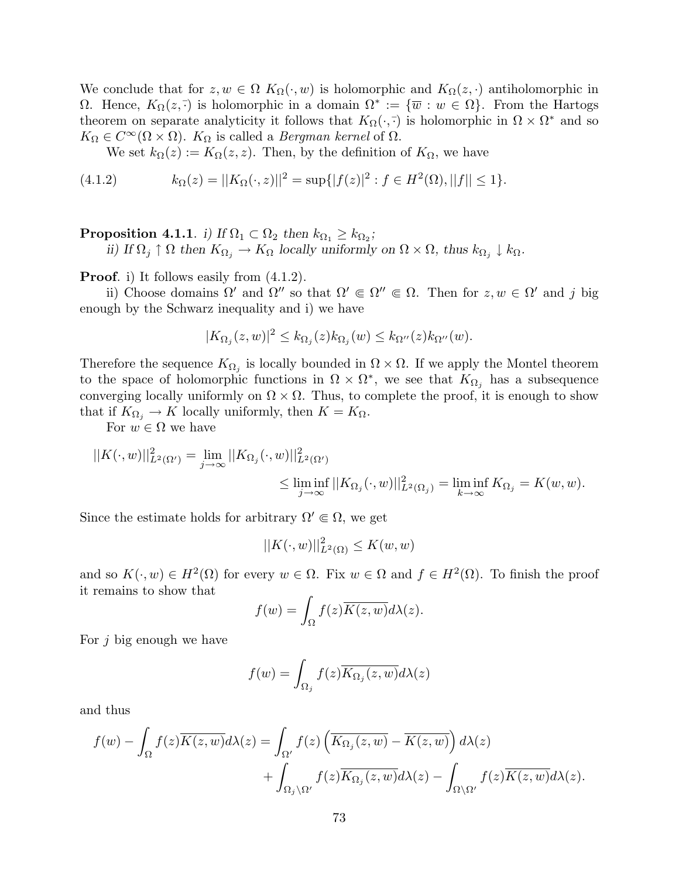We conclude that for $z, w \in \Omega$ $K_\Omega(\cdot, w)$ is holomorphic and $K_\Omega(z, \cdot)$ antiholomorphic in $\Omega$. Hence, $K_\Omega(z, \bar{\cdot})$ is holomorphic in a domain $\Omega^* := \{\overline{w} : w \in \Omega\}$. From the Hartogs theorem on separate analyticity it follows that $K_\Omega(\cdot, \bar{\cdot})$ is holomorphic in $\Omega \times \Omega^*$ and so $K_\Omega \in C^\infty(\Omega \times \Omega)$. $K_\Omega$ is called a *Bergman kernel* of $\Omega$.

We set $k_\Omega(z) := K_\Omega(z, z)$. Then, by the definition of $K_\Omega$, we have

$$k_\Omega(z) = ||K_\Omega(\cdot, z)||^2 = \sup\{|f(z)|^2 : f \in H^2(\Omega), ||f|| \le 1\}. \tag{4.1.2}$$

**Proposition 4.1.1**. *i) If $\Omega_1 \subset \Omega_2$ then $k_{\Omega_1} \ge k_{\Omega_2}$;*

*ii) If $\Omega_j \uparrow \Omega$ then $K_{\Omega_j} \to K_\Omega$ locally uniformly on $\Omega \times \Omega$, thus $k_{\Omega_j} \downarrow k_\Omega$.*

**Proof**. i) It follows easily from (4.1.2).

ii) Choose domains $\Omega'$ and $\Omega''$ so that $\Omega' \Subset \Omega'' \Subset \Omega$. Then for $z, w \in \Omega'$ and $j$ big enough by the Schwarz inequality and i) we have

$$|K_{\Omega_j}(z, w)|^2 \le k_{\Omega_j}(z) k_{\Omega_j}(w) \le k_{\Omega''}(z) k_{\Omega''}(w).$$

Therefore the sequence $K_{\Omega_j}$ is locally bounded in $\Omega \times \Omega$. If we apply the Montel theorem to the space of holomorphic functions in $\Omega \times \Omega^*$, we see that $K_{\Omega_j}$ has a subsequence converging locally uniformly on $\Omega \times \Omega$. Thus, to complete the proof, it is enough to show that if $K_{\Omega_j} \to K$ locally uniformly, then $K = K_\Omega$.

For $w \in \Omega$ we have

$$\begin{aligned} ||K(\cdot, w)||^2_{L^2(\Omega')} &= \lim_{j \to \infty} ||K_{\Omega_j}(\cdot, w)||^2_{L^2(\Omega')} \\ &\le \liminf_{j \to \infty} ||K_{\Omega_j}(\cdot, w)||^2_{L^2(\Omega_j)} = \liminf_{k \to \infty} K_{\Omega_j} = K(w, w). \end{aligned}$$

Since the estimate holds for arbitrary $\Omega' \Subset \Omega$, we get

$$||K(\cdot, w)||^2_{L^2(\Omega)} \le K(w, w)$$

and so $K(\cdot, w) \in H^2(\Omega)$ for every $w \in \Omega$. Fix $w \in \Omega$ and $f \in H^2(\Omega)$. To finish the proof it remains to show that

$$f(w) = \int_\Omega f(z) \overline{K(z, w)} d\lambda(z).$$

For $j$ big enough we have

$$f(w) = \int_{\Omega_j} f(z) \overline{K_{\Omega_j}(z, w)} d\lambda(z)$$

and thus

$$\begin{aligned} f(w) - \int_\Omega f(z) \overline{K(z, w)} d\lambda(z) &= \int_{\Omega'} f(z) \left( \overline{K_{\Omega_j}(z, w)} - \overline{K(z, w)} \right) d\lambda(z) \\ &\quad + \int_{\Omega_j \setminus \Omega'} f(z) \overline{K_{\Omega_j}(z, w)} d\lambda(z) - \int_{\Omega \setminus \Omega'} f(z) \overline{K(z, w)} d\lambda(z). \end{aligned}$$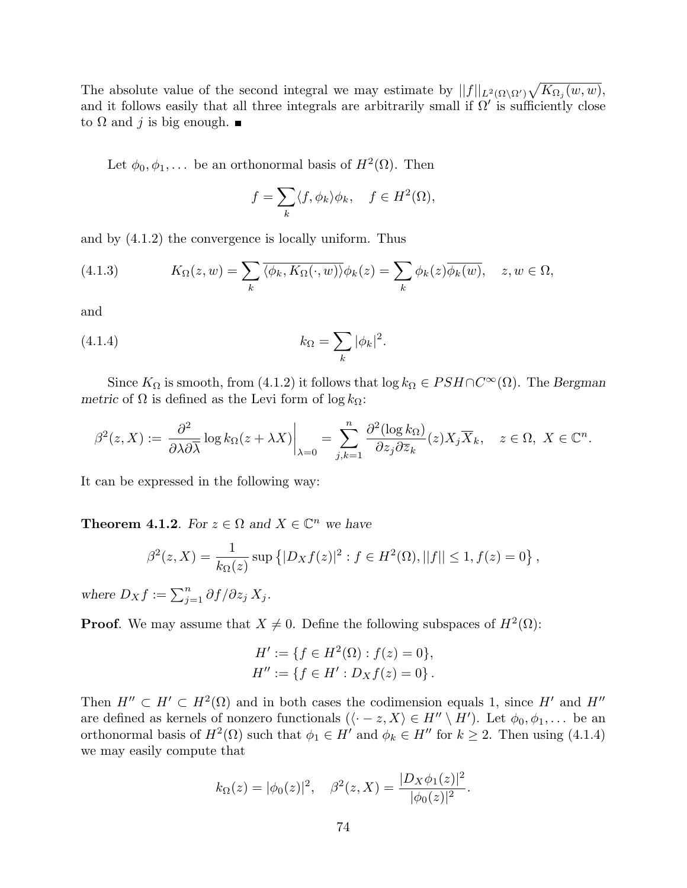The absolute value of the second integral we may estimate by $||f||_{L^2(\Omega\setminus\Omega')}\sqrt{K_{\Omega_j}(w,w)}$, and it follows easily that all three integrals are arbitrarily small if $\Omega'$ is sufficiently close to $\Omega$ and $j$ is big enough. ∎

Let $\phi_0, \phi_1, \dots$ be an orthonormal basis of $H^2(\Omega)$. Then

$$f = \sum_k \langle f, \phi_k\rangle \phi_k, \quad f \in H^2(\Omega),$$

and by (4.1.2) the convergence is locally uniform. Thus

$$K_\Omega(z,w) = \sum_k \overline{\langle \phi_k, K_\Omega(\cdot, w)\rangle}\phi_k(z) = \sum_k \phi_k(z)\overline{\phi_k(w)}, \quad z,w\in\Omega, \tag{4.1.3}$$

and

$$k_\Omega = \sum_k |\phi_k|^2. \tag{4.1.4}$$

Since $K_\Omega$ is smooth, from (4.1.2) it follows that $\log k_\Omega \in PSH \cap C^\infty(\Omega)$. The *Bergman metric* of $\Omega$ is defined as the Levi form of $\log k_\Omega$:

$$\beta^2(z,X) := \frac{\partial^2}{\partial\lambda\partial\overline{\lambda}}\log k_\Omega(z+\lambda X)\bigg|_{\lambda=0} = \sum_{j,k=1}^n \frac{\partial^2(\log k_\Omega)}{\partial z_j \partial \overline{z}_k}(z) X_j \overline{X}_k, \quad z\in\Omega,\ X\in\mathbb{C}^n.$$

It can be expressed in the following way:

**Theorem 4.1.2**. *For $z\in\Omega$ and $X\in\mathbb{C}^n$ we have*

$$\beta^2(z,X) = \frac{1}{k_\Omega(z)}\sup\left\{|D_X f(z)|^2 : f\in H^2(\Omega), ||f||\le 1, f(z)=0\right\},$$

*where $D_X f := \sum_{j=1}^n \partial f/\partial z_j\, X_j$.*

**Proof**. We may assume that $X\neq 0$. Define the following subspaces of $H^2(\Omega)$:

$$H' := \{f\in H^2(\Omega) : f(z)=0\},$$
$$H'' := \{f\in H' : D_X f(z) = 0\}.$$

Then $H''\subset H'\subset H^2(\Omega)$ and in both cases the codimension equals 1, since $H'$ and $H''$ are defined as kernels of nonzero functionals ($\langle \cdot - z, X\rangle \in H''\setminus H'$). Let $\phi_0,\phi_1,\dots$ be an orthonormal basis of $H^2(\Omega)$ such that $\phi_1\in H'$ and $\phi_k\in H''$ for $k\ge 2$. Then using (4.1.4) we may easily compute that

$$k_\Omega(z) = |\phi_0(z)|^2, \quad \beta^2(z,X) = \frac{|D_X\phi_1(z)|^2}{|\phi_0(z)|^2}.$$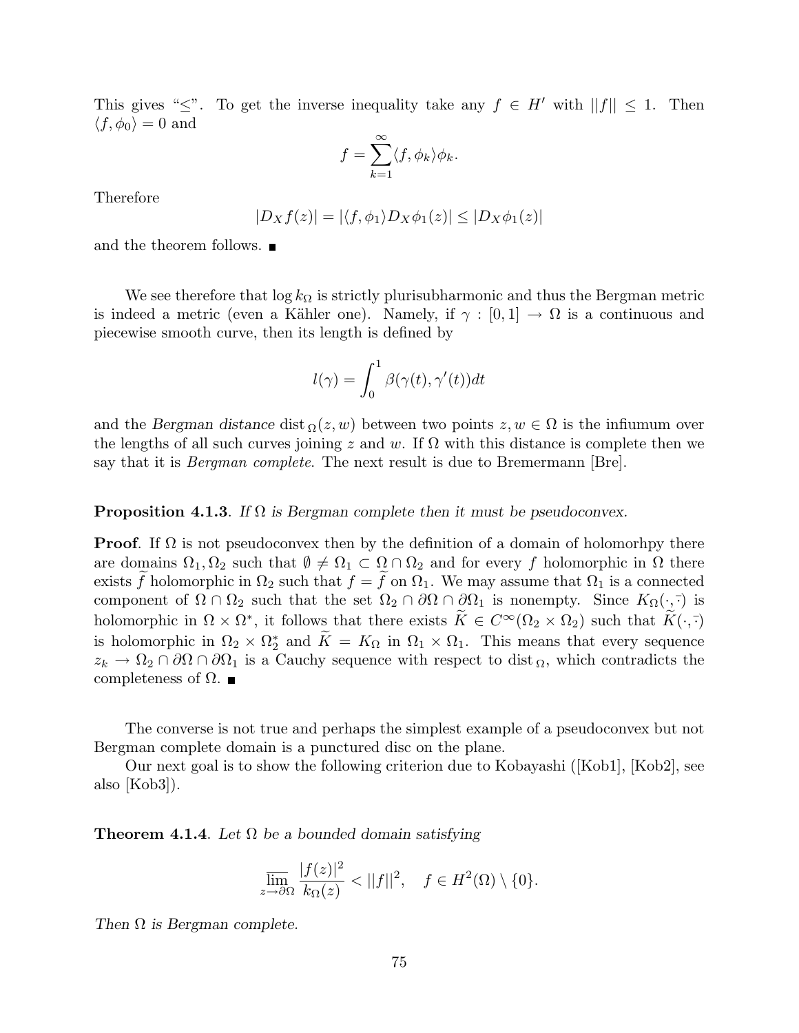This gives "$\leq$". To get the inverse inequality take any $f \in H'$ with $||f|| \leq 1$. Then $\langle f, \phi_0 \rangle = 0$ and

$$f = \sum_{k=1}^{\infty} \langle f, \phi_k \rangle \phi_k.$$

Therefore

$$|D_X f(z)| = |\langle f, \phi_1 \rangle D_X \phi_1(z)| \leq |D_X \phi_1(z)|$$

and the theorem follows. ■

We see therefore that $\log k_\Omega$ is strictly plurisubharmonic and thus the Bergman metric is indeed a metric (even a Kähler one). Namely, if $\gamma : [0, 1] \to \Omega$ is a continuous and piecewise smooth curve, then its length is defined by

$$l(\gamma) = \int_0^1 \beta(\gamma(t), \gamma'(t)) dt$$

and the *Bergman distance* $\text{dist}_\Omega(z, w)$ between two points $z, w \in \Omega$ is the infiumum over the lengths of all such curves joining $z$ and $w$. If $\Omega$ with this distance is complete then we say that it is *Bergman complete*. The next result is due to Bremermann [Bre].

**Proposition 4.1.3**. *If $\Omega$ is Bergman complete then it must be pseudoconvex.*

**Proof**. If $\Omega$ is not pseudoconvex then by the definition of a domain of holomorhpy there are domains $\Omega_1, \Omega_2$ such that $\emptyset \neq \Omega_1 \subset \Omega \cap \Omega_2$ and for every $f$ holomorphic in $\Omega$ there exists $\widetilde{f}$ holomorphic in $\Omega_2$ such that $f = \widetilde{f}$ on $\Omega_1$. We may assume that $\Omega_1$ is a connected component of $\Omega \cap \Omega_2$ such that the set $\Omega_2 \cap \partial\Omega \cap \partial\Omega_1$ is nonempty. Since $K_\Omega(\cdot, \bar{\cdot})$ is holomorphic in $\Omega \times \Omega^*$, it follows that there exists $\widetilde{K} \in C^\infty(\Omega_2 \times \Omega_2)$ such that $\widetilde{K}(\cdot, \bar{\cdot})$ is holomorphic in $\Omega_2 \times \Omega_2^*$ and $\widetilde{K} = K_\Omega$ in $\Omega_1 \times \Omega_1$. This means that every sequence $z_k \to \Omega_2 \cap \partial\Omega \cap \partial\Omega_1$ is a Cauchy sequence with respect to $\text{dist}_\Omega$, which contradicts the completeness of $\Omega$. ■

The converse is not true and perhaps the simplest example of a pseudoconvex but not Bergman complete domain is a punctured disc on the plane.

Our next goal is to show the following criterion due to Kobayashi ([Kob1], [Kob2], see also [Kob3]).

**Theorem 4.1.4**. *Let $\Omega$ be a bounded domain satisfying*

$$\overline{\lim_{z \to \partial\Omega}} \frac{|f(z)|^2}{k_\Omega(z)} < ||f||^2, \quad f \in H^2(\Omega) \setminus \{0\}.$$

*Then $\Omega$ is Bergman complete.*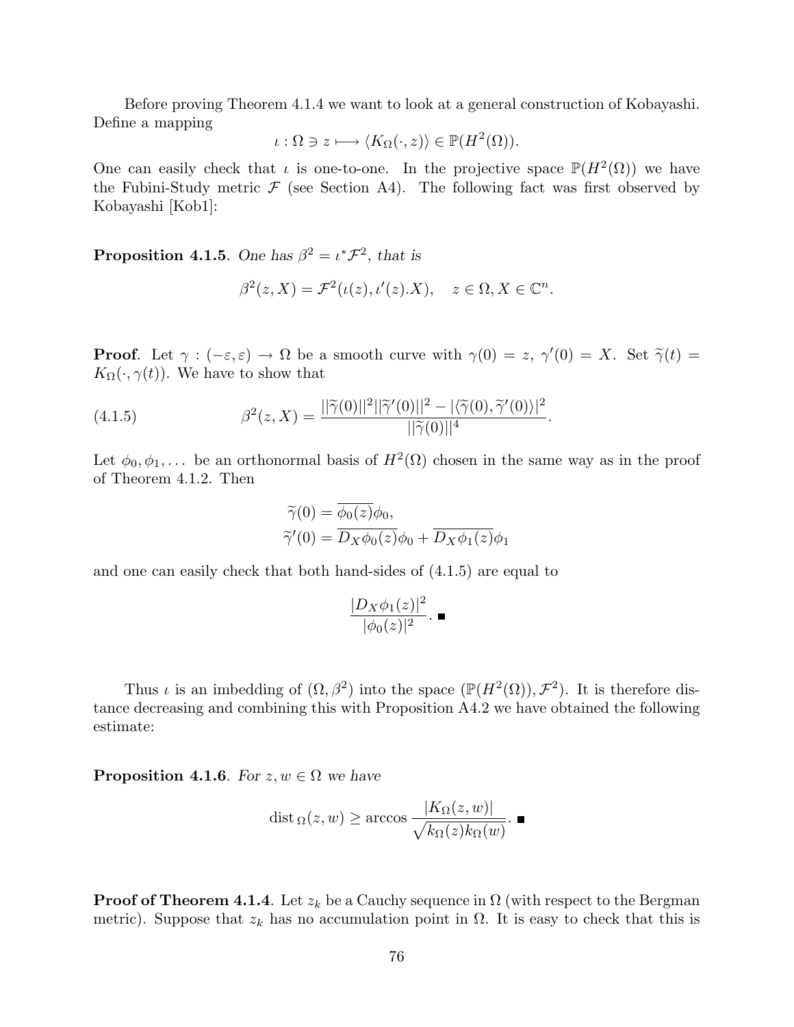Before proving Theorem 4.1.4 we want to look at a general construction of Kobayashi. Define a mapping

$$\iota : \Omega \ni z \longmapsto \langle K_\Omega(\cdot, z)\rangle \in \mathbb{P}(H^2(\Omega)).$$

One can easily check that $\iota$ is one-to-one. In the projective space $\mathbb{P}(H^2(\Omega))$ we have the Fubini-Study metric $\mathcal{F}$ (see Section A4). The following fact was first observed by Kobayashi [Kob1]:

**Proposition 4.1.5**. *One has $\beta^2 = \iota^*\mathcal{F}^2$, that is*

$$\beta^2(z, X) = \mathcal{F}^2(\iota(z), \iota'(z).X), \quad z \in \Omega, X \in \mathbb{C}^n.$$

**Proof**. Let $\gamma : (-\varepsilon, \varepsilon) \to \Omega$ be a smooth curve with $\gamma(0) = z$, $\gamma'(0) = X$. Set $\widetilde{\gamma}(t) = K_\Omega(\cdot, \gamma(t))$. We have to show that

$$\beta^2(z, X) = \frac{||\widetilde{\gamma}(0)||^2||\widetilde{\gamma}'(0)||^2 - |\langle\widetilde{\gamma}(0), \widetilde{\gamma}'(0)\rangle|^2}{||\widetilde{\gamma}(0)||^4}. \tag{4.1.5}$$

Let $\phi_0, \phi_1, \dots$ be an orthonormal basis of $H^2(\Omega)$ chosen in the same way as in the proof of Theorem 4.1.2. Then

$$\widetilde{\gamma}(0) = \overline{\phi_0(z)}\phi_0,$$
$$\widetilde{\gamma}'(0) = \overline{D_X\phi_0(z)}\phi_0 + \overline{D_X\phi_1(z)}\phi_1$$

and one can easily check that both hand-sides of (4.1.5) are equal to

$$\frac{|D_X\phi_1(z)|^2}{|\phi_0(z)|^2}. \blacksquare$$

Thus $\iota$ is an imbedding of $(\Omega, \beta^2)$ into the space $(\mathbb{P}(H^2(\Omega)), \mathcal{F}^2)$. It is therefore distance decreasing and combining this with Proposition A4.2 we have obtained the following estimate:

**Proposition 4.1.6**. *For $z, w \in \Omega$ we have*

$$\operatorname{dist}_\Omega(z, w) \geq \arccos \frac{|K_\Omega(z, w)|}{\sqrt{k_\Omega(z)k_\Omega(w)}}. \blacksquare$$

**Proof of Theorem 4.1.4**. Let $z_k$ be a Cauchy sequence in $\Omega$ (with respect to the Bergman metric). Suppose that $z_k$ has no accumulation point in $\Omega$. It is easy to check that this is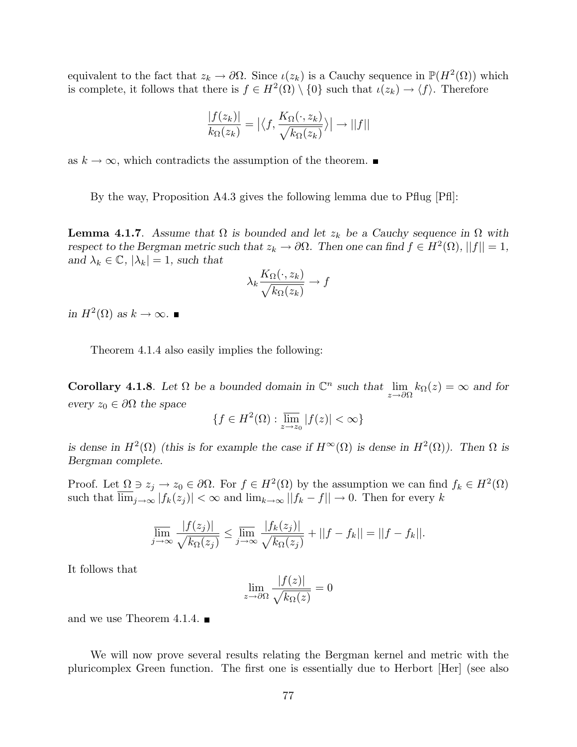equivalent to the fact that $z_k \to \partial\Omega$. Since $\iota(z_k)$ is a Cauchy sequence in $\mathbb{P}(H^2(\Omega))$ which is complete, it follows that there is $f \in H^2(\Omega) \setminus \{0\}$ such that $\iota(z_k) \to \langle f \rangle$. Therefore

$$\frac{|f(z_k)|}{k_\Omega(z_k)} = \big|\langle f, \frac{K_\Omega(\cdot, z_k)}{\sqrt{k_\Omega(z_k)}} \rangle\big| \to ||f||$$

as $k \to \infty$, which contradicts the assumption of the theorem. ■

By the way, Proposition A4.3 gives the following lemma due to Pflug [Pfl]:

**Lemma 4.1.7**. *Assume that $\Omega$ is bounded and let $z_k$ be a Cauchy sequence in $\Omega$ with respect to the Bergman metric such that $z_k \to \partial\Omega$. Then one can find $f \in H^2(\Omega)$, $||f|| = 1$, and $\lambda_k \in \mathbb{C}$, $|\lambda_k| = 1$, such that*

$$\lambda_k \frac{K_\Omega(\cdot, z_k)}{\sqrt{k_\Omega(z_k)}} \to f$$

*in $H^2(\Omega)$ as $k \to \infty$.* ■

Theorem 4.1.4 also easily implies the following:

**Corollary 4.1.8**. *Let $\Omega$ be a bounded domain in $\mathbb{C}^n$ such that $\lim\limits_{z \to \partial\Omega} k_\Omega(z) = \infty$ and for every $z_0 \in \partial\Omega$ the space*

$$\{f \in H^2(\Omega) : \overline{\lim_{z \to z_0}} |f(z)| < \infty\}$$

*is dense in $H^2(\Omega)$ (this is for example the case if $H^\infty(\Omega)$ is dense in $H^2(\Omega)$). Then $\Omega$ is Bergman complete.*

Proof. Let $\Omega \ni z_j \to z_0 \in \partial\Omega$. For $f \in H^2(\Omega)$ by the assumption we can find $f_k \in H^2(\Omega)$ such that $\overline{\lim}_{j\to\infty} |f_k(z_j)| < \infty$ and $\lim_{k\to\infty} ||f_k - f|| \to 0$. Then for every $k$

$$\overline{\lim_{j\to\infty}} \frac{|f(z_j)|}{\sqrt{k_\Omega(z_j)}} \le \overline{\lim_{j\to\infty}} \frac{|f_k(z_j)|}{\sqrt{k_\Omega(z_j)}} + ||f - f_k|| = ||f - f_k||.$$

It follows that

$$\lim_{z \to \partial\Omega} \frac{|f(z)|}{\sqrt{k_\Omega(z)}} = 0$$

and we use Theorem 4.1.4. ■

We will now prove several results relating the Bergman kernel and metric with the pluricomplex Green function. The first one is essentially due to Herbort [Her] (see also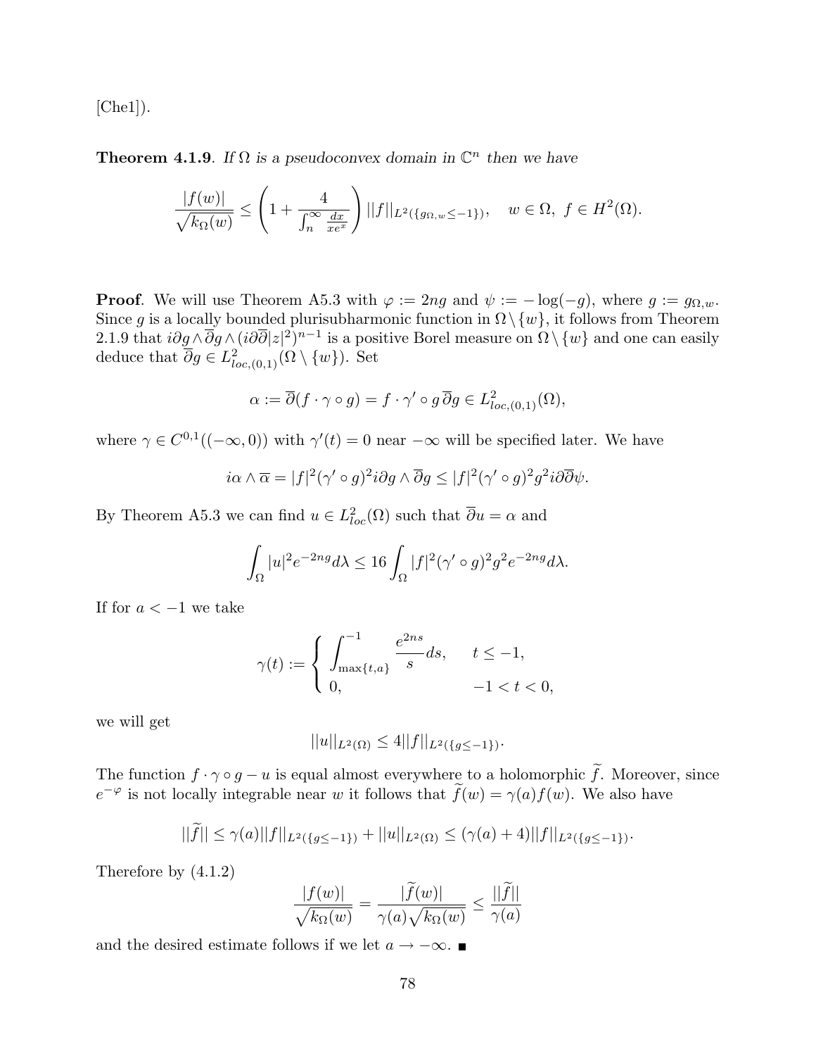[Che1]).

**Theorem 4.1.9**. *If $\Omega$ is a pseudoconvex domain in $\mathbb{C}^n$ then we have*

$$\frac{|f(w)|}{\sqrt{k_\Omega(w)}} \leq \left(1 + \frac{4}{\int_n^\infty \frac{dx}{xe^x}}\right) ||f||_{L^2(\{g_{\Omega,w} \leq -1\})}, \quad w \in \Omega,\ f \in H^2(\Omega).$$

**Proof**. We will use Theorem A5.3 with $\varphi := 2ng$ and $\psi := -\log(-g)$, where $g := g_{\Omega,w}$. Since $g$ is a locally bounded plurisubharmonic function in $\Omega \setminus \{w\}$, it follows from Theorem 2.1.9 that $i\partial g \wedge \overline{\partial} g \wedge (i\partial\overline{\partial}|z|^2)^{n-1}$ is a positive Borel measure on $\Omega \setminus \{w\}$ and one can easily deduce that $\overline{\partial} g \in L^2_{loc,(0,1)}(\Omega \setminus \{w\})$. Set

$$\alpha := \overline{\partial}(f \cdot \gamma \circ g) = f \cdot \gamma' \circ g\, \overline{\partial} g \in L^2_{loc,(0,1)}(\Omega),$$

where $\gamma \in C^{0,1}((-\infty, 0))$ with $\gamma'(t) = 0$ near $-\infty$ will be specified later. We have

$$i\alpha \wedge \overline{\alpha} = |f|^2 (\gamma' \circ g)^2 i\partial g \wedge \overline{\partial} g \leq |f|^2 (\gamma' \circ g)^2 g^2 i\partial\overline{\partial}\psi.$$

By Theorem A5.3 we can find $u \in L^2_{loc}(\Omega)$ such that $\overline{\partial} u = \alpha$ and

$$\int_\Omega |u|^2 e^{-2ng} d\lambda \leq 16 \int_\Omega |f|^2 (\gamma' \circ g)^2 g^2 e^{-2ng} d\lambda.$$

If for $a < -1$ we take

$$\gamma(t) := \begin{cases} \displaystyle\int_{\max\{t,a\}}^{-1} \frac{e^{2ns}}{s} ds, & t \leq -1, \\ 0, & -1 < t < 0, \end{cases}$$

we will get

$$||u||_{L^2(\Omega)} \leq 4||f||_{L^2(\{g \leq -1\})}.$$

The function $f \cdot \gamma \circ g - u$ is equal almost everywhere to a holomorphic $\widetilde{f}$. Moreover, since $e^{-\varphi}$ is not locally integrable near $w$ it follows that $\widetilde{f}(w) = \gamma(a) f(w)$. We also have

$$||\widetilde{f}|| \leq \gamma(a) ||f||_{L^2(\{g \leq -1\})} + ||u||_{L^2(\Omega)} \leq (\gamma(a) + 4) ||f||_{L^2(\{g \leq -1\})}.$$

Therefore by (4.1.2)

$$\frac{|f(w)|}{\sqrt{k_\Omega(w)}} = \frac{|\widetilde{f}(w)|}{\gamma(a)\sqrt{k_\Omega(w)}} \leq \frac{||\widetilde{f}||}{\gamma(a)}$$

and the desired estimate follows if we let $a \to -\infty$. ∎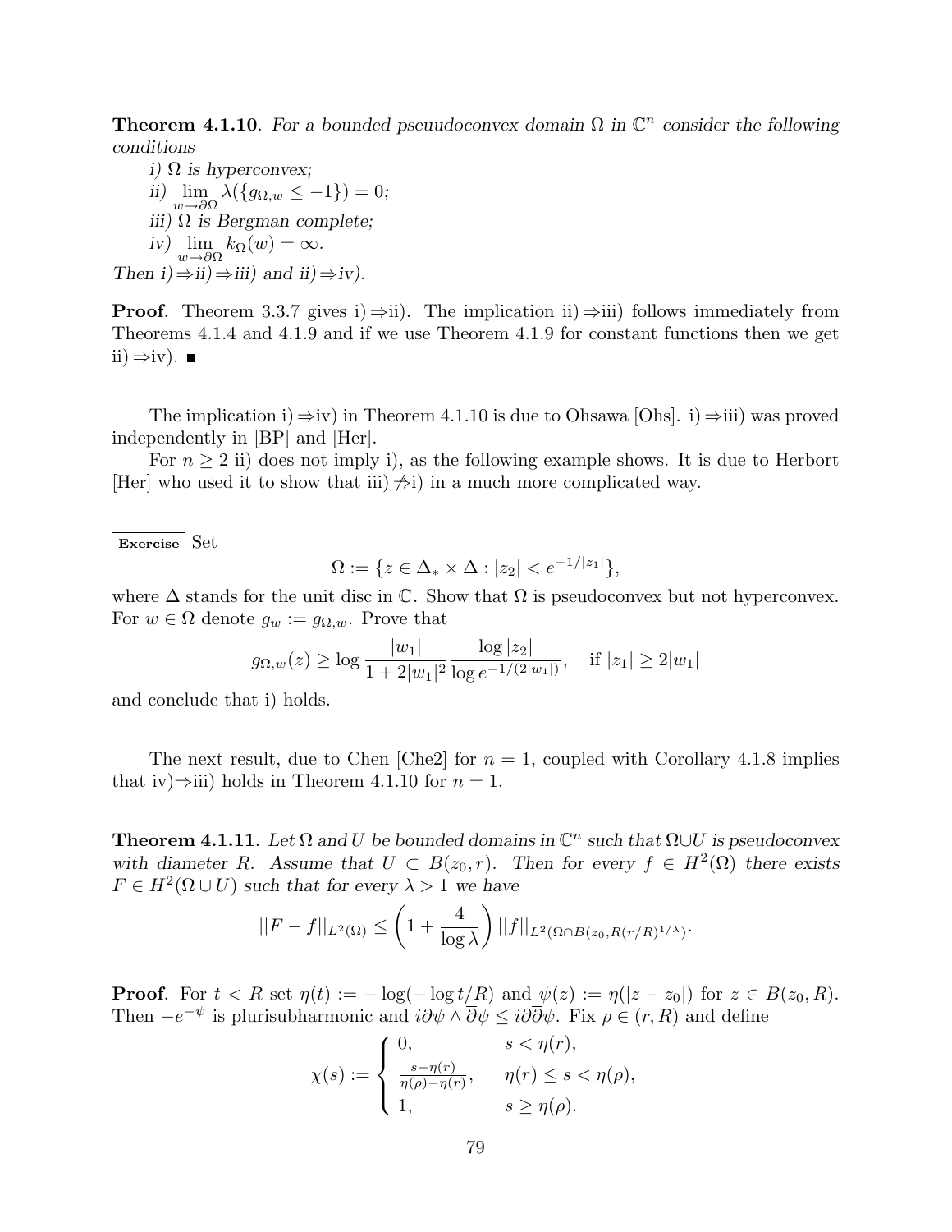**Theorem 4.1.10**. *For a bounded pseuudoconvex domain $\Omega$ in $\mathbb{C}^n$ consider the following conditions*

*i) $\Omega$ is hyperconvex;*

*ii) $\lim_{w\to\partial\Omega} \lambda(\{g_{\Omega,w} \le -1\}) = 0$;*

*iii) $\Omega$ is Bergman complete;*

*iv) $\lim_{w\to\partial\Omega} k_\Omega(w) = \infty$.*

*Then i)$\Rightarrow$ii)$\Rightarrow$iii) and ii)$\Rightarrow$iv).*

**Proof**. Theorem 3.3.7 gives i)$\Rightarrow$ii). The implication ii)$\Rightarrow$iii) follows immediately from Theorems 4.1.4 and 4.1.9 and if we use Theorem 4.1.9 for constant functions then we get ii)$\Rightarrow$iv). ∎

The implication i)$\Rightarrow$iv) in Theorem 4.1.10 is due to Ohsawa [Ohs]. i)$\Rightarrow$iii) was proved independently in [BP] and [Her].

For $n \ge 2$ ii) does not imply i), as the following example shows. It is due to Herbort [Her] who used it to show that iii)$\not\Rightarrow$i) in a much more complicated way.

**Exercise** Set

$$\Omega := \{z \in \Delta_* \times \Delta : |z_2| < e^{-1/|z_1|}\},$$

where $\Delta$ stands for the unit disc in $\mathbb{C}$. Show that $\Omega$ is pseudoconvex but not hyperconvex. For $w \in \Omega$ denote $g_w := g_{\Omega,w}$. Prove that

$$g_{\Omega,w}(z) \ge \log \frac{|w_1|}{1+2|w_1|^2} \frac{\log |z_2|}{\log e^{-1/(2|w_1|)}}, \quad \text{if } |z_1| \ge 2|w_1|$$

and conclude that i) holds.

The next result, due to Chen [Che2] for $n = 1$, coupled with Corollary 4.1.8 implies that iv)$\Rightarrow$iii) holds in Theorem 4.1.10 for $n = 1$.

**Theorem 4.1.11**. *Let $\Omega$ and $U$ be bounded domains in $\mathbb{C}^n$ such that $\Omega \cup U$ is pseudoconvex with diameter $R$. Assume that $U \subset B(z_0, r)$. Then for every $f \in H^2(\Omega)$ there exists $F \in H^2(\Omega \cup U)$ such that for every $\lambda > 1$ we have*

$$||F - f||_{L^2(\Omega)} \le \left(1 + \frac{4}{\log \lambda}\right) ||f||_{L^2(\Omega \cap B(z_0, R(r/R)^{1/\lambda})}.$$

**Proof**. For $t < R$ set $\eta(t) := -\log(-\log t/R)$ and $\psi(z) := \eta(|z - z_0|)$ for $z \in B(z_0, R)$. Then $-e^{-\psi}$ is plurisubharmonic and $i\partial\psi \wedge \overline{\partial}\psi \le i\partial\overline{\partial}\psi$. Fix $\rho \in (r, R)$ and define

$$\chi(s) := \begin{cases} 0, & s < \eta(r), \\ \frac{s-\eta(r)}{\eta(\rho)-\eta(r)}, & \eta(r) \le s < \eta(\rho), \\ 1, & s \ge \eta(\rho). \end{cases}$$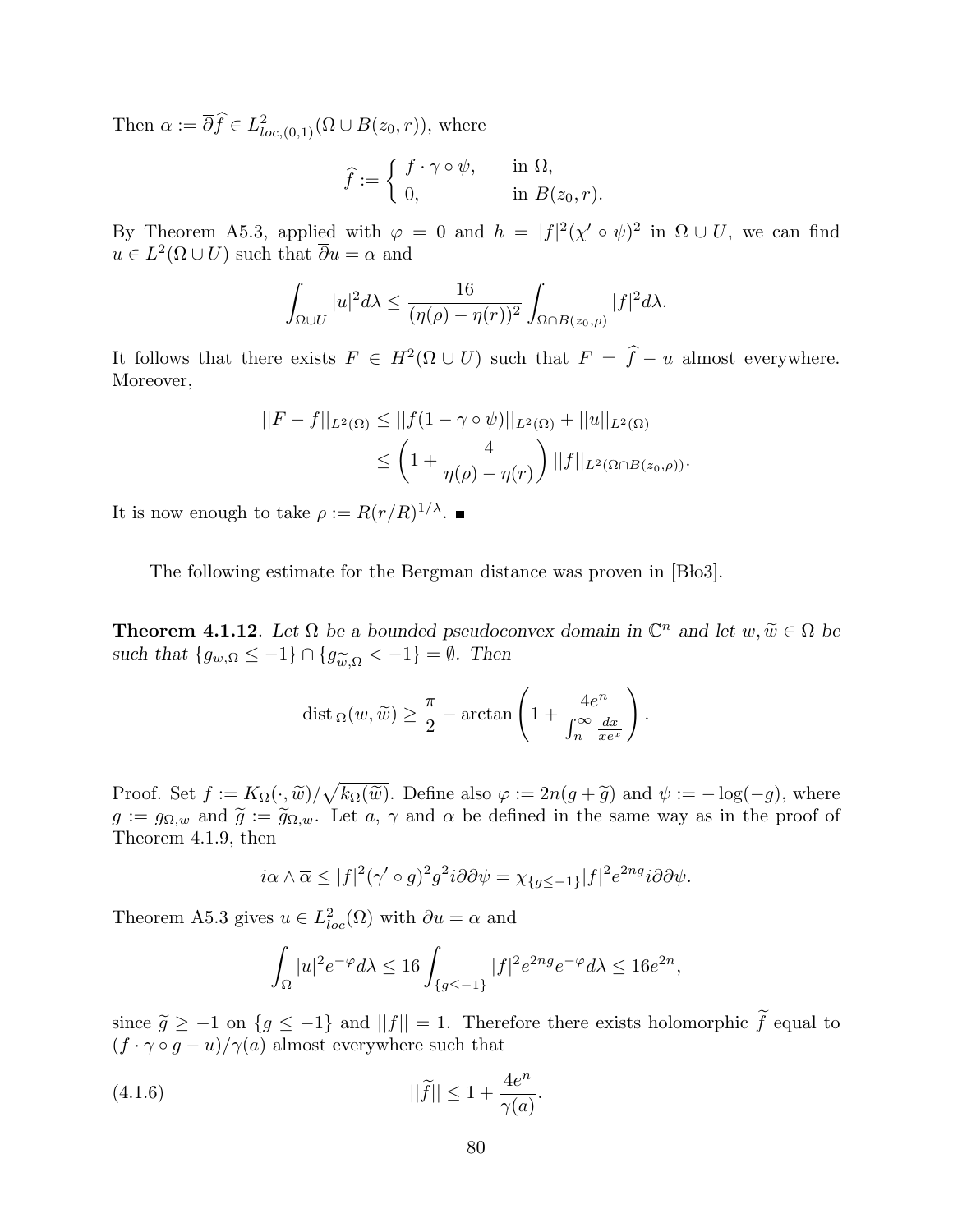Then $\alpha := \overline{\partial}\widehat{f} \in L^2_{loc,(0,1)}(\Omega \cup B(z_0, r))$, where

$$\widehat{f} := \begin{cases} f \cdot \gamma \circ \psi, & \text{in } \Omega, \\ 0, & \text{in } B(z_0, r). \end{cases}$$

By Theorem A5.3, applied with $\varphi = 0$ and $h = |f|^2(\chi' \circ \psi)^2$ in $\Omega \cup U$, we can find $u \in L^2(\Omega \cup U)$ such that $\overline{\partial} u = \alpha$ and

$$\int_{\Omega \cup U} |u|^2 d\lambda \le \frac{16}{(\eta(\rho) - \eta(r))^2} \int_{\Omega \cap B(z_0,\rho)} |f|^2 d\lambda.$$

It follows that there exists $F \in H^2(\Omega \cup U)$ such that $F = \widehat{f} - u$ almost everywhere. Moreover,

$$\begin{aligned} ||F - f||_{L^2(\Omega)} &\le ||f(1 - \gamma \circ \psi)||_{L^2(\Omega)} + ||u||_{L^2(\Omega)} \\ &\le \left(1 + \frac{4}{\eta(\rho) - \eta(r)}\right) ||f||_{L^2(\Omega \cap B(z_0,\rho))}. \end{aligned}$$

It is now enough to take $\rho := R(r/R)^{1/\lambda}$. ■

The following estimate for the Bergman distance was proven in [Bło3].

**Theorem 4.1.12**. *Let $\Omega$ be a bounded pseudoconvex domain in $\mathbb{C}^n$ and let $w, \widetilde{w} \in \Omega$ be such that $\{g_{w,\Omega} \le -1\} \cap \{g_{\widetilde{w},\Omega} < -1\} = \emptyset$. Then*

$$\operatorname{dist}_\Omega(w, \widetilde{w}) \ge \frac{\pi}{2} - \arctan\left(1 + \frac{4e^n}{\int_n^\infty \frac{dx}{xe^x}}\right).$$

Proof. Set $f := K_\Omega(\cdot, \widetilde{w})/\sqrt{k_\Omega(\widetilde{w})}$. Define also $\varphi := 2n(g + \widetilde{g})$ and $\psi := -\log(-g)$, where $g := g_{\Omega,w}$ and $\widetilde{g} := \widetilde{g}_{\Omega,w}$. Let $a$, $\gamma$ and $\alpha$ be defined in the same way as in the proof of Theorem 4.1.9, then

$$i\alpha \wedge \overline{\alpha} \le |f|^2(\gamma' \circ g)^2 g^2 i\partial\overline{\partial}\psi = \chi_{\{g \le -1\}}|f|^2 e^{2ng} i\partial\overline{\partial}\psi.$$

Theorem A5.3 gives $u \in L^2_{loc}(\Omega)$ with $\overline{\partial} u = \alpha$ and

$$\int_\Omega |u|^2 e^{-\varphi} d\lambda \le 16 \int_{\{g \le -1\}} |f|^2 e^{2ng} e^{-\varphi} d\lambda \le 16e^{2n},$$

since $\widetilde{g} \ge -1$ on $\{g \le -1\}$ and $||f|| = 1$. Therefore there exists holomorphic $\widetilde{f}$ equal to $(f \cdot \gamma \circ g - u)/\gamma(a)$ almost everywhere such that

$$||\widetilde{f}|| \le 1 + \frac{4e^n}{\gamma(a)}. \tag{4.1.6}$$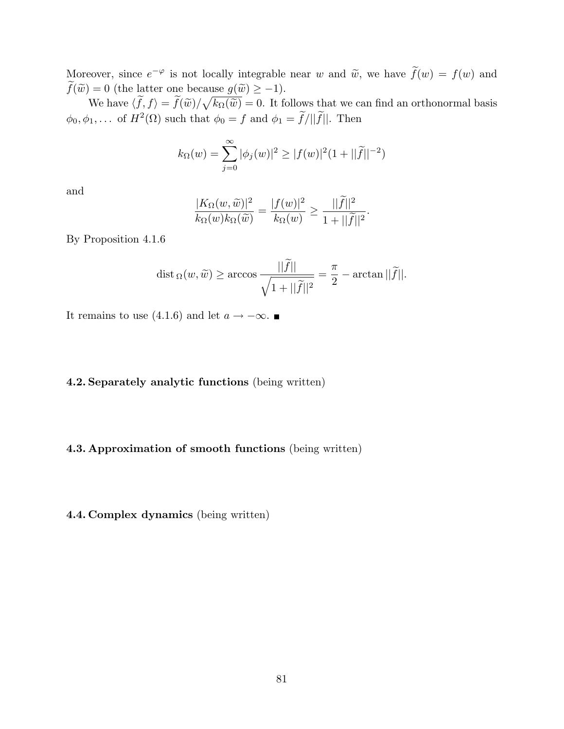Moreover, since $e^{-\varphi}$ is not locally integrable near $w$ and $\widetilde{w}$, we have $\widetilde{f}(w) = f(w)$ and $\widetilde{f}(\widetilde{w}) = 0$ (the latter one because $g(\widetilde{w}) \geq -1$).

We have $\langle \widetilde{f}, f \rangle = \widetilde{f}(\widetilde{w})/\sqrt{k_\Omega(\widetilde{w})} = 0$. It follows that we can find an orthonormal basis $\phi_0, \phi_1, \ldots$ of $H^2(\Omega)$ such that $\phi_0 = f$ and $\phi_1 = \widetilde{f}/||\widetilde{f}||$. Then

$$k_\Omega(w) = \sum_{j=0}^{\infty} |\phi_j(w)|^2 \geq |f(w)|^2(1 + ||\widetilde{f}||^{-2})$$

and

$$\frac{|K_\Omega(w, \widetilde{w})|^2}{k_\Omega(w)k_\Omega(\widetilde{w})} = \frac{|f(w)|^2}{k_\Omega(w)} \geq \frac{||\widetilde{f}||^2}{1 + ||\widetilde{f}||^2}.$$

By Proposition 4.1.6

$$\operatorname{dist}_\Omega(w, \widetilde{w}) \geq \arccos \frac{||\widetilde{f}||}{\sqrt{1 + ||\widetilde{f}||^2}} = \frac{\pi}{2} - \arctan ||\widetilde{f}||.$$

It remains to use (4.1.6) and let $a \to -\infty$. ∎

**4.2. Separately analytic functions** (being written)

**4.3. Approximation of smooth functions** (being written)

**4.4. Complex dynamics** (being written)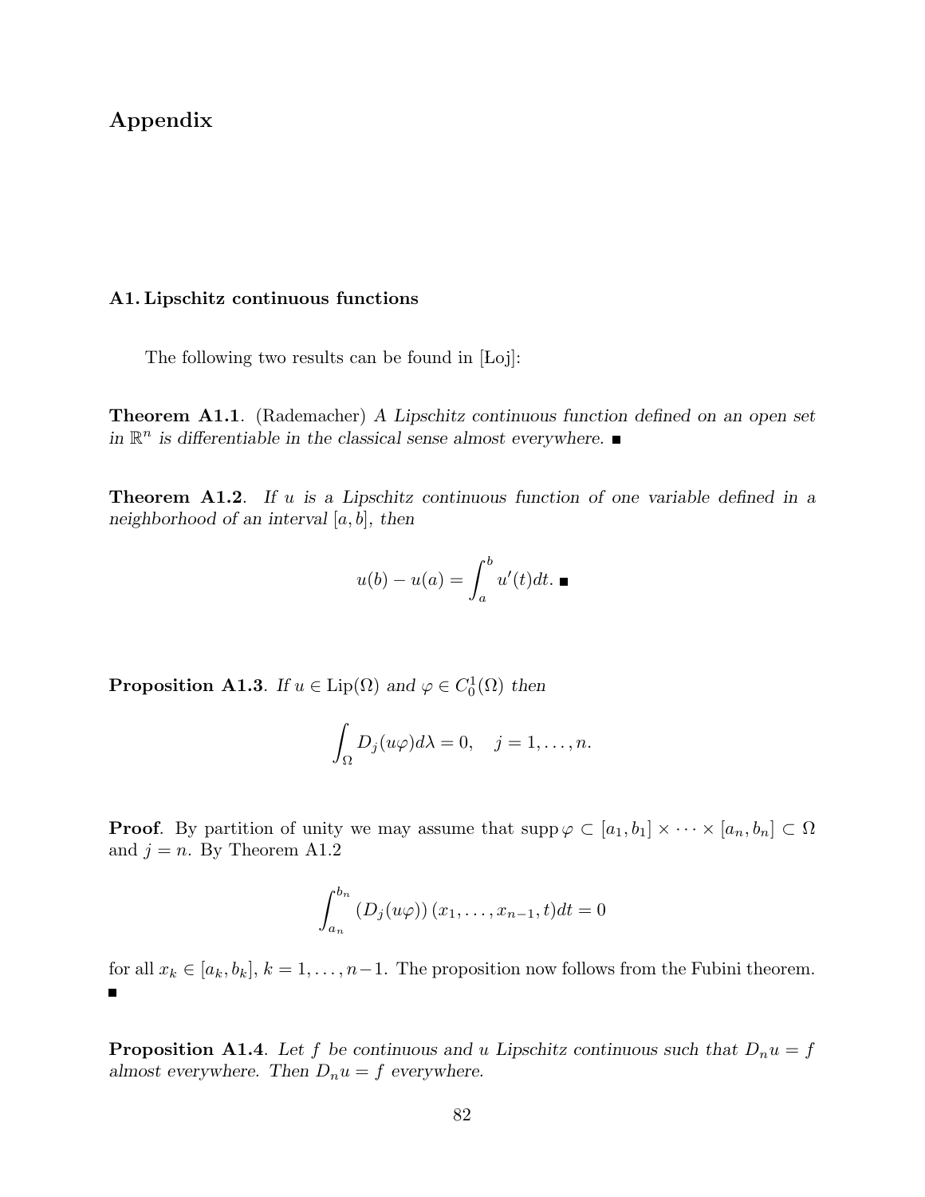# Appendix

## A1. Lipschitz continuous functions

The following two results can be found in [Łoj]:

**Theorem A1.1**. (Rademacher) *A Lipschitz continuous function defined on an open set in $\mathbb{R}^n$ is differentiable in the classical sense almost everywhere.* ∎

**Theorem A1.2**. *If $u$ is a Lipschitz continuous function of one variable defined in a neighborhood of an interval $[a, b]$, then*

$$u(b) - u(a) = \int_a^b u'(t)dt. \blacksquare$$

**Proposition A1.3**. *If $u \in \text{Lip}(\Omega)$ and $\varphi \in C_0^1(\Omega)$ then*

$$\int_\Omega D_j(u\varphi)d\lambda = 0, \quad j = 1, \dots, n.$$

**Proof**. By partition of unity we may assume that $\text{supp}\, \varphi \subset [a_1, b_1] \times \cdots \times [a_n, b_n] \subset \Omega$ and $j = n$. By Theorem A1.2

$$\int_{a_n}^{b_n} \left(D_j(u\varphi)\right)(x_1, \dots, x_{n-1}, t)dt = 0$$

for all $x_k \in [a_k, b_k]$, $k = 1, \dots, n-1$. The proposition now follows from the Fubini theorem. ∎

**Proposition A1.4**. *Let $f$ be continuous and $u$ Lipschitz continuous such that $D_n u = f$ almost everywhere. Then $D_n u = f$ everywhere.*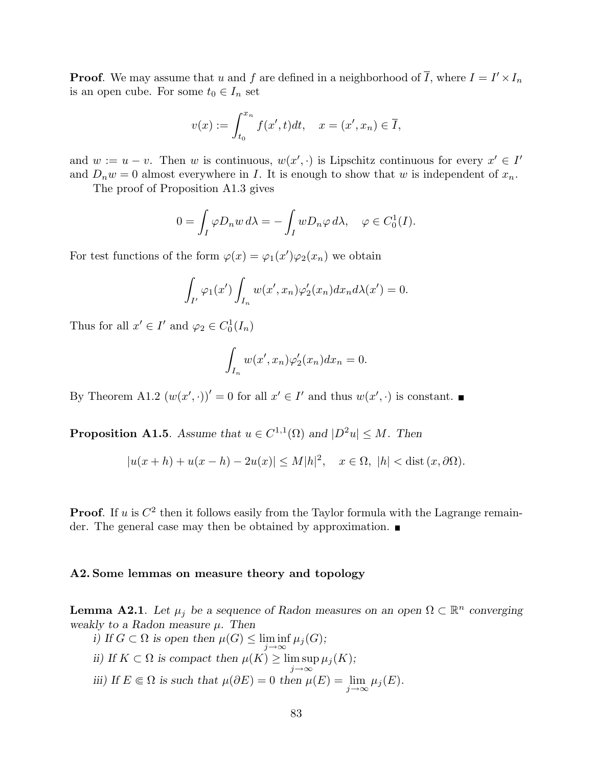**Proof**. We may assume that $u$ and $f$ are defined in a neighborhood of $\overline{I}$, where $I = I' \times I_n$ is an open cube. For some $t_0 \in I_n$ set

$$v(x) := \int_{t_0}^{x_n} f(x', t)dt, \quad x = (x', x_n) \in \overline{I},$$

and $w := u - v$. Then $w$ is continuous, $w(x', \cdot)$ is Lipschitz continuous for every $x' \in I'$ and $D_n w = 0$ almost everywhere in $I$. It is enough to show that $w$ is independent of $x_n$.

The proof of Proposition A1.3 gives

$$0 = \int_I \varphi D_n w \, d\lambda = -\int_I w D_n \varphi \, d\lambda, \quad \varphi \in C_0^1(I).$$

For test functions of the form $\varphi(x) = \varphi_1(x')\varphi_2(x_n)$ we obtain

$$\int_{I'} \varphi_1(x') \int_{I_n} w(x', x_n)\varphi_2'(x_n)dx_n d\lambda(x') = 0.$$

Thus for all $x' \in I'$ and $\varphi_2 \in C_0^1(I_n)$

$$\int_{I_n} w(x', x_n)\varphi_2'(x_n)dx_n = 0.$$

By Theorem A1.2 $(w(x', \cdot))' = 0$ for all $x' \in I'$ and thus $w(x', \cdot)$ is constant. ∎

**Proposition A1.5**. *Assume that $u \in C^{1,1}(\Omega)$ and $|D^2 u| \leq M$. Then*

$$|u(x+h) + u(x-h) - 2u(x)| \leq M|h|^2, \quad x \in \Omega, \ |h| < \operatorname{dist}(x, \partial\Omega).$$

**Proof**. If $u$ is $C^2$ then it follows easily from the Taylor formula with the Lagrange remainder. The general case may then be obtained by approximation. ∎

## A2. Some lemmas on measure theory and topology

**Lemma A2.1**. *Let $\mu_j$ be a sequence of Radon measures on an open $\Omega \subset \mathbb{R}^n$ converging weakly to a Radon measure $\mu$. Then*

*i) If $G \subset \Omega$ is open then $\mu(G) \leq \liminf_{j\to\infty} \mu_j(G)$;*

*ii) If $K \subset \Omega$ is compact then $\mu(K) \geq \limsup_{j\to\infty} \mu_j(K)$;*

*iii) If $E \Subset \Omega$ is such that $\mu(\partial E) = 0$ then $\mu(E) = \lim_{j\to\infty} \mu_j(E)$.*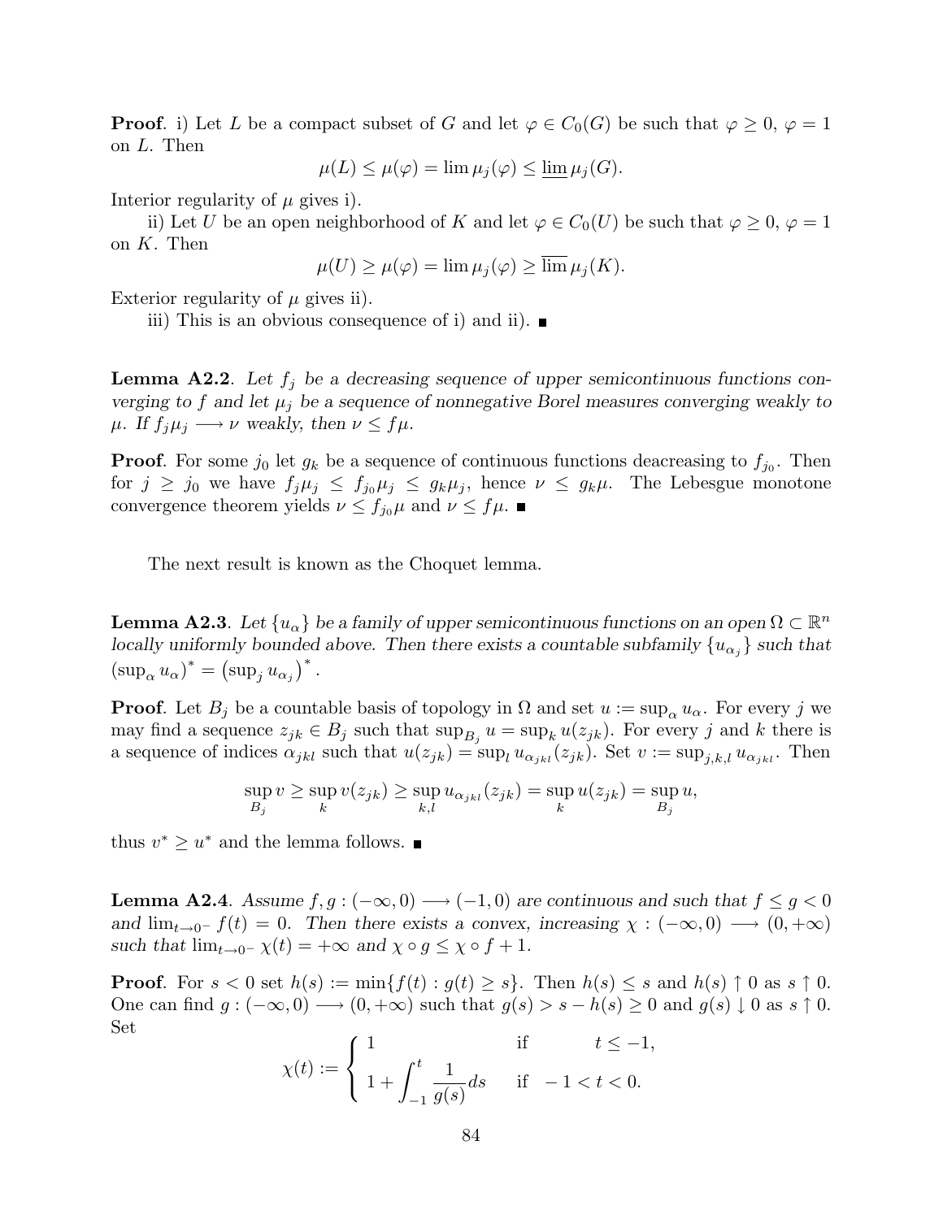**Proof**. i) Let $L$ be a compact subset of $G$ and let $\varphi \in C_0(G)$ be such that $\varphi \geq 0$, $\varphi = 1$ on $L$. Then

$$\mu(L) \leq \mu(\varphi) = \lim \mu_j(\varphi) \leq \underline{\lim}\, \mu_j(G).$$

Interior regularity of $\mu$ gives i).

ii) Let $U$ be an open neighborhood of $K$ and let $\varphi \in C_0(U)$ be such that $\varphi \geq 0$, $\varphi = 1$ on $K$. Then

$$\mu(U) \geq \mu(\varphi) = \lim \mu_j(\varphi) \geq \overline{\lim}\, \mu_j(K).$$

Exterior regularity of $\mu$ gives ii).

iii) This is an obvious consequence of i) and ii). ∎

**Lemma A2.2**. *Let $f_j$ be a decreasing sequence of upper semicontinuous functions converging to $f$ and let $\mu_j$ be a sequence of nonnegative Borel measures converging weakly to $\mu$. If $f_j\mu_j \longrightarrow \nu$ weakly, then $\nu \leq f\mu$.*

**Proof**. For some $j_0$ let $g_k$ be a sequence of continuous functions deacreasing to $f_{j_0}$. Then for $j \geq j_0$ we have $f_j\mu_j \leq f_{j_0}\mu_j \leq g_k\mu_j$, hence $\nu \leq g_k\mu$. The Lebesgue monotone convergence theorem yields $\nu \leq f_{j_0}\mu$ and $\nu \leq f\mu$. ∎

The next result is known as the Choquet lemma.

**Lemma A2.3**. *Let $\{u_\alpha\}$ be a family of upper semicontinuous functions on an open $\Omega \subset \mathbb{R}^n$ locally uniformly bounded above. Then there exists a countable subfamily $\{u_{\alpha_j}\}$ such that $\left(\sup_\alpha u_\alpha\right)^* = \left(\sup_j u_{\alpha_j}\right)^*$.*

**Proof**. Let $B_j$ be a countable basis of topology in $\Omega$ and set $u := \sup_\alpha u_\alpha$. For every $j$ we may find a sequence $z_{jk} \in B_j$ such that $\sup_{B_j} u = \sup_k u(z_{jk})$. For every $j$ and $k$ there is a sequence of indices $\alpha_{jkl}$ such that $u(z_{jk}) = \sup_l u_{\alpha_{jkl}}(z_{jk})$. Set $v := \sup_{j,k,l} u_{\alpha_{jkl}}$. Then

$$\sup_{B_j} v \geq \sup_k v(z_{jk}) \geq \sup_{k,l} u_{\alpha_{jkl}}(z_{jk}) = \sup_k u(z_{jk}) = \sup_{B_j} u,$$

thus $v^* \geq u^*$ and the lemma follows. ∎

**Lemma A2.4**. *Assume $f, g : (-\infty, 0) \longrightarrow (-1, 0)$ are continuous and such that $f \leq g < 0$ and $\lim_{t\to 0^-} f(t) = 0$. Then there exists a convex, increasing $\chi : (-\infty, 0) \longrightarrow (0, +\infty)$ such that $\lim_{t\to 0^-} \chi(t) = +\infty$ and $\chi \circ g \leq \chi \circ f + 1$.*

**Proof**. For $s < 0$ set $h(s) := \min\{f(t) : g(t) \geq s\}$. Then $h(s) \leq s$ and $h(s) \uparrow 0$ as $s \uparrow 0$. One can find $g : (-\infty, 0) \longrightarrow (0, +\infty)$ such that $g(s) > s - h(s) \geq 0$ and $g(s) \downarrow 0$ as $s \uparrow 0$. Set

$$\chi(t) := \begin{cases} 1 & \text{if} \quad t \leq -1, \\ 1 + \displaystyle\int_{-1}^{t} \frac{1}{g(s)} ds & \text{if} \quad -1 < t < 0. \end{cases}$$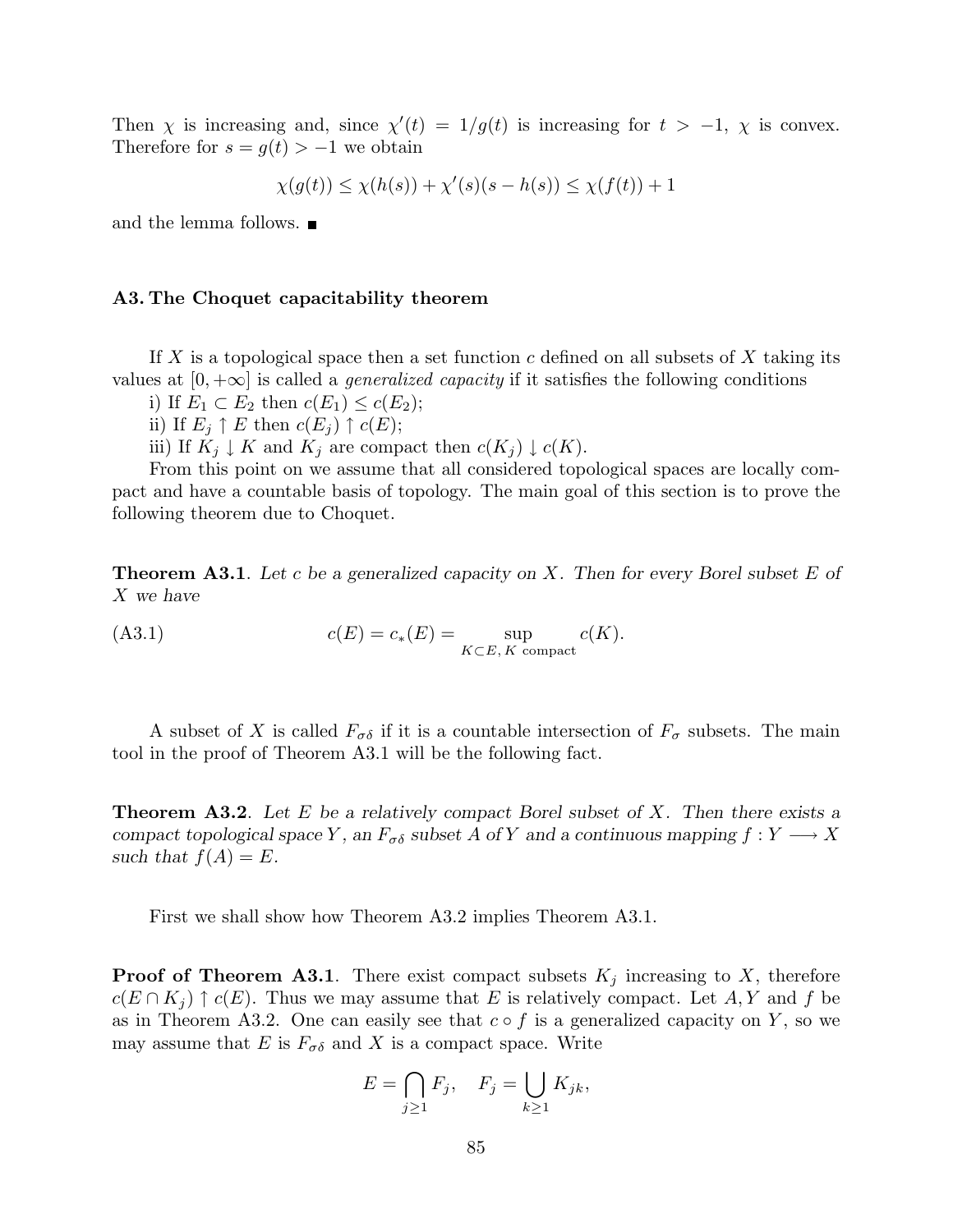Then $\chi$ is increasing and, since $\chi'(t) = 1/g(t)$ is increasing for $t > -1$, $\chi$ is convex. Therefore for $s = g(t) > -1$ we obtain

$$\chi(g(t)) \leq \chi(h(s)) + \chi'(s)(s - h(s)) \leq \chi(f(t)) + 1$$

and the lemma follows. ■

### A3. The Choquet capacitability theorem

If $X$ is a topological space then a set function $c$ defined on all subsets of $X$ taking its values at $[0, +\infty]$ is called a *generalized capacity* if it satisfies the following conditions

i) If $E_1 \subset E_2$ then $c(E_1) \leq c(E_2)$;

ii) If $E_j \uparrow E$ then $c(E_j) \uparrow c(E)$;

iii) If $K_j \downarrow K$ and $K_j$ are compact then $c(K_j) \downarrow c(K)$.

From this point on we assume that all considered topological spaces are locally compact and have a countable basis of topology. The main goal of this section is to prove the following theorem due to Choquet.

**Theorem A3.1**. *Let $c$ be a generalized capacity on $X$. Then for every Borel subset $E$ of $X$ we have*

$$c(E) = c_*(E) = \sup_{K \subset E,\, K \text{ compact}} c(K). \tag{A3.1}$$

A subset of $X$ is called $F_{\sigma\delta}$ if it is a countable intersection of $F_\sigma$ subsets. The main tool in the proof of Theorem A3.1 will be the following fact.

**Theorem A3.2**. *Let $E$ be a relatively compact Borel subset of $X$. Then there exists a compact topological space $Y$, an $F_{\sigma\delta}$ subset $A$ of $Y$ and a continuous mapping $f : Y \longrightarrow X$ such that $f(A) = E$.*

First we shall show how Theorem A3.2 implies Theorem A3.1.

**Proof of Theorem A3.1**. There exist compact subsets $K_j$ increasing to $X$, therefore $c(E \cap K_j) \uparrow c(E)$. Thus we may assume that $E$ is relatively compact. Let $A, Y$ and $f$ be as in Theorem A3.2. One can easily see that $c \circ f$ is a generalized capacity on $Y$, so we may assume that $E$ is $F_{\sigma\delta}$ and $X$ is a compact space. Write

$$E = \bigcap_{j \geq 1} F_j, \quad F_j = \bigcup_{k \geq 1} K_{jk},$$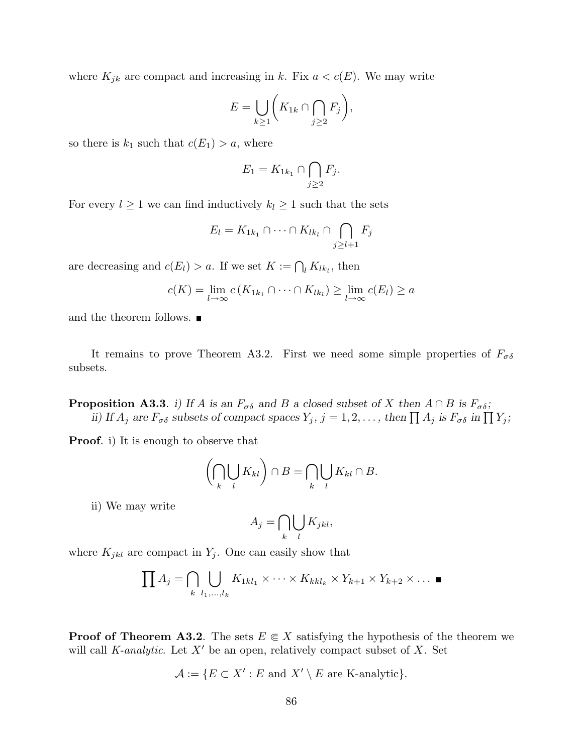where $K_{jk}$ are compact and increasing in $k$. Fix $a < c(E)$. We may write

$$E = \bigcup_{k \geq 1} \Big( K_{1k} \cap \bigcap_{j \geq 2} F_j \Big),$$

so there is $k_1$ such that $c(E_1) > a$, where

$$E_1 = K_{1k_1} \cap \bigcap_{j \geq 2} F_j.$$

For every $l \geq 1$ we can find inductively $k_l \geq 1$ such that the sets

$$E_l = K_{1k_1} \cap \cdots \cap K_{lk_l} \cap \bigcap_{j \geq l+1} F_j$$

are decreasing and $c(E_l) > a$. If we set $K := \bigcap_l K_{lk_l}$, then

$$c(K) = \lim_{l \to \infty} c\left(K_{1k_1} \cap \cdots \cap K_{lk_l}\right) \geq \lim_{l \to \infty} c(E_l) \geq a$$

and the theorem follows. ■

It remains to prove Theorem A3.2. First we need some simple properties of $F_{\sigma\delta}$ subsets.

**Proposition A3.3**. *i) If $A$ is an $F_{\sigma\delta}$ and $B$ a closed subset of $X$ then $A \cap B$ is $F_{\sigma\delta}$;*
*ii) If $A_j$ are $F_{\sigma\delta}$ subsets of compact spaces $Y_j$, $j = 1, 2, \dots$, then $\prod A_j$ is $F_{\sigma\delta}$ in $\prod Y_j$;*

**Proof**. i) It is enough to observe that

$$\Big( \bigcap_k \bigcup_l K_{kl} \Big) \cap B = \bigcap_k \bigcup_l K_{kl} \cap B.$$

ii) We may write

$$A_j = \bigcap_k \bigcup_l K_{jkl},$$

where $K_{jkl}$ are compact in $Y_j$. One can easily show that

$$\prod A_j = \bigcap_k \bigcup_{l_1, \dots, l_k} K_{1kl_1} \times \cdots \times K_{kkl_k} \times Y_{k+1} \times Y_{k+2} \times \dots$$ ■

**Proof of Theorem A3.2**. The sets $E \Subset X$ satisfying the hypothesis of the theorem we will call *K-analytic*. Let $X'$ be an open, relatively compact subset of $X$. Set

$$\mathcal{A} := \{E \subset X' : E \text{ and } X' \setminus E \text{ are K-analytic}\}.$$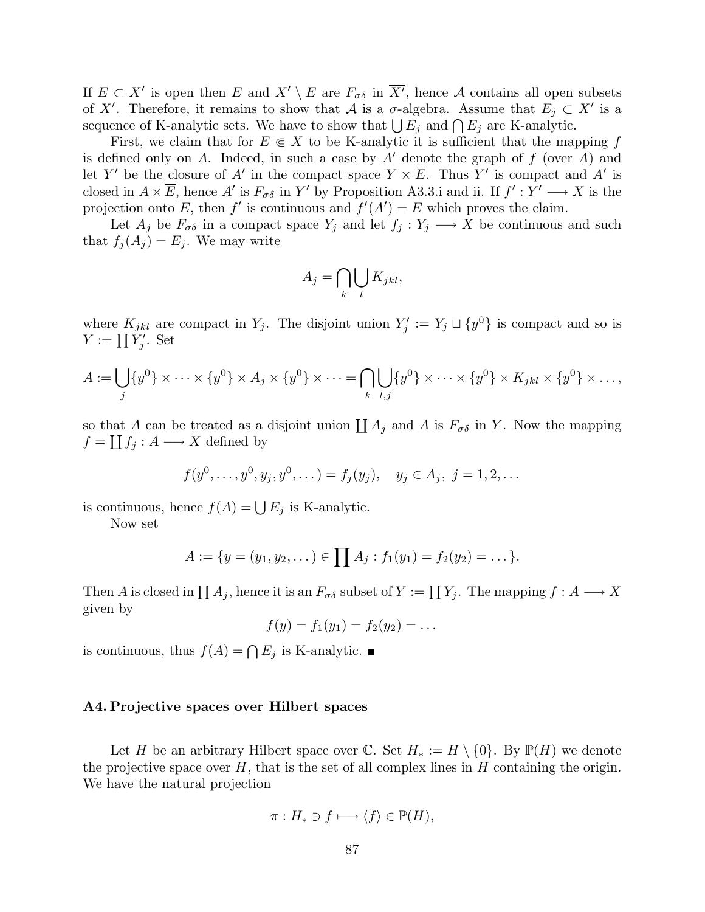If $E \subset X'$ is open then $E$ and $X' \setminus E$ are $F_{\sigma\delta}$ in $\overline{X'}$, hence $\mathcal{A}$ contains all open subsets of $X'$. Therefore, it remains to show that $\mathcal{A}$ is a $\sigma$-algebra. Assume that $E_j \subset X'$ is a sequence of K-analytic sets. We have to show that $\bigcup E_j$ and $\bigcap E_j$ are K-analytic.

First, we claim that for $E \Subset X$ to be K-analytic it is sufficient that the mapping $f$ is defined only on $A$. Indeed, in such a case by $A'$ denote the graph of $f$ (over $A$) and let $Y'$ be the closure of $A'$ in the compact space $Y \times \overline{E}$. Thus $Y'$ is compact and $A'$ is closed in $A \times \overline{E}$, hence $A'$ is $F_{\sigma\delta}$ in $Y'$ by Proposition A3.3.i and ii. If $f' : Y' \longrightarrow X$ is the projection onto $\overline{E}$, then $f'$ is continuous and $f'(A') = E$ which proves the claim.

Let $A_j$ be $F_{\sigma\delta}$ in a compact space $Y_j$ and let $f_j : Y_j \longrightarrow X$ be continuous and such that $f_j(A_j) = E_j$. We may write

$$A_j = \bigcap_k \bigcup_l K_{jkl},$$

where $K_{jkl}$ are compact in $Y_j$. The disjoint union $Y'_j := Y_j \sqcup \{y^0\}$ is compact and so is $Y := \prod Y'_j$. Set

$$A := \bigcup_j \{y^0\} \times \dots \times \{y^0\} \times A_j \times \{y^0\} \times \dots = \bigcap_k \bigcup_{l,j} \{y^0\} \times \dots \times \{y^0\} \times K_{jkl} \times \{y^0\} \times \dots,$$

so that $A$ can be treated as a disjoint union $\coprod A_j$ and $A$ is $F_{\sigma\delta}$ in $Y$. Now the mapping $f = \coprod f_j : A \longrightarrow X$ defined by

$$f(y^0, \dots, y^0, y_j, y^0, \dots) = f_j(y_j), \quad y_j \in A_j, \ j = 1, 2, \dots$$

is continuous, hence $f(A) = \bigcup E_j$ is K-analytic.

Now set

$$A := \{y = (y_1, y_2, \dots) \in \prod A_j : f_1(y_1) = f_2(y_2) = \dots\}.$$

Then $A$ is closed in $\prod A_j$, hence it is an $F_{\sigma\delta}$ subset of $Y := \prod Y_j$. The mapping $f : A \longrightarrow X$ given by

$$f(y) = f_1(y_1) = f_2(y_2) = \dots$$

is continuous, thus $f(A) = \bigcap E_j$ is K-analytic. ■

## A4. Projective spaces over Hilbert spaces

Let $H$ be an arbitrary Hilbert space over $\mathbb{C}$. Set $H_* := H \setminus \{0\}$. By $\mathbb{P}(H)$ we denote the projective space over $H$, that is the set of all complex lines in $H$ containing the origin. We have the natural projection

$$\pi : H_* \ni f \longmapsto \langle f \rangle \in \mathbb{P}(H),$$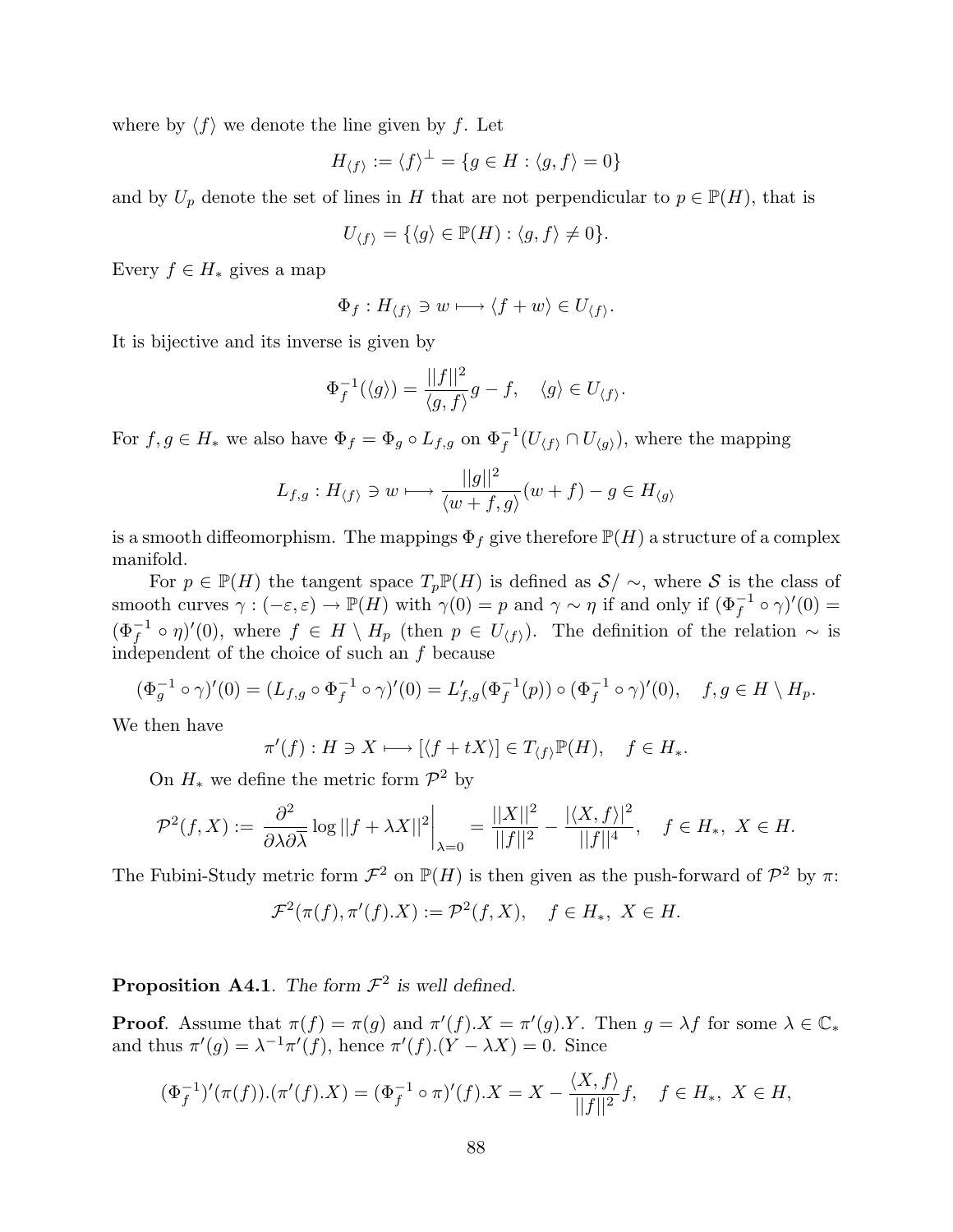where by $\langle f \rangle$ we denote the line given by $f$. Let

$$H_{\langle f \rangle} := \langle f \rangle^{\perp} = \{g \in H : \langle g, f \rangle = 0\}$$

and by $U_p$ denote the set of lines in $H$ that are not perpendicular to $p \in \mathbb{P}(H)$, that is

$$U_{\langle f \rangle} = \{\langle g \rangle \in \mathbb{P}(H) : \langle g, f \rangle \neq 0\}.$$

Every $f \in H_*$ gives a map

$$\Phi_f : H_{\langle f \rangle} \ni w \longmapsto \langle f + w \rangle \in U_{\langle f \rangle}.$$

It is bijective and its inverse is given by

$$\Phi_f^{-1}(\langle g \rangle) = \frac{||f||^2}{\langle g, f \rangle} g - f, \quad \langle g \rangle \in U_{\langle f \rangle}.$$

For $f, g \in H_*$ we also have $\Phi_f = \Phi_g \circ L_{f,g}$ on $\Phi_f^{-1}(U_{\langle f \rangle} \cap U_{\langle g \rangle})$, where the mapping

$$L_{f,g} : H_{\langle f \rangle} \ni w \longmapsto \frac{||g||^2}{\langle w + f, g \rangle}(w + f) - g \in H_{\langle g \rangle}$$

is a smooth diffeomorphism. The mappings $\Phi_f$ give therefore $\mathbb{P}(H)$ a structure of a complex manifold.

For $p \in \mathbb{P}(H)$ the tangent space $T_p\mathbb{P}(H)$ is defined as $\mathcal{S}/\sim$, where $\mathcal{S}$ is the class of smooth curves $\gamma : (-\varepsilon, \varepsilon) \to \mathbb{P}(H)$ with $\gamma(0) = p$ and $\gamma \sim \eta$ if and only if $(\Phi_f^{-1} \circ \gamma)'(0) = (\Phi_f^{-1} \circ \eta)'(0)$, where $f \in H \setminus H_p$ (then $p \in U_{\langle f \rangle}$). The definition of the relation $\sim$ is independent of the choice of such an $f$ because

$$(\Phi_g^{-1} \circ \gamma)'(0) = (L_{f,g} \circ \Phi_f^{-1} \circ \gamma)'(0) = L_{f,g}'(\Phi_f^{-1}(p)) \circ (\Phi_f^{-1} \circ \gamma)'(0), \quad f, g \in H \setminus H_p.$$

We then have

$$\pi'(f) : H \ni X \longmapsto [\langle f + tX \rangle] \in T_{\langle f \rangle}\mathbb{P}(H), \quad f \in H_*.$$

On $H_*$ we define the metric form $\mathcal{P}^2$ by

$$\mathcal{P}^2(f, X) := \left. \frac{\partial^2}{\partial \lambda \partial \overline{\lambda}} \log ||f + \lambda X||^2 \right|_{\lambda = 0} = \frac{||X||^2}{||f||^2} - \frac{|\langle X, f \rangle|^2}{||f||^4}, \quad f \in H_*, \ X \in H.$$

The Fubini-Study metric form $\mathcal{F}^2$ on $\mathbb{P}(H)$ is then given as the push-forward of $\mathcal{P}^2$ by $\pi$:

$$\mathcal{F}^2(\pi(f), \pi'(f).X) := \mathcal{P}^2(f, X), \quad f \in H_*, \ X \in H.$$

**Proposition A4.1**. *The form $\mathcal{F}^2$ is well defined.*

**Proof**. Assume that $\pi(f) = \pi(g)$ and $\pi'(f).X = \pi'(g).Y$. Then $g = \lambda f$ for some $\lambda \in \mathbb{C}_*$ and thus $\pi'(g) = \lambda^{-1}\pi'(f)$, hence $\pi'(f).(Y - \lambda X) = 0$. Since

$$(\Phi_f^{-1})'(\pi(f)).(\pi'(f).X) = (\Phi_f^{-1} \circ \pi)'(f).X = X - \frac{\langle X, f \rangle}{||f||^2} f, \quad f \in H_*, \ X \in H,$$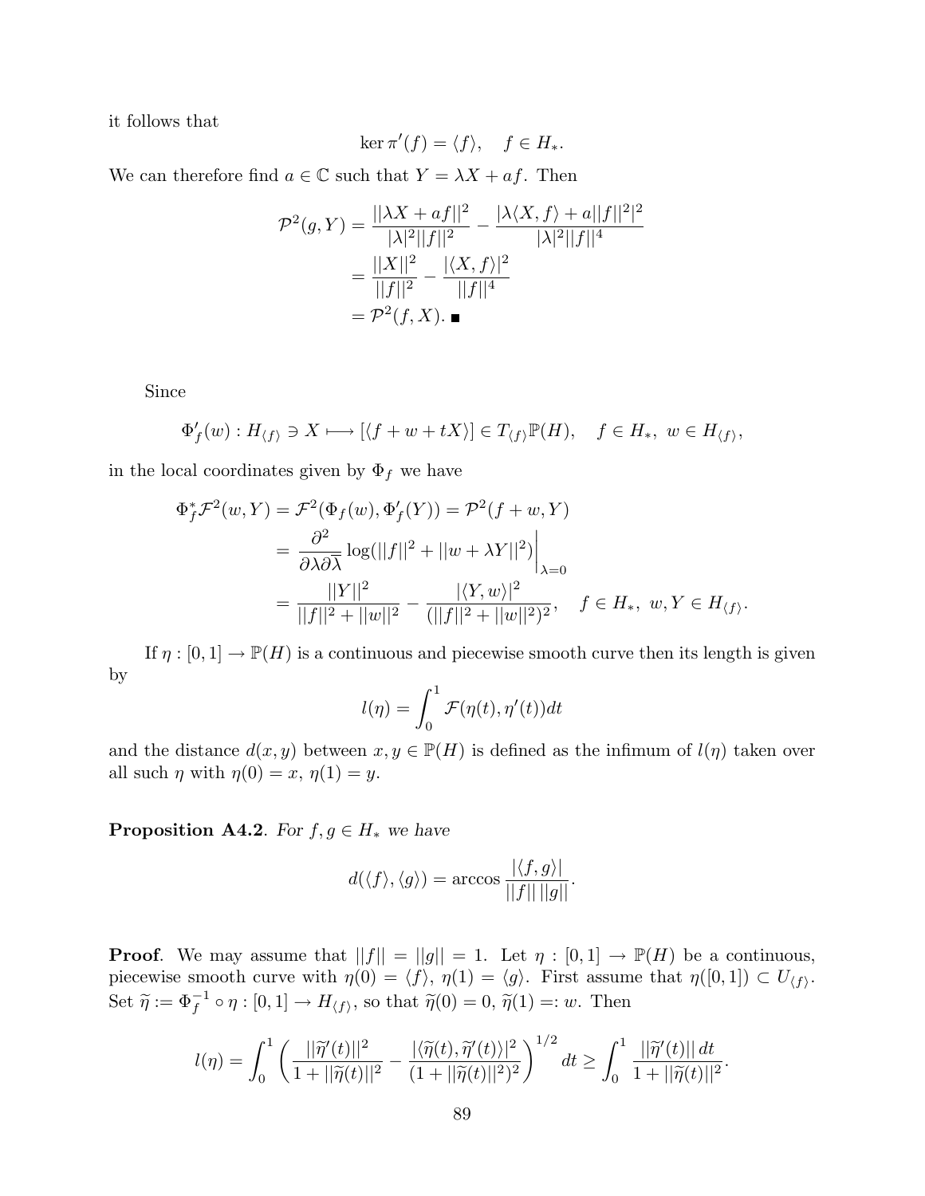it follows that

$$\ker \pi'(f) = \langle f \rangle, \quad f \in H_*.$$

We can therefore find $a \in \mathbb{C}$ such that $Y = \lambda X + af$. Then

$$\begin{aligned}
\mathcal{P}^2(g, Y) &= \frac{||\lambda X + af||^2}{|\lambda|^2 ||f||^2} - \frac{|\lambda \langle X, f \rangle + a||f||^2|^2}{|\lambda|^2 ||f||^4} \\
&= \frac{||X||^2}{||f||^2} - \frac{|\langle X, f \rangle|^2}{||f||^4} \\
&= \mathcal{P}^2(f, X). \blacksquare
\end{aligned}$$

Since

$$\Phi_f'(w) : H_{\langle f \rangle} \ni X \longmapsto [\langle f + w + tX \rangle] \in T_{\langle f \rangle}\mathbb{P}(H), \quad f \in H_*, \ w \in H_{\langle f \rangle},$$

in the local coordinates given by $\Phi_f$ we have

$$\begin{aligned}
\Phi_f^* \mathcal{F}^2(w, Y) &= \mathcal{F}^2(\Phi_f(w), \Phi_f'(Y)) = \mathcal{P}^2(f + w, Y) \\
&= \left. \frac{\partial^2}{\partial \lambda \partial \overline{\lambda}} \log(||f||^2 + ||w + \lambda Y||^2) \right|_{\lambda=0} \\
&= \frac{||Y||^2}{||f||^2 + ||w||^2} - \frac{|\langle Y, w \rangle|^2}{(||f||^2 + ||w||^2)^2}, \quad f \in H_*, \ w, Y \in H_{\langle f \rangle}.
\end{aligned}$$

If $\eta : [0,1] \to \mathbb{P}(H)$ is a continuous and piecewise smooth curve then its length is given by

$$l(\eta) = \int_0^1 \mathcal{F}(\eta(t), \eta'(t)) dt$$

and the distance $d(x, y)$ between $x, y \in \mathbb{P}(H)$ is defined as the infimum of $l(\eta)$ taken over all such $\eta$ with $\eta(0) = x$, $\eta(1) = y$.

**Proposition A4.2**. *For $f, g \in H_*$ we have*

$$d(\langle f \rangle, \langle g \rangle) = \arccos \frac{|\langle f, g \rangle|}{||f|| \, ||g||}.$$

**Proof**. We may assume that $||f|| = ||g|| = 1$. Let $\eta : [0,1] \to \mathbb{P}(H)$ be a continuous, piecewise smooth curve with $\eta(0) = \langle f \rangle$, $\eta(1) = \langle g \rangle$. First assume that $\eta([0,1]) \subset U_{\langle f \rangle}$. Set $\widetilde{\eta} := \Phi_f^{-1} \circ \eta : [0,1] \to H_{\langle f \rangle}$, so that $\widetilde{\eta}(0) = 0$, $\widetilde{\eta}(1) =: w$. Then

$$l(\eta) = \int_0^1 \left( \frac{||\widetilde{\eta}'(t)||^2}{1 + ||\widetilde{\eta}(t)||^2} - \frac{|\langle \widetilde{\eta}(t), \widetilde{\eta}'(t) \rangle|^2}{(1 + ||\widetilde{\eta}(t)||^2)^2} \right)^{1/2} dt \geq \int_0^1 \frac{||\widetilde{\eta}'(t)|| \, dt}{1 + ||\widetilde{\eta}(t)||^2}.$$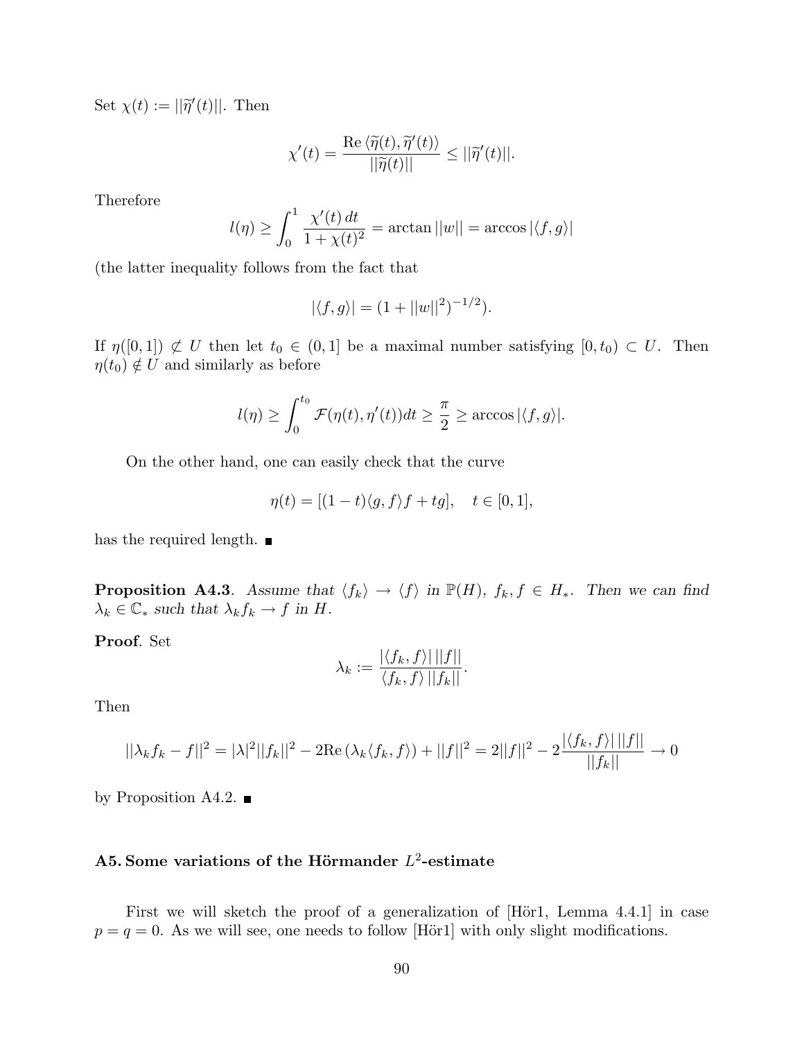Set $\chi(t) := ||\widetilde{\eta}'(t)||$. Then

$$\chi'(t) = \frac{\operatorname{Re} \langle \widetilde{\eta}(t), \widetilde{\eta}'(t) \rangle}{||\widetilde{\eta}(t)||} \leq ||\widetilde{\eta}'(t)||.$$

Therefore

$$l(\eta) \geq \int_0^1 \frac{\chi'(t)\, dt}{1 + \chi(t)^2} = \arctan ||w|| = \arccos |\langle f, g \rangle|$$

(the latter inequality follows from the fact that

$$|\langle f, g \rangle| = (1 + ||w||^2)^{-1/2}).$$

If $\eta([0,1]) \not\subset U$ then let $t_0 \in (0,1]$ be a maximal number satisfying $[0, t_0) \subset U$. Then $\eta(t_0) \notin U$ and similarly as before

$$l(\eta) \geq \int_0^{t_0} \mathcal{F}(\eta(t), \eta'(t)) dt \geq \frac{\pi}{2} \geq \arccos |\langle f, g \rangle|.$$

On the other hand, one can easily check that the curve

$$\eta(t) = [(1-t)\langle g, f \rangle f + tg], \quad t \in [0,1],$$

has the required length. ■

**Proposition A4.3**. *Assume that $\langle f_k \rangle \to \langle f \rangle$ in $\mathbb{P}(H)$, $f_k, f \in H_*$. Then we can find $\lambda_k \in \mathbb{C}_*$ such that $\lambda_k f_k \to f$ in $H$.*

**Proof**. Set

$$\lambda_k := \frac{|\langle f_k, f \rangle|\, ||f||}{\langle f_k, f \rangle\, ||f_k||}.$$

Then

$$||\lambda_k f_k - f||^2 = |\lambda|^2 ||f_k||^2 - 2\operatorname{Re}(\lambda_k \langle f_k, f \rangle) + ||f||^2 = 2||f||^2 - 2\frac{|\langle f_k, f \rangle|\, ||f||}{||f_k||} \to 0$$

by Proposition A4.2. ■

## A5. Some variations of the Hörmander $L^2$-estimate

First we will sketch the proof of a generalization of [Hör1, Lemma 4.4.1] in case $p = q = 0$. As we will see, one needs to follow [Hör1] with only slight modifications.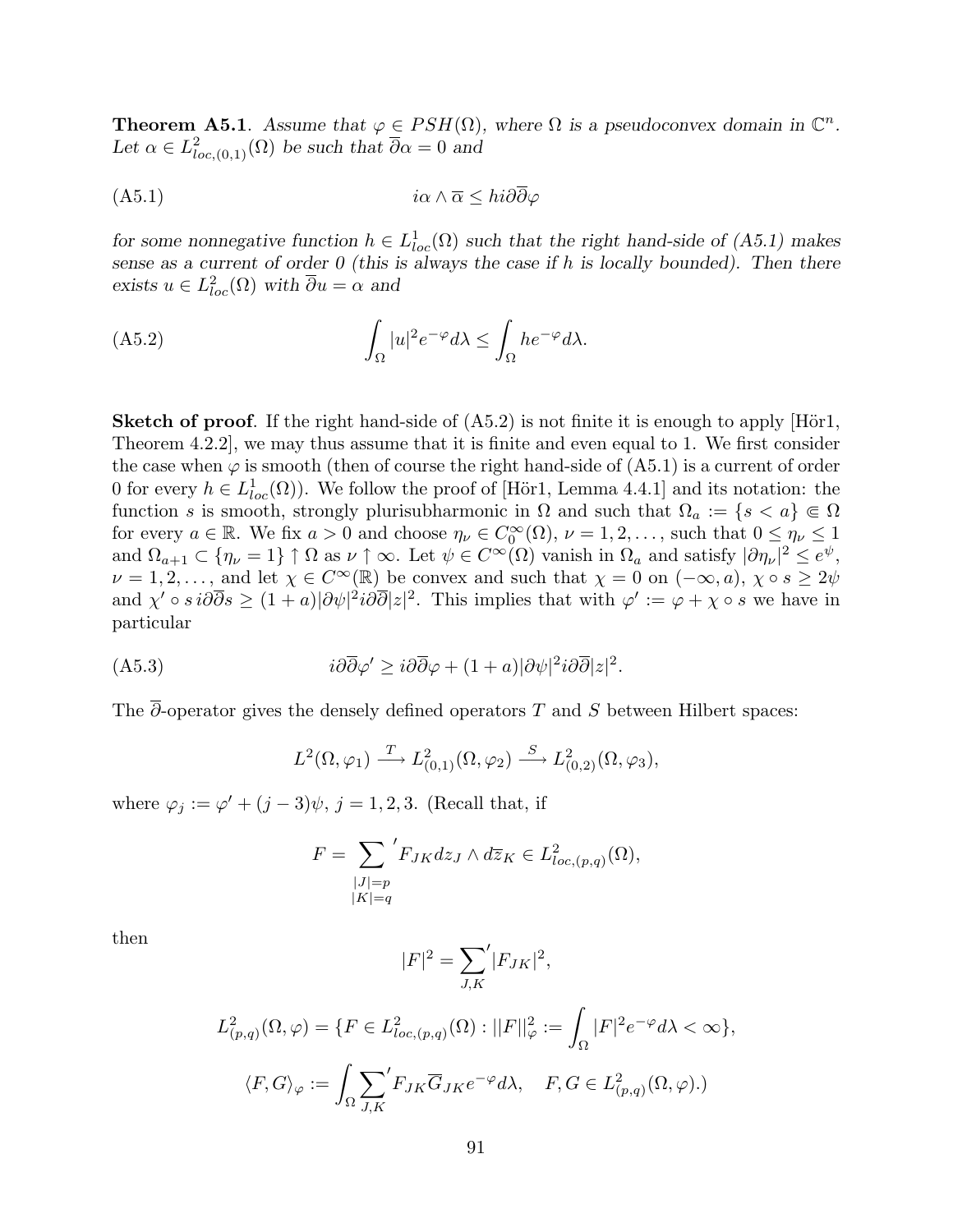**Theorem A5.1**. *Assume that $\varphi \in PSH(\Omega)$, where $\Omega$ is a pseudoconvex domain in $\mathbb{C}^n$. Let $\alpha \in L^2_{loc,(0,1)}(\Omega)$ be such that $\overline{\partial}\alpha = 0$ and*

$$i\alpha \wedge \overline{\alpha} \le h i\partial\overline{\partial}\varphi \tag{A5.1}$$

*for some nonnegative function $h \in L^1_{loc}(\Omega)$ such that the right hand-side of (A5.1) makes sense as a current of order 0 (this is always the case if $h$ is locally bounded). Then there exists $u \in L^2_{loc}(\Omega)$ with $\overline{\partial}u = \alpha$ and*

$$\int_\Omega |u|^2 e^{-\varphi} d\lambda \le \int_\Omega h e^{-\varphi} d\lambda. \tag{A5.2}$$

**Sketch of proof**. If the right hand-side of (A5.2) is not finite it is enough to apply [Hör1, Theorem 4.2.2], we may thus assume that it is finite and even equal to 1. We first consider the case when $\varphi$ is smooth (then of course the right hand-side of (A5.1) is a current of order 0 for every $h \in L^1_{loc}(\Omega)$). We follow the proof of [Hör1, Lemma 4.4.1] and its notation: the function $s$ is smooth, strongly plurisubharmonic in $\Omega$ and such that $\Omega_a := \{s < a\} \Subset \Omega$ for every $a \in \mathbb{R}$. We fix $a > 0$ and choose $\eta_\nu \in C_0^\infty(\Omega)$, $\nu = 1, 2, \dots$, such that $0 \le \eta_\nu \le 1$ and $\Omega_{a+1} \subset \{\eta_\nu = 1\} \uparrow \Omega$ as $\nu \uparrow \infty$. Let $\psi \in C^\infty(\Omega)$ vanish in $\Omega_a$ and satisfy $|\partial\eta_\nu|^2 \le e^\psi$, $\nu = 1, 2, \dots$, and let $\chi \in C^\infty(\mathbb{R})$ be convex and such that $\chi = 0$ on $(-\infty, a)$, $\chi \circ s \ge 2\psi$ and $\chi' \circ s\, i\partial\overline{\partial}s \ge (1 + a)|\partial\psi|^2 i\partial\overline{\partial}|z|^2$. This implies that with $\varphi' := \varphi + \chi \circ s$ we have in particular

$$i\partial\overline{\partial}\varphi' \ge i\partial\overline{\partial}\varphi + (1 + a)|\partial\psi|^2 i\partial\overline{\partial}|z|^2. \tag{A5.3}$$

The $\overline{\partial}$-operator gives the densely defined operators $T$ and $S$ between Hilbert spaces:

$$L^2(\Omega, \varphi_1) \xrightarrow{T} L^2_{(0,1)}(\Omega, \varphi_2) \xrightarrow{S} L^2_{(0,2)}(\Omega, \varphi_3),$$

where $\varphi_j := \varphi' + (j - 3)\psi$, $j = 1, 2, 3$. (Recall that, if

$$F = \sum_{\substack{|J|=p \\ |K|=q}}{}' F_{JK} dz_J \wedge d\overline{z}_K \in L^2_{loc,(p,q)}(\Omega),$$

then

$$|F|^2 = \sum_{J,K}{}' |F_{JK}|^2,$$

$$L^2_{(p,q)}(\Omega, \varphi) = \{F \in L^2_{loc,(p,q)}(\Omega) : ||F||^2_\varphi := \int_\Omega |F|^2 e^{-\varphi} d\lambda < \infty\},$$

$$\langle F, G\rangle_\varphi := \int_\Omega \sum_{J,K}{}' F_{JK}\overline{G}_{JK} e^{-\varphi} d\lambda, \quad F, G \in L^2_{(p,q)}(\Omega, \varphi).)$$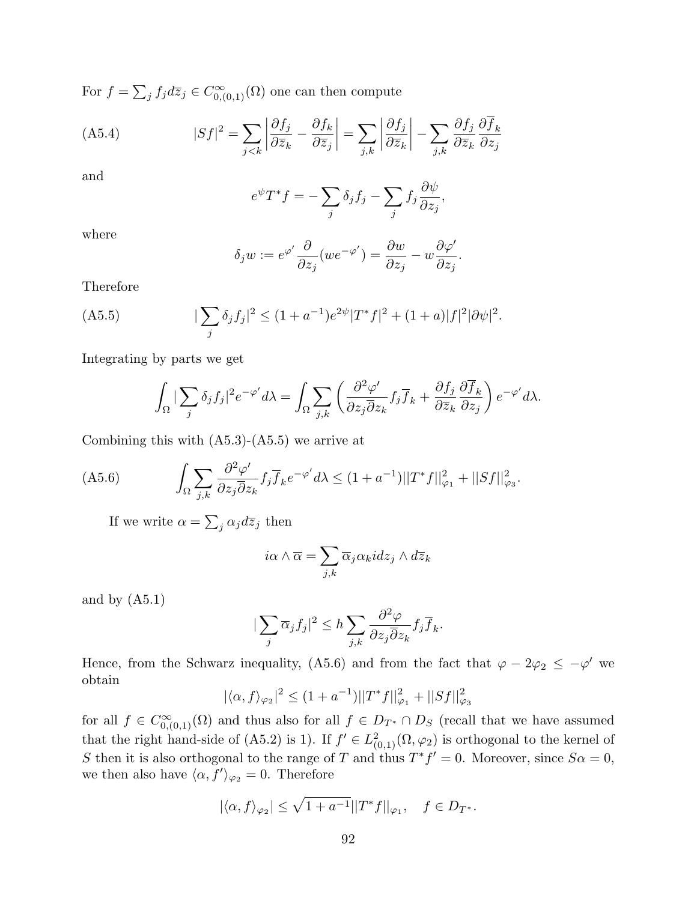For $f = \sum_j f_j d\overline{z}_j \in C^\infty_{0,(0,1)}(\Omega)$ one can then compute

$$
\text{(A5.4)} \qquad |Sf|^2 = \sum_{j<k} \left| \frac{\partial f_j}{\partial \overline{z}_k} - \frac{\partial f_k}{\partial \overline{z}_j} \right| = \sum_{j,k} \left| \frac{\partial f_j}{\partial \overline{z}_k} \right| - \sum_{j,k} \frac{\partial f_j}{\partial \overline{z}_k} \frac{\partial \overline{f}_k}{\partial z_j}
$$

and

$$
e^\psi T^* f = -\sum_j \delta_j f_j - \sum_j f_j \frac{\partial \psi}{\partial z_j},
$$

where

$$
\delta_j w := e^{\varphi'} \frac{\partial}{\partial z_j}(w e^{-\varphi'}) = \frac{\partial w}{\partial z_j} - w \frac{\partial \varphi'}{\partial z_j}.
$$

Therefore

$$
\text{(A5.5)} \qquad |\sum_j \delta_j f_j|^2 \leq (1 + a^{-1}) e^{2\psi} |T^* f|^2 + (1+a)|f|^2 |\partial \psi|^2.
$$

Integrating by parts we get

$$
\int_\Omega |\sum_j \delta_j f_j|^2 e^{-\varphi'} d\lambda = \int_\Omega \sum_{j,k} \left( \frac{\partial^2 \varphi'}{\partial z_j \overline{\partial} z_k} f_j \overline{f}_k + \frac{\partial f_j}{\partial \overline{z}_k} \frac{\partial \overline{f}_k}{\partial z_j} \right) e^{-\varphi'} d\lambda.
$$

Combining this with (A5.3)-(A5.5) we arrive at

$$
\text{(A5.6)} \qquad \int_\Omega \sum_{j,k} \frac{\partial^2 \varphi'}{\partial z_j \overline{\partial} z_k} f_j \overline{f}_k e^{-\varphi'} d\lambda \leq (1 + a^{-1}) ||T^* f||^2_{\varphi_1} + ||Sf||^2_{\varphi_3}.
$$

If we write $\alpha = \sum_j \alpha_j d\overline{z}_j$ then

$$
i\alpha \wedge \overline{\alpha} = \sum_{j,k} \overline{\alpha}_j \alpha_k i dz_j \wedge d\overline{z}_k
$$

and by (A5.1)

$$
|\sum_j \overline{\alpha}_j f_j|^2 \leq h \sum_{j,k} \frac{\partial^2 \varphi}{\partial z_j \overline{\partial} z_k} f_j \overline{f}_k.
$$

Hence, from the Schwarz inequality, (A5.6) and from the fact that $\varphi - 2\varphi_2 \leq -\varphi'$ we obtain

$$
|\langle \alpha, f \rangle_{\varphi_2}|^2 \leq (1 + a^{-1}) ||T^* f||^2_{\varphi_1} + ||Sf||^2_{\varphi_3}
$$

for all $f \in C^\infty_{0,(0,1)}(\Omega)$ and thus also for all $f \in D_{T^*} \cap D_S$ (recall that we have assumed that the right hand-side of (A5.2) is 1). If $f' \in L^2_{(0,1)}(\Omega, \varphi_2)$ is orthogonal to the kernel of $S$ then it is also orthogonal to the range of $T$ and thus $T^* f' = 0$. Moreover, since $S\alpha = 0$, we then also have $\langle \alpha, f' \rangle_{\varphi_2} = 0$. Therefore

$$
|\langle \alpha, f \rangle_{\varphi_2}| \leq \sqrt{1 + a^{-1}} ||T^* f||_{\varphi_1}, \quad f \in D_{T^*}.
$$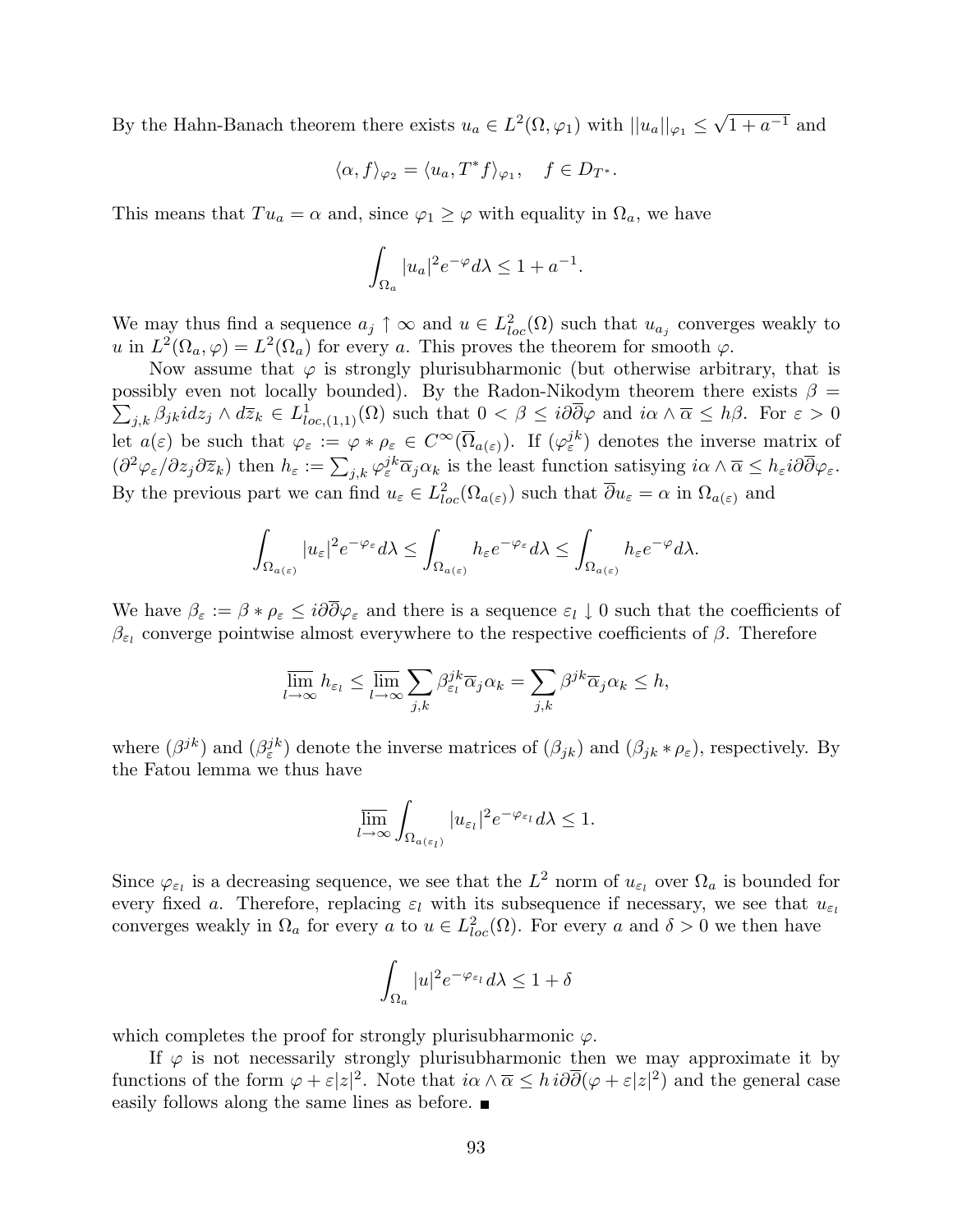By the Hahn-Banach theorem there exists $u_a \in L^2(\Omega, \varphi_1)$ with $||u_a||_{\varphi_1} \leq \sqrt{1 + a^{-1}}$ and

$$\langle \alpha, f \rangle_{\varphi_2} = \langle u_a, T^* f \rangle_{\varphi_1}, \quad f \in D_{T^*}.$$

This means that $Tu_a = \alpha$ and, since $\varphi_1 \geq \varphi$ with equality in $\Omega_a$, we have

$$\int_{\Omega_a} |u_a|^2 e^{-\varphi} d\lambda \leq 1 + a^{-1}.$$

We may thus find a sequence $a_j \uparrow \infty$ and $u \in L^2_{loc}(\Omega)$ such that $u_{a_j}$ converges weakly to $u$ in $L^2(\Omega_a, \varphi) = L^2(\Omega_a)$ for every $a$. This proves the theorem for smooth $\varphi$.

Now assume that $\varphi$ is strongly plurisubharmonic (but otherwise arbitrary, that is possibly even not locally bounded). By the Radon-Nikodym theorem there exists $\beta = \sum_{j,k} \beta_{jk} i dz_j \wedge d\overline{z}_k \in L^1_{loc,(1,1)}(\Omega)$ such that $0 < \beta \leq i\partial\overline{\partial}\varphi$ and $i\alpha \wedge \overline{\alpha} \leq h\beta$. For $\varepsilon > 0$ let $a(\varepsilon)$ be such that $\varphi_\varepsilon := \varphi * \rho_\varepsilon \in C^\infty(\overline{\Omega}_{a(\varepsilon)})$. If $(\varphi^{jk}_\varepsilon)$ denotes the inverse matrix of $(\partial^2\varphi_\varepsilon / \partial z_j \partial \overline{z}_k)$ then $h_\varepsilon := \sum_{j,k} \varphi^{jk}_\varepsilon \overline{\alpha}_j \alpha_k$ is the least function satisying $i\alpha \wedge \overline{\alpha} \leq h_\varepsilon i\partial\overline{\partial}\varphi_\varepsilon$. By the previous part we can find $u_\varepsilon \in L^2_{loc}(\Omega_{a(\varepsilon)})$ such that $\overline{\partial} u_\varepsilon = \alpha$ in $\Omega_{a(\varepsilon)}$ and

$$\int_{\Omega_{a(\varepsilon)}} |u_\varepsilon|^2 e^{-\varphi_\varepsilon} d\lambda \leq \int_{\Omega_{a(\varepsilon)}} h_\varepsilon e^{-\varphi_\varepsilon} d\lambda \leq \int_{\Omega_{a(\varepsilon)}} h_\varepsilon e^{-\varphi} d\lambda.$$

We have $\beta_\varepsilon := \beta * \rho_\varepsilon \leq i\partial\overline{\partial}\varphi_\varepsilon$ and there is a sequence $\varepsilon_l \downarrow 0$ such that the coefficients of $\beta_{\varepsilon_l}$ converge pointwise almost everywhere to the respective coefficients of $\beta$. Therefore

$$\varlimsup_{l\to\infty} h_{\varepsilon_l} \leq \varlimsup_{l\to\infty} \sum_{j,k} \beta^{jk}_{\varepsilon_l} \overline{\alpha}_j \alpha_k = \sum_{j,k} \beta^{jk} \overline{\alpha}_j \alpha_k \leq h,$$

where $(\beta^{jk})$ and $(\beta^{jk}_\varepsilon)$ denote the inverse matrices of $(\beta_{jk})$ and $(\beta_{jk} * \rho_\varepsilon)$, respectively. By the Fatou lemma we thus have

$$\varlimsup_{l\to\infty} \int_{\Omega_{a(\varepsilon_l)}} |u_{\varepsilon_l}|^2 e^{-\varphi_{\varepsilon_l}} d\lambda \leq 1.$$

Since $\varphi_{\varepsilon_l}$ is a decreasing sequence, we see that the $L^2$ norm of $u_{\varepsilon_l}$ over $\Omega_a$ is bounded for every fixed $a$. Therefore, replacing $\varepsilon_l$ with its subsequence if necessary, we see that $u_{\varepsilon_l}$ converges weakly in $\Omega_a$ for every $a$ to $u \in L^2_{loc}(\Omega)$. For every $a$ and $\delta > 0$ we then have

$$\int_{\Omega_a} |u|^2 e^{-\varphi_{\varepsilon_l}} d\lambda \leq 1 + \delta$$

which completes the proof for strongly plurisubharmonic $\varphi$.

If $\varphi$ is not necessarily strongly plurisubharmonic then we may approximate it by functions of the form $\varphi + \varepsilon|z|^2$. Note that $i\alpha \wedge \overline{\alpha} \leq h\, i\partial\overline{\partial}(\varphi + \varepsilon|z|^2)$ and the general case easily follows along the same lines as before. ∎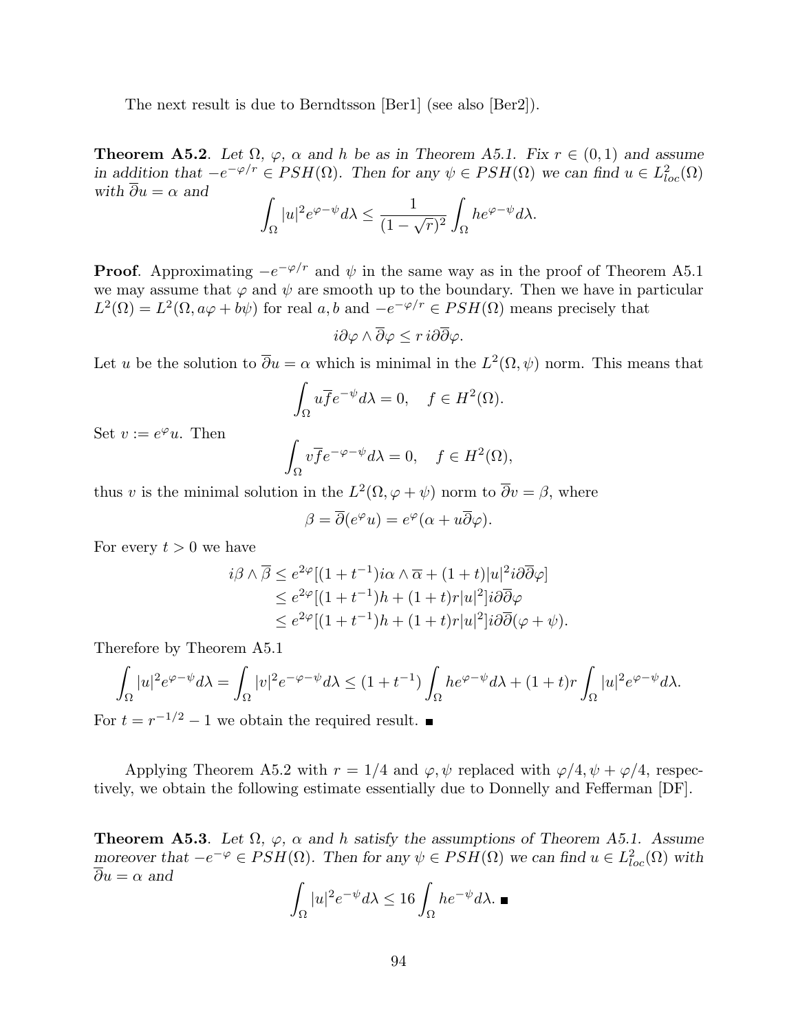The next result is due to Berndtsson [Ber1] (see also [Ber2]).

**Theorem A5.2**. *Let $\Omega$, $\varphi$, $\alpha$ and $h$ be as in Theorem A5.1. Fix $r \in (0,1)$ and assume in addition that $-e^{-\varphi/r} \in PSH(\Omega)$. Then for any $\psi \in PSH(\Omega)$ we can find $u \in L^2_{loc}(\Omega)$ with $\overline{\partial} u = \alpha$ and*

$$\int_\Omega |u|^2 e^{\varphi-\psi} d\lambda \leq \frac{1}{(1-\sqrt{r})^2} \int_\Omega h e^{\varphi-\psi} d\lambda.$$

**Proof**. Approximating $-e^{-\varphi/r}$ and $\psi$ in the same way as in the proof of Theorem A5.1 we may assume that $\varphi$ and $\psi$ are smooth up to the boundary. Then we have in particular $L^2(\Omega) = L^2(\Omega, a\varphi + b\psi)$ for real $a, b$ and $-e^{-\varphi/r} \in PSH(\Omega)$ means precisely that

$$i\partial\varphi \wedge \overline{\partial}\varphi \leq r\, i\partial\overline{\partial}\varphi.$$

Let $u$ be the solution to $\overline{\partial} u = \alpha$ which is minimal in the $L^2(\Omega, \psi)$ norm. This means that

$$\int_\Omega u \overline{f} e^{-\psi} d\lambda = 0, \quad f \in H^2(\Omega).$$

Set $v := e^\varphi u$. Then

$$\int_\Omega v \overline{f} e^{-\varphi-\psi} d\lambda = 0, \quad f \in H^2(\Omega),$$

thus $v$ is the minimal solution in the $L^2(\Omega, \varphi + \psi)$ norm to $\overline{\partial} v = \beta$, where

$$\beta = \overline{\partial}(e^\varphi u) = e^\varphi(\alpha + u\overline{\partial}\varphi).$$

For every $t > 0$ we have

$$\begin{aligned}
i\beta \wedge \overline{\beta} &\leq e^{2\varphi}[(1+t^{-1}) i\alpha \wedge \overline{\alpha} + (1+t)|u|^2 i\partial\overline{\partial}\varphi] \\
&\leq e^{2\varphi}[(1+t^{-1})h + (1+t)r|u|^2] i\partial\overline{\partial}\varphi \\
&\leq e^{2\varphi}[(1+t^{-1})h + (1+t)r|u|^2] i\partial\overline{\partial}(\varphi + \psi).
\end{aligned}$$

Therefore by Theorem A5.1

$$\int_\Omega |u|^2 e^{\varphi-\psi} d\lambda = \int_\Omega |v|^2 e^{-\varphi-\psi} d\lambda \leq (1+t^{-1}) \int_\Omega h e^{\varphi-\psi} d\lambda + (1+t)r \int_\Omega |u|^2 e^{\varphi-\psi} d\lambda.$$

For $t = r^{-1/2} - 1$ we obtain the required result. ∎

Applying Theorem A5.2 with $r = 1/4$ and $\varphi, \psi$ replaced with $\varphi/4, \psi + \varphi/4$, respectively, we obtain the following estimate essentially due to Donnelly and Fefferman [DF].

**Theorem A5.3**. *Let $\Omega$, $\varphi$, $\alpha$ and $h$ satisfy the assumptions of Theorem A5.1. Assume moreover that $-e^{-\varphi} \in PSH(\Omega)$. Then for any $\psi \in PSH(\Omega)$ we can find $u \in L^2_{loc}(\Omega)$ with $\overline{\partial} u = \alpha$ and*

$$\int_\Omega |u|^2 e^{-\psi} d\lambda \leq 16 \int_\Omega h e^{-\psi} d\lambda. \blacksquare$$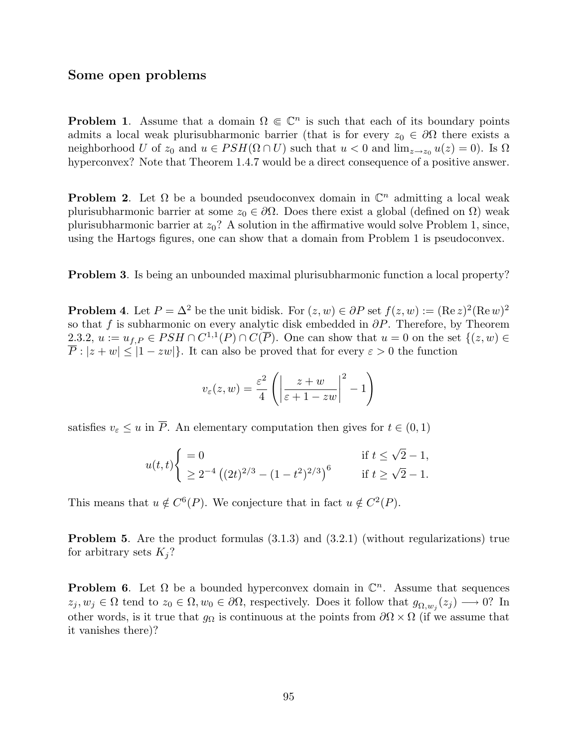## Some open problems

**Problem 1**. Assume that a domain $\Omega \Subset \mathbb{C}^n$ is such that each of its boundary points admits a local weak plurisubharmonic barrier (that is for every $z_0 \in \partial\Omega$ there exists a neighborhood $U$ of $z_0$ and $u \in PSH(\Omega \cap U)$ such that $u < 0$ and $\lim_{z \to z_0} u(z) = 0$). Is $\Omega$ hyperconvex? Note that Theorem 1.4.7 would be a direct consequence of a positive answer.

**Problem 2**. Let $\Omega$ be a bounded pseudoconvex domain in $\mathbb{C}^n$ admitting a local weak plurisubharmonic barrier at some $z_0 \in \partial\Omega$. Does there exist a global (defined on $\Omega$) weak plurisubharmonic barrier at $z_0$? A solution in the affirmative would solve Problem 1, since, using the Hartogs figures, one can show that a domain from Problem 1 is pseudoconvex.

**Problem 3**. Is being an unbounded maximal plurisubharmonic function a local property?

**Problem 4**. Let $P = \Delta^2$ be the unit bidisk. For $(z, w) \in \partial P$ set $f(z, w) := (\operatorname{Re} z)^2 (\operatorname{Re} w)^2$ so that $f$ is subharmonic on every analytic disk embedded in $\partial P$. Therefore, by Theorem 2.3.2, $u := u_{f,P} \in PSH \cap C^{1,1}(P) \cap C(\overline{P})$. One can show that $u = 0$ on the set $\{(z, w) \in \overline{P} : |z + w| \leq |1 - zw|\}$. It can also be proved that for every $\varepsilon > 0$ the function

$$v_\varepsilon(z, w) = \frac{\varepsilon^2}{4} \left( \left| \frac{z + w}{\varepsilon + 1 - zw} \right|^2 - 1 \right)$$

satisfies $v_\varepsilon \leq u$ in $\overline{P}$. An elementary computation then gives for $t \in (0, 1)$

$$u(t,t) \begin{cases} = 0 & \text{if } t \leq \sqrt{2} - 1, \\ \geq 2^{-4} \left( (2t)^{2/3} - (1 - t^2)^{2/3} \right)^6 & \text{if } t \geq \sqrt{2} - 1. \end{cases}$$

This means that $u \notin C^6(P)$. We conjecture that in fact $u \notin C^2(P)$.

**Problem 5**. Are the product formulas (3.1.3) and (3.2.1) (without regularizations) true for arbitrary sets $K_j$?

**Problem 6**. Let $\Omega$ be a bounded hyperconvex domain in $\mathbb{C}^n$. Assume that sequences $z_j, w_j \in \Omega$ tend to $z_0 \in \Omega, w_0 \in \partial\Omega$, respectively. Does it follow that $g_{\Omega, w_j}(z_j) \longrightarrow 0$? In other words, is it true that $g_\Omega$ is continuous at the points from $\partial\Omega \times \Omega$ (if we assume that it vanishes there)?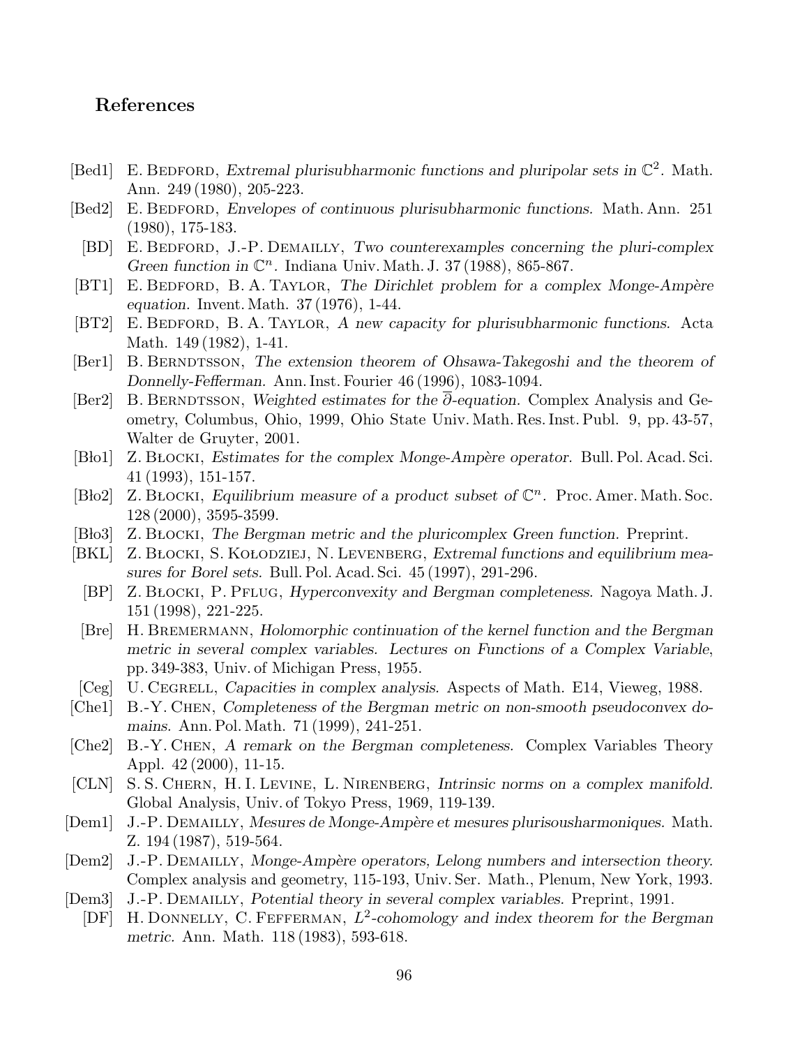## References

[Bed1] E. Bedford, *Extremal plurisubharmonic functions and pluripolar sets in* $\mathbb{C}^2$. Math. Ann. 249 (1980), 205-223.

[Bed2] E. Bedford, *Envelopes of continuous plurisubharmonic functions.* Math. Ann. 251 (1980), 175-183.

[BD] E. Bedford, J.-P. Demailly, *Two counterexamples concerning the pluri-complex Green function in* $\mathbb{C}^n$. Indiana Univ. Math. J. 37 (1988), 865-867.

[BT1] E. Bedford, B. A. Taylor, *The Dirichlet problem for a complex Monge-Ampère equation.* Invent. Math. 37 (1976), 1-44.

[BT2] E. Bedford, B. A. Taylor, *A new capacity for plurisubharmonic functions.* Acta Math. 149 (1982), 1-41.

[Ber1] B. Berndtsson, *The extension theorem of Ohsawa-Takegoshi and the theorem of Donnelly-Fefferman.* Ann. Inst. Fourier 46 (1996), 1083-1094.

[Ber2] B. Berndtsson, *Weighted estimates for the* $\overline{\partial}$*-equation.* Complex Analysis and Geometry, Columbus, Ohio, 1999, Ohio State Univ. Math. Res. Inst. Publ. 9, pp. 43-57, Walter de Gruyter, 2001.

[Bło1] Z. Błocki, *Estimates for the complex Monge-Ampère operator.* Bull. Pol. Acad. Sci. 41 (1993), 151-157.

[Bło2] Z. Błocki, *Equilibrium measure of a product subset of* $\mathbb{C}^n$. Proc. Amer. Math. Soc. 128 (2000), 3595-3599.

[Bło3] Z. Błocki, *The Bergman metric and the pluricomplex Green function.* Preprint.

[BKL] Z. Błocki, S. Kołodziej, N. Levenberg, *Extremal functions and equilibrium measures for Borel sets.* Bull. Pol. Acad. Sci. 45 (1997), 291-296.

[BP] Z. Błocki, P. Pflug, *Hyperconvexity and Bergman completeness.* Nagoya Math. J. 151 (1998), 221-225.

[Bre] H. Bremermann, *Holomorphic continuation of the kernel function and the Bergman metric in several complex variables. Lectures on Functions of a Complex Variable*, pp. 349-383, Univ. of Michigan Press, 1955.

[Ceg] U. Cegrell, *Capacities in complex analysis.* Aspects of Math. E14, Vieweg, 1988.

[Che1] B.-Y. Chen, *Completeness of the Bergman metric on non-smooth pseudoconvex domains.* Ann. Pol. Math. 71 (1999), 241-251.

[Che2] B.-Y. Chen, *A remark on the Bergman completeness.* Complex Variables Theory Appl. 42 (2000), 11-15.

[CLN] S. S. Chern, H. I. Levine, L. Nirenberg, *Intrinsic norms on a complex manifold.* Global Analysis, Univ. of Tokyo Press, 1969, 119-139.

[Dem1] J.-P. Demailly, *Mesures de Monge-Ampère et mesures plurisousharmoniques.* Math. Z. 194 (1987), 519-564.

[Dem2] J.-P. Demailly, *Monge-Ampère operators, Lelong numbers and intersection theory.* Complex analysis and geometry, 115-193, Univ. Ser. Math., Plenum, New York, 1993.

[Dem3] J.-P. Demailly, *Potential theory in several complex variables.* Preprint, 1991.

[DF] H. Donnelly, C. Fefferman, $L^2$*-cohomology and index theorem for the Bergman metric.* Ann. Math. 118 (1983), 593-618.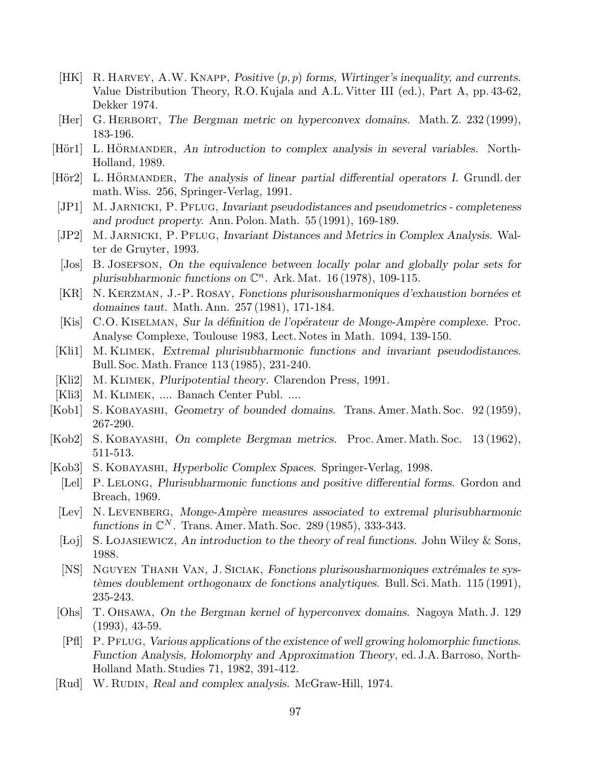[HK] R. Harvey, A.W. Knapp, *Positive $(p,p)$ forms, Wirtinger's inequality, and currents.* Value Distribution Theory, R.O. Kujala and A.L. Vitter III (ed.), Part A, pp. 43-62, Dekker 1974.

[Her] G. Herbort, *The Bergman metric on hyperconvex domains.* Math. Z. 232 (1999), 183-196.

[Hör1] L. Hörmander, *An introduction to complex analysis in several variables.* North-Holland, 1989.

[Hör2] L. Hörmander, *The analysis of linear partial differential operators I.* Grundl. der math. Wiss. 256, Springer-Verlag, 1991.

[JP1] M. Jarnicki, P. Pflug, *Invariant pseudodistances and pseudometrics - completeness and product property.* Ann. Polon. Math. 55 (1991), 169-189.

[JP2] M. Jarnicki, P. Pflug, *Invariant Distances and Metrics in Complex Analysis.* Walter de Gruyter, 1993.

[Jos] B. Josefson, *On the equivalence between locally polar and globally polar sets for plurisubharmonic functions on $\mathbb{C}^n$.* Ark. Mat. 16 (1978), 109-115.

[KR] N. Kerzman, J.-P. Rosay, *Fonctions plurisousharmoniques d'exhaustion bornées et domaines taut.* Math. Ann. 257 (1981), 171-184.

[Kis] C.O. Kiselman, *Sur la définition de l'opérateur de Monge-Ampère complexe.* Proc. Analyse Complexe, Toulouse 1983, Lect. Notes in Math. 1094, 139-150.

[Kli1] M. Klimek, *Extremal plurisubharmonic functions and invariant pseudodistances.* Bull. Soc. Math. France 113 (1985), 231-240.

[Kli2] M. Klimek, *Pluripotential theory.* Clarendon Press, 1991.

[Kli3] M. Klimek, .... Banach Center Publ. ....

[Kob1] S. Kobayashi, *Geometry of bounded domains.* Trans. Amer. Math. Soc. 92 (1959), 267-290.

[Kob2] S. Kobayashi, *On complete Bergman metrics.* Proc. Amer. Math. Soc. 13 (1962), 511-513.

[Kob3] S. Kobayashi, *Hyperbolic Complex Spaces.* Springer-Verlag, 1998.

[Lel] P. Lelong, *Plurisubharmonic functions and positive differential forms.* Gordon and Breach, 1969.

[Lev] N. Levenberg, *Monge-Ampère measures associated to extremal plurisubharmonic functions in $\mathbb{C}^N$.* Trans. Amer. Math. Soc. 289 (1985), 333-343.

[Łoj] S. Łojasiewicz, *An introduction to the theory of real functions.* John Wiley & Sons, 1988.

[NS] Nguyen Thanh Van, J. Siciak, *Fonctions plurisousharmoniques extrémales te systèmes doublement orthogonaux de fonctions analytiques.* Bull. Sci. Math. 115 (1991), 235-243.

[Ohs] T. Ohsawa, *On the Bergman kernel of hyperconvex domains.* Nagoya Math. J. 129 (1993), 43-59.

[Pfl] P. Pflug, *Various applications of the existence of well growing holomorphic functions. Function Analysis, Holomorphy and Approximation Theory*, ed. J.A. Barroso, North-Holland Math. Studies 71, 1982, 391-412.

[Rud] W. Rudin, *Real and complex analysis.* McGraw-Hill, 1974.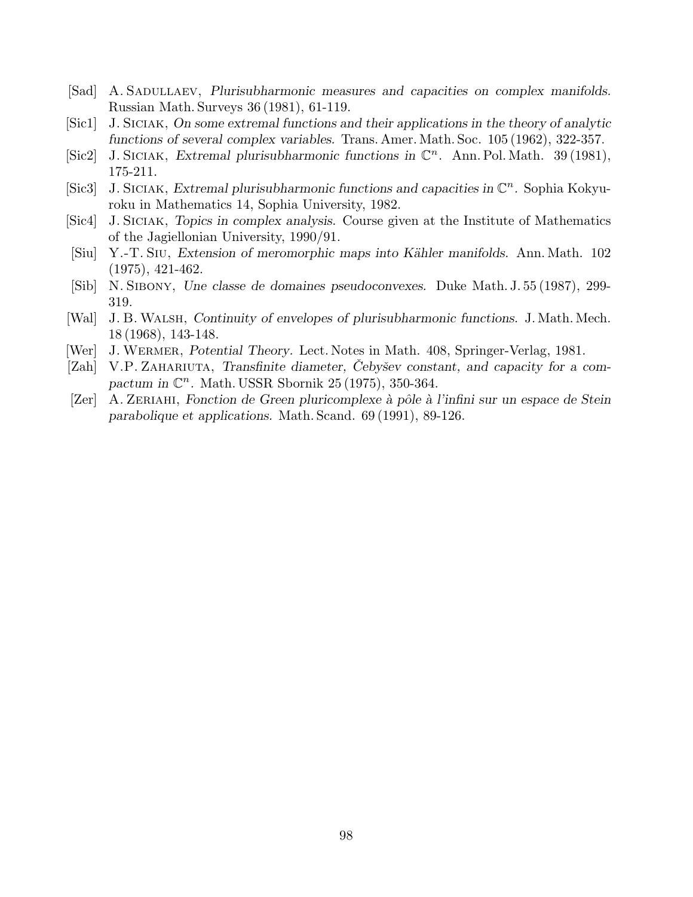- [Sad] A. Sadullaev, *Plurisubharmonic measures and capacities on complex manifolds.* Russian Math. Surveys 36 (1981), 61-119.
- [Sic1] J. Siciak, *On some extremal functions and their applications in the theory of analytic functions of several complex variables.* Trans. Amer. Math. Soc. 105 (1962), 322-357.
- [Sic2] J. Siciak, *Extremal plurisubharmonic functions in $\mathbb{C}^n$.* Ann. Pol. Math. 39 (1981), 175-211.
- [Sic3] J. Siciak, *Extremal plurisubharmonic functions and capacities in $\mathbb{C}^n$.* Sophia Kokyuroku in Mathematics 14, Sophia University, 1982.
- [Sic4] J. Siciak, *Topics in complex analysis.* Course given at the Institute of Mathematics of the Jagiellonian University, 1990/91.
- [Siu] Y.-T. Siu, *Extension of meromorphic maps into Kähler manifolds.* Ann. Math. 102 (1975), 421-462.
- [Sib] N. Sibony, *Une classe de domaines pseudoconvexes.* Duke Math. J. 55 (1987), 299-319.
- [Wal] J. B. Walsh, *Continuity of envelopes of plurisubharmonic functions.* J. Math. Mech. 18 (1968), 143-148.
- [Wer] J. Wermer, *Potential Theory.* Lect. Notes in Math. 408, Springer-Verlag, 1981.
- [Zah] V.P. Zahariuta, *Transfinite diameter, Čebyšev constant, and capacity for a compactum in $\mathbb{C}^n$.* Math. USSR Sbornik 25 (1975), 350-364.
- [Zer] A. Zeriahi, *Fonction de Green pluricomplexe à pôle à l'infini sur un espace de Stein parabolique et applications.* Math. Scand. 69 (1991), 89-126.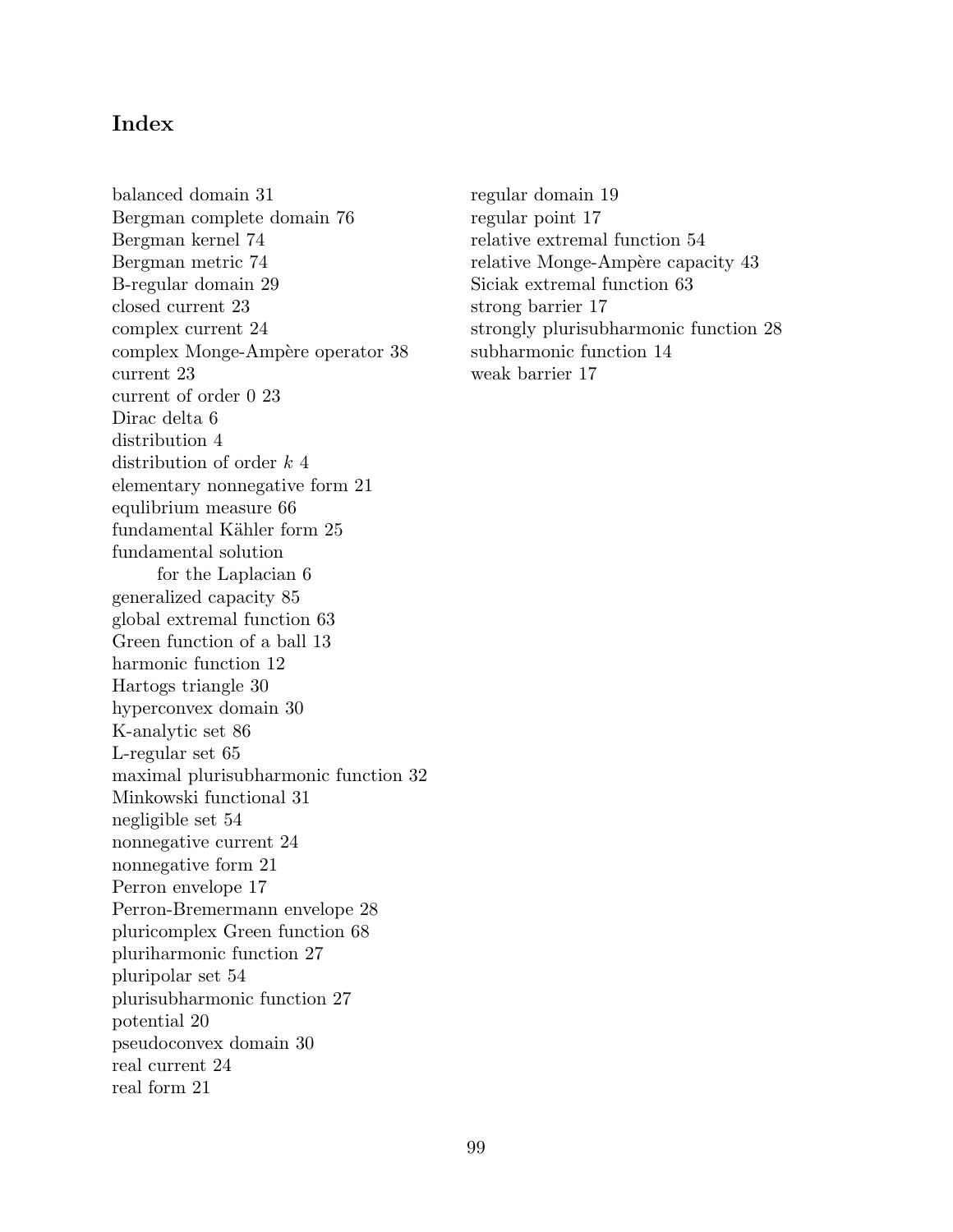# Index

balanced domain 31
Bergman complete domain 76
Bergman kernel 74
Bergman metric 74
B-regular domain 29
closed current 23
complex current 24
complex Monge-Ampère operator 38
current 23
current of order 0 23
Dirac delta 6
distribution 4
distribution of order $k$ 4
elementary nonnegative form 21
equlibrium measure 66
fundamental Kähler form 25
fundamental solution
  for the Laplacian 6
generalized capacity 85
global extremal function 63
Green function of a ball 13
harmonic function 12
Hartogs triangle 30
hyperconvex domain 30
K-analytic set 86
L-regular set 65
maximal plurisubharmonic function 32
Minkowski functional 31
negligible set 54
nonnegative current 24
nonnegative form 21
Perron envelope 17
Perron-Bremermann envelope 28
pluricomplex Green function 68
pluriharmonic function 27
pluripolar set 54
plurisubharmonic function 27
potential 20
pseudoconvex domain 30
real current 24
real form 21
regular domain 19
regular point 17
relative extremal function 54
relative Monge-Ampère capacity 43
Siciak extremal function 63
strong barrier 17
strongly plurisubharmonic function 28
subharmonic function 14
weak barrier 17